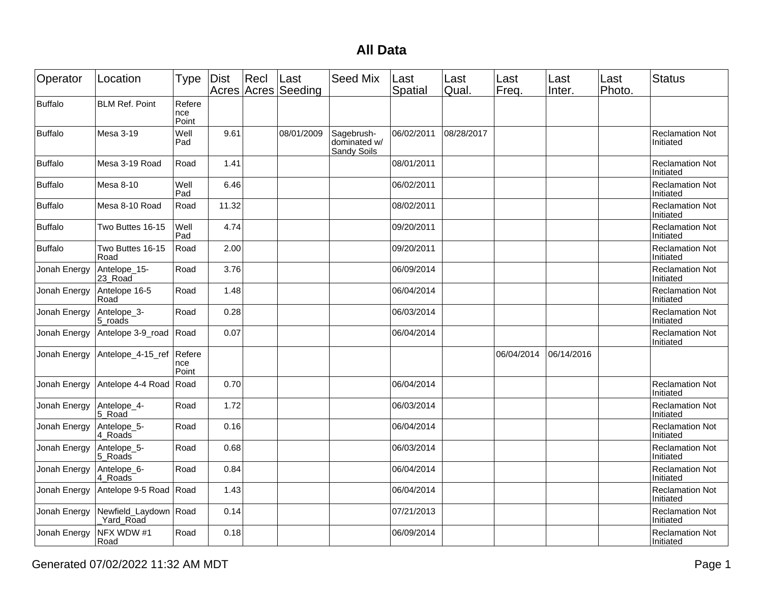# All Data

| Operator | Location | Type | Dist Acres | Recl Acres | Last Seeding | Seed Mix | Last Spatial | Last Qual. | Last Freq. | Last Inter. | Last Photo. | Status |
|---|---|---|---|---|---|---|---|---|---|---|---|---|
| Buffalo | BLM Ref. Point | Reference Point | | | | | | | | | | |
| Buffalo | Mesa 3-19 | Well Pad | 9.61 | | 08/01/2009 | Sagebrush-dominated w/ Sandy Soils | 06/02/2011 | 08/28/2017 | | | | Reclamation Not Initiated |
| Buffalo | Mesa 3-19 Road | Road | 1.41 | | | | 08/01/2011 | | | | | Reclamation Not Initiated |
| Buffalo | Mesa 8-10 | Well Pad | 6.46 | | | | 06/02/2011 | | | | | Reclamation Not Initiated |
| Buffalo | Mesa 8-10 Road | Road | 11.32 | | | | 08/02/2011 | | | | | Reclamation Not Initiated |
| Buffalo | Two Buttes 16-15 | Well Pad | 4.74 | | | | 09/20/2011 | | | | | Reclamation Not Initiated |
| Buffalo | Two Buttes 16-15 Road | Road | 2.00 | | | | 09/20/2011 | | | | | Reclamation Not Initiated |
| Jonah Energy | Antelope_15-23_Road | Road | 3.76 | | | | 06/09/2014 | | | | | Reclamation Not Initiated |
| Jonah Energy | Antelope 16-5 Road | Road | 1.48 | | | | 06/04/2014 | | | | | Reclamation Not Initiated |
| Jonah Energy | Antelope_3-5_roads | Road | 0.28 | | | | 06/03/2014 | | | | | Reclamation Not Initiated |
| Jonah Energy | Antelope 3-9_road | Road | 0.07 | | | | 06/04/2014 | | | | | Reclamation Not Initiated |
| Jonah Energy | Antelope_4-15_ref | Reference Point | | | | | | | 06/04/2014 | 06/14/2016 | | |
| Jonah Energy | Antelope 4-4 Road | Road | 0.70 | | | | 06/04/2014 | | | | | Reclamation Not Initiated |
| Jonah Energy | Antelope_4-5_Road | Road | 1.72 | | | | 06/03/2014 | | | | | Reclamation Not Initiated |
| Jonah Energy | Antelope_5-4_Roads | Road | 0.16 | | | | 06/04/2014 | | | | | Reclamation Not Initiated |
| Jonah Energy | Antelope_5-5_Roads | Road | 0.68 | | | | 06/03/2014 | | | | | Reclamation Not Initiated |
| Jonah Energy | Antelope_6-4_Roads | Road | 0.84 | | | | 06/04/2014 | | | | | Reclamation Not Initiated |
| Jonah Energy | Antelope 9-5 Road | Road | 1.43 | | | | 06/04/2014 | | | | | Reclamation Not Initiated |
| Jonah Energy | Newfield_Laydown_Yard_Road | Road | 0.14 | | | | 07/21/2013 | | | | | Reclamation Not Initiated |
| Jonah Energy | NFX WDW #1 Road | Road | 0.18 | | | | 06/09/2014 | | | | | Reclamation Not Initiated |

Generated 07/02/2022 11:32 AM MDT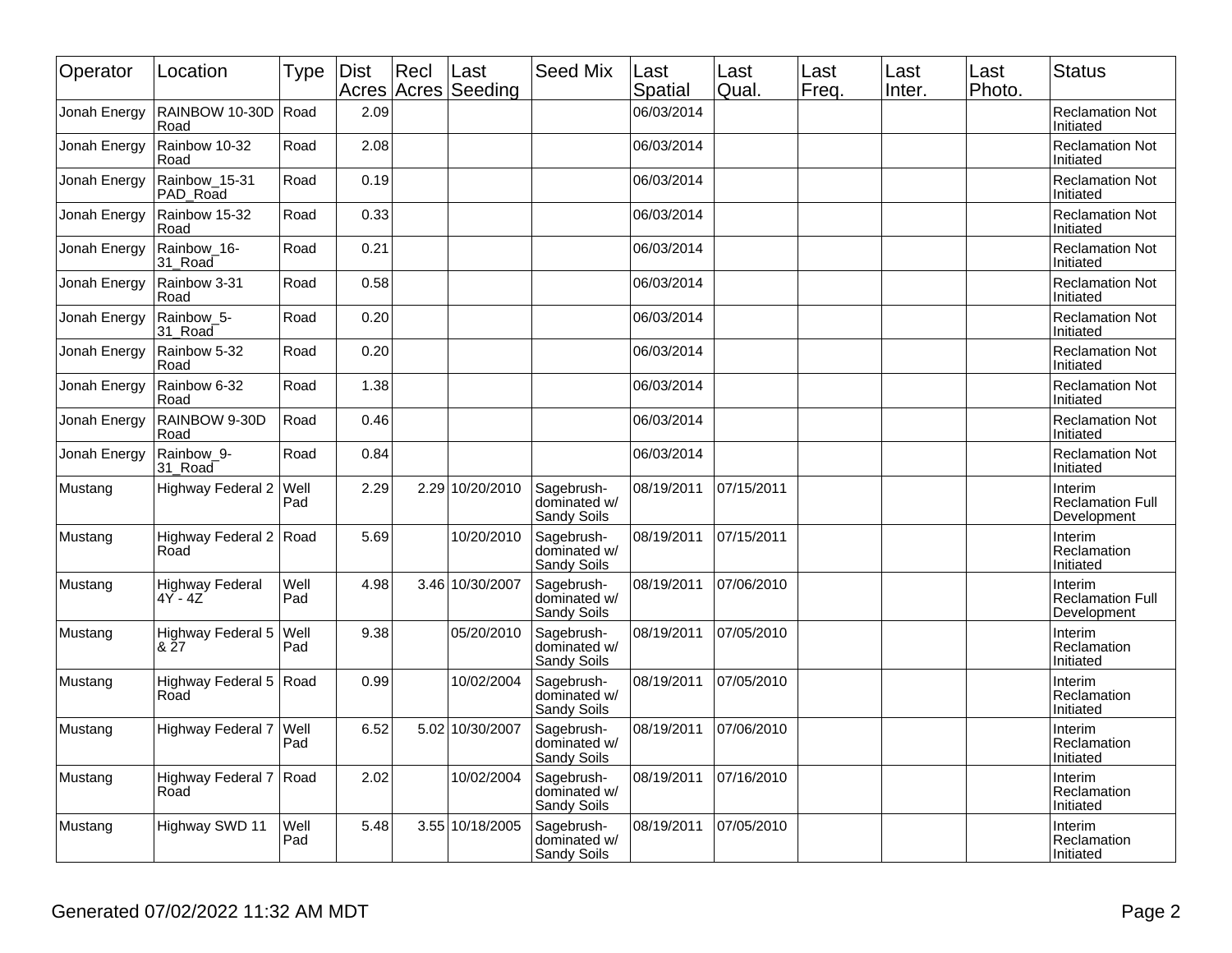| Operator | Location | Type | Dist Acres | Recl Acres | Last Seeding | Seed Mix | Last Spatial | Last Qual. | Last Freq. | Last Inter. | Last Photo. | Status |
|---|---|---|---|---|---|---|---|---|---|---|---|---|
| Jonah Energy | RAINBOW 10-30D Road | Road | 2.09 | | | | 06/03/2014 | | | | | Reclamation Not Initiated |
| Jonah Energy | Rainbow 10-32 Road | Road | 2.08 | | | | 06/03/2014 | | | | | Reclamation Not Initiated |
| Jonah Energy | Rainbow_15-31 PAD_Road | Road | 0.19 | | | | 06/03/2014 | | | | | Reclamation Not Initiated |
| Jonah Energy | Rainbow 15-32 Road | Road | 0.33 | | | | 06/03/2014 | | | | | Reclamation Not Initiated |
| Jonah Energy | Rainbow_16-31_Road | Road | 0.21 | | | | 06/03/2014 | | | | | Reclamation Not Initiated |
| Jonah Energy | Rainbow 3-31 Road | Road | 0.58 | | | | 06/03/2014 | | | | | Reclamation Not Initiated |
| Jonah Energy | Rainbow_5-31_Road | Road | 0.20 | | | | 06/03/2014 | | | | | Reclamation Not Initiated |
| Jonah Energy | Rainbow 5-32 Road | Road | 0.20 | | | | 06/03/2014 | | | | | Reclamation Not Initiated |
| Jonah Energy | Rainbow 6-32 Road | Road | 1.38 | | | | 06/03/2014 | | | | | Reclamation Not Initiated |
| Jonah Energy | RAINBOW 9-30D Road | Road | 0.46 | | | | 06/03/2014 | | | | | Reclamation Not Initiated |
| Jonah Energy | Rainbow_9-31_Road | Road | 0.84 | | | | 06/03/2014 | | | | | Reclamation Not Initiated |
| Mustang | Highway Federal 2 | Well Pad | 2.29 | 2.29 | 10/20/2010 | Sagebrush-dominated w/ Sandy Soils | 08/19/2011 | 07/15/2011 | | | | Interim Reclamation Full Development |
| Mustang | Highway Federal 2 Road | Road | 5.69 | | 10/20/2010 | Sagebrush-dominated w/ Sandy Soils | 08/19/2011 | 07/15/2011 | | | | Interim Reclamation Initiated |
| Mustang | Highway Federal 4Y - 4Z | Well Pad | 4.98 | 3.46 | 10/30/2007 | Sagebrush-dominated w/ Sandy Soils | 08/19/2011 | 07/06/2010 | | | | Interim Reclamation Full Development |
| Mustang | Highway Federal 5 & 27 | Well Pad | 9.38 | | 05/20/2010 | Sagebrush-dominated w/ Sandy Soils | 08/19/2011 | 07/05/2010 | | | | Interim Reclamation Initiated |
| Mustang | Highway Federal 5 Road | Road | 0.99 | | 10/02/2004 | Sagebrush-dominated w/ Sandy Soils | 08/19/2011 | 07/05/2010 | | | | Interim Reclamation Initiated |
| Mustang | Highway Federal 7 | Well Pad | 6.52 | 5.02 | 10/30/2007 | Sagebrush-dominated w/ Sandy Soils | 08/19/2011 | 07/06/2010 | | | | Interim Reclamation Initiated |
| Mustang | Highway Federal 7 Road | Road | 2.02 | | 10/02/2004 | Sagebrush-dominated w/ Sandy Soils | 08/19/2011 | 07/16/2010 | | | | Interim Reclamation Initiated |
| Mustang | Highway SWD 11 | Well Pad | 5.48 | 3.55 | 10/18/2005 | Sagebrush-dominated w/ Sandy Soils | 08/19/2011 | 07/05/2010 | | | | Interim Reclamation Initiated |

Generated 07/02/2022 11:32 AM MDT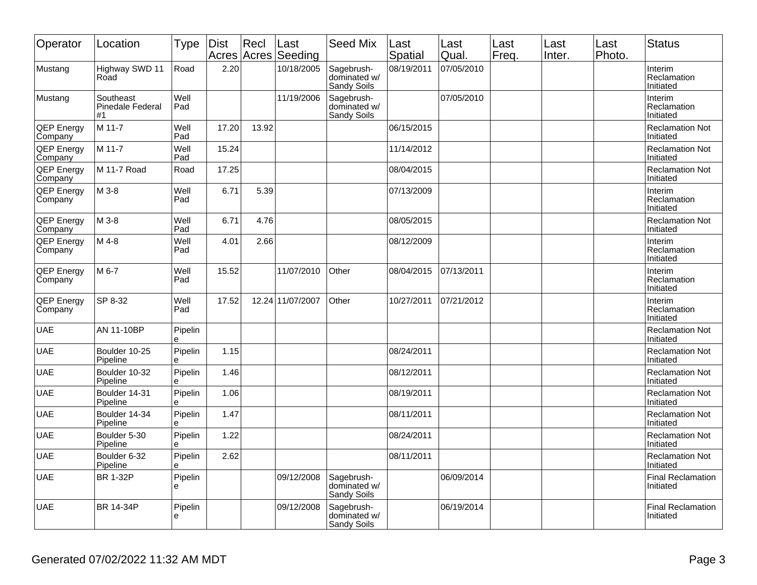| Operator | Location | Type | Dist Acres | Recl Acres | Last Seeding | Seed Mix | Last Spatial | Last Qual. | Last Freq. | Last Inter. | Last Photo. | Status |
|---|---|---|---|---|---|---|---|---|---|---|---|---|
| Mustang | Highway SWD 11 Road | Road | 2.20 | | 10/18/2005 | Sagebrush-dominated w/ Sandy Soils | 08/19/2011 | 07/05/2010 | | | | Interim Reclamation Initiated |
| Mustang | Southeast Pinedale Federal #1 | Well Pad | | | 11/19/2006 | Sagebrush-dominated w/ Sandy Soils | | 07/05/2010 | | | | Interim Reclamation Initiated |
| QEP Energy Company | M 11-7 | Well Pad | 17.20 | 13.92 | | | 06/15/2015 | | | | | Reclamation Not Initiated |
| QEP Energy Company | M 11-7 | Well Pad | 15.24 | | | | 11/14/2012 | | | | | Reclamation Not Initiated |
| QEP Energy Company | M 11-7 Road | Road | 17.25 | | | | 08/04/2015 | | | | | Reclamation Not Initiated |
| QEP Energy Company | M 3-8 | Well Pad | 6.71 | 5.39 | | | 07/13/2009 | | | | | Interim Reclamation Initiated |
| QEP Energy Company | M 3-8 | Well Pad | 6.71 | 4.76 | | | 08/05/2015 | | | | | Reclamation Not Initiated |
| QEP Energy Company | M 4-8 | Well Pad | 4.01 | 2.66 | | | 08/12/2009 | | | | | Interim Reclamation Initiated |
| QEP Energy Company | M 6-7 | Well Pad | 15.52 | | 11/07/2010 | Other | 08/04/2015 | 07/13/2011 | | | | Interim Reclamation Initiated |
| QEP Energy Company | SP 8-32 | Well Pad | 17.52 | 12.24 | 11/07/2007 | Other | 10/27/2011 | 07/21/2012 | | | | Interim Reclamation Initiated |
| UAE | AN 11-10BP | Pipeline | | | | | | | | | | Reclamation Not Initiated |
| UAE | Boulder 10-25 Pipeline | Pipeline | 1.15 | | | | 08/24/2011 | | | | | Reclamation Not Initiated |
| UAE | Boulder 10-32 Pipeline | Pipeline | 1.46 | | | | 08/12/2011 | | | | | Reclamation Not Initiated |
| UAE | Boulder 14-31 Pipeline | Pipeline | 1.06 | | | | 08/19/2011 | | | | | Reclamation Not Initiated |
| UAE | Boulder 14-34 Pipeline | Pipeline | 1.47 | | | | 08/11/2011 | | | | | Reclamation Not Initiated |
| UAE | Boulder 5-30 Pipeline | Pipeline | 1.22 | | | | 08/24/2011 | | | | | Reclamation Not Initiated |
| UAE | Boulder 6-32 Pipeline | Pipeline | 2.62 | | | | 08/11/2011 | | | | | Reclamation Not Initiated |
| UAE | BR 1-32P | Pipeline | | | 09/12/2008 | Sagebrush-dominated w/ Sandy Soils | | 06/09/2014 | | | | Final Reclamation Initiated |
| UAE | BR 14-34P | Pipeline | | | 09/12/2008 | Sagebrush-dominated w/ Sandy Soils | | 06/19/2014 | | | | Final Reclamation Initiated |

Generated 07/02/2022 11:32 AM MDT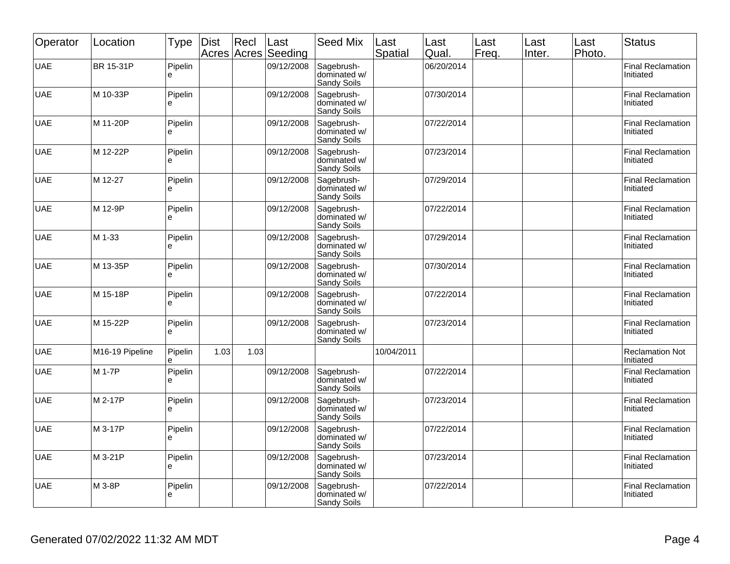| Operator | Location | Type | Dist Acres | Recl Acres | Last Seeding | Seed Mix | Last Spatial | Last Qual. | Last Freq. | Last Inter. | Last Photo. | Status |
|---|---|---|---|---|---|---|---|---|---|---|---|---|
| UAE | BR 15-31P | Pipeline | | | 09/12/2008 | Sagebrush-dominated w/ Sandy Soils | | 06/20/2014 | | | | Final Reclamation Initiated |
| UAE | M 10-33P | Pipeline | | | 09/12/2008 | Sagebrush-dominated w/ Sandy Soils | | 07/30/2014 | | | | Final Reclamation Initiated |
| UAE | M 11-20P | Pipeline | | | 09/12/2008 | Sagebrush-dominated w/ Sandy Soils | | 07/22/2014 | | | | Final Reclamation Initiated |
| UAE | M 12-22P | Pipeline | | | 09/12/2008 | Sagebrush-dominated w/ Sandy Soils | | 07/23/2014 | | | | Final Reclamation Initiated |
| UAE | M 12-27 | Pipeline | | | 09/12/2008 | Sagebrush-dominated w/ Sandy Soils | | 07/29/2014 | | | | Final Reclamation Initiated |
| UAE | M 12-9P | Pipeline | | | 09/12/2008 | Sagebrush-dominated w/ Sandy Soils | | 07/22/2014 | | | | Final Reclamation Initiated |
| UAE | M 1-33 | Pipeline | | | 09/12/2008 | Sagebrush-dominated w/ Sandy Soils | | 07/29/2014 | | | | Final Reclamation Initiated |
| UAE | M 13-35P | Pipeline | | | 09/12/2008 | Sagebrush-dominated w/ Sandy Soils | | 07/30/2014 | | | | Final Reclamation Initiated |
| UAE | M 15-18P | Pipeline | | | 09/12/2008 | Sagebrush-dominated w/ Sandy Soils | | 07/22/2014 | | | | Final Reclamation Initiated |
| UAE | M 15-22P | Pipeline | | | 09/12/2008 | Sagebrush-dominated w/ Sandy Soils | | 07/23/2014 | | | | Final Reclamation Initiated |
| UAE | M16-19 Pipeline | Pipeline | 1.03 | 1.03 | | | 10/04/2011 | | | | | Reclamation Not Initiated |
| UAE | M 1-7P | Pipeline | | | 09/12/2008 | Sagebrush-dominated w/ Sandy Soils | | 07/22/2014 | | | | Final Reclamation Initiated |
| UAE | M 2-17P | Pipeline | | | 09/12/2008 | Sagebrush-dominated w/ Sandy Soils | | 07/23/2014 | | | | Final Reclamation Initiated |
| UAE | M 3-17P | Pipeline | | | 09/12/2008 | Sagebrush-dominated w/ Sandy Soils | | 07/22/2014 | | | | Final Reclamation Initiated |
| UAE | M 3-21P | Pipeline | | | 09/12/2008 | Sagebrush-dominated w/ Sandy Soils | | 07/23/2014 | | | | Final Reclamation Initiated |
| UAE | M 3-8P | Pipeline | | | 09/12/2008 | Sagebrush-dominated w/ Sandy Soils | | 07/22/2014 | | | | Final Reclamation Initiated |

Generated 07/02/2022 11:32 AM MDT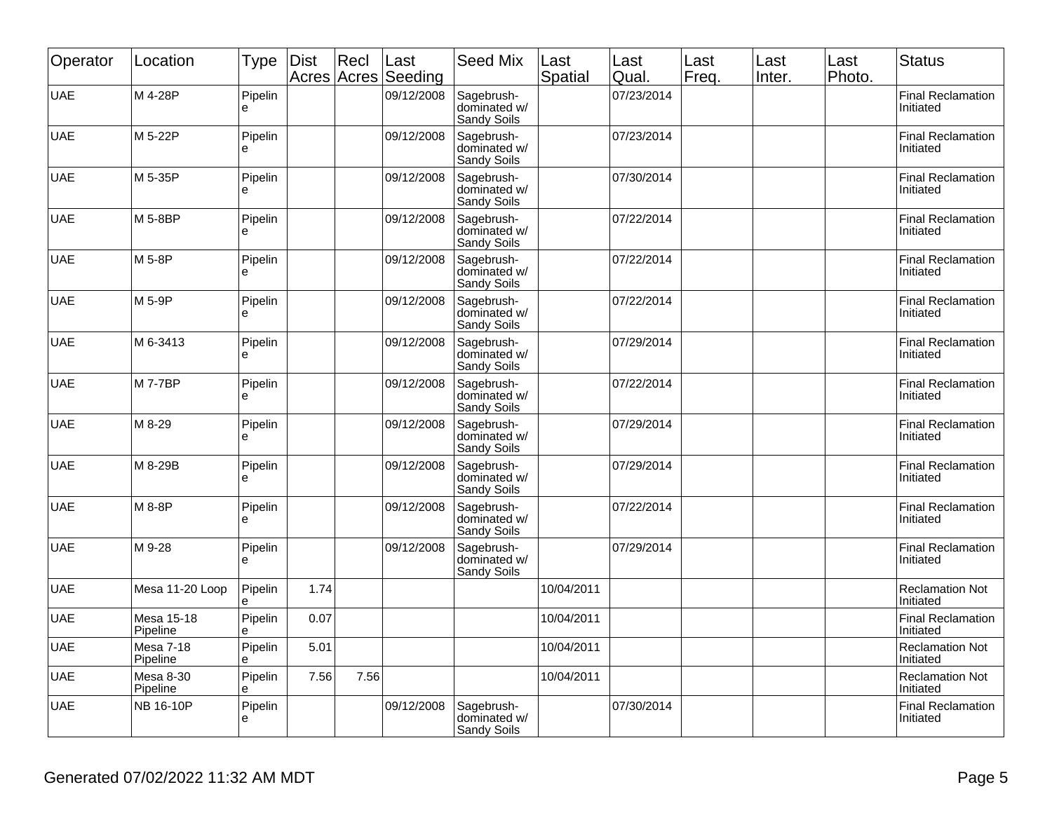| Operator | Location | Type | Dist Acres | Recl Acres | Last Seeding | Seed Mix | Last Spatial | Last Qual. | Last Freq. | Last Inter. | Last Photo. | Status |
|---|---|---|---|---|---|---|---|---|---|---|---|---|
| UAE | M 4-28P | Pipeline | | | 09/12/2008 | Sagebrush-dominated w/ Sandy Soils | | 07/23/2014 | | | | Final Reclamation Initiated |
| UAE | M 5-22P | Pipeline | | | 09/12/2008 | Sagebrush-dominated w/ Sandy Soils | | 07/23/2014 | | | | Final Reclamation Initiated |
| UAE | M 5-35P | Pipeline | | | 09/12/2008 | Sagebrush-dominated w/ Sandy Soils | | 07/30/2014 | | | | Final Reclamation Initiated |
| UAE | M 5-8BP | Pipeline | | | 09/12/2008 | Sagebrush-dominated w/ Sandy Soils | | 07/22/2014 | | | | Final Reclamation Initiated |
| UAE | M 5-8P | Pipeline | | | 09/12/2008 | Sagebrush-dominated w/ Sandy Soils | | 07/22/2014 | | | | Final Reclamation Initiated |
| UAE | M 5-9P | Pipeline | | | 09/12/2008 | Sagebrush-dominated w/ Sandy Soils | | 07/22/2014 | | | | Final Reclamation Initiated |
| UAE | M 6-3413 | Pipeline | | | 09/12/2008 | Sagebrush-dominated w/ Sandy Soils | | 07/29/2014 | | | | Final Reclamation Initiated |
| UAE | M 7-7BP | Pipeline | | | 09/12/2008 | Sagebrush-dominated w/ Sandy Soils | | 07/22/2014 | | | | Final Reclamation Initiated |
| UAE | M 8-29 | Pipeline | | | 09/12/2008 | Sagebrush-dominated w/ Sandy Soils | | 07/29/2014 | | | | Final Reclamation Initiated |
| UAE | M 8-29B | Pipeline | | | 09/12/2008 | Sagebrush-dominated w/ Sandy Soils | | 07/29/2014 | | | | Final Reclamation Initiated |
| UAE | M 8-8P | Pipeline | | | 09/12/2008 | Sagebrush-dominated w/ Sandy Soils | | 07/22/2014 | | | | Final Reclamation Initiated |
| UAE | M 9-28 | Pipeline | | | 09/12/2008 | Sagebrush-dominated w/ Sandy Soils | | 07/29/2014 | | | | Final Reclamation Initiated |
| UAE | Mesa 11-20 Loop | Pipeline | 1.74 | | | | 10/04/2011 | | | | | Reclamation Not Initiated |
| UAE | Mesa 15-18 Pipeline | Pipeline | 0.07 | | | | 10/04/2011 | | | | | Final Reclamation Initiated |
| UAE | Mesa 7-18 Pipeline | Pipeline | 5.01 | | | | 10/04/2011 | | | | | Reclamation Not Initiated |
| UAE | Mesa 8-30 Pipeline | Pipeline | 7.56 | 7.56 | | | 10/04/2011 | | | | | Reclamation Not Initiated |
| UAE | NB 16-10P | Pipeline | | | 09/12/2008 | Sagebrush-dominated w/ Sandy Soils | | 07/30/2014 | | | | Final Reclamation Initiated |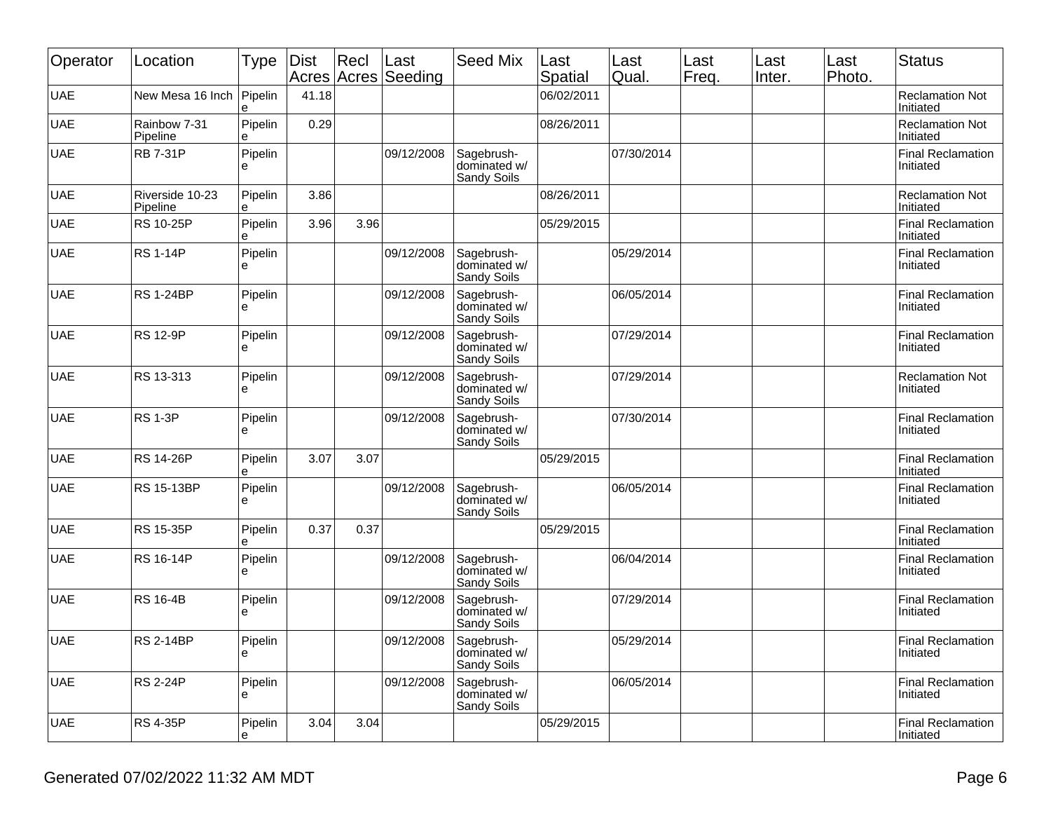| Operator | Location | Type | Dist Acres | Recl Acres | Last Seeding | Seed Mix | Last Spatial | Last Qual. | Last Freq. | Last Inter. | Last Photo. | Status |
|---|---|---|---|---|---|---|---|---|---|---|---|---|
| UAE | New Mesa 16 Inch | Pipeline | 41.18 | | | | 06/02/2011 | | | | | Reclamation Not Initiated |
| UAE | Rainbow 7-31 Pipeline | Pipeline | 0.29 | | | | 08/26/2011 | | | | | Reclamation Not Initiated |
| UAE | RB 7-31P | Pipeline | | | 09/12/2008 | Sagebrush-dominated w/ Sandy Soils | | 07/30/2014 | | | | Final Reclamation Initiated |
| UAE | Riverside 10-23 Pipeline | Pipeline | 3.86 | | | | 08/26/2011 | | | | | Reclamation Not Initiated |
| UAE | RS 10-25P | Pipeline | 3.96 | 3.96 | | | 05/29/2015 | | | | | Final Reclamation Initiated |
| UAE | RS 1-14P | Pipeline | | | 09/12/2008 | Sagebrush-dominated w/ Sandy Soils | | 05/29/2014 | | | | Final Reclamation Initiated |
| UAE | RS 1-24BP | Pipeline | | | 09/12/2008 | Sagebrush-dominated w/ Sandy Soils | | 06/05/2014 | | | | Final Reclamation Initiated |
| UAE | RS 12-9P | Pipeline | | | 09/12/2008 | Sagebrush-dominated w/ Sandy Soils | | 07/29/2014 | | | | Final Reclamation Initiated |
| UAE | RS 13-313 | Pipeline | | | 09/12/2008 | Sagebrush-dominated w/ Sandy Soils | | 07/29/2014 | | | | Reclamation Not Initiated |
| UAE | RS 1-3P | Pipeline | | | 09/12/2008 | Sagebrush-dominated w/ Sandy Soils | | 07/30/2014 | | | | Final Reclamation Initiated |
| UAE | RS 14-26P | Pipeline | 3.07 | 3.07 | | | 05/29/2015 | | | | | Final Reclamation Initiated |
| UAE | RS 15-13BP | Pipeline | | | 09/12/2008 | Sagebrush-dominated w/ Sandy Soils | | 06/05/2014 | | | | Final Reclamation Initiated |
| UAE | RS 15-35P | Pipeline | 0.37 | 0.37 | | | 05/29/2015 | | | | | Final Reclamation Initiated |
| UAE | RS 16-14P | Pipeline | | | 09/12/2008 | Sagebrush-dominated w/ Sandy Soils | | 06/04/2014 | | | | Final Reclamation Initiated |
| UAE | RS 16-4B | Pipeline | | | 09/12/2008 | Sagebrush-dominated w/ Sandy Soils | | 07/29/2014 | | | | Final Reclamation Initiated |
| UAE | RS 2-14BP | Pipeline | | | 09/12/2008 | Sagebrush-dominated w/ Sandy Soils | | 05/29/2014 | | | | Final Reclamation Initiated |
| UAE | RS 2-24P | Pipeline | | | 09/12/2008 | Sagebrush-dominated w/ Sandy Soils | | 06/05/2014 | | | | Final Reclamation Initiated |
| UAE | RS 4-35P | Pipeline | 3.04 | 3.04 | | | 05/29/2015 | | | | | Final Reclamation Initiated |

Generated 07/02/2022 11:32 AM MDT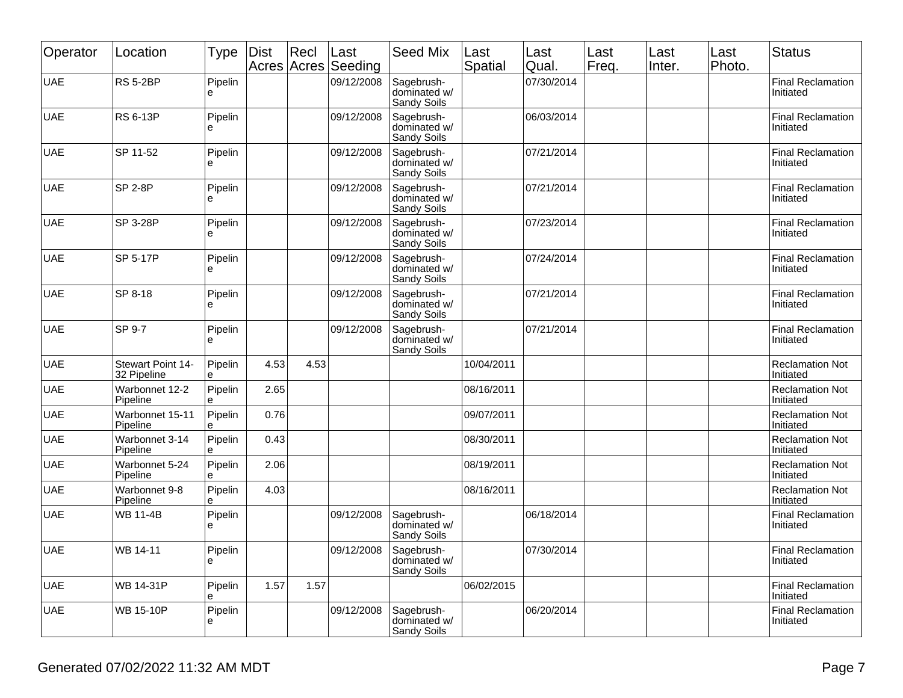| Operator | Location | Type | Dist Acres | Recl Acres | Last Seeding | Seed Mix | Last Spatial | Last Qual. | Last Freq. | Last Inter. | Last Photo. | Status |
|---|---|---|---|---|---|---|---|---|---|---|---|---|
| UAE | RS 5-2BP | Pipeline | | | 09/12/2008 | Sagebrush-dominated w/ Sandy Soils | | 07/30/2014 | | | | Final Reclamation Initiated |
| UAE | RS 6-13P | Pipeline | | | 09/12/2008 | Sagebrush-dominated w/ Sandy Soils | | 06/03/2014 | | | | Final Reclamation Initiated |
| UAE | SP 11-52 | Pipeline | | | 09/12/2008 | Sagebrush-dominated w/ Sandy Soils | | 07/21/2014 | | | | Final Reclamation Initiated |
| UAE | SP 2-8P | Pipeline | | | 09/12/2008 | Sagebrush-dominated w/ Sandy Soils | | 07/21/2014 | | | | Final Reclamation Initiated |
| UAE | SP 3-28P | Pipeline | | | 09/12/2008 | Sagebrush-dominated w/ Sandy Soils | | 07/23/2014 | | | | Final Reclamation Initiated |
| UAE | SP 5-17P | Pipeline | | | 09/12/2008 | Sagebrush-dominated w/ Sandy Soils | | 07/24/2014 | | | | Final Reclamation Initiated |
| UAE | SP 8-18 | Pipeline | | | 09/12/2008 | Sagebrush-dominated w/ Sandy Soils | | 07/21/2014 | | | | Final Reclamation Initiated |
| UAE | SP 9-7 | Pipeline | | | 09/12/2008 | Sagebrush-dominated w/ Sandy Soils | | 07/21/2014 | | | | Final Reclamation Initiated |
| UAE | Stewart Point 14-32 Pipeline | Pipeline | 4.53 | 4.53 | | | 10/04/2011 | | | | | Reclamation Not Initiated |
| UAE | Warbonnet 12-2 Pipeline | Pipeline | 2.65 | | | | 08/16/2011 | | | | | Reclamation Not Initiated |
| UAE | Warbonnet 15-11 Pipeline | Pipeline | 0.76 | | | | 09/07/2011 | | | | | Reclamation Not Initiated |
| UAE | Warbonnet 3-14 Pipeline | Pipeline | 0.43 | | | | 08/30/2011 | | | | | Reclamation Not Initiated |
| UAE | Warbonnet 5-24 Pipeline | Pipeline | 2.06 | | | | 08/19/2011 | | | | | Reclamation Not Initiated |
| UAE | Warbonnet 9-8 Pipeline | Pipeline | 4.03 | | | | 08/16/2011 | | | | | Reclamation Not Initiated |
| UAE | WB 11-4B | Pipeline | | | 09/12/2008 | Sagebrush-dominated w/ Sandy Soils | | 06/18/2014 | | | | Final Reclamation Initiated |
| UAE | WB 14-11 | Pipeline | | | 09/12/2008 | Sagebrush-dominated w/ Sandy Soils | | 07/30/2014 | | | | Final Reclamation Initiated |
| UAE | WB 14-31P | Pipeline | 1.57 | 1.57 | | | 06/02/2015 | | | | | Final Reclamation Initiated |
| UAE | WB 15-10P | Pipeline | | | 09/12/2008 | Sagebrush-dominated w/ Sandy Soils | | 06/20/2014 | | | | Final Reclamation Initiated |

Generated 07/02/2022 11:32 AM MDT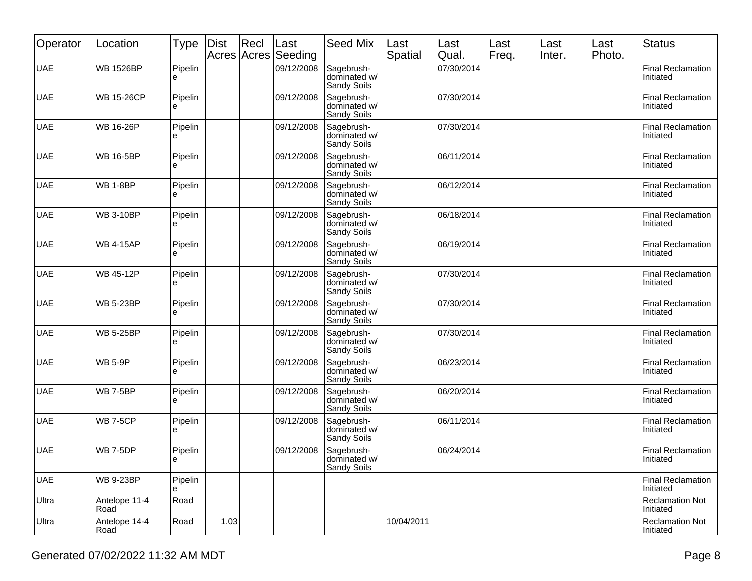| Operator | Location | Type | Dist Acres | Recl Acres | Last Seeding | Seed Mix | Last Spatial | Last Qual. | Last Freq. | Last Inter. | Last Photo. | Status |
|---|---|---|---|---|---|---|---|---|---|---|---|---|
| UAE | WB 1526BP | Pipeline | | | 09/12/2008 | Sagebrush-dominated w/ Sandy Soils | | 07/30/2014 | | | | Final Reclamation Initiated |
| UAE | WB 15-26CP | Pipeline | | | 09/12/2008 | Sagebrush-dominated w/ Sandy Soils | | 07/30/2014 | | | | Final Reclamation Initiated |
| UAE | WB 16-26P | Pipeline | | | 09/12/2008 | Sagebrush-dominated w/ Sandy Soils | | 07/30/2014 | | | | Final Reclamation Initiated |
| UAE | WB 16-5BP | Pipeline | | | 09/12/2008 | Sagebrush-dominated w/ Sandy Soils | | 06/11/2014 | | | | Final Reclamation Initiated |
| UAE | WB 1-8BP | Pipeline | | | 09/12/2008 | Sagebrush-dominated w/ Sandy Soils | | 06/12/2014 | | | | Final Reclamation Initiated |
| UAE | WB 3-10BP | Pipeline | | | 09/12/2008 | Sagebrush-dominated w/ Sandy Soils | | 06/18/2014 | | | | Final Reclamation Initiated |
| UAE | WB 4-15AP | Pipeline | | | 09/12/2008 | Sagebrush-dominated w/ Sandy Soils | | 06/19/2014 | | | | Final Reclamation Initiated |
| UAE | WB 45-12P | Pipeline | | | 09/12/2008 | Sagebrush-dominated w/ Sandy Soils | | 07/30/2014 | | | | Final Reclamation Initiated |
| UAE | WB 5-23BP | Pipeline | | | 09/12/2008 | Sagebrush-dominated w/ Sandy Soils | | 07/30/2014 | | | | Final Reclamation Initiated |
| UAE | WB 5-25BP | Pipeline | | | 09/12/2008 | Sagebrush-dominated w/ Sandy Soils | | 07/30/2014 | | | | Final Reclamation Initiated |
| UAE | WB 5-9P | Pipeline | | | 09/12/2008 | Sagebrush-dominated w/ Sandy Soils | | 06/23/2014 | | | | Final Reclamation Initiated |
| UAE | WB 7-5BP | Pipeline | | | 09/12/2008 | Sagebrush-dominated w/ Sandy Soils | | 06/20/2014 | | | | Final Reclamation Initiated |
| UAE | WB 7-5CP | Pipeline | | | 09/12/2008 | Sagebrush-dominated w/ Sandy Soils | | 06/11/2014 | | | | Final Reclamation Initiated |
| UAE | WB 7-5DP | Pipeline | | | 09/12/2008 | Sagebrush-dominated w/ Sandy Soils | | 06/24/2014 | | | | Final Reclamation Initiated |
| UAE | WB 9-23BP | Pipeline | | | | | | | | | | Final Reclamation Initiated |
| Ultra | Antelope 11-4 Road | Road | | | | | | | | | | Reclamation Not Initiated |
| Ultra | Antelope 14-4 Road | Road | 1.03 | | | | 10/04/2011 | | | | | Reclamation Not Initiated |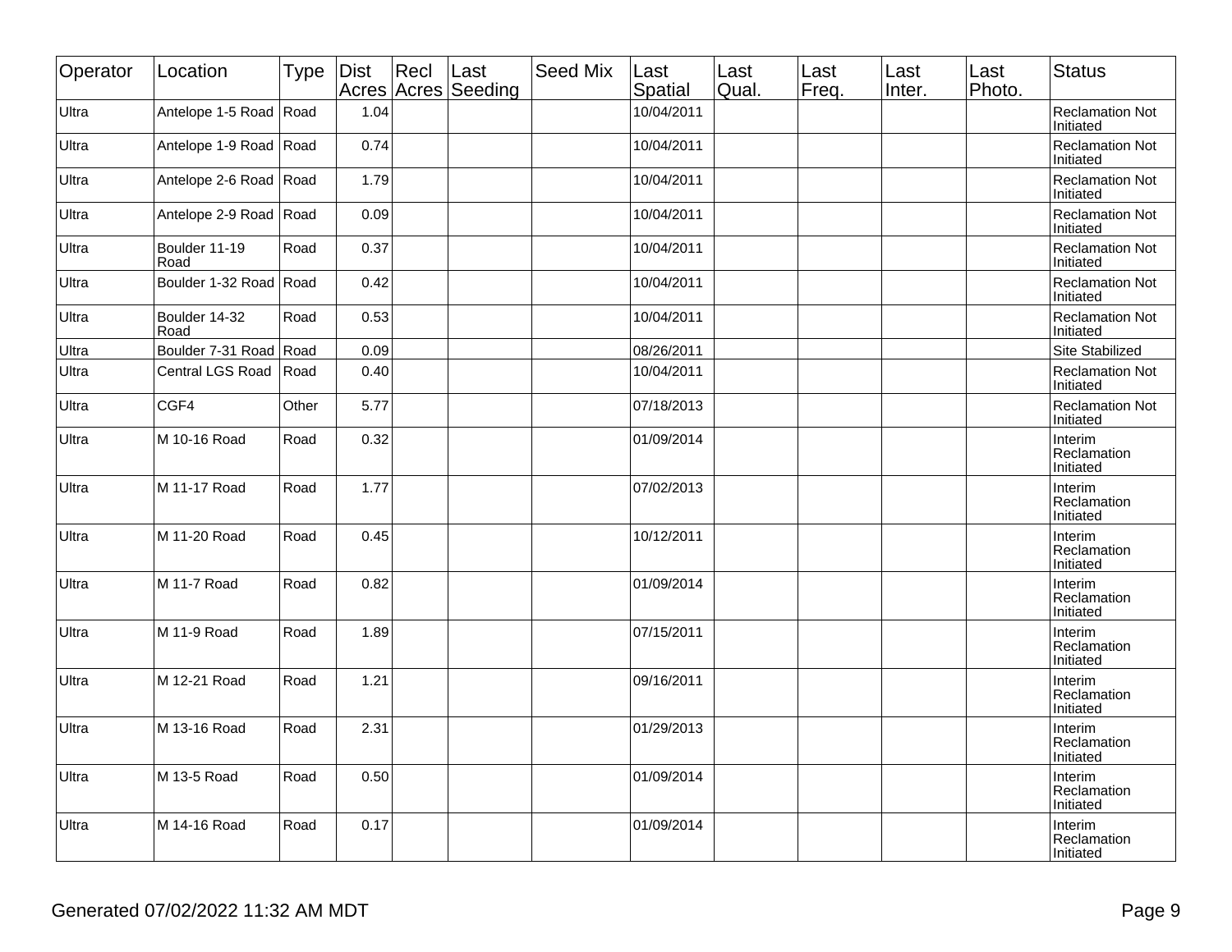| Operator | Location | Type | Dist Acres | Recl Acres | Last Seeding | Seed Mix | Last Spatial | Last Qual. | Last Freq. | Last Inter. | Last Photo. | Status |
|---|---|---|---|---|---|---|---|---|---|---|---|---|
| Ultra | Antelope 1-5 Road | Road | 1.04 | | | | 10/04/2011 | | | | | Reclamation Not Initiated |
| Ultra | Antelope 1-9 Road | Road | 0.74 | | | | 10/04/2011 | | | | | Reclamation Not Initiated |
| Ultra | Antelope 2-6 Road | Road | 1.79 | | | | 10/04/2011 | | | | | Reclamation Not Initiated |
| Ultra | Antelope 2-9 Road | Road | 0.09 | | | | 10/04/2011 | | | | | Reclamation Not Initiated |
| Ultra | Boulder 11-19 Road | Road | 0.37 | | | | 10/04/2011 | | | | | Reclamation Not Initiated |
| Ultra | Boulder 1-32 Road | Road | 0.42 | | | | 10/04/2011 | | | | | Reclamation Not Initiated |
| Ultra | Boulder 14-32 Road | Road | 0.53 | | | | 10/04/2011 | | | | | Reclamation Not Initiated |
| Ultra | Boulder 7-31 Road | Road | 0.09 | | | | 08/26/2011 | | | | | Site Stabilized |
| Ultra | Central LGS Road | Road | 0.40 | | | | 10/04/2011 | | | | | Reclamation Not Initiated |
| Ultra | CGF4 | Other | 5.77 | | | | 07/18/2013 | | | | | Reclamation Not Initiated |
| Ultra | M 10-16 Road | Road | 0.32 | | | | 01/09/2014 | | | | | Interim Reclamation Initiated |
| Ultra | M 11-17 Road | Road | 1.77 | | | | 07/02/2013 | | | | | Interim Reclamation Initiated |
| Ultra | M 11-20 Road | Road | 0.45 | | | | 10/12/2011 | | | | | Interim Reclamation Initiated |
| Ultra | M 11-7 Road | Road | 0.82 | | | | 01/09/2014 | | | | | Interim Reclamation Initiated |
| Ultra | M 11-9 Road | Road | 1.89 | | | | 07/15/2011 | | | | | Interim Reclamation Initiated |
| Ultra | M 12-21 Road | Road | 1.21 | | | | 09/16/2011 | | | | | Interim Reclamation Initiated |
| Ultra | M 13-16 Road | Road | 2.31 | | | | 01/29/2013 | | | | | Interim Reclamation Initiated |
| Ultra | M 13-5 Road | Road | 0.50 | | | | 01/09/2014 | | | | | Interim Reclamation Initiated |
| Ultra | M 14-16 Road | Road | 0.17 | | | | 01/09/2014 | | | | | Interim Reclamation Initiated |

Generated 07/02/2022 11:32 AM MDT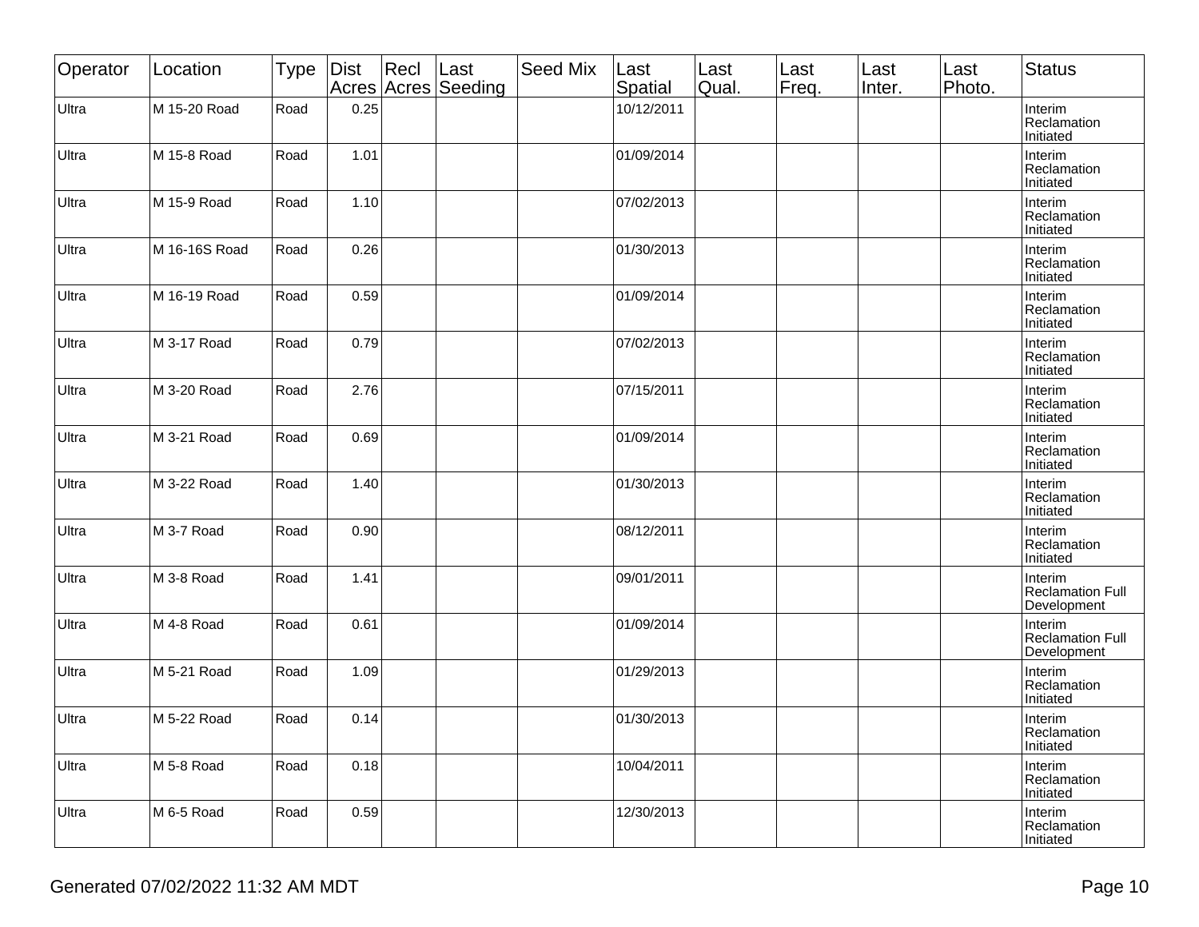| Operator | Location | Type | Dist Acres | Recl Acres | Last Seeding | Seed Mix | Last Spatial | Last Qual. | Last Freq. | Last Inter. | Last Photo. | Status |
|---|---|---|---|---|---|---|---|---|---|---|---|---|
| Ultra | M 15-20 Road | Road | 0.25 | | | | 10/12/2011 | | | | | Interim Reclamation Initiated |
| Ultra | M 15-8 Road | Road | 1.01 | | | | 01/09/2014 | | | | | Interim Reclamation Initiated |
| Ultra | M 15-9 Road | Road | 1.10 | | | | 07/02/2013 | | | | | Interim Reclamation Initiated |
| Ultra | M 16-16S Road | Road | 0.26 | | | | 01/30/2013 | | | | | Interim Reclamation Initiated |
| Ultra | M 16-19 Road | Road | 0.59 | | | | 01/09/2014 | | | | | Interim Reclamation Initiated |
| Ultra | M 3-17 Road | Road | 0.79 | | | | 07/02/2013 | | | | | Interim Reclamation Initiated |
| Ultra | M 3-20 Road | Road | 2.76 | | | | 07/15/2011 | | | | | Interim Reclamation Initiated |
| Ultra | M 3-21 Road | Road | 0.69 | | | | 01/09/2014 | | | | | Interim Reclamation Initiated |
| Ultra | M 3-22 Road | Road | 1.40 | | | | 01/30/2013 | | | | | Interim Reclamation Initiated |
| Ultra | M 3-7 Road | Road | 0.90 | | | | 08/12/2011 | | | | | Interim Reclamation Initiated |
| Ultra | M 3-8 Road | Road | 1.41 | | | | 09/01/2011 | | | | | Interim Reclamation Full Development |
| Ultra | M 4-8 Road | Road | 0.61 | | | | 01/09/2014 | | | | | Interim Reclamation Full Development |
| Ultra | M 5-21 Road | Road | 1.09 | | | | 01/29/2013 | | | | | Interim Reclamation Initiated |
| Ultra | M 5-22 Road | Road | 0.14 | | | | 01/30/2013 | | | | | Interim Reclamation Initiated |
| Ultra | M 5-8 Road | Road | 0.18 | | | | 10/04/2011 | | | | | Interim Reclamation Initiated |
| Ultra | M 6-5 Road | Road | 0.59 | | | | 12/30/2013 | | | | | Interim Reclamation Initiated |

Generated 07/02/2022 11:32 AM MDT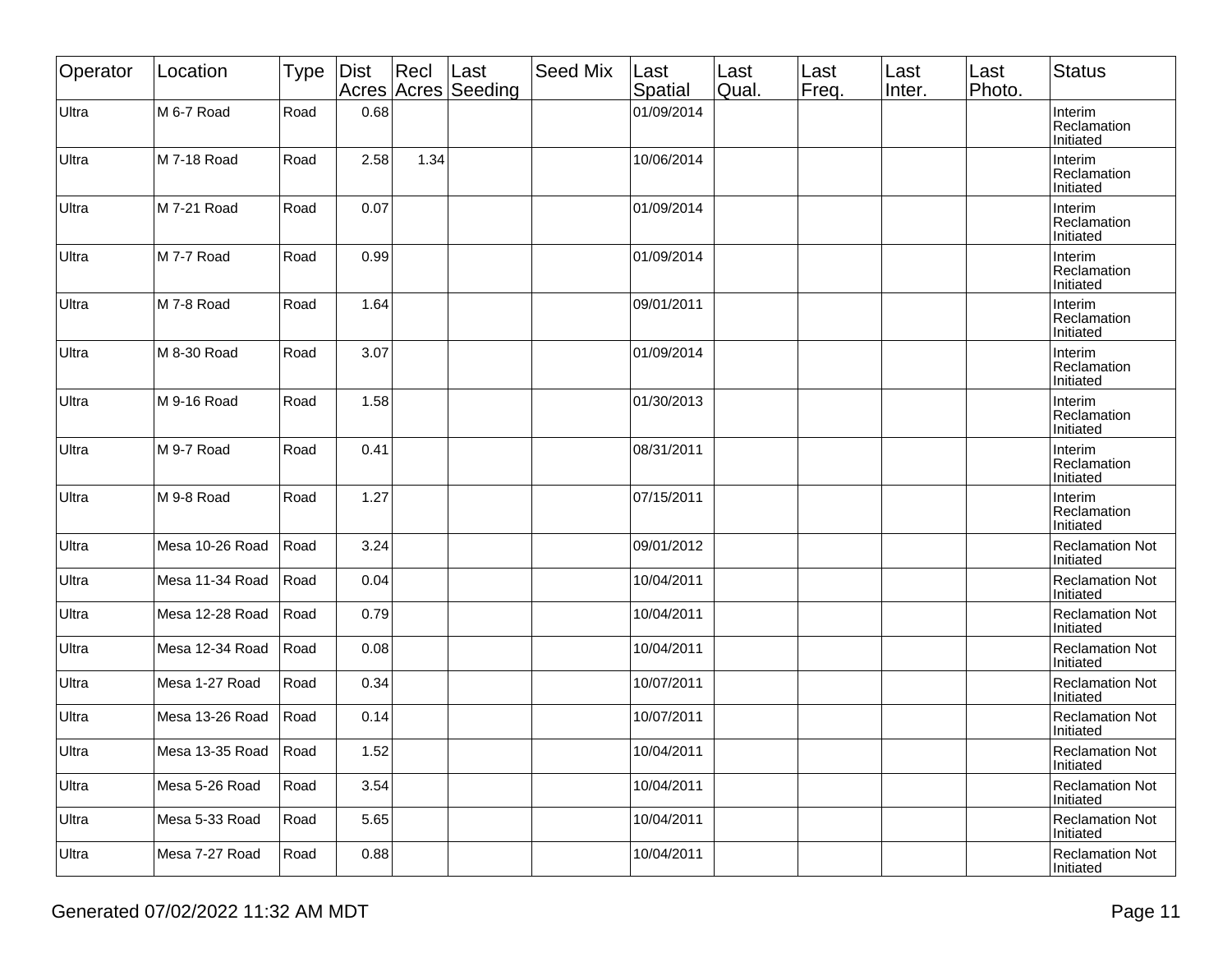| Operator | Location | Type | Dist Acres | Recl Acres | Last Seeding | Seed Mix | Last Spatial | Last Qual. | Last Freq. | Last Inter. | Last Photo. | Status |
|---|---|---|---|---|---|---|---|---|---|---|---|---|
| Ultra | M 6-7 Road | Road | 0.68 | | | | 01/09/2014 | | | | | Interim Reclamation Initiated |
| Ultra | M 7-18 Road | Road | 2.58 | 1.34 | | | 10/06/2014 | | | | | Interim Reclamation Initiated |
| Ultra | M 7-21 Road | Road | 0.07 | | | | 01/09/2014 | | | | | Interim Reclamation Initiated |
| Ultra | M 7-7 Road | Road | 0.99 | | | | 01/09/2014 | | | | | Interim Reclamation Initiated |
| Ultra | M 7-8 Road | Road | 1.64 | | | | 09/01/2011 | | | | | Interim Reclamation Initiated |
| Ultra | M 8-30 Road | Road | 3.07 | | | | 01/09/2014 | | | | | Interim Reclamation Initiated |
| Ultra | M 9-16 Road | Road | 1.58 | | | | 01/30/2013 | | | | | Interim Reclamation Initiated |
| Ultra | M 9-7 Road | Road | 0.41 | | | | 08/31/2011 | | | | | Interim Reclamation Initiated |
| Ultra | M 9-8 Road | Road | 1.27 | | | | 07/15/2011 | | | | | Interim Reclamation Initiated |
| Ultra | Mesa 10-26 Road | Road | 3.24 | | | | 09/01/2012 | | | | | Reclamation Not Initiated |
| Ultra | Mesa 11-34 Road | Road | 0.04 | | | | 10/04/2011 | | | | | Reclamation Not Initiated |
| Ultra | Mesa 12-28 Road | Road | 0.79 | | | | 10/04/2011 | | | | | Reclamation Not Initiated |
| Ultra | Mesa 12-34 Road | Road | 0.08 | | | | 10/04/2011 | | | | | Reclamation Not Initiated |
| Ultra | Mesa 1-27 Road | Road | 0.34 | | | | 10/07/2011 | | | | | Reclamation Not Initiated |
| Ultra | Mesa 13-26 Road | Road | 0.14 | | | | 10/07/2011 | | | | | Reclamation Not Initiated |
| Ultra | Mesa 13-35 Road | Road | 1.52 | | | | 10/04/2011 | | | | | Reclamation Not Initiated |
| Ultra | Mesa 5-26 Road | Road | 3.54 | | | | 10/04/2011 | | | | | Reclamation Not Initiated |
| Ultra | Mesa 5-33 Road | Road | 5.65 | | | | 10/04/2011 | | | | | Reclamation Not Initiated |
| Ultra | Mesa 7-27 Road | Road | 0.88 | | | | 10/04/2011 | | | | | Reclamation Not Initiated |

Generated 07/02/2022 11:32 AM MDT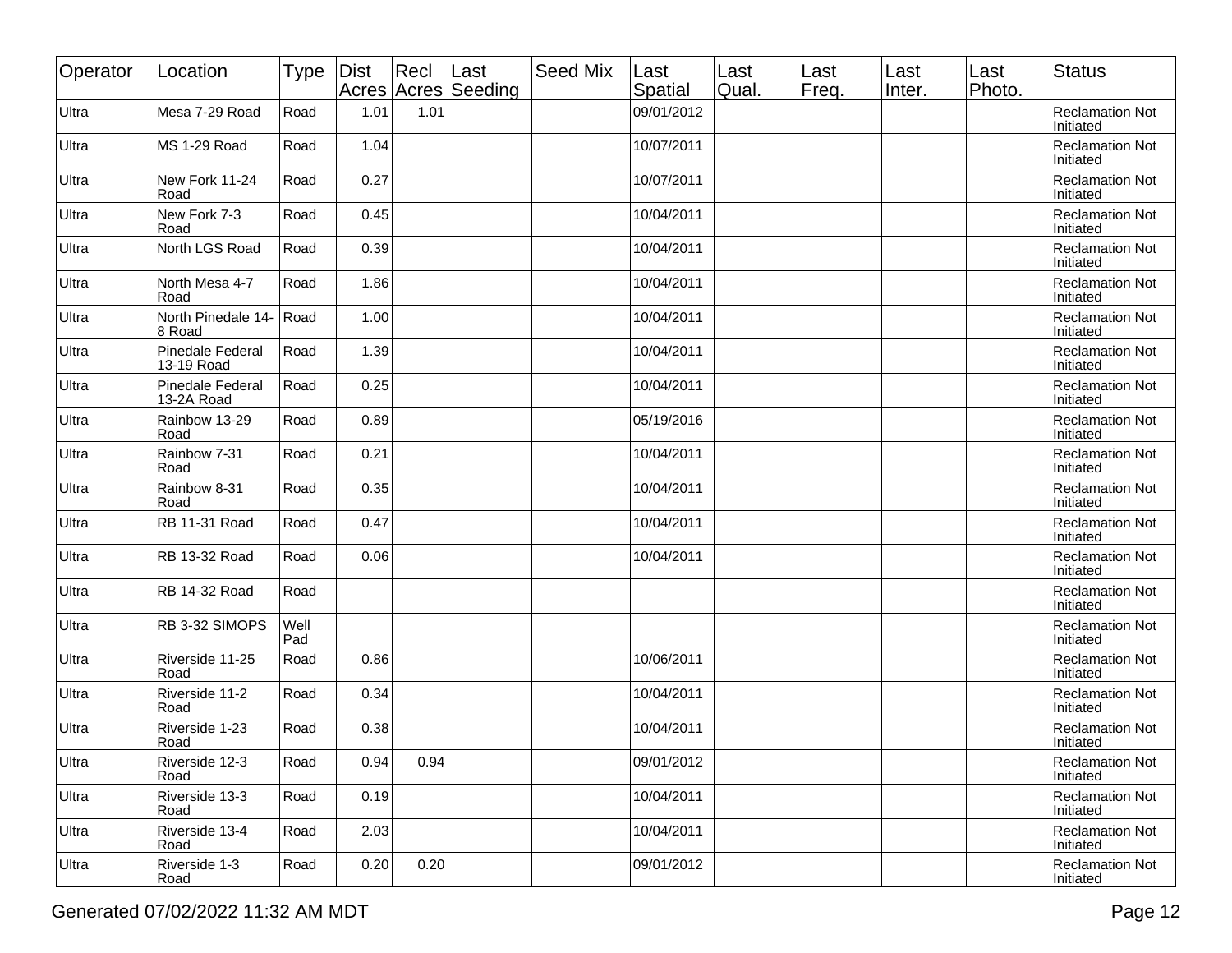| Operator | Location | Type | Dist Acres | Recl Acres | Last Seeding | Seed Mix | Last Spatial | Last Qual. | Last Freq. | Last Inter. | Last Photo. | Status |
|---|---|---|---|---|---|---|---|---|---|---|---|---|
| Ultra | Mesa 7-29 Road | Road | 1.01 | 1.01 | | | 09/01/2012 | | | | | Reclamation Not Initiated |
| Ultra | MS 1-29 Road | Road | 1.04 | | | | 10/07/2011 | | | | | Reclamation Not Initiated |
| Ultra | New Fork 11-24 Road | Road | 0.27 | | | | 10/07/2011 | | | | | Reclamation Not Initiated |
| Ultra | New Fork 7-3 Road | Road | 0.45 | | | | 10/04/2011 | | | | | Reclamation Not Initiated |
| Ultra | North LGS Road | Road | 0.39 | | | | 10/04/2011 | | | | | Reclamation Not Initiated |
| Ultra | North Mesa 4-7 Road | Road | 1.86 | | | | 10/04/2011 | | | | | Reclamation Not Initiated |
| Ultra | North Pinedale 14-8 Road | Road | 1.00 | | | | 10/04/2011 | | | | | Reclamation Not Initiated |
| Ultra | Pinedale Federal 13-19 Road | Road | 1.39 | | | | 10/04/2011 | | | | | Reclamation Not Initiated |
| Ultra | Pinedale Federal 13-2A Road | Road | 0.25 | | | | 10/04/2011 | | | | | Reclamation Not Initiated |
| Ultra | Rainbow 13-29 Road | Road | 0.89 | | | | 05/19/2016 | | | | | Reclamation Not Initiated |
| Ultra | Rainbow 7-31 Road | Road | 0.21 | | | | 10/04/2011 | | | | | Reclamation Not Initiated |
| Ultra | Rainbow 8-31 Road | Road | 0.35 | | | | 10/04/2011 | | | | | Reclamation Not Initiated |
| Ultra | RB 11-31 Road | Road | 0.47 | | | | 10/04/2011 | | | | | Reclamation Not Initiated |
| Ultra | RB 13-32 Road | Road | 0.06 | | | | 10/04/2011 | | | | | Reclamation Not Initiated |
| Ultra | RB 14-32 Road | Road | | | | | | | | | | Reclamation Not Initiated |
| Ultra | RB 3-32 SIMOPS | Well Pad | | | | | | | | | | Reclamation Not Initiated |
| Ultra | Riverside 11-25 Road | Road | 0.86 | | | | 10/06/2011 | | | | | Reclamation Not Initiated |
| Ultra | Riverside 11-2 Road | Road | 0.34 | | | | 10/04/2011 | | | | | Reclamation Not Initiated |
| Ultra | Riverside 1-23 Road | Road | 0.38 | | | | 10/04/2011 | | | | | Reclamation Not Initiated |
| Ultra | Riverside 12-3 Road | Road | 0.94 | 0.94 | | | 09/01/2012 | | | | | Reclamation Not Initiated |
| Ultra | Riverside 13-3 Road | Road | 0.19 | | | | 10/04/2011 | | | | | Reclamation Not Initiated |
| Ultra | Riverside 13-4 Road | Road | 2.03 | | | | 10/04/2011 | | | | | Reclamation Not Initiated |
| Ultra | Riverside 1-3 Road | Road | 0.20 | 0.20 | | | 09/01/2012 | | | | | Reclamation Not Initiated |

Generated 07/02/2022 11:32 AM MDT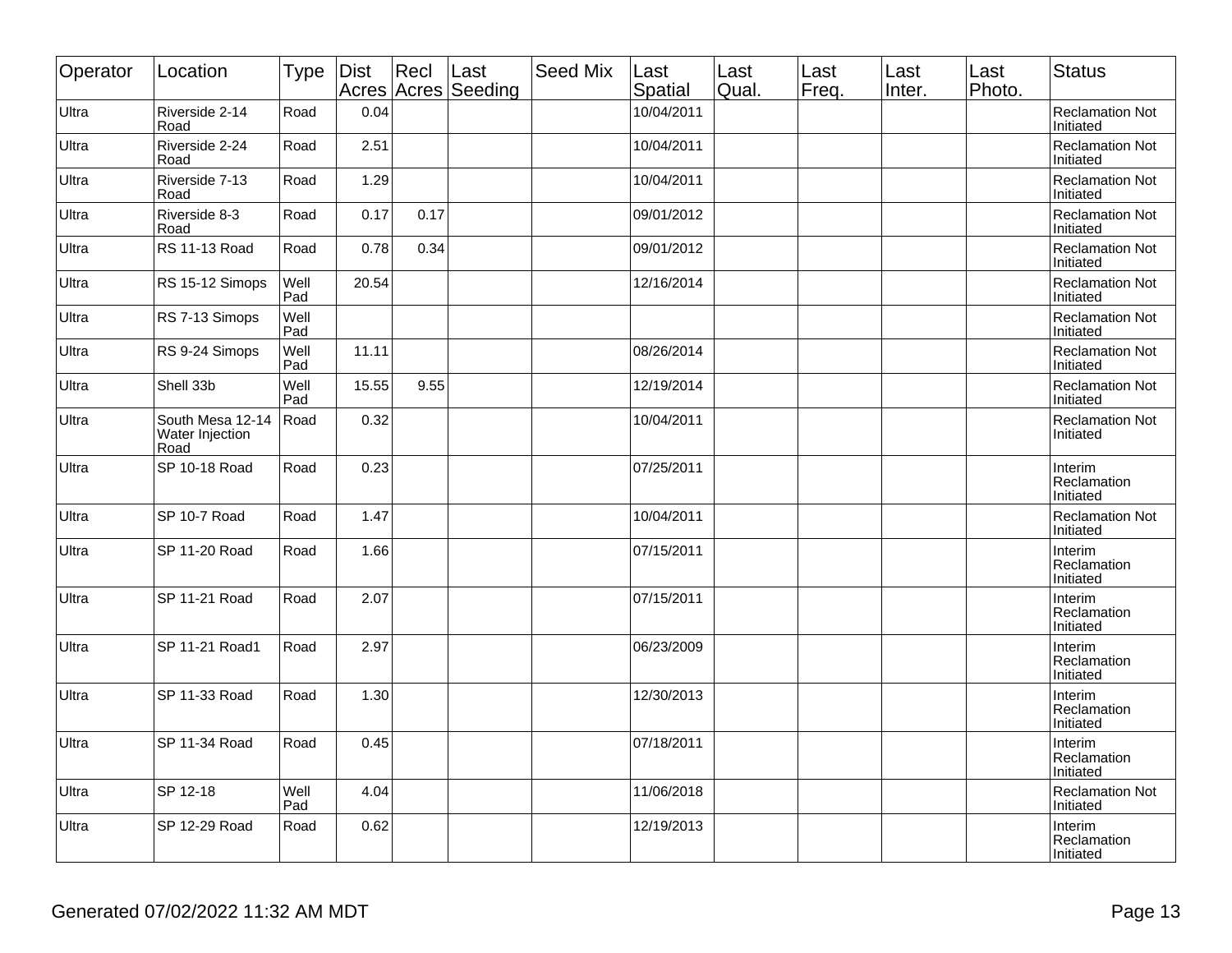| Operator | Location | Type | Dist Acres | Recl Acres | Last Seeding | Seed Mix | Last Spatial | Last Qual. | Last Freq. | Last Inter. | Last Photo. | Status |
|---|---|---|---|---|---|---|---|---|---|---|---|---|
| Ultra | Riverside 2-14 Road | Road | 0.04 | | | | 10/04/2011 | | | | | Reclamation Not Initiated |
| Ultra | Riverside 2-24 Road | Road | 2.51 | | | | 10/04/2011 | | | | | Reclamation Not Initiated |
| Ultra | Riverside 7-13 Road | Road | 1.29 | | | | 10/04/2011 | | | | | Reclamation Not Initiated |
| Ultra | Riverside 8-3 Road | Road | 0.17 | 0.17 | | | 09/01/2012 | | | | | Reclamation Not Initiated |
| Ultra | RS 11-13 Road | Road | 0.78 | 0.34 | | | 09/01/2012 | | | | | Reclamation Not Initiated |
| Ultra | RS 15-12 Simops | Well Pad | 20.54 | | | | 12/16/2014 | | | | | Reclamation Not Initiated |
| Ultra | RS 7-13 Simops | Well Pad | | | | | | | | | | Reclamation Not Initiated |
| Ultra | RS 9-24 Simops | Well Pad | 11.11 | | | | 08/26/2014 | | | | | Reclamation Not Initiated |
| Ultra | Shell 33b | Well Pad | 15.55 | 9.55 | | | 12/19/2014 | | | | | Reclamation Not Initiated |
| Ultra | South Mesa 12-14 Water Injection Road | Road | 0.32 | | | | 10/04/2011 | | | | | Reclamation Not Initiated |
| Ultra | SP 10-18 Road | Road | 0.23 | | | | 07/25/2011 | | | | | Interim Reclamation Initiated |
| Ultra | SP 10-7 Road | Road | 1.47 | | | | 10/04/2011 | | | | | Reclamation Not Initiated |
| Ultra | SP 11-20 Road | Road | 1.66 | | | | 07/15/2011 | | | | | Interim Reclamation Initiated |
| Ultra | SP 11-21 Road | Road | 2.07 | | | | 07/15/2011 | | | | | Interim Reclamation Initiated |
| Ultra | SP 11-21 Road1 | Road | 2.97 | | | | 06/23/2009 | | | | | Interim Reclamation Initiated |
| Ultra | SP 11-33 Road | Road | 1.30 | | | | 12/30/2013 | | | | | Interim Reclamation Initiated |
| Ultra | SP 11-34 Road | Road | 0.45 | | | | 07/18/2011 | | | | | Interim Reclamation Initiated |
| Ultra | SP 12-18 | Well Pad | 4.04 | | | | 11/06/2018 | | | | | Reclamation Not Initiated |
| Ultra | SP 12-29 Road | Road | 0.62 | | | | 12/19/2013 | | | | | Interim Reclamation Initiated |

Generated 07/02/2022 11:32 AM MDT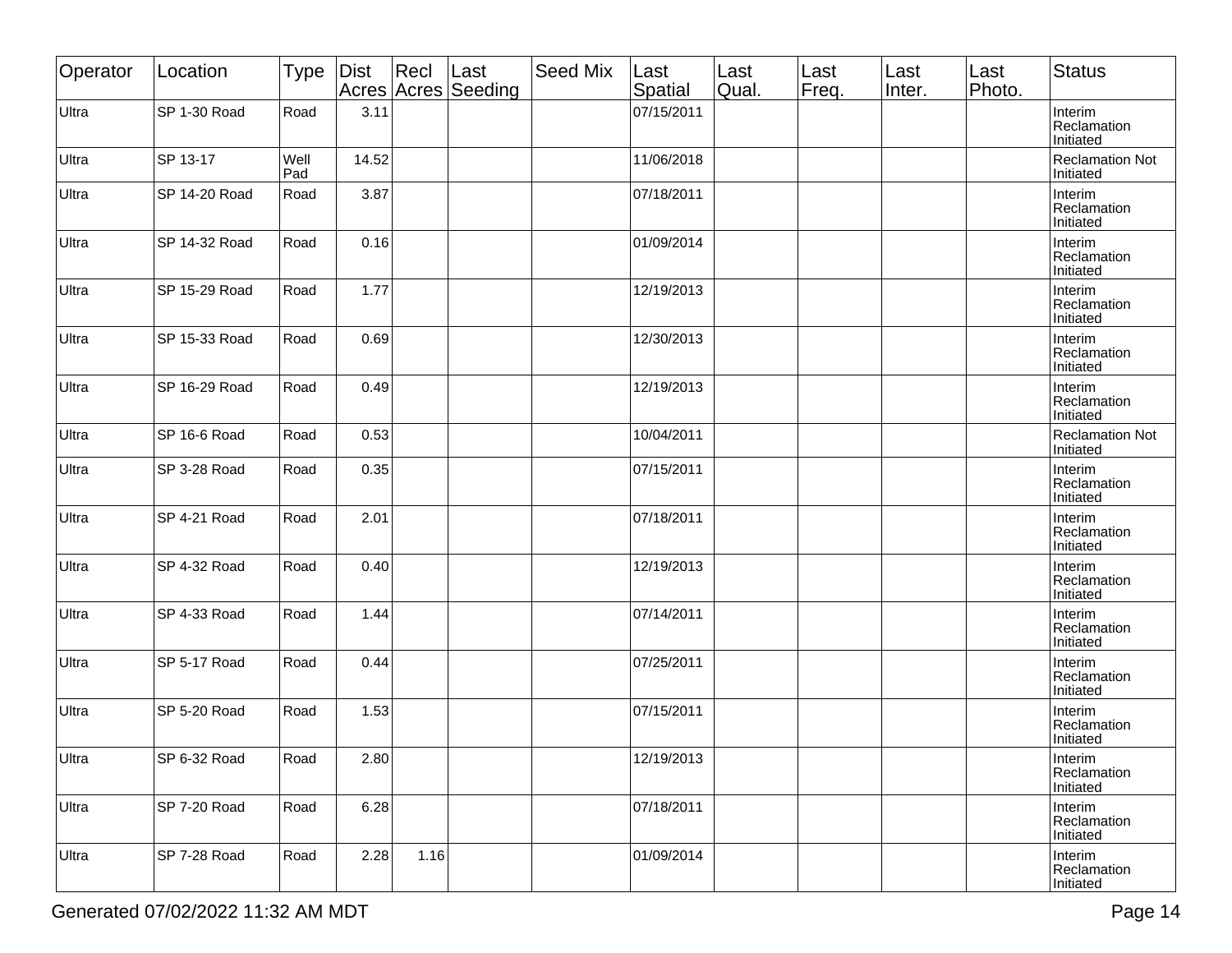| Operator | Location | Type | Dist Acres | Recl Acres | Last Seeding | Seed Mix | Last Spatial | Last Qual. | Last Freq. | Last Inter. | Last Photo. | Status |
|---|---|---|---|---|---|---|---|---|---|---|---|---|
| Ultra | SP 1-30 Road | Road | 3.11 | | | | 07/15/2011 | | | | | Interim Reclamation Initiated |
| Ultra | SP 13-17 | Well Pad | 14.52 | | | | 11/06/2018 | | | | | Reclamation Not Initiated |
| Ultra | SP 14-20 Road | Road | 3.87 | | | | 07/18/2011 | | | | | Interim Reclamation Initiated |
| Ultra | SP 14-32 Road | Road | 0.16 | | | | 01/09/2014 | | | | | Interim Reclamation Initiated |
| Ultra | SP 15-29 Road | Road | 1.77 | | | | 12/19/2013 | | | | | Interim Reclamation Initiated |
| Ultra | SP 15-33 Road | Road | 0.69 | | | | 12/30/2013 | | | | | Interim Reclamation Initiated |
| Ultra | SP 16-29 Road | Road | 0.49 | | | | 12/19/2013 | | | | | Interim Reclamation Initiated |
| Ultra | SP 16-6 Road | Road | 0.53 | | | | 10/04/2011 | | | | | Reclamation Not Initiated |
| Ultra | SP 3-28 Road | Road | 0.35 | | | | 07/15/2011 | | | | | Interim Reclamation Initiated |
| Ultra | SP 4-21 Road | Road | 2.01 | | | | 07/18/2011 | | | | | Interim Reclamation Initiated |
| Ultra | SP 4-32 Road | Road | 0.40 | | | | 12/19/2013 | | | | | Interim Reclamation Initiated |
| Ultra | SP 4-33 Road | Road | 1.44 | | | | 07/14/2011 | | | | | Interim Reclamation Initiated |
| Ultra | SP 5-17 Road | Road | 0.44 | | | | 07/25/2011 | | | | | Interim Reclamation Initiated |
| Ultra | SP 5-20 Road | Road | 1.53 | | | | 07/15/2011 | | | | | Interim Reclamation Initiated |
| Ultra | SP 6-32 Road | Road | 2.80 | | | | 12/19/2013 | | | | | Interim Reclamation Initiated |
| Ultra | SP 7-20 Road | Road | 6.28 | | | | 07/18/2011 | | | | | Interim Reclamation Initiated |
| Ultra | SP 7-28 Road | Road | 2.28 | 1.16 | | | 01/09/2014 | | | | | Interim Reclamation Initiated |

Generated 07/02/2022 11:32 AM MDT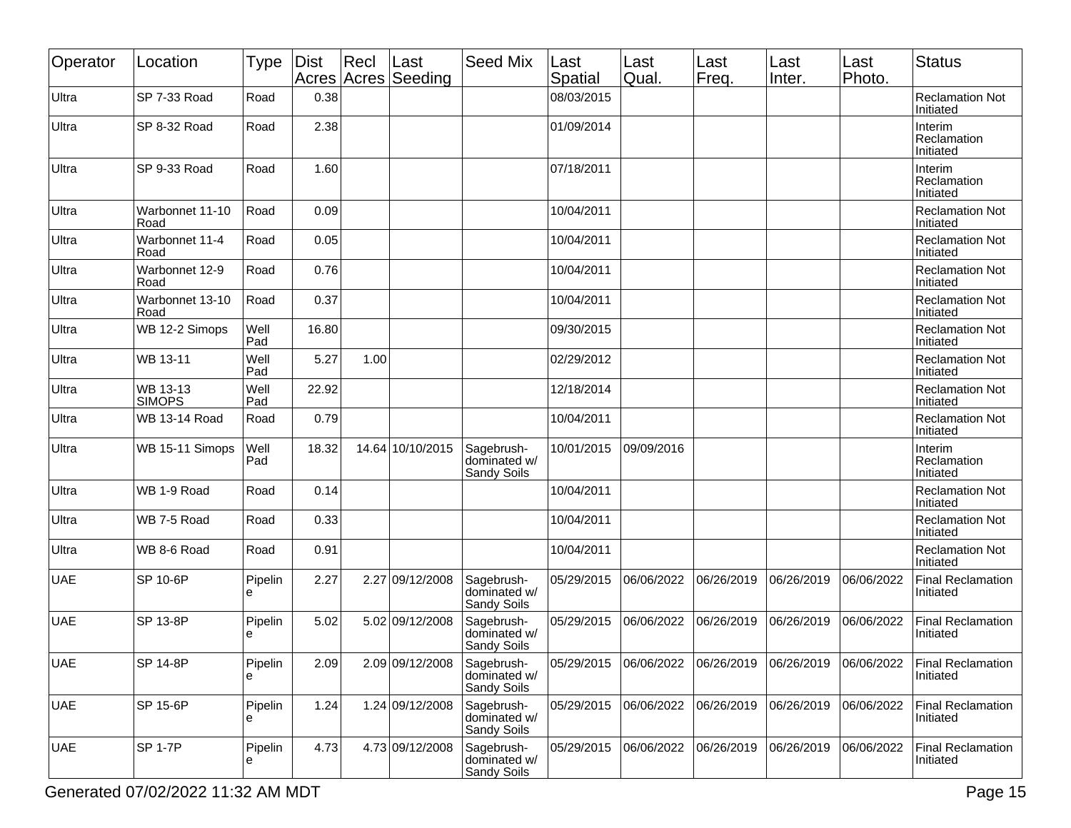| Operator | Location | Type | Dist Acres | Recl Acres | Last Seeding | Seed Mix | Last Spatial | Last Qual. | Last Freq. | Last Inter. | Last Photo. | Status |
|---|---|---|---|---|---|---|---|---|---|---|---|---|
| Ultra | SP 7-33 Road | Road | 0.38 | | | | 08/03/2015 | | | | | Reclamation Not Initiated |
| Ultra | SP 8-32 Road | Road | 2.38 | | | | 01/09/2014 | | | | | Interim Reclamation Initiated |
| Ultra | SP 9-33 Road | Road | 1.60 | | | | 07/18/2011 | | | | | Interim Reclamation Initiated |
| Ultra | Warbonnet 11-10 Road | Road | 0.09 | | | | 10/04/2011 | | | | | Reclamation Not Initiated |
| Ultra | Warbonnet 11-4 Road | Road | 0.05 | | | | 10/04/2011 | | | | | Reclamation Not Initiated |
| Ultra | Warbonnet 12-9 Road | Road | 0.76 | | | | 10/04/2011 | | | | | Reclamation Not Initiated |
| Ultra | Warbonnet 13-10 Road | Road | 0.37 | | | | 10/04/2011 | | | | | Reclamation Not Initiated |
| Ultra | WB 12-2 Simops | Well Pad | 16.80 | | | | 09/30/2015 | | | | | Reclamation Not Initiated |
| Ultra | WB 13-11 | Well Pad | 5.27 | 1.00 | | | 02/29/2012 | | | | | Reclamation Not Initiated |
| Ultra | WB 13-13 SIMOPS | Well Pad | 22.92 | | | | 12/18/2014 | | | | | Reclamation Not Initiated |
| Ultra | WB 13-14 Road | Road | 0.79 | | | | 10/04/2011 | | | | | Reclamation Not Initiated |
| Ultra | WB 15-11 Simops | Well Pad | 18.32 | 14.64 | 10/10/2015 | Sagebrush-dominated w/ Sandy Soils | 10/01/2015 | 09/09/2016 | | | | Interim Reclamation Initiated |
| Ultra | WB 1-9 Road | Road | 0.14 | | | | 10/04/2011 | | | | | Reclamation Not Initiated |
| Ultra | WB 7-5 Road | Road | 0.33 | | | | 10/04/2011 | | | | | Reclamation Not Initiated |
| Ultra | WB 8-6 Road | Road | 0.91 | | | | 10/04/2011 | | | | | Reclamation Not Initiated |
| UAE | SP 10-6P | Pipeline | 2.27 | 2.27 | 09/12/2008 | Sagebrush-dominated w/ Sandy Soils | 05/29/2015 | 06/06/2022 | 06/26/2019 | 06/26/2019 | 06/06/2022 | Final Reclamation Initiated |
| UAE | SP 13-8P | Pipeline | 5.02 | 5.02 | 09/12/2008 | Sagebrush-dominated w/ Sandy Soils | 05/29/2015 | 06/06/2022 | 06/26/2019 | 06/26/2019 | 06/06/2022 | Final Reclamation Initiated |
| UAE | SP 14-8P | Pipeline | 2.09 | 2.09 | 09/12/2008 | Sagebrush-dominated w/ Sandy Soils | 05/29/2015 | 06/06/2022 | 06/26/2019 | 06/26/2019 | 06/06/2022 | Final Reclamation Initiated |
| UAE | SP 15-6P | Pipeline | 1.24 | 1.24 | 09/12/2008 | Sagebrush-dominated w/ Sandy Soils | 05/29/2015 | 06/06/2022 | 06/26/2019 | 06/26/2019 | 06/06/2022 | Final Reclamation Initiated |
| UAE | SP 1-7P | Pipeline | 4.73 | 4.73 | 09/12/2008 | Sagebrush-dominated w/ Sandy Soils | 05/29/2015 | 06/06/2022 | 06/26/2019 | 06/26/2019 | 06/06/2022 | Final Reclamation Initiated |

Generated 07/02/2022 11:32 AM MDT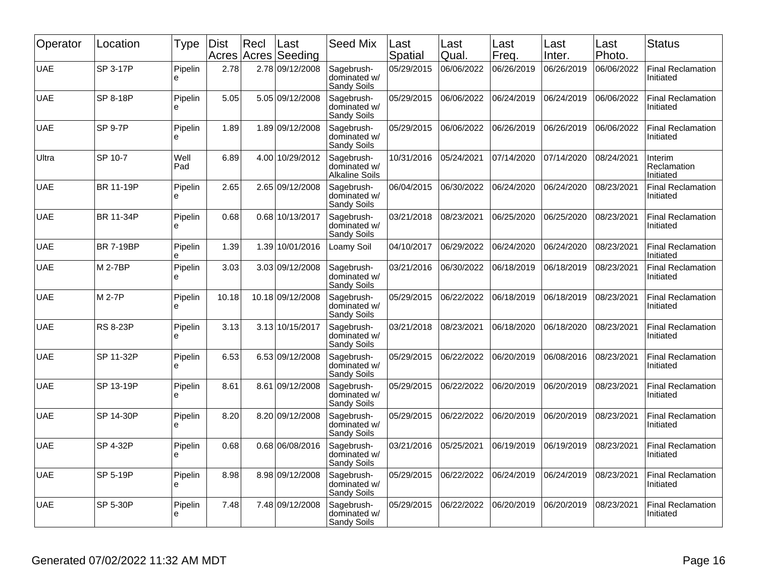| Operator | Location | Type | Dist Acres | Recl Acres | Last Seeding | Seed Mix | Last Spatial | Last Qual. | Last Freq. | Last Inter. | Last Photo. | Status |
|---|---|---|---|---|---|---|---|---|---|---|---|---|
| UAE | SP 3-17P | Pipeline | 2.78 | 2.78 | 09/12/2008 | Sagebrush-dominated w/ Sandy Soils | 05/29/2015 | 06/06/2022 | 06/26/2019 | 06/26/2019 | 06/06/2022 | Final Reclamation Initiated |
| UAE | SP 8-18P | Pipeline | 5.05 | 5.05 | 09/12/2008 | Sagebrush-dominated w/ Sandy Soils | 05/29/2015 | 06/06/2022 | 06/24/2019 | 06/24/2019 | 06/06/2022 | Final Reclamation Initiated |
| UAE | SP 9-7P | Pipeline | 1.89 | 1.89 | 09/12/2008 | Sagebrush-dominated w/ Sandy Soils | 05/29/2015 | 06/06/2022 | 06/26/2019 | 06/26/2019 | 06/06/2022 | Final Reclamation Initiated |
| Ultra | SP 10-7 | Well Pad | 6.89 | 4.00 | 10/29/2012 | Sagebrush-dominated w/ Alkaline Soils | 10/31/2016 | 05/24/2021 | 07/14/2020 | 07/14/2020 | 08/24/2021 | Interim Reclamation Initiated |
| UAE | BR 11-19P | Pipeline | 2.65 | 2.65 | 09/12/2008 | Sagebrush-dominated w/ Sandy Soils | 06/04/2015 | 06/30/2022 | 06/24/2020 | 06/24/2020 | 08/23/2021 | Final Reclamation Initiated |
| UAE | BR 11-34P | Pipeline | 0.68 | 0.68 | 10/13/2017 | Sagebrush-dominated w/ Sandy Soils | 03/21/2018 | 08/23/2021 | 06/25/2020 | 06/25/2020 | 08/23/2021 | Final Reclamation Initiated |
| UAE | BR 7-19BP | Pipeline | 1.39 | 1.39 | 10/01/2016 | Loamy Soil | 04/10/2017 | 06/29/2022 | 06/24/2020 | 06/24/2020 | 08/23/2021 | Final Reclamation Initiated |
| UAE | M 2-7BP | Pipeline | 3.03 | 3.03 | 09/12/2008 | Sagebrush-dominated w/ Sandy Soils | 03/21/2016 | 06/30/2022 | 06/18/2019 | 06/18/2019 | 08/23/2021 | Final Reclamation Initiated |
| UAE | M 2-7P | Pipeline | 10.18 | 10.18 | 09/12/2008 | Sagebrush-dominated w/ Sandy Soils | 05/29/2015 | 06/22/2022 | 06/18/2019 | 06/18/2019 | 08/23/2021 | Final Reclamation Initiated |
| UAE | RS 8-23P | Pipeline | 3.13 | 3.13 | 10/15/2017 | Sagebrush-dominated w/ Sandy Soils | 03/21/2018 | 08/23/2021 | 06/18/2020 | 06/18/2020 | 08/23/2021 | Final Reclamation Initiated |
| UAE | SP 11-32P | Pipeline | 6.53 | 6.53 | 09/12/2008 | Sagebrush-dominated w/ Sandy Soils | 05/29/2015 | 06/22/2022 | 06/20/2019 | 06/08/2016 | 08/23/2021 | Final Reclamation Initiated |
| UAE | SP 13-19P | Pipeline | 8.61 | 8.61 | 09/12/2008 | Sagebrush-dominated w/ Sandy Soils | 05/29/2015 | 06/22/2022 | 06/20/2019 | 06/20/2019 | 08/23/2021 | Final Reclamation Initiated |
| UAE | SP 14-30P | Pipeline | 8.20 | 8.20 | 09/12/2008 | Sagebrush-dominated w/ Sandy Soils | 05/29/2015 | 06/22/2022 | 06/20/2019 | 06/20/2019 | 08/23/2021 | Final Reclamation Initiated |
| UAE | SP 4-32P | Pipeline | 0.68 | 0.68 | 06/08/2016 | Sagebrush-dominated w/ Sandy Soils | 03/21/2016 | 05/25/2021 | 06/19/2019 | 06/19/2019 | 08/23/2021 | Final Reclamation Initiated |
| UAE | SP 5-19P | Pipeline | 8.98 | 8.98 | 09/12/2008 | Sagebrush-dominated w/ Sandy Soils | 05/29/2015 | 06/22/2022 | 06/24/2019 | 06/24/2019 | 08/23/2021 | Final Reclamation Initiated |
| UAE | SP 5-30P | Pipeline | 7.48 | 7.48 | 09/12/2008 | Sagebrush-dominated w/ Sandy Soils | 05/29/2015 | 06/22/2022 | 06/20/2019 | 06/20/2019 | 08/23/2021 | Final Reclamation Initiated |

Generated 07/02/2022 11:32 AM MDT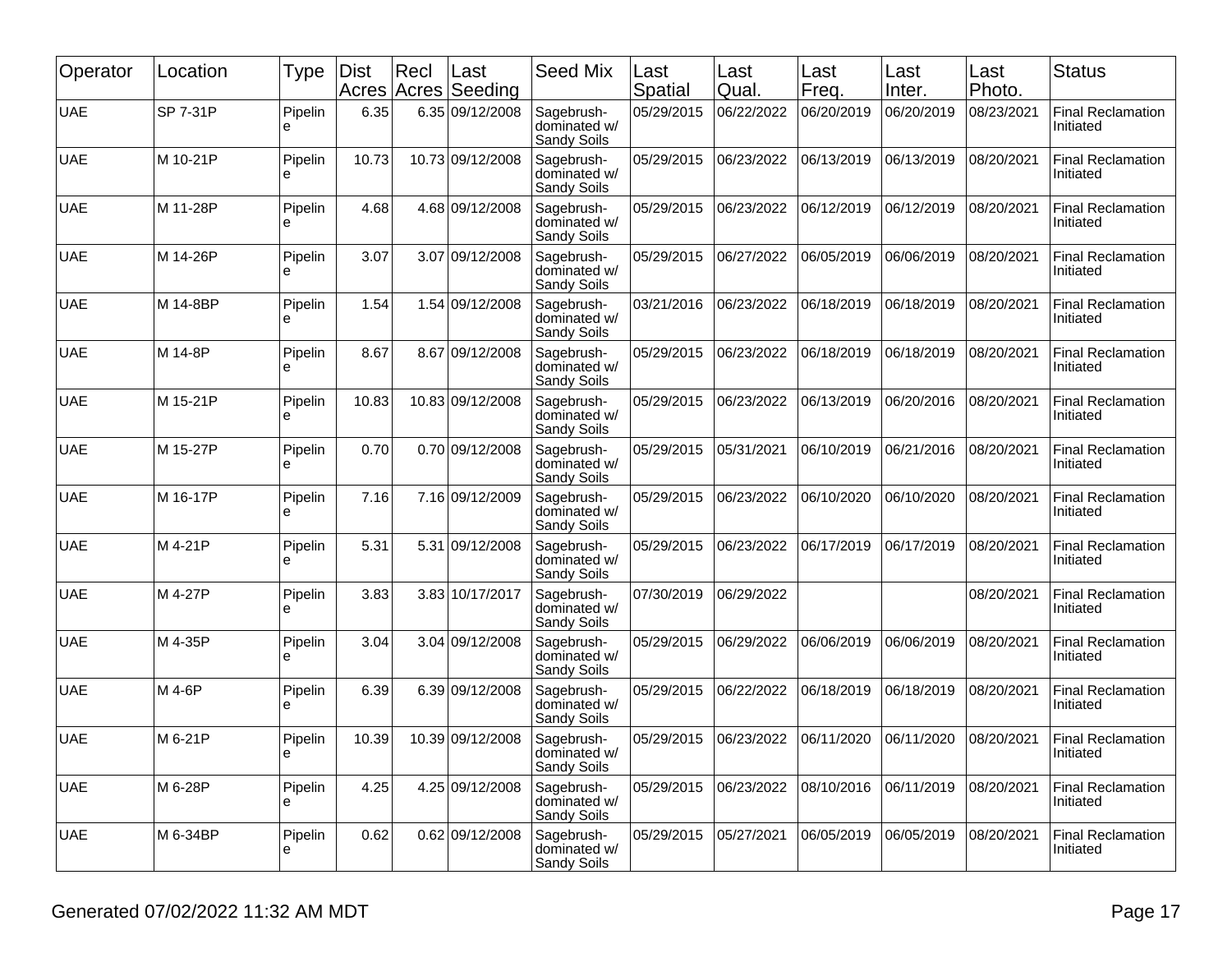| Operator | Location | Type | Dist Acres | Recl Acres | Last Seeding | Seed Mix | Last Spatial | Last Qual. | Last Freq. | Last Inter. | Last Photo. | Status |
|---|---|---|---|---|---|---|---|---|---|---|---|---|
| UAE | SP 7-31P | Pipeline | 6.35 | 6.35 | 09/12/2008 | Sagebrush-dominated w/ Sandy Soils | 05/29/2015 | 06/22/2022 | 06/20/2019 | 06/20/2019 | 08/23/2021 | Final Reclamation Initiated |
| UAE | M 10-21P | Pipeline | 10.73 | 10.73 | 09/12/2008 | Sagebrush-dominated w/ Sandy Soils | 05/29/2015 | 06/23/2022 | 06/13/2019 | 06/13/2019 | 08/20/2021 | Final Reclamation Initiated |
| UAE | M 11-28P | Pipeline | 4.68 | 4.68 | 09/12/2008 | Sagebrush-dominated w/ Sandy Soils | 05/29/2015 | 06/23/2022 | 06/12/2019 | 06/12/2019 | 08/20/2021 | Final Reclamation Initiated |
| UAE | M 14-26P | Pipeline | 3.07 | 3.07 | 09/12/2008 | Sagebrush-dominated w/ Sandy Soils | 05/29/2015 | 06/27/2022 | 06/05/2019 | 06/06/2019 | 08/20/2021 | Final Reclamation Initiated |
| UAE | M 14-8BP | Pipeline | 1.54 | 1.54 | 09/12/2008 | Sagebrush-dominated w/ Sandy Soils | 03/21/2016 | 06/23/2022 | 06/18/2019 | 06/18/2019 | 08/20/2021 | Final Reclamation Initiated |
| UAE | M 14-8P | Pipeline | 8.67 | 8.67 | 09/12/2008 | Sagebrush-dominated w/ Sandy Soils | 05/29/2015 | 06/23/2022 | 06/18/2019 | 06/18/2019 | 08/20/2021 | Final Reclamation Initiated |
| UAE | M 15-21P | Pipeline | 10.83 | 10.83 | 09/12/2008 | Sagebrush-dominated w/ Sandy Soils | 05/29/2015 | 06/23/2022 | 06/13/2019 | 06/20/2016 | 08/20/2021 | Final Reclamation Initiated |
| UAE | M 15-27P | Pipeline | 0.70 | 0.70 | 09/12/2008 | Sagebrush-dominated w/ Sandy Soils | 05/29/2015 | 05/31/2021 | 06/10/2019 | 06/21/2016 | 08/20/2021 | Final Reclamation Initiated |
| UAE | M 16-17P | Pipeline | 7.16 | 7.16 | 09/12/2009 | Sagebrush-dominated w/ Sandy Soils | 05/29/2015 | 06/23/2022 | 06/10/2020 | 06/10/2020 | 08/20/2021 | Final Reclamation Initiated |
| UAE | M 4-21P | Pipeline | 5.31 | 5.31 | 09/12/2008 | Sagebrush-dominated w/ Sandy Soils | 05/29/2015 | 06/23/2022 | 06/17/2019 | 06/17/2019 | 08/20/2021 | Final Reclamation Initiated |
| UAE | M 4-27P | Pipeline | 3.83 | 3.83 | 10/17/2017 | Sagebrush-dominated w/ Sandy Soils | 07/30/2019 | 06/29/2022 | | | 08/20/2021 | Final Reclamation Initiated |
| UAE | M 4-35P | Pipeline | 3.04 | 3.04 | 09/12/2008 | Sagebrush-dominated w/ Sandy Soils | 05/29/2015 | 06/29/2022 | 06/06/2019 | 06/06/2019 | 08/20/2021 | Final Reclamation Initiated |
| UAE | M 4-6P | Pipeline | 6.39 | 6.39 | 09/12/2008 | Sagebrush-dominated w/ Sandy Soils | 05/29/2015 | 06/22/2022 | 06/18/2019 | 06/18/2019 | 08/20/2021 | Final Reclamation Initiated |
| UAE | M 6-21P | Pipeline | 10.39 | 10.39 | 09/12/2008 | Sagebrush-dominated w/ Sandy Soils | 05/29/2015 | 06/23/2022 | 06/11/2020 | 06/11/2020 | 08/20/2021 | Final Reclamation Initiated |
| UAE | M 6-28P | Pipeline | 4.25 | 4.25 | 09/12/2008 | Sagebrush-dominated w/ Sandy Soils | 05/29/2015 | 06/23/2022 | 08/10/2016 | 06/11/2019 | 08/20/2021 | Final Reclamation Initiated |
| UAE | M 6-34BP | Pipeline | 0.62 | 0.62 | 09/12/2008 | Sagebrush-dominated w/ Sandy Soils | 05/29/2015 | 05/27/2021 | 06/05/2019 | 06/05/2019 | 08/20/2021 | Final Reclamation Initiated |

Generated 07/02/2022 11:32 AM MDT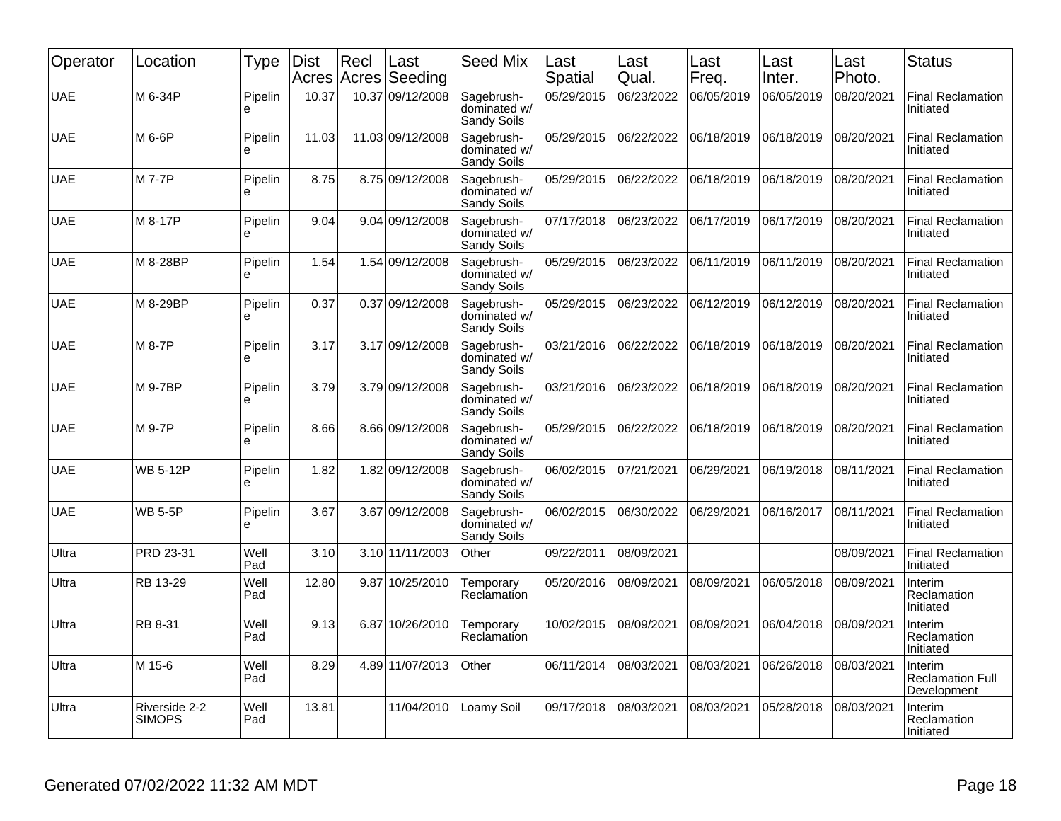| Operator | Location | Type | Dist Acres | Recl Acres | Last Seeding | Seed Mix | Last Spatial | Last Qual. | Last Freq. | Last Inter. | Last Photo. | Status |
|---|---|---|---|---|---|---|---|---|---|---|---|---|
| UAE | M 6-34P | Pipeline | 10.37 | 10.37 | 09/12/2008 | Sagebrush-dominated w/ Sandy Soils | 05/29/2015 | 06/23/2022 | 06/05/2019 | 06/05/2019 | 08/20/2021 | Final Reclamation Initiated |
| UAE | M 6-6P | Pipeline | 11.03 | 11.03 | 09/12/2008 | Sagebrush-dominated w/ Sandy Soils | 05/29/2015 | 06/22/2022 | 06/18/2019 | 06/18/2019 | 08/20/2021 | Final Reclamation Initiated |
| UAE | M 7-7P | Pipeline | 8.75 | 8.75 | 09/12/2008 | Sagebrush-dominated w/ Sandy Soils | 05/29/2015 | 06/22/2022 | 06/18/2019 | 06/18/2019 | 08/20/2021 | Final Reclamation Initiated |
| UAE | M 8-17P | Pipeline | 9.04 | 9.04 | 09/12/2008 | Sagebrush-dominated w/ Sandy Soils | 07/17/2018 | 06/23/2022 | 06/17/2019 | 06/17/2019 | 08/20/2021 | Final Reclamation Initiated |
| UAE | M 8-28BP | Pipeline | 1.54 | 1.54 | 09/12/2008 | Sagebrush-dominated w/ Sandy Soils | 05/29/2015 | 06/23/2022 | 06/11/2019 | 06/11/2019 | 08/20/2021 | Final Reclamation Initiated |
| UAE | M 8-29BP | Pipeline | 0.37 | 0.37 | 09/12/2008 | Sagebrush-dominated w/ Sandy Soils | 05/29/2015 | 06/23/2022 | 06/12/2019 | 06/12/2019 | 08/20/2021 | Final Reclamation Initiated |
| UAE | M 8-7P | Pipeline | 3.17 | 3.17 | 09/12/2008 | Sagebrush-dominated w/ Sandy Soils | 03/21/2016 | 06/22/2022 | 06/18/2019 | 06/18/2019 | 08/20/2021 | Final Reclamation Initiated |
| UAE | M 9-7BP | Pipeline | 3.79 | 3.79 | 09/12/2008 | Sagebrush-dominated w/ Sandy Soils | 03/21/2016 | 06/23/2022 | 06/18/2019 | 06/18/2019 | 08/20/2021 | Final Reclamation Initiated |
| UAE | M 9-7P | Pipeline | 8.66 | 8.66 | 09/12/2008 | Sagebrush-dominated w/ Sandy Soils | 05/29/2015 | 06/22/2022 | 06/18/2019 | 06/18/2019 | 08/20/2021 | Final Reclamation Initiated |
| UAE | WB 5-12P | Pipeline | 1.82 | 1.82 | 09/12/2008 | Sagebrush-dominated w/ Sandy Soils | 06/02/2015 | 07/21/2021 | 06/29/2021 | 06/19/2018 | 08/11/2021 | Final Reclamation Initiated |
| UAE | WB 5-5P | Pipeline | 3.67 | 3.67 | 09/12/2008 | Sagebrush-dominated w/ Sandy Soils | 06/02/2015 | 06/30/2022 | 06/29/2021 | 06/16/2017 | 08/11/2021 | Final Reclamation Initiated |
| Ultra | PRD 23-31 | Well Pad | 3.10 | 3.10 | 11/11/2003 | Other | 09/22/2011 | 08/09/2021 | | | 08/09/2021 | Final Reclamation Initiated |
| Ultra | RB 13-29 | Well Pad | 12.80 | 9.87 | 10/25/2010 | Temporary Reclamation | 05/20/2016 | 08/09/2021 | 08/09/2021 | 06/05/2018 | 08/09/2021 | Interim Reclamation Initiated |
| Ultra | RB 8-31 | Well Pad | 9.13 | 6.87 | 10/26/2010 | Temporary Reclamation | 10/02/2015 | 08/09/2021 | 08/09/2021 | 06/04/2018 | 08/09/2021 | Interim Reclamation Initiated |
| Ultra | M 15-6 | Well Pad | 8.29 | 4.89 | 11/07/2013 | Other | 06/11/2014 | 08/03/2021 | 08/03/2021 | 06/26/2018 | 08/03/2021 | Interim Reclamation Full Development |
| Ultra | Riverside 2-2 SIMOPS | Well Pad | 13.81 | | 11/04/2010 | Loamy Soil | 09/17/2018 | 08/03/2021 | 08/03/2021 | 05/28/2018 | 08/03/2021 | Interim Reclamation Initiated |

Generated 07/02/2022 11:32 AM MDT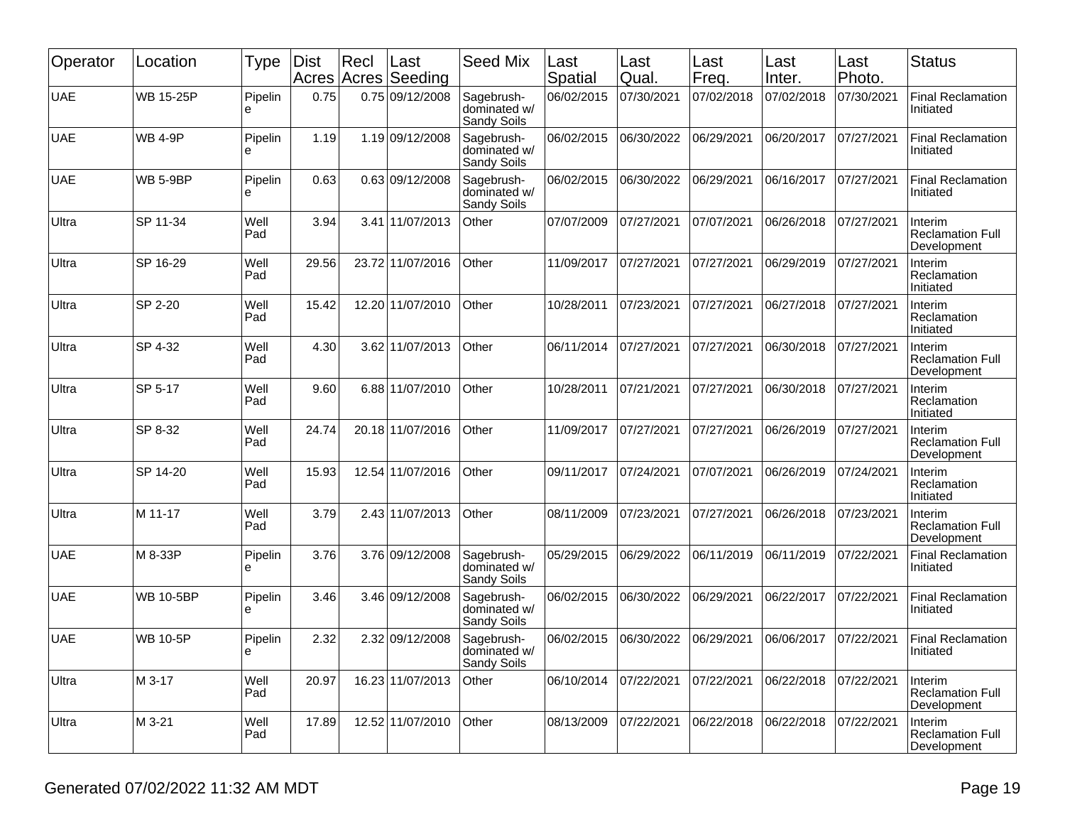| Operator | Location | Type | Dist Acres | Recl Acres | Last Seeding | Seed Mix | Last Spatial | Last Qual. | Last Freq. | Last Inter. | Last Photo. | Status |
|---|---|---|---|---|---|---|---|---|---|---|---|---|
| UAE | WB 15-25P | Pipeline | 0.75 | 0.75 | 09/12/2008 | Sagebrush-dominated w/ Sandy Soils | 06/02/2015 | 07/30/2021 | 07/02/2018 | 07/02/2018 | 07/30/2021 | Final Reclamation Initiated |
| UAE | WB 4-9P | Pipeline | 1.19 | 1.19 | 09/12/2008 | Sagebrush-dominated w/ Sandy Soils | 06/02/2015 | 06/30/2022 | 06/29/2021 | 06/20/2017 | 07/27/2021 | Final Reclamation Initiated |
| UAE | WB 5-9BP | Pipeline | 0.63 | 0.63 | 09/12/2008 | Sagebrush-dominated w/ Sandy Soils | 06/02/2015 | 06/30/2022 | 06/29/2021 | 06/16/2017 | 07/27/2021 | Final Reclamation Initiated |
| Ultra | SP 11-34 | Well Pad | 3.94 | 3.41 | 11/07/2013 | Other | 07/07/2009 | 07/27/2021 | 07/07/2021 | 06/26/2018 | 07/27/2021 | Interim Reclamation Full Development |
| Ultra | SP 16-29 | Well Pad | 29.56 | 23.72 | 11/07/2016 | Other | 11/09/2017 | 07/27/2021 | 07/27/2021 | 06/29/2019 | 07/27/2021 | Interim Reclamation Initiated |
| Ultra | SP 2-20 | Well Pad | 15.42 | 12.20 | 11/07/2010 | Other | 10/28/2011 | 07/23/2021 | 07/27/2021 | 06/27/2018 | 07/27/2021 | Interim Reclamation Initiated |
| Ultra | SP 4-32 | Well Pad | 4.30 | 3.62 | 11/07/2013 | Other | 06/11/2014 | 07/27/2021 | 07/27/2021 | 06/30/2018 | 07/27/2021 | Interim Reclamation Full Development |
| Ultra | SP 5-17 | Well Pad | 9.60 | 6.88 | 11/07/2010 | Other | 10/28/2011 | 07/21/2021 | 07/27/2021 | 06/30/2018 | 07/27/2021 | Interim Reclamation Initiated |
| Ultra | SP 8-32 | Well Pad | 24.74 | 20.18 | 11/07/2016 | Other | 11/09/2017 | 07/27/2021 | 07/27/2021 | 06/26/2019 | 07/27/2021 | Interim Reclamation Full Development |
| Ultra | SP 14-20 | Well Pad | 15.93 | 12.54 | 11/07/2016 | Other | 09/11/2017 | 07/24/2021 | 07/07/2021 | 06/26/2019 | 07/24/2021 | Interim Reclamation Initiated |
| Ultra | M 11-17 | Well Pad | 3.79 | 2.43 | 11/07/2013 | Other | 08/11/2009 | 07/23/2021 | 07/27/2021 | 06/26/2018 | 07/23/2021 | Interim Reclamation Full Development |
| UAE | M 8-33P | Pipeline | 3.76 | 3.76 | 09/12/2008 | Sagebrush-dominated w/ Sandy Soils | 05/29/2015 | 06/29/2022 | 06/11/2019 | 06/11/2019 | 07/22/2021 | Final Reclamation Initiated |
| UAE | WB 10-5BP | Pipeline | 3.46 | 3.46 | 09/12/2008 | Sagebrush-dominated w/ Sandy Soils | 06/02/2015 | 06/30/2022 | 06/29/2021 | 06/22/2017 | 07/22/2021 | Final Reclamation Initiated |
| UAE | WB 10-5P | Pipeline | 2.32 | 2.32 | 09/12/2008 | Sagebrush-dominated w/ Sandy Soils | 06/02/2015 | 06/30/2022 | 06/29/2021 | 06/06/2017 | 07/22/2021 | Final Reclamation Initiated |
| Ultra | M 3-17 | Well Pad | 20.97 | 16.23 | 11/07/2013 | Other | 06/10/2014 | 07/22/2021 | 07/22/2021 | 06/22/2018 | 07/22/2021 | Interim Reclamation Full Development |
| Ultra | M 3-21 | Well Pad | 17.89 | 12.52 | 11/07/2010 | Other | 08/13/2009 | 07/22/2021 | 06/22/2018 | 06/22/2018 | 07/22/2021 | Interim Reclamation Full Development |

Generated 07/02/2022 11:32 AM MDT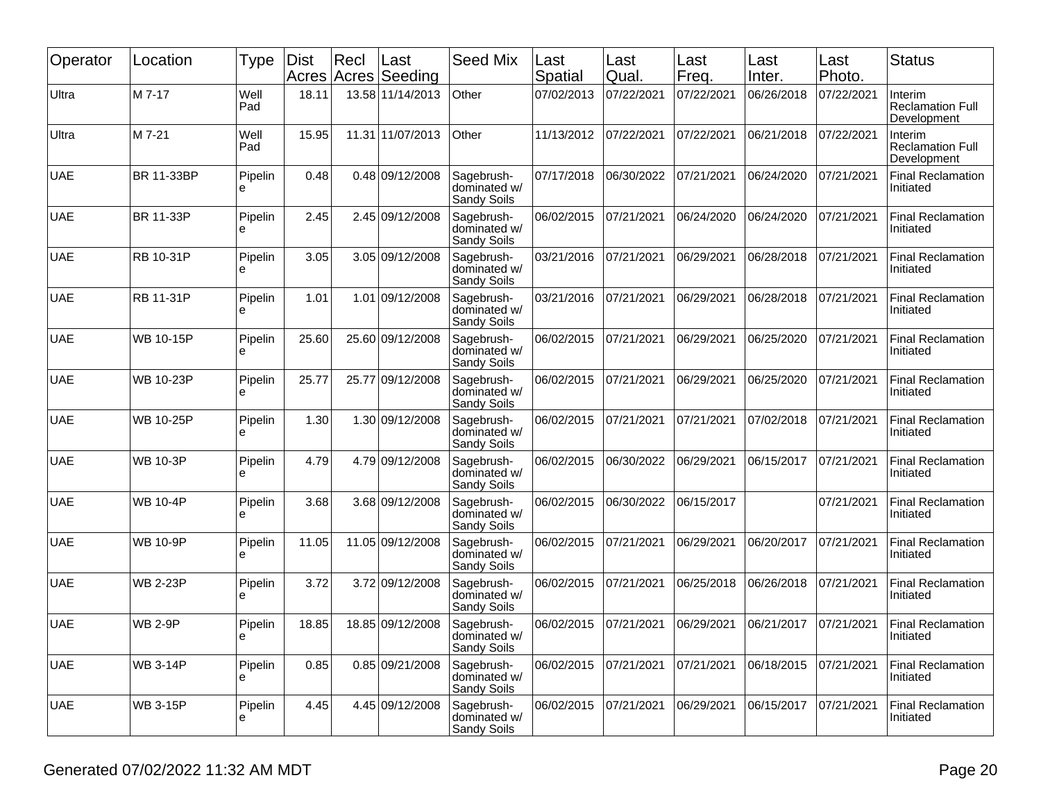| Operator | Location | Type | Dist Acres | Recl Acres | Last Seeding | Seed Mix | Last Spatial | Last Qual. | Last Freq. | Last Inter. | Last Photo. | Status |
|---|---|---|---|---|---|---|---|---|---|---|---|---|
| Ultra | M 7-17 | Well Pad | 18.11 | 13.58 | 11/14/2013 | Other | 07/02/2013 | 07/22/2021 | 07/22/2021 | 06/26/2018 | 07/22/2021 | Interim Reclamation Full Development |
| Ultra | M 7-21 | Well Pad | 15.95 | 11.31 | 11/07/2013 | Other | 11/13/2012 | 07/22/2021 | 07/22/2021 | 06/21/2018 | 07/22/2021 | Interim Reclamation Full Development |
| UAE | BR 11-33BP | Pipeline | 0.48 | 0.48 | 09/12/2008 | Sagebrush-dominated w/ Sandy Soils | 07/17/2018 | 06/30/2022 | 07/21/2021 | 06/24/2020 | 07/21/2021 | Final Reclamation Initiated |
| UAE | BR 11-33P | Pipeline | 2.45 | 2.45 | 09/12/2008 | Sagebrush-dominated w/ Sandy Soils | 06/02/2015 | 07/21/2021 | 06/24/2020 | 06/24/2020 | 07/21/2021 | Final Reclamation Initiated |
| UAE | RB 10-31P | Pipeline | 3.05 | 3.05 | 09/12/2008 | Sagebrush-dominated w/ Sandy Soils | 03/21/2016 | 07/21/2021 | 06/29/2021 | 06/28/2018 | 07/21/2021 | Final Reclamation Initiated |
| UAE | RB 11-31P | Pipeline | 1.01 | 1.01 | 09/12/2008 | Sagebrush-dominated w/ Sandy Soils | 03/21/2016 | 07/21/2021 | 06/29/2021 | 06/28/2018 | 07/21/2021 | Final Reclamation Initiated |
| UAE | WB 10-15P | Pipeline | 25.60 | 25.60 | 09/12/2008 | Sagebrush-dominated w/ Sandy Soils | 06/02/2015 | 07/21/2021 | 06/29/2021 | 06/25/2020 | 07/21/2021 | Final Reclamation Initiated |
| UAE | WB 10-23P | Pipeline | 25.77 | 25.77 | 09/12/2008 | Sagebrush-dominated w/ Sandy Soils | 06/02/2015 | 07/21/2021 | 06/29/2021 | 06/25/2020 | 07/21/2021 | Final Reclamation Initiated |
| UAE | WB 10-25P | Pipeline | 1.30 | 1.30 | 09/12/2008 | Sagebrush-dominated w/ Sandy Soils | 06/02/2015 | 07/21/2021 | 07/21/2021 | 07/02/2018 | 07/21/2021 | Final Reclamation Initiated |
| UAE | WB 10-3P | Pipeline | 4.79 | 4.79 | 09/12/2008 | Sagebrush-dominated w/ Sandy Soils | 06/02/2015 | 06/30/2022 | 06/29/2021 | 06/15/2017 | 07/21/2021 | Final Reclamation Initiated |
| UAE | WB 10-4P | Pipeline | 3.68 | 3.68 | 09/12/2008 | Sagebrush-dominated w/ Sandy Soils | 06/02/2015 | 06/30/2022 | 06/15/2017 | | 07/21/2021 | Final Reclamation Initiated |
| UAE | WB 10-9P | Pipeline | 11.05 | 11.05 | 09/12/2008 | Sagebrush-dominated w/ Sandy Soils | 06/02/2015 | 07/21/2021 | 06/29/2021 | 06/20/2017 | 07/21/2021 | Final Reclamation Initiated |
| UAE | WB 2-23P | Pipeline | 3.72 | 3.72 | 09/12/2008 | Sagebrush-dominated w/ Sandy Soils | 06/02/2015 | 07/21/2021 | 06/25/2018 | 06/26/2018 | 07/21/2021 | Final Reclamation Initiated |
| UAE | WB 2-9P | Pipeline | 18.85 | 18.85 | 09/12/2008 | Sagebrush-dominated w/ Sandy Soils | 06/02/2015 | 07/21/2021 | 06/29/2021 | 06/21/2017 | 07/21/2021 | Final Reclamation Initiated |
| UAE | WB 3-14P | Pipeline | 0.85 | 0.85 | 09/21/2008 | Sagebrush-dominated w/ Sandy Soils | 06/02/2015 | 07/21/2021 | 07/21/2021 | 06/18/2015 | 07/21/2021 | Final Reclamation Initiated |
| UAE | WB 3-15P | Pipeline | 4.45 | 4.45 | 09/12/2008 | Sagebrush-dominated w/ Sandy Soils | 06/02/2015 | 07/21/2021 | 06/29/2021 | 06/15/2017 | 07/21/2021 | Final Reclamation Initiated |

Generated 07/02/2022 11:32 AM MDT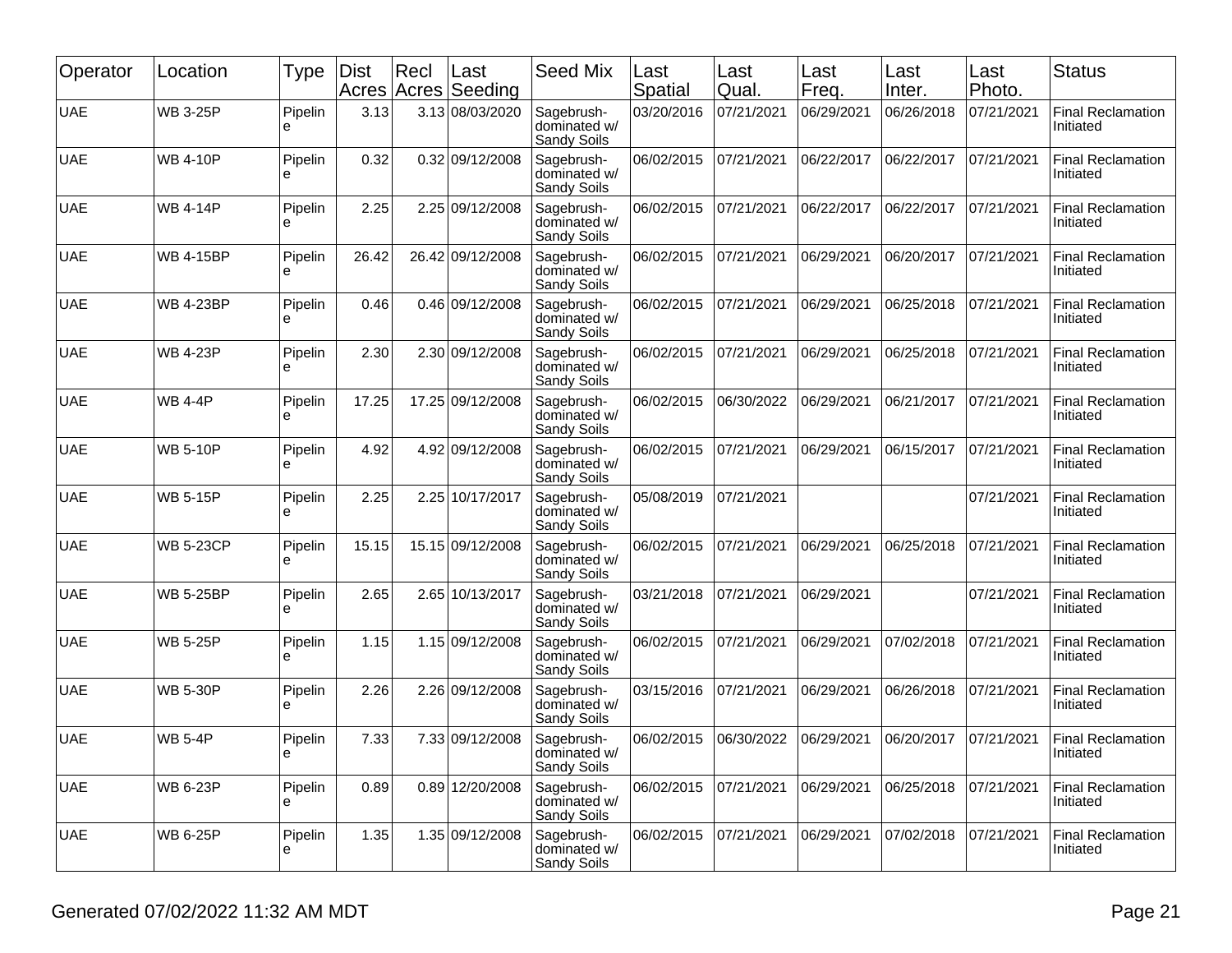| Operator | Location | Type | Dist Acres | Recl Acres | Last Seeding | Seed Mix | Last Spatial | Last Qual. | Last Freq. | Last Inter. | Last Photo. | Status |
|---|---|---|---|---|---|---|---|---|---|---|---|---|
| UAE | WB 3-25P | Pipeline | 3.13 | 3.13 | 08/03/2020 | Sagebrush-dominated w/ Sandy Soils | 03/20/2016 | 07/21/2021 | 06/29/2021 | 06/26/2018 | 07/21/2021 | Final Reclamation Initiated |
| UAE | WB 4-10P | Pipeline | 0.32 | 0.32 | 09/12/2008 | Sagebrush-dominated w/ Sandy Soils | 06/02/2015 | 07/21/2021 | 06/22/2017 | 06/22/2017 | 07/21/2021 | Final Reclamation Initiated |
| UAE | WB 4-14P | Pipeline | 2.25 | 2.25 | 09/12/2008 | Sagebrush-dominated w/ Sandy Soils | 06/02/2015 | 07/21/2021 | 06/22/2017 | 06/22/2017 | 07/21/2021 | Final Reclamation Initiated |
| UAE | WB 4-15BP | Pipeline | 26.42 | 26.42 | 09/12/2008 | Sagebrush-dominated w/ Sandy Soils | 06/02/2015 | 07/21/2021 | 06/29/2021 | 06/20/2017 | 07/21/2021 | Final Reclamation Initiated |
| UAE | WB 4-23BP | Pipeline | 0.46 | 0.46 | 09/12/2008 | Sagebrush-dominated w/ Sandy Soils | 06/02/2015 | 07/21/2021 | 06/29/2021 | 06/25/2018 | 07/21/2021 | Final Reclamation Initiated |
| UAE | WB 4-23P | Pipeline | 2.30 | 2.30 | 09/12/2008 | Sagebrush-dominated w/ Sandy Soils | 06/02/2015 | 07/21/2021 | 06/29/2021 | 06/25/2018 | 07/21/2021 | Final Reclamation Initiated |
| UAE | WB 4-4P | Pipeline | 17.25 | 17.25 | 09/12/2008 | Sagebrush-dominated w/ Sandy Soils | 06/02/2015 | 06/30/2022 | 06/29/2021 | 06/21/2017 | 07/21/2021 | Final Reclamation Initiated |
| UAE | WB 5-10P | Pipeline | 4.92 | 4.92 | 09/12/2008 | Sagebrush-dominated w/ Sandy Soils | 06/02/2015 | 07/21/2021 | 06/29/2021 | 06/15/2017 | 07/21/2021 | Final Reclamation Initiated |
| UAE | WB 5-15P | Pipeline | 2.25 | 2.25 | 10/17/2017 | Sagebrush-dominated w/ Sandy Soils | 05/08/2019 | 07/21/2021 | | | 07/21/2021 | Final Reclamation Initiated |
| UAE | WB 5-23CP | Pipeline | 15.15 | 15.15 | 09/12/2008 | Sagebrush-dominated w/ Sandy Soils | 06/02/2015 | 07/21/2021 | 06/29/2021 | 06/25/2018 | 07/21/2021 | Final Reclamation Initiated |
| UAE | WB 5-25BP | Pipeline | 2.65 | 2.65 | 10/13/2017 | Sagebrush-dominated w/ Sandy Soils | 03/21/2018 | 07/21/2021 | 06/29/2021 | | 07/21/2021 | Final Reclamation Initiated |
| UAE | WB 5-25P | Pipeline | 1.15 | 1.15 | 09/12/2008 | Sagebrush-dominated w/ Sandy Soils | 06/02/2015 | 07/21/2021 | 06/29/2021 | 07/02/2018 | 07/21/2021 | Final Reclamation Initiated |
| UAE | WB 5-30P | Pipeline | 2.26 | 2.26 | 09/12/2008 | Sagebrush-dominated w/ Sandy Soils | 03/15/2016 | 07/21/2021 | 06/29/2021 | 06/26/2018 | 07/21/2021 | Final Reclamation Initiated |
| UAE | WB 5-4P | Pipeline | 7.33 | 7.33 | 09/12/2008 | Sagebrush-dominated w/ Sandy Soils | 06/02/2015 | 06/30/2022 | 06/29/2021 | 06/20/2017 | 07/21/2021 | Final Reclamation Initiated |
| UAE | WB 6-23P | Pipeline | 0.89 | 0.89 | 12/20/2008 | Sagebrush-dominated w/ Sandy Soils | 06/02/2015 | 07/21/2021 | 06/29/2021 | 06/25/2018 | 07/21/2021 | Final Reclamation Initiated |
| UAE | WB 6-25P | Pipeline | 1.35 | 1.35 | 09/12/2008 | Sagebrush-dominated w/ Sandy Soils | 06/02/2015 | 07/21/2021 | 06/29/2021 | 07/02/2018 | 07/21/2021 | Final Reclamation Initiated |

Generated 07/02/2022 11:32 AM MDT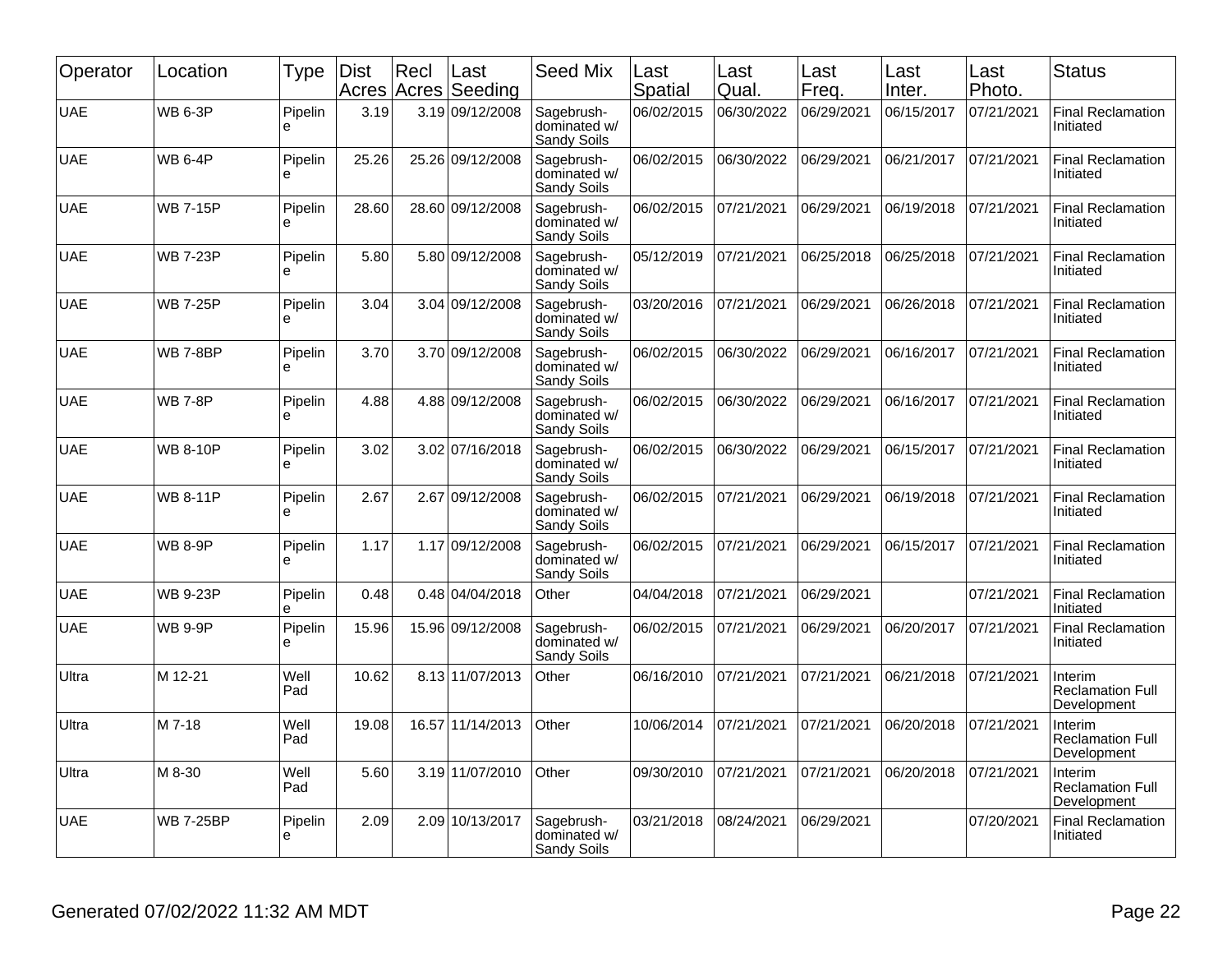| Operator | Location | Type | Dist Acres | Recl Acres | Last Seeding | Seed Mix | Last Spatial | Last Qual. | Last Freq. | Last Inter. | Last Photo. | Status |
|---|---|---|---|---|---|---|---|---|---|---|---|---|
| UAE | WB 6-3P | Pipeline | 3.19 | 3.19 | 09/12/2008 | Sagebrush-dominated w/ Sandy Soils | 06/02/2015 | 06/30/2022 | 06/29/2021 | 06/15/2017 | 07/21/2021 | Final Reclamation Initiated |
| UAE | WB 6-4P | Pipeline | 25.26 | 25.26 | 09/12/2008 | Sagebrush-dominated w/ Sandy Soils | 06/02/2015 | 06/30/2022 | 06/29/2021 | 06/21/2017 | 07/21/2021 | Final Reclamation Initiated |
| UAE | WB 7-15P | Pipeline | 28.60 | 28.60 | 09/12/2008 | Sagebrush-dominated w/ Sandy Soils | 06/02/2015 | 07/21/2021 | 06/29/2021 | 06/19/2018 | 07/21/2021 | Final Reclamation Initiated |
| UAE | WB 7-23P | Pipeline | 5.80 | 5.80 | 09/12/2008 | Sagebrush-dominated w/ Sandy Soils | 05/12/2019 | 07/21/2021 | 06/25/2018 | 06/25/2018 | 07/21/2021 | Final Reclamation Initiated |
| UAE | WB 7-25P | Pipeline | 3.04 | 3.04 | 09/12/2008 | Sagebrush-dominated w/ Sandy Soils | 03/20/2016 | 07/21/2021 | 06/29/2021 | 06/26/2018 | 07/21/2021 | Final Reclamation Initiated |
| UAE | WB 7-8BP | Pipeline | 3.70 | 3.70 | 09/12/2008 | Sagebrush-dominated w/ Sandy Soils | 06/02/2015 | 06/30/2022 | 06/29/2021 | 06/16/2017 | 07/21/2021 | Final Reclamation Initiated |
| UAE | WB 7-8P | Pipeline | 4.88 | 4.88 | 09/12/2008 | Sagebrush-dominated w/ Sandy Soils | 06/02/2015 | 06/30/2022 | 06/29/2021 | 06/16/2017 | 07/21/2021 | Final Reclamation Initiated |
| UAE | WB 8-10P | Pipeline | 3.02 | 3.02 | 07/16/2018 | Sagebrush-dominated w/ Sandy Soils | 06/02/2015 | 06/30/2022 | 06/29/2021 | 06/15/2017 | 07/21/2021 | Final Reclamation Initiated |
| UAE | WB 8-11P | Pipeline | 2.67 | 2.67 | 09/12/2008 | Sagebrush-dominated w/ Sandy Soils | 06/02/2015 | 07/21/2021 | 06/29/2021 | 06/19/2018 | 07/21/2021 | Final Reclamation Initiated |
| UAE | WB 8-9P | Pipeline | 1.17 | 1.17 | 09/12/2008 | Sagebrush-dominated w/ Sandy Soils | 06/02/2015 | 07/21/2021 | 06/29/2021 | 06/15/2017 | 07/21/2021 | Final Reclamation Initiated |
| UAE | WB 9-23P | Pipeline | 0.48 | 0.48 | 04/04/2018 | Other | 04/04/2018 | 07/21/2021 | 06/29/2021 | | 07/21/2021 | Final Reclamation Initiated |
| UAE | WB 9-9P | Pipeline | 15.96 | 15.96 | 09/12/2008 | Sagebrush-dominated w/ Sandy Soils | 06/02/2015 | 07/21/2021 | 06/29/2021 | 06/20/2017 | 07/21/2021 | Final Reclamation Initiated |
| Ultra | M 12-21 | Well Pad | 10.62 | 8.13 | 11/07/2013 | Other | 06/16/2010 | 07/21/2021 | 07/21/2021 | 06/21/2018 | 07/21/2021 | Interim Reclamation Full Development |
| Ultra | M 7-18 | Well Pad | 19.08 | 16.57 | 11/14/2013 | Other | 10/06/2014 | 07/21/2021 | 07/21/2021 | 06/20/2018 | 07/21/2021 | Interim Reclamation Full Development |
| Ultra | M 8-30 | Well Pad | 5.60 | 3.19 | 11/07/2010 | Other | 09/30/2010 | 07/21/2021 | 07/21/2021 | 06/20/2018 | 07/21/2021 | Interim Reclamation Full Development |
| UAE | WB 7-25BP | Pipeline | 2.09 | 2.09 | 10/13/2017 | Sagebrush-dominated w/ Sandy Soils | 03/21/2018 | 08/24/2021 | 06/29/2021 | | 07/20/2021 | Final Reclamation Initiated |

Generated 07/02/2022 11:32 AM MDT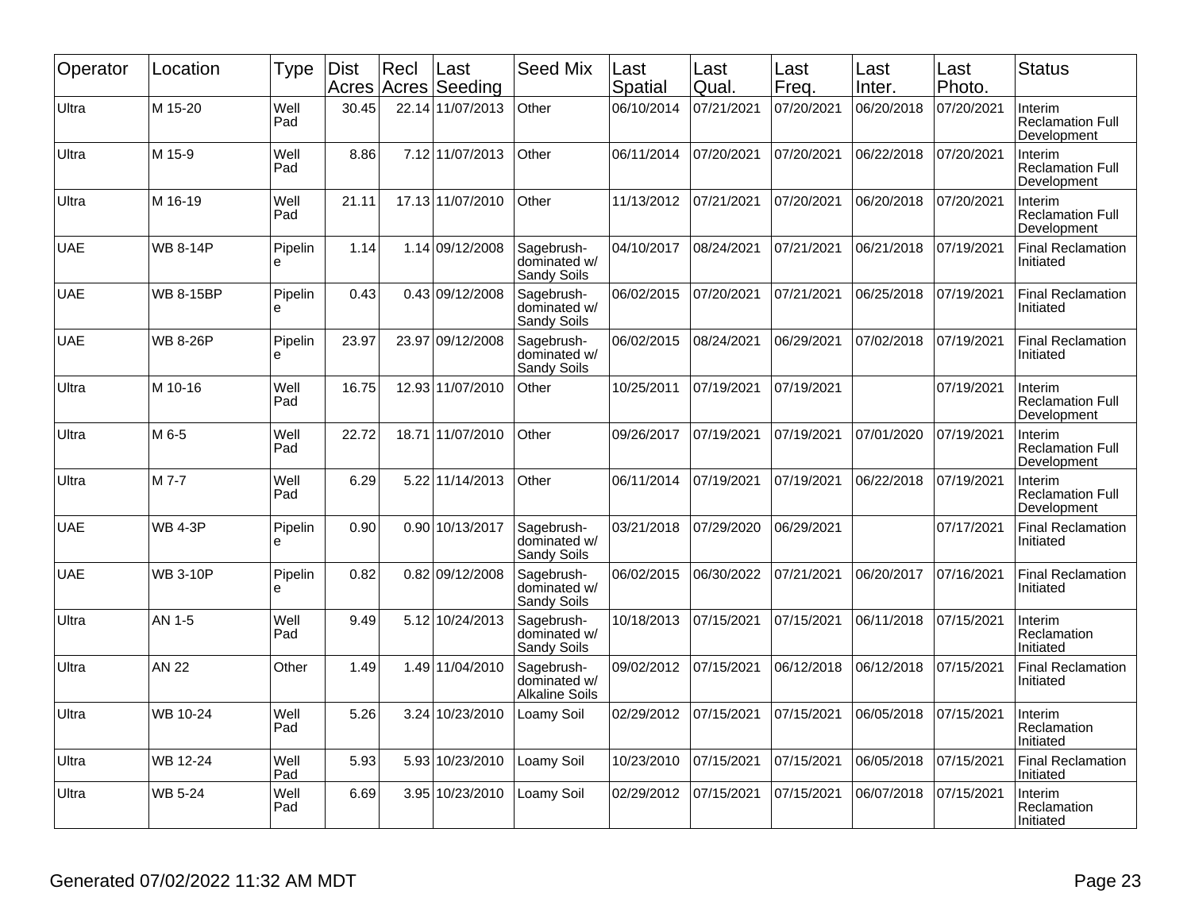| Operator | Location | Type | Dist Acres | Recl Acres | Last Seeding | Seed Mix | Last Spatial | Last Qual. | Last Freq. | Last Inter. | Last Photo. | Status |
|---|---|---|---|---|---|---|---|---|---|---|---|---|
| Ultra | M 15-20 | Well Pad | 30.45 | 22.14 | 11/07/2013 | Other | 06/10/2014 | 07/21/2021 | 07/20/2021 | 06/20/2018 | 07/20/2021 | Interim Reclamation Full Development |
| Ultra | M 15-9 | Well Pad | 8.86 | 7.12 | 11/07/2013 | Other | 06/11/2014 | 07/20/2021 | 07/20/2021 | 06/22/2018 | 07/20/2021 | Interim Reclamation Full Development |
| Ultra | M 16-19 | Well Pad | 21.11 | 17.13 | 11/07/2010 | Other | 11/13/2012 | 07/21/2021 | 07/20/2021 | 06/20/2018 | 07/20/2021 | Interim Reclamation Full Development |
| UAE | WB 8-14P | Pipeline | 1.14 | 1.14 | 09/12/2008 | Sagebrush-dominated w/ Sandy Soils | 04/10/2017 | 08/24/2021 | 07/21/2021 | 06/21/2018 | 07/19/2021 | Final Reclamation Initiated |
| UAE | WB 8-15BP | Pipeline | 0.43 | 0.43 | 09/12/2008 | Sagebrush-dominated w/ Sandy Soils | 06/02/2015 | 07/20/2021 | 07/21/2021 | 06/25/2018 | 07/19/2021 | Final Reclamation Initiated |
| UAE | WB 8-26P | Pipeline | 23.97 | 23.97 | 09/12/2008 | Sagebrush-dominated w/ Sandy Soils | 06/02/2015 | 08/24/2021 | 06/29/2021 | 07/02/2018 | 07/19/2021 | Final Reclamation Initiated |
| Ultra | M 10-16 | Well Pad | 16.75 | 12.93 | 11/07/2010 | Other | 10/25/2011 | 07/19/2021 | 07/19/2021 | | 07/19/2021 | Interim Reclamation Full Development |
| Ultra | M 6-5 | Well Pad | 22.72 | 18.71 | 11/07/2010 | Other | 09/26/2017 | 07/19/2021 | 07/19/2021 | 07/01/2020 | 07/19/2021 | Interim Reclamation Full Development |
| Ultra | M 7-7 | Well Pad | 6.29 | 5.22 | 11/14/2013 | Other | 06/11/2014 | 07/19/2021 | 07/19/2021 | 06/22/2018 | 07/19/2021 | Interim Reclamation Full Development |
| UAE | WB 4-3P | Pipeline | 0.90 | 0.90 | 10/13/2017 | Sagebrush-dominated w/ Sandy Soils | 03/21/2018 | 07/29/2020 | 06/29/2021 | | 07/17/2021 | Final Reclamation Initiated |
| UAE | WB 3-10P | Pipeline | 0.82 | 0.82 | 09/12/2008 | Sagebrush-dominated w/ Sandy Soils | 06/02/2015 | 06/30/2022 | 07/21/2021 | 06/20/2017 | 07/16/2021 | Final Reclamation Initiated |
| Ultra | AN 1-5 | Well Pad | 9.49 | 5.12 | 10/24/2013 | Sagebrush-dominated w/ Sandy Soils | 10/18/2013 | 07/15/2021 | 07/15/2021 | 06/11/2018 | 07/15/2021 | Interim Reclamation Initiated |
| Ultra | AN 22 | Other | 1.49 | 1.49 | 11/04/2010 | Sagebrush-dominated w/ Alkaline Soil | 09/02/2012 | 07/15/2021 | 06/12/2018 | 06/12/2018 | 07/15/2021 | Final Reclamation Initiated |
| Ultra | WB 10-24 | Well Pad | 5.26 | 3.24 | 10/23/2010 | Loamy Soil | 02/29/2012 | 07/15/2021 | 07/15/2021 | 06/05/2018 | 07/15/2021 | Interim Reclamation Initiated |
| Ultra | WB 12-24 | Well Pad | 5.93 | 5.93 | 10/23/2010 | Loamy Soil | 10/23/2010 | 07/15/2021 | 07/15/2021 | 06/05/2018 | 07/15/2021 | Final Reclamation Initiated |
| Ultra | WB 5-24 | Well Pad | 6.69 | 3.95 | 10/23/2010 | Loamy Soil | 02/29/2012 | 07/15/2021 | 07/15/2021 | 06/07/2018 | 07/15/2021 | Interim Reclamation Initiated |

Generated 07/02/2022 11:32 AM MDT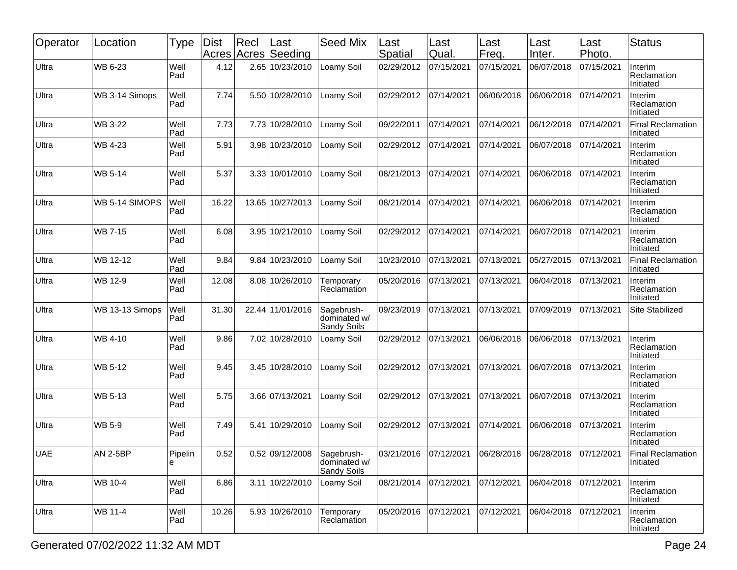| Operator | Location | Type | Dist Acres | Recl Acres | Last Seeding | Seed Mix | Last Spatial | Last Qual. | Last Freq. | Last Inter. | Last Photo. | Status |
|---|---|---|---|---|---|---|---|---|---|---|---|---|
| Ultra | WB 6-23 | Well Pad | 4.12 | 2.65 | 10/23/2010 | Loamy Soil | 02/29/2012 | 07/15/2021 | 07/15/2021 | 06/07/2018 | 07/15/2021 | Interim Reclamation Initiated |
| Ultra | WB 3-14 Simops | Well Pad | 7.74 | 5.50 | 10/28/2010 | Loamy Soil | 02/29/2012 | 07/14/2021 | 06/06/2018 | 06/06/2018 | 07/14/2021 | Interim Reclamation Initiated |
| Ultra | WB 3-22 | Well Pad | 7.73 | 7.73 | 10/28/2010 | Loamy Soil | 09/22/2011 | 07/14/2021 | 07/14/2021 | 06/12/2018 | 07/14/2021 | Final Reclamation Initiated |
| Ultra | WB 4-23 | Well Pad | 5.91 | 3.98 | 10/23/2010 | Loamy Soil | 02/29/2012 | 07/14/2021 | 07/14/2021 | 06/07/2018 | 07/14/2021 | Interim Reclamation Initiated |
| Ultra | WB 5-14 | Well Pad | 5.37 | 3.33 | 10/01/2010 | Loamy Soil | 08/21/2013 | 07/14/2021 | 07/14/2021 | 06/06/2018 | 07/14/2021 | Interim Reclamation Initiated |
| Ultra | WB 5-14 SIMOPS | Well Pad | 16.22 | 13.65 | 10/27/2013 | Loamy Soil | 08/21/2014 | 07/14/2021 | 07/14/2021 | 06/06/2018 | 07/14/2021 | Interim Reclamation Initiated |
| Ultra | WB 7-15 | Well Pad | 6.08 | 3.95 | 10/21/2010 | Loamy Soil | 02/29/2012 | 07/14/2021 | 07/14/2021 | 06/07/2018 | 07/14/2021 | Interim Reclamation Initiated |
| Ultra | WB 12-12 | Well Pad | 9.84 | 9.84 | 10/23/2010 | Loamy Soil | 10/23/2010 | 07/13/2021 | 07/13/2021 | 05/27/2015 | 07/13/2021 | Final Reclamation Initiated |
| Ultra | WB 12-9 | Well Pad | 12.08 | 8.08 | 10/26/2010 | Temporary Reclamation | 05/20/2016 | 07/13/2021 | 07/13/2021 | 06/04/2018 | 07/13/2021 | Interim Reclamation Initiated |
| Ultra | WB 13-13 Simops | Well Pad | 31.30 | 22.44 | 11/01/2016 | Sagebrush-dominated w/ Sandy Soils | 09/23/2019 | 07/13/2021 | 07/13/2021 | 07/09/2019 | 07/13/2021 | Site Stabilized |
| Ultra | WB 4-10 | Well Pad | 9.86 | 7.02 | 10/28/2010 | Loamy Soil | 02/29/2012 | 07/13/2021 | 06/06/2018 | 06/06/2018 | 07/13/2021 | Interim Reclamation Initiated |
| Ultra | WB 5-12 | Well Pad | 9.45 | 3.45 | 10/28/2010 | Loamy Soil | 02/29/2012 | 07/13/2021 | 07/13/2021 | 06/07/2018 | 07/13/2021 | Interim Reclamation Initiated |
| Ultra | WB 5-13 | Well Pad | 5.75 | 3.66 | 07/13/2021 | Loamy Soil | 02/29/2012 | 07/13/2021 | 07/13/2021 | 06/07/2018 | 07/13/2021 | Interim Reclamation Initiated |
| Ultra | WB 5-9 | Well Pad | 7.49 | 5.41 | 10/29/2010 | Loamy Soil | 02/29/2012 | 07/13/2021 | 07/14/2021 | 06/06/2018 | 07/13/2021 | Interim Reclamation Initiated |
| UAE | AN 2-5BP | Pipeline | 0.52 | 0.52 | 09/12/2008 | Sagebrush-dominated w/ Sandy Soils | 03/21/2016 | 07/12/2021 | 06/28/2018 | 06/28/2018 | 07/12/2021 | Final Reclamation Initiated |
| Ultra | WB 10-4 | Well Pad | 6.86 | 3.11 | 10/22/2010 | Loamy Soil | 08/21/2014 | 07/12/2021 | 07/12/2021 | 06/04/2018 | 07/12/2021 | Interim Reclamation Initiated |
| Ultra | WB 11-4 | Well Pad | 10.26 | 5.93 | 10/26/2010 | Temporary Reclamation | 05/20/2016 | 07/12/2021 | 07/12/2021 | 06/04/2018 | 07/12/2021 | Interim Reclamation Initiated |

Generated 07/02/2022 11:32 AM MDT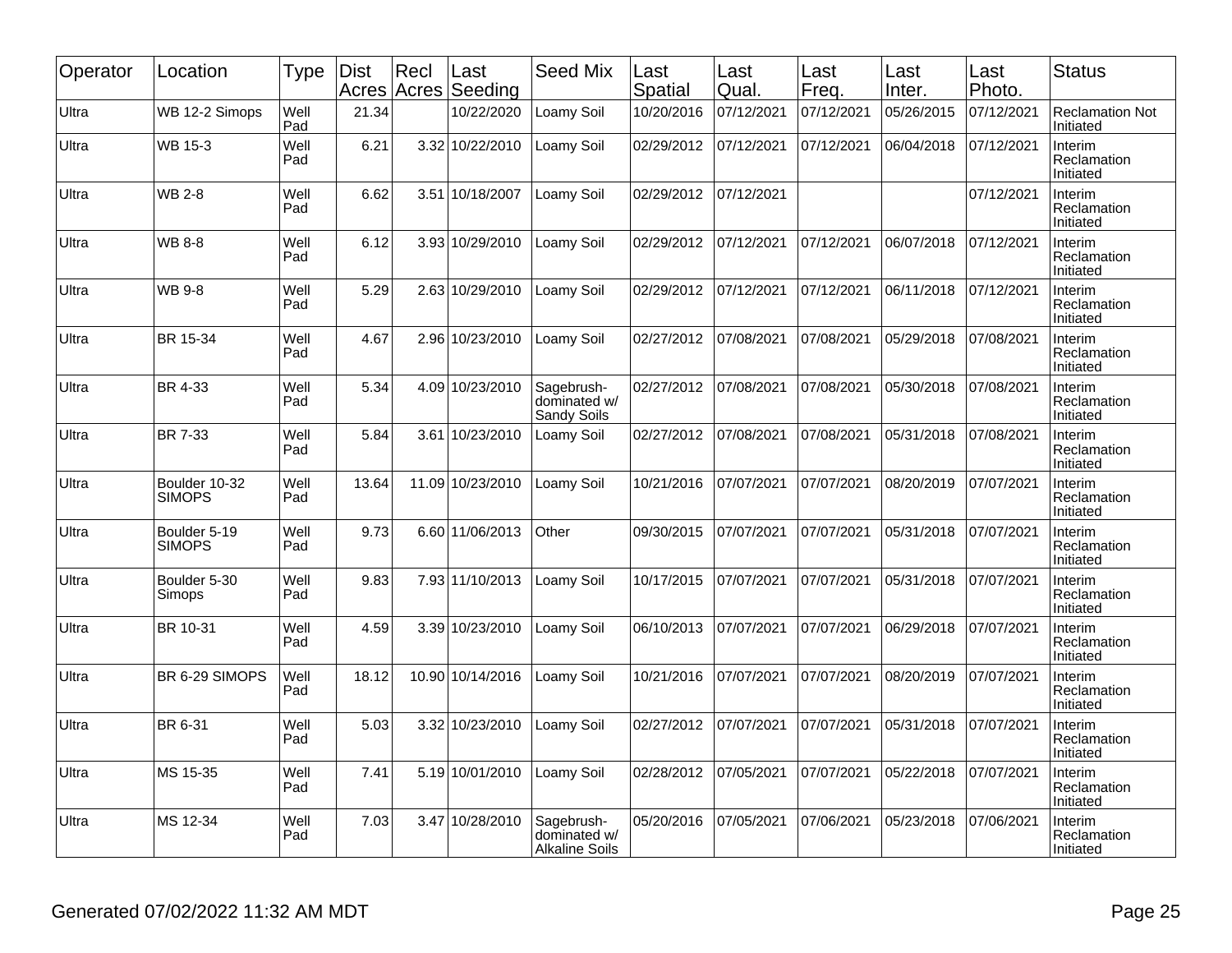| Operator | Location | Type | Dist Acres | Recl Acres | Last Seeding | Seed Mix | Last Spatial | Last Qual. | Last Freq. | Last Inter. | Last Photo. | Status |
|---|---|---|---|---|---|---|---|---|---|---|---|---|
| Ultra | WB 12-2 Simops | Well Pad | 21.34 | | 10/22/2020 | Loamy Soil | 10/20/2016 | 07/12/2021 | 07/12/2021 | 05/26/2015 | 07/12/2021 | Reclamation Not Initiated |
| Ultra | WB 15-3 | Well Pad | 6.21 | 3.32 | 10/22/2010 | Loamy Soil | 02/29/2012 | 07/12/2021 | 07/12/2021 | 06/04/2018 | 07/12/2021 | Interim Reclamation Initiated |
| Ultra | WB 2-8 | Well Pad | 6.62 | 3.51 | 10/18/2007 | Loamy Soil | 02/29/2012 | 07/12/2021 | | | 07/12/2021 | Interim Reclamation Initiated |
| Ultra | WB 8-8 | Well Pad | 6.12 | 3.93 | 10/29/2010 | Loamy Soil | 02/29/2012 | 07/12/2021 | 07/12/2021 | 06/07/2018 | 07/12/2021 | Interim Reclamation Initiated |
| Ultra | WB 9-8 | Well Pad | 5.29 | 2.63 | 10/29/2010 | Loamy Soil | 02/29/2012 | 07/12/2021 | 07/12/2021 | 06/11/2018 | 07/12/2021 | Interim Reclamation Initiated |
| Ultra | BR 15-34 | Well Pad | 4.67 | 2.96 | 10/23/2010 | Loamy Soil | 02/27/2012 | 07/08/2021 | 07/08/2021 | 05/29/2018 | 07/08/2021 | Interim Reclamation Initiated |
| Ultra | BR 4-33 | Well Pad | 5.34 | 4.09 | 10/23/2010 | Sagebrush-dominated w/ Sandy Soils | 02/27/2012 | 07/08/2021 | 07/08/2021 | 05/30/2018 | 07/08/2021 | Interim Reclamation Initiated |
| Ultra | BR 7-33 | Well Pad | 5.84 | 3.61 | 10/23/2010 | Loamy Soil | 02/27/2012 | 07/08/2021 | 07/08/2021 | 05/31/2018 | 07/08/2021 | Interim Reclamation Initiated |
| Ultra | Boulder 10-32 SIMOPS | Well Pad | 13.64 | 11.09 | 10/23/2010 | Loamy Soil | 10/21/2016 | 07/07/2021 | 07/07/2021 | 08/20/2019 | 07/07/2021 | Interim Reclamation Initiated |
| Ultra | Boulder 5-19 SIMOPS | Well Pad | 9.73 | 6.60 | 11/06/2013 | Other | 09/30/2015 | 07/07/2021 | 07/07/2021 | 05/31/2018 | 07/07/2021 | Interim Reclamation Initiated |
| Ultra | Boulder 5-30 Simops | Well Pad | 9.83 | 7.93 | 11/10/2013 | Loamy Soil | 10/17/2015 | 07/07/2021 | 07/07/2021 | 05/31/2018 | 07/07/2021 | Interim Reclamation Initiated |
| Ultra | BR 10-31 | Well Pad | 4.59 | 3.39 | 10/23/2010 | Loamy Soil | 06/10/2013 | 07/07/2021 | 07/07/2021 | 06/29/2018 | 07/07/2021 | Interim Reclamation Initiated |
| Ultra | BR 6-29 SIMOPS | Well Pad | 18.12 | 10.90 | 10/14/2016 | Loamy Soil | 10/21/2016 | 07/07/2021 | 07/07/2021 | 08/20/2019 | 07/07/2021 | Interim Reclamation Initiated |
| Ultra | BR 6-31 | Well Pad | 5.03 | 3.32 | 10/23/2010 | Loamy Soil | 02/27/2012 | 07/07/2021 | 07/07/2021 | 05/31/2018 | 07/07/2021 | Interim Reclamation Initiated |
| Ultra | MS 15-35 | Well Pad | 7.41 | 5.19 | 10/01/2010 | Loamy Soil | 02/28/2012 | 07/05/2021 | 07/07/2021 | 05/22/2018 | 07/07/2021 | Interim Reclamation Initiated |
| Ultra | MS 12-34 | Well Pad | 7.03 | 3.47 | 10/28/2010 | Sagebrush-dominated w/ Alkaline Soils | 05/20/2016 | 07/05/2021 | 07/06/2021 | 05/23/2018 | 07/06/2021 | Interim Reclamation Initiated |

Generated 07/02/2022 11:32 AM MDT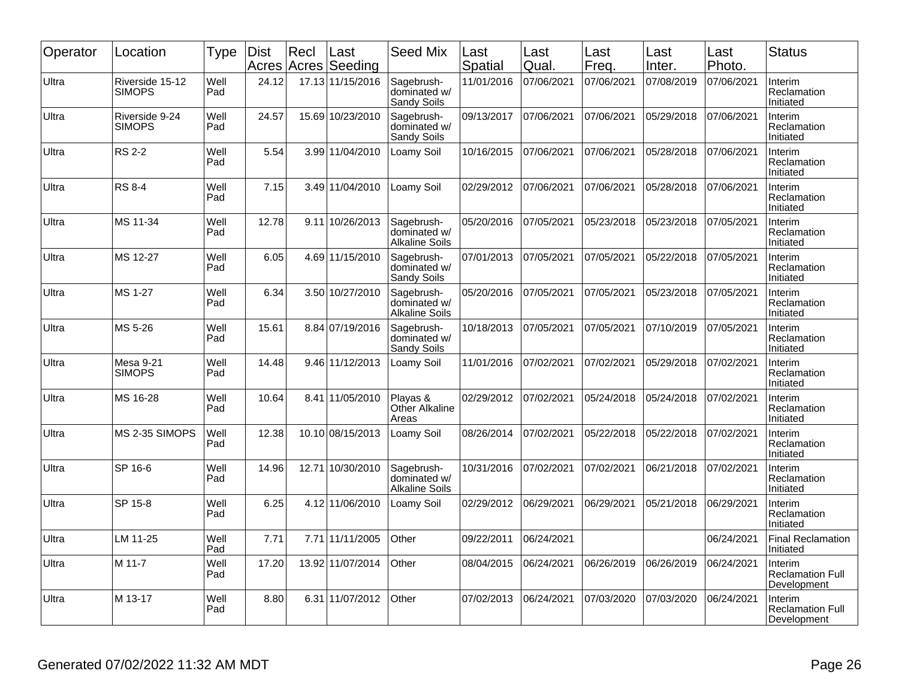| Operator | Location | Type | Dist Acres | Recl Acres | Last Seeding | Seed Mix | Last Spatial | Last Qual. | Last Freq. | Last Inter. | Last Photo. | Status |
|---|---|---|---|---|---|---|---|---|---|---|---|---|
| Ultra | Riverside 15-12 SIMOPS | Well Pad | 24.12 | 17.13 | 11/15/2016 | Sagebrush-dominated w/ Sandy Soils | 11/01/2016 | 07/06/2021 | 07/06/2021 | 07/08/2019 | 07/06/2021 | Interim Reclamation Initiated |
| Ultra | Riverside 9-24 SIMOPS | Well Pad | 24.57 | 15.69 | 10/23/2010 | Sagebrush-dominated w/ Sandy Soils | 09/13/2017 | 07/06/2021 | 07/06/2021 | 05/29/2018 | 07/06/2021 | Interim Reclamation Initiated |
| Ultra | RS 2-2 | Well Pad | 5.54 | 3.99 | 11/04/2010 | Loamy Soil | 10/16/2015 | 07/06/2021 | 07/06/2021 | 05/28/2018 | 07/06/2021 | Interim Reclamation Initiated |
| Ultra | RS 8-4 | Well Pad | 7.15 | 3.49 | 11/04/2010 | Loamy Soil | 02/29/2012 | 07/06/2021 | 07/06/2021 | 05/28/2018 | 07/06/2021 | Interim Reclamation Initiated |
| Ultra | MS 11-34 | Well Pad | 12.78 | 9.11 | 10/26/2013 | Sagebrush-dominated w/ Alkaline Soils | 05/20/2016 | 07/05/2021 | 05/23/2018 | 05/23/2018 | 07/05/2021 | Interim Reclamation Initiated |
| Ultra | MS 12-27 | Well Pad | 6.05 | 4.69 | 11/15/2010 | Sagebrush-dominated w/ Sandy Soils | 07/01/2013 | 07/05/2021 | 07/05/2021 | 05/22/2018 | 07/05/2021 | Interim Reclamation Initiated |
| Ultra | MS 1-27 | Well Pad | 6.34 | 3.50 | 10/27/2010 | Sagebrush-dominated w/ Alkaline Soils | 05/20/2016 | 07/05/2021 | 07/05/2021 | 05/23/2018 | 07/05/2021 | Interim Reclamation Initiated |
| Ultra | MS 5-26 | Well Pad | 15.61 | 8.84 | 07/19/2016 | Sagebrush-dominated w/ Sandy Soils | 10/18/2013 | 07/05/2021 | 07/05/2021 | 07/10/2019 | 07/05/2021 | Interim Reclamation Initiated |
| Ultra | Mesa 9-21 SIMOPS | Well Pad | 14.48 | 9.46 | 11/12/2013 | Loamy Soil | 11/01/2016 | 07/02/2021 | 07/02/2021 | 05/29/2018 | 07/02/2021 | Interim Reclamation Initiated |
| Ultra | MS 16-28 | Well Pad | 10.64 | 8.41 | 11/05/2010 | Playas & Other Alkaline Areas | 02/29/2012 | 07/02/2021 | 05/24/2018 | 05/24/2018 | 07/02/2021 | Interim Reclamation Initiated |
| Ultra | MS 2-35 SIMOPS | Well Pad | 12.38 | 10.10 | 08/15/2013 | Loamy Soil | 08/26/2014 | 07/02/2021 | 05/22/2018 | 05/22/2018 | 07/02/2021 | Interim Reclamation Initiated |
| Ultra | SP 16-6 | Well Pad | 14.96 | 12.71 | 10/30/2010 | Sagebrush-dominated w/ Alkaline Soils | 10/31/2016 | 07/02/2021 | 07/02/2021 | 06/21/2018 | 07/02/2021 | Interim Reclamation Initiated |
| Ultra | SP 15-8 | Well Pad | 6.25 | 4.12 | 11/06/2010 | Loamy Soil | 02/29/2012 | 06/29/2021 | 06/29/2021 | 05/21/2018 | 06/29/2021 | Interim Reclamation Initiated |
| Ultra | LM 11-25 | Well Pad | 7.71 | 7.71 | 11/11/2005 | Other | 09/22/2011 | 06/24/2021 | | | 06/24/2021 | Final Reclamation Initiated |
| Ultra | M 11-7 | Well Pad | 17.20 | 13.92 | 11/07/2014 | Other | 08/04/2015 | 06/24/2021 | 06/26/2019 | 06/26/2019 | 06/24/2021 | Interim Reclamation Full Development |
| Ultra | M 13-17 | Well Pad | 8.80 | 6.31 | 11/07/2012 | Other | 07/02/2013 | 06/24/2021 | 07/03/2020 | 07/03/2020 | 06/24/2021 | Interim Reclamation Full Development |

Generated 07/02/2022 11:32 AM MDT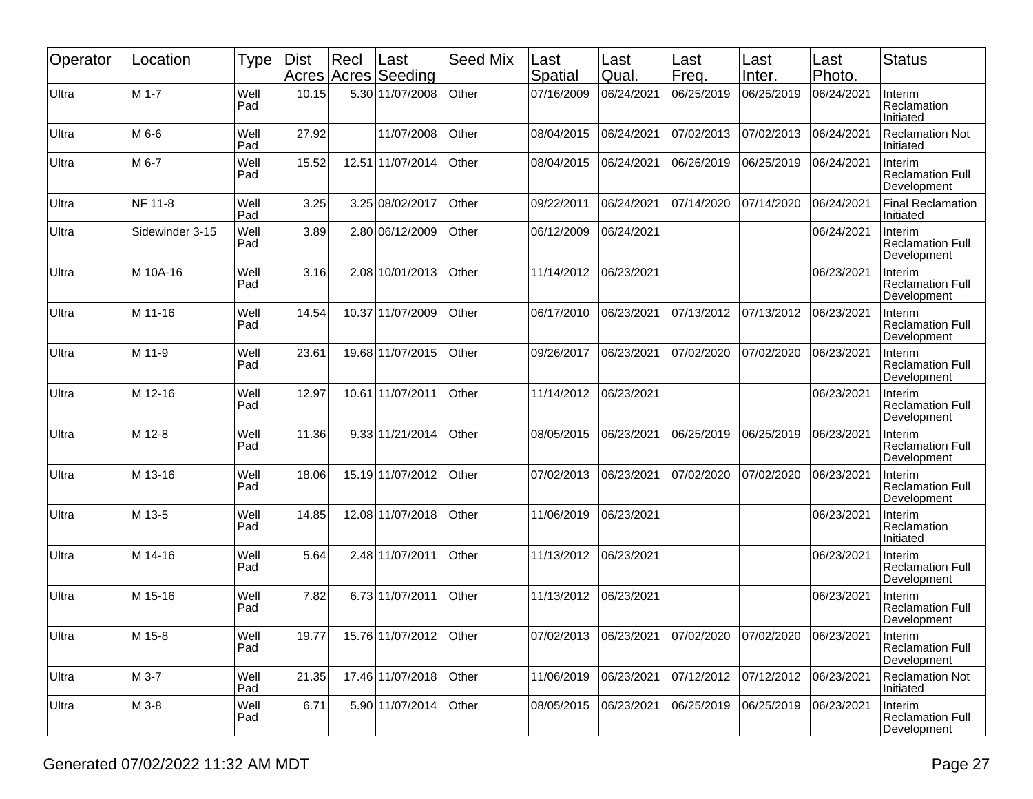| Operator | Location | Type | Dist Acres | Recl Acres | Last Seeding | Seed Mix | Last Spatial | Last Qual. | Last Freq. | Last Inter. | Last Photo. | Status |
|---|---|---|---|---|---|---|---|---|---|---|---|---|
| Ultra | M 1-7 | Well Pad | 10.15 | 5.30 | 11/07/2008 | Other | 07/16/2009 | 06/24/2021 | 06/25/2019 | 06/25/2019 | 06/24/2021 | Interim Reclamation Initiated |
| Ultra | M 6-6 | Well Pad | 27.92 | | 11/07/2008 | Other | 08/04/2015 | 06/24/2021 | 07/02/2013 | 07/02/2013 | 06/24/2021 | Reclamation Not Initiated |
| Ultra | M 6-7 | Well Pad | 15.52 | 12.51 | 11/07/2014 | Other | 08/04/2015 | 06/24/2021 | 06/26/2019 | 06/25/2019 | 06/24/2021 | Interim Reclamation Full Development |
| Ultra | NF 11-8 | Well Pad | 3.25 | 3.25 | 08/02/2017 | Other | 09/22/2011 | 06/24/2021 | 07/14/2020 | 07/14/2020 | 06/24/2021 | Final Reclamation Initiated |
| Ultra | Sidewinder 3-15 | Well Pad | 3.89 | 2.80 | 06/12/2009 | Other | 06/12/2009 | 06/24/2021 | | | 06/24/2021 | Interim Reclamation Full Development |
| Ultra | M 10A-16 | Well Pad | 3.16 | 2.08 | 10/01/2013 | Other | 11/14/2012 | 06/23/2021 | | | 06/23/2021 | Interim Reclamation Full Development |
| Ultra | M 11-16 | Well Pad | 14.54 | 10.37 | 11/07/2009 | Other | 06/17/2010 | 06/23/2021 | 07/13/2012 | 07/13/2012 | 06/23/2021 | Interim Reclamation Full Development |
| Ultra | M 11-9 | Well Pad | 23.61 | 19.68 | 11/07/2015 | Other | 09/26/2017 | 06/23/2021 | 07/02/2020 | 07/02/2020 | 06/23/2021 | Interim Reclamation Full Development |
| Ultra | M 12-16 | Well Pad | 12.97 | 10.61 | 11/07/2011 | Other | 11/14/2012 | 06/23/2021 | | | 06/23/2021 | Interim Reclamation Full Development |
| Ultra | M 12-8 | Well Pad | 11.36 | 9.33 | 11/21/2014 | Other | 08/05/2015 | 06/23/2021 | 06/25/2019 | 06/25/2019 | 06/23/2021 | Interim Reclamation Full Development |
| Ultra | M 13-16 | Well Pad | 18.06 | 15.19 | 11/07/2012 | Other | 07/02/2013 | 06/23/2021 | 07/02/2020 | 07/02/2020 | 06/23/2021 | Interim Reclamation Full Development |
| Ultra | M 13-5 | Well Pad | 14.85 | 12.08 | 11/07/2018 | Other | 11/06/2019 | 06/23/2021 | | | 06/23/2021 | Interim Reclamation Initiated |
| Ultra | M 14-16 | Well Pad | 5.64 | 2.48 | 11/07/2011 | Other | 11/13/2012 | 06/23/2021 | | | 06/23/2021 | Interim Reclamation Full Development |
| Ultra | M 15-16 | Well Pad | 7.82 | 6.73 | 11/07/2011 | Other | 11/13/2012 | 06/23/2021 | | | 06/23/2021 | Interim Reclamation Full Development |
| Ultra | M 15-8 | Well Pad | 19.77 | 15.76 | 11/07/2012 | Other | 07/02/2013 | 06/23/2021 | 07/02/2020 | 07/02/2020 | 06/23/2021 | Interim Reclamation Full Development |
| Ultra | M 3-7 | Well Pad | 21.35 | 17.46 | 11/07/2018 | Other | 11/06/2019 | 06/23/2021 | 07/12/2012 | 07/12/2012 | 06/23/2021 | Reclamation Not Initiated |
| Ultra | M 3-8 | Well Pad | 6.71 | 5.90 | 11/07/2014 | Other | 08/05/2015 | 06/23/2021 | 06/25/2019 | 06/25/2019 | 06/23/2021 | Interim Reclamation Full Development |

Generated 07/02/2022 11:32 AM MDT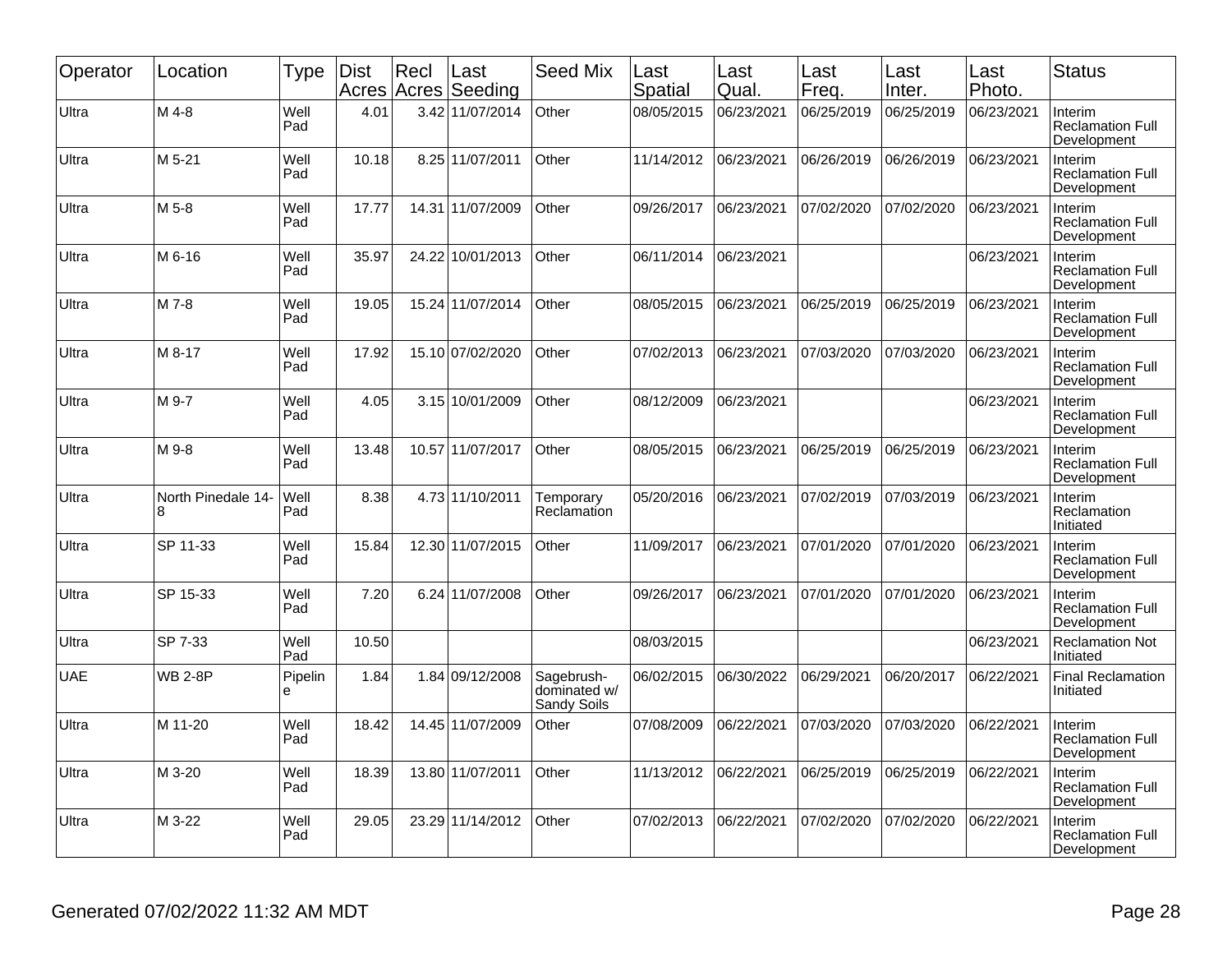| Operator | Location | Type | Dist Acres | Recl Acres | Last Seeding | Seed Mix | Last Spatial | Last Qual. | Last Freq. | Last Inter. | Last Photo. | Status |
|---|---|---|---|---|---|---|---|---|---|---|---|---|
| Ultra | M 4-8 | Well Pad | 4.01 | 3.42 | 11/07/2014 | Other | 08/05/2015 | 06/23/2021 | 06/25/2019 | 06/25/2019 | 06/23/2021 | Interim Reclamation Full Development |
| Ultra | M 5-21 | Well Pad | 10.18 | 8.25 | 11/07/2011 | Other | 11/14/2012 | 06/23/2021 | 06/26/2019 | 06/26/2019 | 06/23/2021 | Interim Reclamation Full Development |
| Ultra | M 5-8 | Well Pad | 17.77 | 14.31 | 11/07/2009 | Other | 09/26/2017 | 06/23/2021 | 07/02/2020 | 07/02/2020 | 06/23/2021 | Interim Reclamation Full Development |
| Ultra | M 6-16 | Well Pad | 35.97 | 24.22 | 10/01/2013 | Other | 06/11/2014 | 06/23/2021 | | | 06/23/2021 | Interim Reclamation Full Development |
| Ultra | M 7-8 | Well Pad | 19.05 | 15.24 | 11/07/2014 | Other | 08/05/2015 | 06/23/2021 | 06/25/2019 | 06/25/2019 | 06/23/2021 | Interim Reclamation Full Development |
| Ultra | M 8-17 | Well Pad | 17.92 | 15.10 | 07/02/2020 | Other | 07/02/2013 | 06/23/2021 | 07/03/2020 | 07/03/2020 | 06/23/2021 | Interim Reclamation Full Development |
| Ultra | M 9-7 | Well Pad | 4.05 | 3.15 | 10/01/2009 | Other | 08/12/2009 | 06/23/2021 | | | 06/23/2021 | Interim Reclamation Full Development |
| Ultra | M 9-8 | Well Pad | 13.48 | 10.57 | 11/07/2017 | Other | 08/05/2015 | 06/23/2021 | 06/25/2019 | 06/25/2019 | 06/23/2021 | Interim Reclamation Full Development |
| Ultra | North Pinedale 14-8 | Well Pad | 8.38 | 4.73 | 11/10/2011 | Temporary Reclamation | 05/20/2016 | 06/23/2021 | 07/02/2019 | 07/03/2019 | 06/23/2021 | Interim Reclamation Initiated |
| Ultra | SP 11-33 | Well Pad | 15.84 | 12.30 | 11/07/2015 | Other | 11/09/2017 | 06/23/2021 | 07/01/2020 | 07/01/2020 | 06/23/2021 | Interim Reclamation Full Development |
| Ultra | SP 15-33 | Well Pad | 7.20 | 6.24 | 11/07/2008 | Other | 09/26/2017 | 06/23/2021 | 07/01/2020 | 07/01/2020 | 06/23/2021 | Interim Reclamation Full Development |
| Ultra | SP 7-33 | Well Pad | 10.50 | | | | 08/03/2015 | | | | 06/23/2021 | Reclamation Not Initiated |
| UAE | WB 2-8P | Pipeline | 1.84 | 1.84 | 09/12/2008 | Sagebrush-dominated w/ Sandy Soils | 06/02/2015 | 06/30/2022 | 06/29/2021 | 06/20/2017 | 06/22/2021 | Final Reclamation Initiated |
| Ultra | M 11-20 | Well Pad | 18.42 | 14.45 | 11/07/2009 | Other | 07/08/2009 | 06/22/2021 | 07/03/2020 | 07/03/2020 | 06/22/2021 | Interim Reclamation Full Development |
| Ultra | M 3-20 | Well Pad | 18.39 | 13.80 | 11/07/2011 | Other | 11/13/2012 | 06/22/2021 | 06/25/2019 | 06/25/2019 | 06/22/2021 | Interim Reclamation Full Development |
| Ultra | M 3-22 | Well Pad | 29.05 | 23.29 | 11/14/2012 | Other | 07/02/2013 | 06/22/2021 | 07/02/2020 | 07/02/2020 | 06/22/2021 | Interim Reclamation Full Development |

Generated 07/02/2022 11:32 AM MDT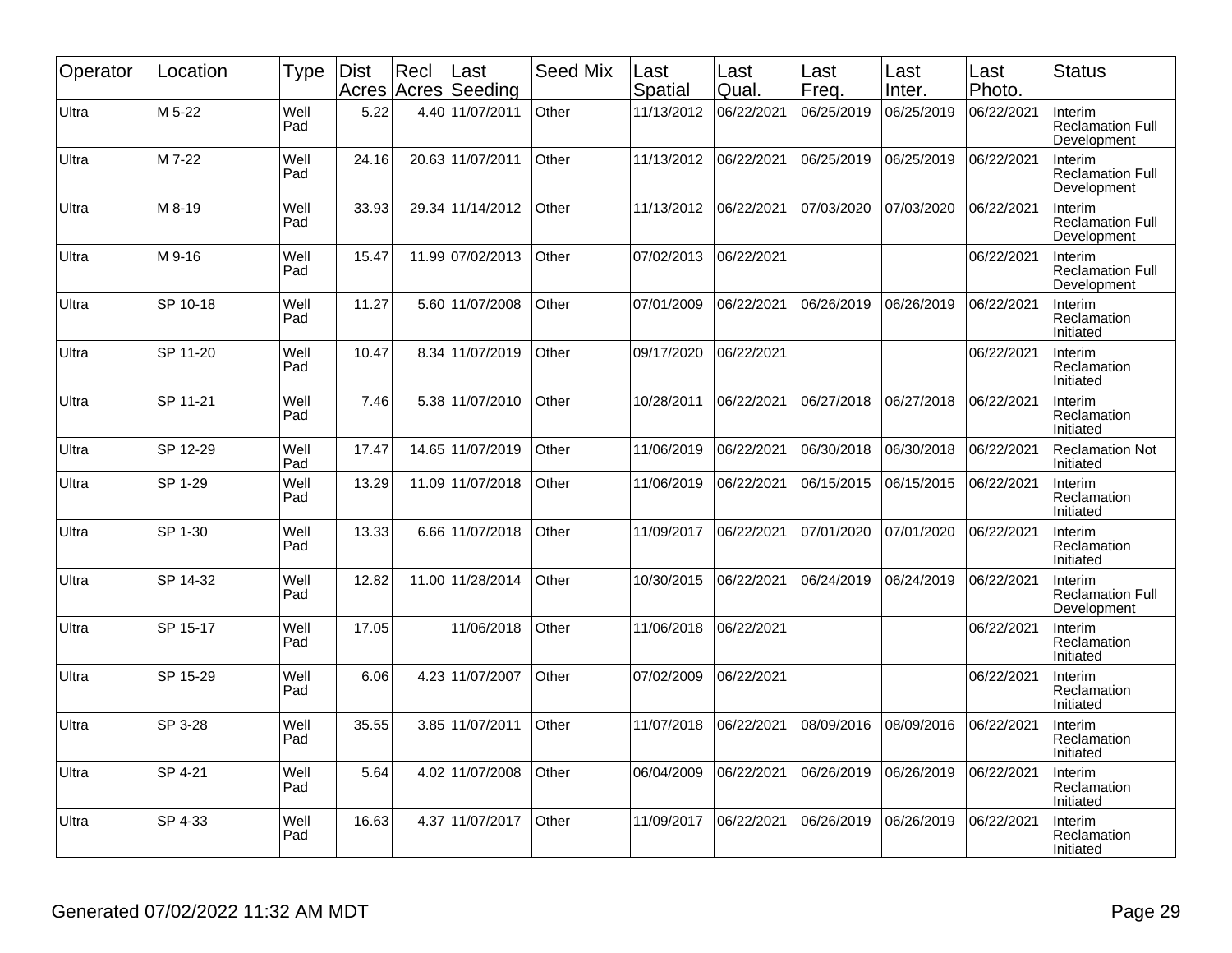| Operator | Location | Type | Dist Acres | Recl Acres | Last Seeding | Seed Mix | Last Spatial | Last Qual. | Last Freq. | Last Inter. | Last Photo. | Status |
|---|---|---|---|---|---|---|---|---|---|---|---|---|
| Ultra | M 5-22 | Well Pad | 5.22 | 4.40 | 11/07/2011 | Other | 11/13/2012 | 06/22/2021 | 06/25/2019 | 06/25/2019 | 06/22/2021 | Interim Reclamation Full Development |
| Ultra | M 7-22 | Well Pad | 24.16 | 20.63 | 11/07/2011 | Other | 11/13/2012 | 06/22/2021 | 06/25/2019 | 06/25/2019 | 06/22/2021 | Interim Reclamation Full Development |
| Ultra | M 8-19 | Well Pad | 33.93 | 29.34 | 11/14/2012 | Other | 11/13/2012 | 06/22/2021 | 07/03/2020 | 07/03/2020 | 06/22/2021 | Interim Reclamation Full Development |
| Ultra | M 9-16 | Well Pad | 15.47 | 11.99 | 07/02/2013 | Other | 07/02/2013 | 06/22/2021 | | | 06/22/2021 | Interim Reclamation Full Development |
| Ultra | SP 10-18 | Well Pad | 11.27 | 5.60 | 11/07/2008 | Other | 07/01/2009 | 06/22/2021 | 06/26/2019 | 06/26/2019 | 06/22/2021 | Interim Reclamation Initiated |
| Ultra | SP 11-20 | Well Pad | 10.47 | 8.34 | 11/07/2019 | Other | 09/17/2020 | 06/22/2021 | | | 06/22/2021 | Interim Reclamation Initiated |
| Ultra | SP 11-21 | Well Pad | 7.46 | 5.38 | 11/07/2010 | Other | 10/28/2011 | 06/22/2021 | 06/27/2018 | 06/27/2018 | 06/22/2021 | Interim Reclamation Initiated |
| Ultra | SP 12-29 | Well Pad | 17.47 | 14.65 | 11/07/2019 | Other | 11/06/2019 | 06/22/2021 | 06/30/2018 | 06/30/2018 | 06/22/2021 | Reclamation Not Initiated |
| Ultra | SP 1-29 | Well Pad | 13.29 | 11.09 | 11/07/2018 | Other | 11/06/2019 | 06/22/2021 | 06/15/2015 | 06/15/2015 | 06/22/2021 | Interim Reclamation Initiated |
| Ultra | SP 1-30 | Well Pad | 13.33 | 6.66 | 11/07/2018 | Other | 11/09/2017 | 06/22/2021 | 07/01/2020 | 07/01/2020 | 06/22/2021 | Interim Reclamation Initiated |
| Ultra | SP 14-32 | Well Pad | 12.82 | 11.00 | 11/28/2014 | Other | 10/30/2015 | 06/22/2021 | 06/24/2019 | 06/24/2019 | 06/22/2021 | Interim Reclamation Full Development |
| Ultra | SP 15-17 | Well Pad | 17.05 | | 11/06/2018 | Other | 11/06/2018 | 06/22/2021 | | | 06/22/2021 | Interim Reclamation Initiated |
| Ultra | SP 15-29 | Well Pad | 6.06 | 4.23 | 11/07/2007 | Other | 07/02/2009 | 06/22/2021 | | | 06/22/2021 | Interim Reclamation Initiated |
| Ultra | SP 3-28 | Well Pad | 35.55 | 3.85 | 11/07/2011 | Other | 11/07/2018 | 06/22/2021 | 08/09/2016 | 08/09/2016 | 06/22/2021 | Interim Reclamation Initiated |
| Ultra | SP 4-21 | Well Pad | 5.64 | 4.02 | 11/07/2008 | Other | 06/04/2009 | 06/22/2021 | 06/26/2019 | 06/26/2019 | 06/22/2021 | Interim Reclamation Initiated |
| Ultra | SP 4-33 | Well Pad | 16.63 | 4.37 | 11/07/2017 | Other | 11/09/2017 | 06/22/2021 | 06/26/2019 | 06/26/2019 | 06/22/2021 | Interim Reclamation Initiated |

Generated 07/02/2022 11:32 AM MDT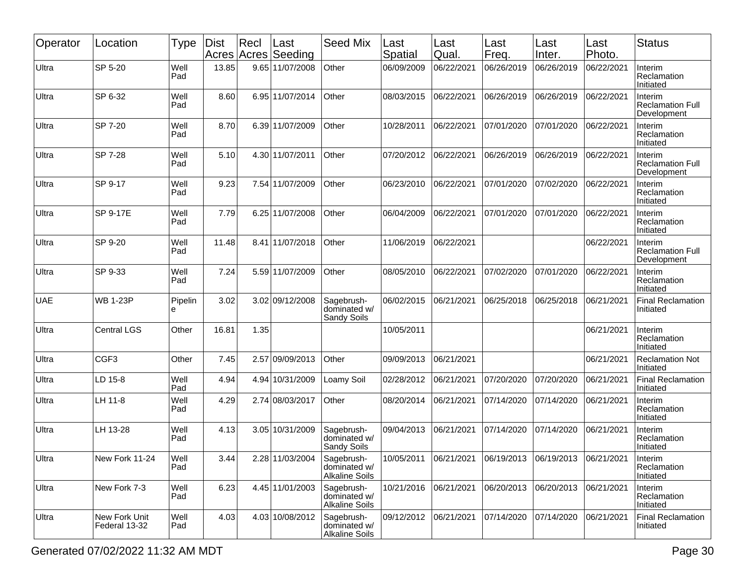| Operator | Location | Type | Dist Acres | Recl Acres | Last Seeding | Seed Mix | Last Spatial | Last Qual. | Last Freq. | Last Inter. | Last Photo. | Status |
|---|---|---|---|---|---|---|---|---|---|---|---|---|
| Ultra | SP 5-20 | Well Pad | 13.85 | 9.65 | 11/07/2008 | Other | 06/09/2009 | 06/22/2021 | 06/26/2019 | 06/26/2019 | 06/22/2021 | Interim Reclamation Initiated |
| Ultra | SP 6-32 | Well Pad | 8.60 | 6.95 | 11/07/2014 | Other | 08/03/2015 | 06/22/2021 | 06/26/2019 | 06/26/2019 | 06/22/2021 | Interim Reclamation Full Development |
| Ultra | SP 7-20 | Well Pad | 8.70 | 6.39 | 11/07/2009 | Other | 10/28/2011 | 06/22/2021 | 07/01/2020 | 07/01/2020 | 06/22/2021 | Interim Reclamation Initiated |
| Ultra | SP 7-28 | Well Pad | 5.10 | 4.30 | 11/07/2011 | Other | 07/20/2012 | 06/22/2021 | 06/26/2019 | 06/26/2019 | 06/22/2021 | Interim Reclamation Full Development |
| Ultra | SP 9-17 | Well Pad | 9.23 | 7.54 | 11/07/2009 | Other | 06/23/2010 | 06/22/2021 | 07/01/2020 | 07/02/2020 | 06/22/2021 | Interim Reclamation Initiated |
| Ultra | SP 9-17E | Well Pad | 7.79 | 6.25 | 11/07/2008 | Other | 06/04/2009 | 06/22/2021 | 07/01/2020 | 07/01/2020 | 06/22/2021 | Interim Reclamation Initiated |
| Ultra | SP 9-20 | Well Pad | 11.48 | 8.41 | 11/07/2018 | Other | 11/06/2019 | 06/22/2021 | | | 06/22/2021 | Interim Reclamation Full Development |
| Ultra | SP 9-33 | Well Pad | 7.24 | 5.59 | 11/07/2009 | Other | 08/05/2010 | 06/22/2021 | 07/02/2020 | 07/01/2020 | 06/22/2021 | Interim Reclamation Initiated |
| UAE | WB 1-23P | Pipeline | 3.02 | 3.02 | 09/12/2008 | Sagebrush-dominated w/ Sandy Soils | 06/02/2015 | 06/21/2021 | 06/25/2018 | 06/25/2018 | 06/21/2021 | Final Reclamation Initiated |
| Ultra | Central LGS | Other | 16.81 | 1.35 | | | 10/05/2011 | | | | 06/21/2021 | Interim Reclamation Initiated |
| Ultra | CGF3 | Other | 7.45 | 2.57 | 09/09/2013 | Other | 09/09/2013 | 06/21/2021 | | | 06/21/2021 | Reclamation Not Initiated |
| Ultra | LD 15-8 | Well Pad | 4.94 | 4.94 | 10/31/2009 | Loamy Soil | 02/28/2012 | 06/21/2021 | 07/20/2020 | 07/20/2020 | 06/21/2021 | Final Reclamation Initiated |
| Ultra | LH 11-8 | Well Pad | 4.29 | 2.74 | 08/03/2017 | Other | 08/20/2014 | 06/21/2021 | 07/14/2020 | 07/14/2020 | 06/21/2021 | Interim Reclamation Initiated |
| Ultra | LH 13-28 | Well Pad | 4.13 | 3.05 | 10/31/2009 | Sagebrush-dominated w/ Sandy Soils | 09/04/2013 | 06/21/2021 | 07/14/2020 | 07/14/2020 | 06/21/2021 | Interim Reclamation Initiated |
| Ultra | New Fork 11-24 | Well Pad | 3.44 | 2.28 | 11/03/2004 | Sagebrush-dominated w/ Alkaline Soils | 10/05/2011 | 06/21/2021 | 06/19/2013 | 06/19/2013 | 06/21/2021 | Interim Reclamation Initiated |
| Ultra | New Fork 7-3 | Well Pad | 6.23 | 4.45 | 11/01/2003 | Sagebrush-dominated w/ Alkaline Soils | 10/21/2016 | 06/21/2021 | 06/20/2013 | 06/20/2013 | 06/21/2021 | Interim Reclamation Initiated |
| Ultra | New Fork Unit Federal 13-32 | Well Pad | 4.03 | 4.03 | 10/08/2012 | Sagebrush-dominated w/ Alkaline Soils | 09/12/2012 | 06/21/2021 | 07/14/2020 | 07/14/2020 | 06/21/2021 | Final Reclamation Initiated |

Generated 07/02/2022 11:32 AM MDT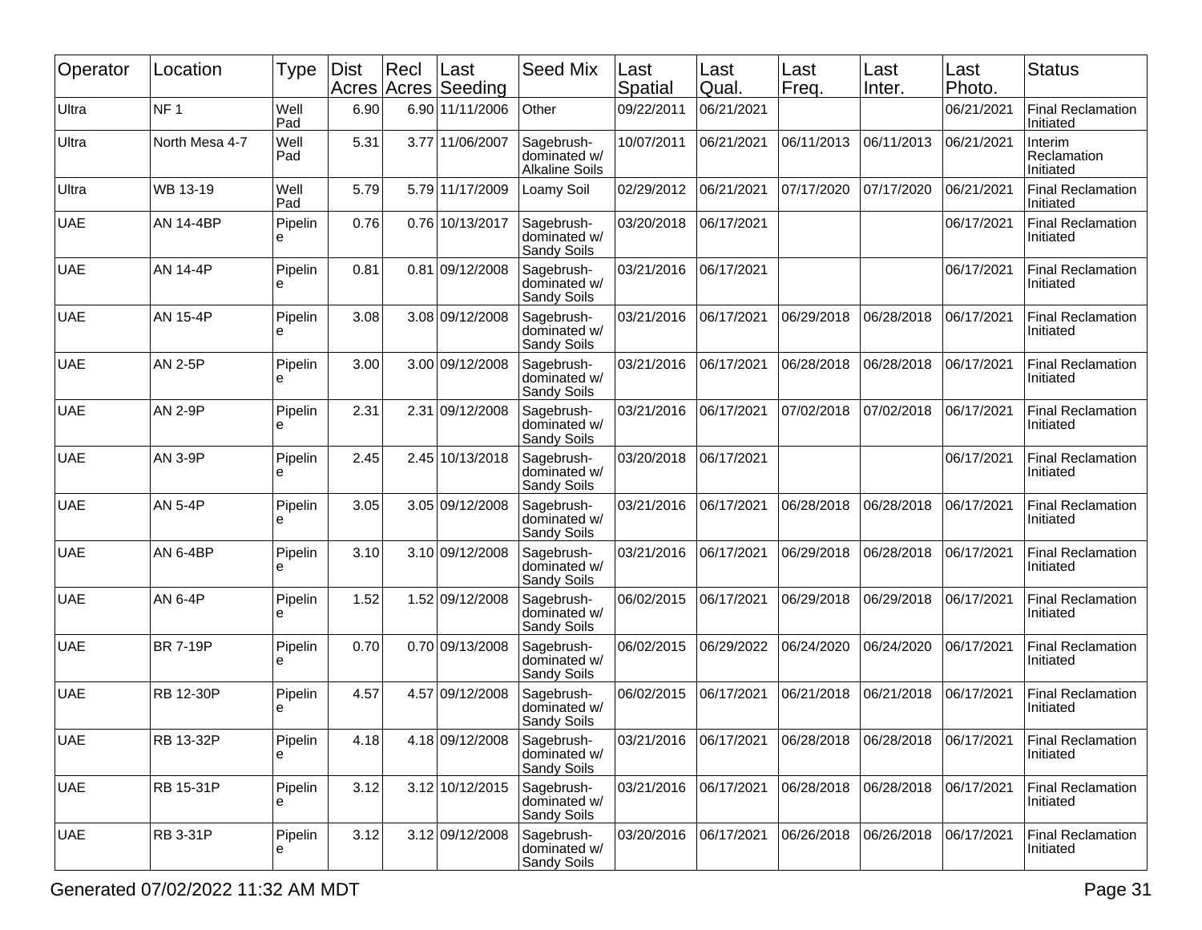| Operator | Location | Type | Dist Acres | Recl Acres | Last Seeding | Seed Mix | Last Spatial | Last Qual. | Last Freq. | Last Inter. | Last Photo. | Status |
|---|---|---|---|---|---|---|---|---|---|---|---|---|
| Ultra | NF 1 | Well Pad | 6.90 | 6.90 | 11/11/2006 | Other | 09/22/2011 | 06/21/2021 | | | 06/21/2021 | Final Reclamation Initiated |
| Ultra | North Mesa 4-7 | Well Pad | 5.31 | 3.77 | 11/06/2007 | Sagebrush-dominated w/ Alkaline Soils | 10/07/2011 | 06/21/2021 | 06/11/2013 | 06/11/2013 | 06/21/2021 | Interim Reclamation Initiated |
| Ultra | WB 13-19 | Well Pad | 5.79 | 5.79 | 11/17/2009 | Loamy Soil | 02/29/2012 | 06/21/2021 | 07/17/2020 | 07/17/2020 | 06/21/2021 | Final Reclamation Initiated |
| UAE | AN 14-4BP | Pipeline | 0.76 | 0.76 | 10/13/2017 | Sagebrush-dominated w/ Sandy Soils | 03/20/2018 | 06/17/2021 | | | 06/17/2021 | Final Reclamation Initiated |
| UAE | AN 14-4P | Pipeline | 0.81 | 0.81 | 09/12/2008 | Sagebrush-dominated w/ Sandy Soils | 03/21/2016 | 06/17/2021 | | | 06/17/2021 | Final Reclamation Initiated |
| UAE | AN 15-4P | Pipeline | 3.08 | 3.08 | 09/12/2008 | Sagebrush-dominated w/ Sandy Soils | 03/21/2016 | 06/17/2021 | 06/29/2018 | 06/28/2018 | 06/17/2021 | Final Reclamation Initiated |
| UAE | AN 2-5P | Pipeline | 3.00 | 3.00 | 09/12/2008 | Sagebrush-dominated w/ Sandy Soils | 03/21/2016 | 06/17/2021 | 06/28/2018 | 06/28/2018 | 06/17/2021 | Final Reclamation Initiated |
| UAE | AN 2-9P | Pipeline | 2.31 | 2.31 | 09/12/2008 | Sagebrush-dominated w/ Sandy Soils | 03/21/2016 | 06/17/2021 | 07/02/2018 | 07/02/2018 | 06/17/2021 | Final Reclamation Initiated |
| UAE | AN 3-9P | Pipeline | 2.45 | 2.45 | 10/13/2018 | Sagebrush-dominated w/ Sandy Soils | 03/20/2018 | 06/17/2021 | | | 06/17/2021 | Final Reclamation Initiated |
| UAE | AN 5-4P | Pipeline | 3.05 | 3.05 | 09/12/2008 | Sagebrush-dominated w/ Sandy Soils | 03/21/2016 | 06/17/2021 | 06/28/2018 | 06/28/2018 | 06/17/2021 | Final Reclamation Initiated |
| UAE | AN 6-4BP | Pipeline | 3.10 | 3.10 | 09/12/2008 | Sagebrush-dominated w/ Sandy Soils | 03/21/2016 | 06/17/2021 | 06/29/2018 | 06/28/2018 | 06/17/2021 | Final Reclamation Initiated |
| UAE | AN 6-4P | Pipeline | 1.52 | 1.52 | 09/12/2008 | Sagebrush-dominated w/ Sandy Soils | 06/02/2015 | 06/17/2021 | 06/29/2018 | 06/29/2018 | 06/17/2021 | Final Reclamation Initiated |
| UAE | BR 7-19P | Pipeline | 0.70 | 0.70 | 09/13/2008 | Sagebrush-dominated w/ Sandy Soils | 06/02/2015 | 06/29/2022 | 06/24/2020 | 06/24/2020 | 06/17/2021 | Final Reclamation Initiated |
| UAE | RB 12-30P | Pipeline | 4.57 | 4.57 | 09/12/2008 | Sagebrush-dominated w/ Sandy Soils | 06/02/2015 | 06/17/2021 | 06/21/2018 | 06/21/2018 | 06/17/2021 | Final Reclamation Initiated |
| UAE | RB 13-32P | Pipeline | 4.18 | 4.18 | 09/12/2008 | Sagebrush-dominated w/ Sandy Soils | 03/21/2016 | 06/17/2021 | 06/28/2018 | 06/28/2018 | 06/17/2021 | Final Reclamation Initiated |
| UAE | RB 15-31P | Pipeline | 3.12 | 3.12 | 10/12/2015 | Sagebrush-dominated w/ Sandy Soils | 03/21/2016 | 06/17/2021 | 06/28/2018 | 06/28/2018 | 06/17/2021 | Final Reclamation Initiated |
| UAE | RB 3-31P | Pipeline | 3.12 | 3.12 | 09/12/2008 | Sagebrush-dominated w/ Sandy Soils | 03/20/2016 | 06/17/2021 | 06/26/2018 | 06/26/2018 | 06/17/2021 | Final Reclamation Initiated |

Generated 07/02/2022 11:32 AM MDT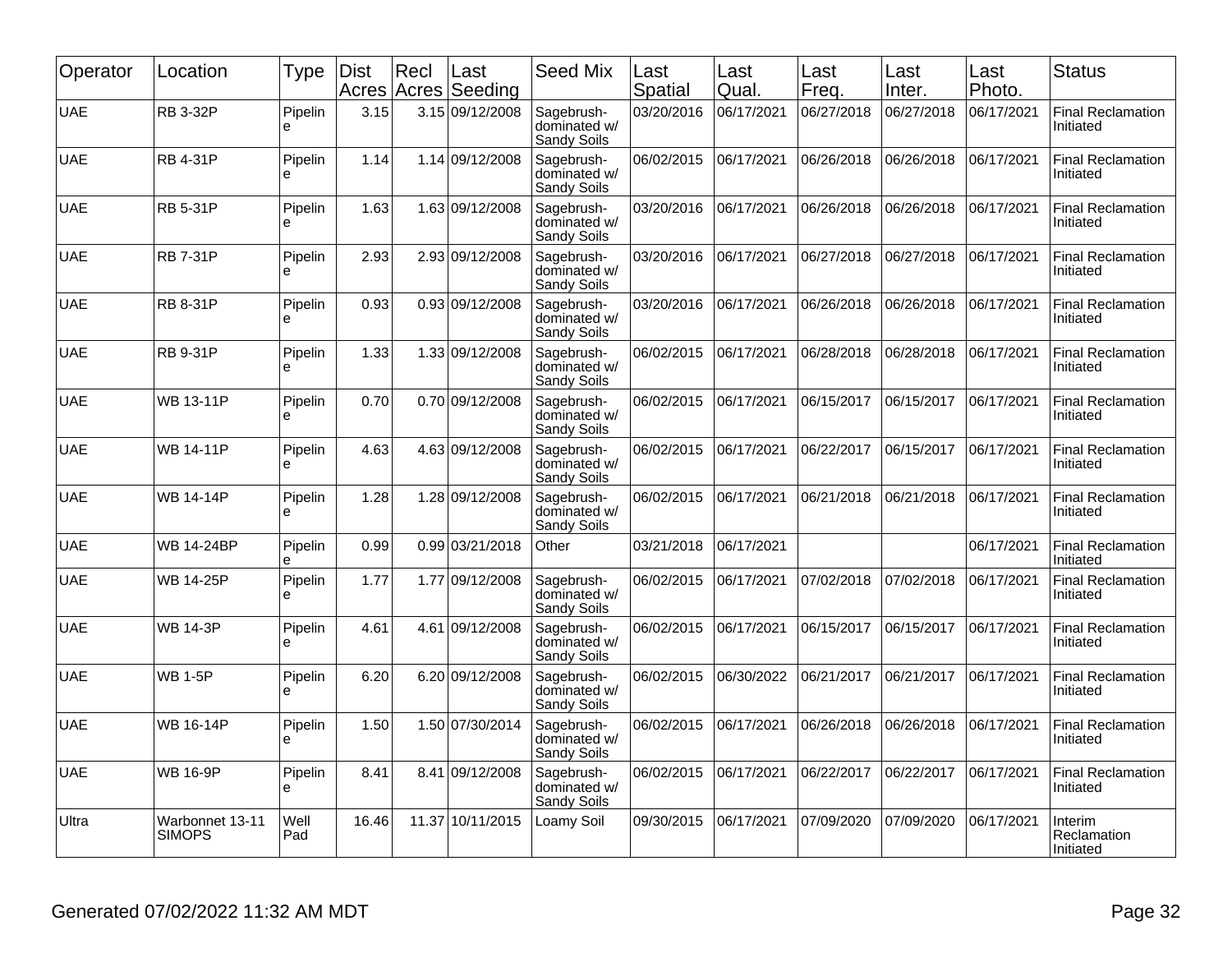| Operator | Location | Type | Dist Acres | Recl Acres | Last Seeding | Seed Mix | Last Spatial | Last Qual. | Last Freq. | Last Inter. | Last Photo. | Status |
|---|---|---|---|---|---|---|---|---|---|---|---|---|
| UAE | RB 3-32P | Pipeline | 3.15 | 3.15 | 09/12/2008 | Sagebrush-dominated w/ Sandy Soils | 03/20/2016 | 06/17/2021 | 06/27/2018 | 06/27/2018 | 06/17/2021 | Final Reclamation Initiated |
| UAE | RB 4-31P | Pipeline | 1.14 | 1.14 | 09/12/2008 | Sagebrush-dominated w/ Sandy Soils | 06/02/2015 | 06/17/2021 | 06/26/2018 | 06/26/2018 | 06/17/2021 | Final Reclamation Initiated |
| UAE | RB 5-31P | Pipeline | 1.63 | 1.63 | 09/12/2008 | Sagebrush-dominated w/ Sandy Soils | 03/20/2016 | 06/17/2021 | 06/26/2018 | 06/26/2018 | 06/17/2021 | Final Reclamation Initiated |
| UAE | RB 7-31P | Pipeline | 2.93 | 2.93 | 09/12/2008 | Sagebrush-dominated w/ Sandy Soils | 03/20/2016 | 06/17/2021 | 06/27/2018 | 06/27/2018 | 06/17/2021 | Final Reclamation Initiated |
| UAE | RB 8-31P | Pipeline | 0.93 | 0.93 | 09/12/2008 | Sagebrush-dominated w/ Sandy Soils | 03/20/2016 | 06/17/2021 | 06/26/2018 | 06/26/2018 | 06/17/2021 | Final Reclamation Initiated |
| UAE | RB 9-31P | Pipeline | 1.33 | 1.33 | 09/12/2008 | Sagebrush-dominated w/ Sandy Soils | 06/02/2015 | 06/17/2021 | 06/28/2018 | 06/28/2018 | 06/17/2021 | Final Reclamation Initiated |
| UAE | WB 13-11P | Pipeline | 0.70 | 0.70 | 09/12/2008 | Sagebrush-dominated w/ Sandy Soils | 06/02/2015 | 06/17/2021 | 06/15/2017 | 06/15/2017 | 06/17/2021 | Final Reclamation Initiated |
| UAE | WB 14-11P | Pipeline | 4.63 | 4.63 | 09/12/2008 | Sagebrush-dominated w/ Sandy Soils | 06/02/2015 | 06/17/2021 | 06/22/2017 | 06/15/2017 | 06/17/2021 | Final Reclamation Initiated |
| UAE | WB 14-14P | Pipeline | 1.28 | 1.28 | 09/12/2008 | Sagebrush-dominated w/ Sandy Soils | 06/02/2015 | 06/17/2021 | 06/21/2018 | 06/21/2018 | 06/17/2021 | Final Reclamation Initiated |
| UAE | WB 14-24BP | Pipeline | 0.99 | 0.99 | 03/21/2018 | Other | 03/21/2018 | 06/17/2021 | | | 06/17/2021 | Final Reclamation Initiated |
| UAE | WB 14-25P | Pipeline | 1.77 | 1.77 | 09/12/2008 | Sagebrush-dominated w/ Sandy Soils | 06/02/2015 | 06/17/2021 | 07/02/2018 | 07/02/2018 | 06/17/2021 | Final Reclamation Initiated |
| UAE | WB 14-3P | Pipeline | 4.61 | 4.61 | 09/12/2008 | Sagebrush-dominated w/ Sandy Soils | 06/02/2015 | 06/17/2021 | 06/15/2017 | 06/15/2017 | 06/17/2021 | Final Reclamation Initiated |
| UAE | WB 1-5P | Pipeline | 6.20 | 6.20 | 09/12/2008 | Sagebrush-dominated w/ Sandy Soils | 06/02/2015 | 06/30/2022 | 06/21/2017 | 06/21/2017 | 06/17/2021 | Final Reclamation Initiated |
| UAE | WB 16-14P | Pipeline | 1.50 | 1.50 | 07/30/2014 | Sagebrush-dominated w/ Sandy Soils | 06/02/2015 | 06/17/2021 | 06/26/2018 | 06/26/2018 | 06/17/2021 | Final Reclamation Initiated |
| UAE | WB 16-9P | Pipeline | 8.41 | 8.41 | 09/12/2008 | Sagebrush-dominated w/ Sandy Soils | 06/02/2015 | 06/17/2021 | 06/22/2017 | 06/22/2017 | 06/17/2021 | Final Reclamation Initiated |
| Ultra | Warbonnet 13-11 SIMOPS | Well Pad | 16.46 | 11.37 | 10/11/2015 | Loamy Soil | 09/30/2015 | 06/17/2021 | 07/09/2020 | 07/09/2020 | 06/17/2021 | Interim Reclamation Initiated |

Generated 07/02/2022 11:32 AM MDT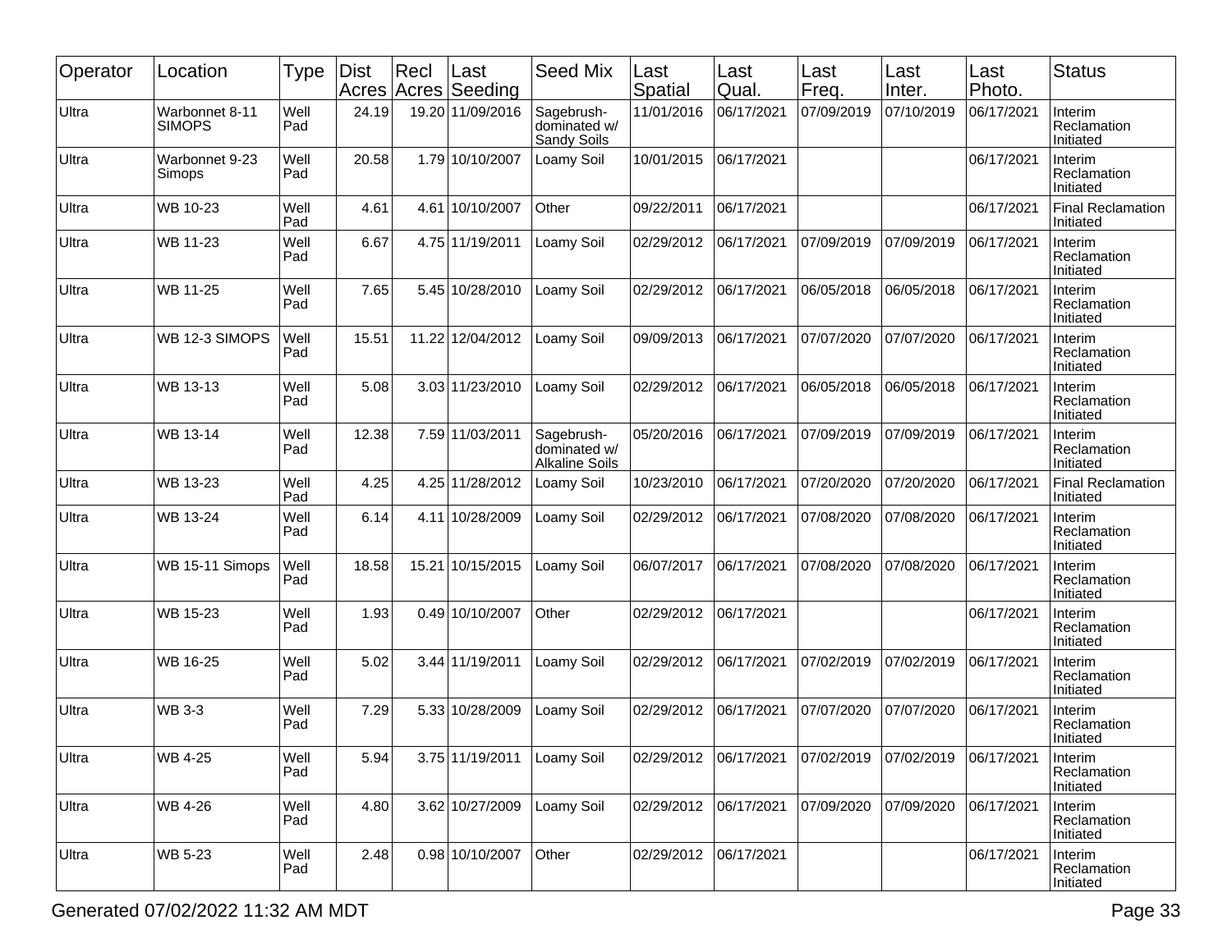| Operator | Location | Type | Dist Acres | Recl Acres | Last Seeding | Seed Mix | Last Spatial | Last Qual. | Last Freq. | Last Inter. | Last Photo. | Status |
|---|---|---|---|---|---|---|---|---|---|---|---|---|
| Ultra | Warbonnet 8-11 SIMOPS | Well Pad | 24.19 | 19.20 | 11/09/2016 | Sagebrush-dominated w/ Sandy Soils | 11/01/2016 | 06/17/2021 | 07/09/2019 | 07/10/2019 | 06/17/2021 | Interim Reclamation Initiated |
| Ultra | Warbonnet 9-23 Simops | Well Pad | 20.58 | 1.79 | 10/10/2007 | Loamy Soil | 10/01/2015 | 06/17/2021 | | | 06/17/2021 | Interim Reclamation Initiated |
| Ultra | WB 10-23 | Well Pad | 4.61 | 4.61 | 10/10/2007 | Other | 09/22/2011 | 06/17/2021 | | | 06/17/2021 | Final Reclamation Initiated |
| Ultra | WB 11-23 | Well Pad | 6.67 | 4.75 | 11/19/2011 | Loamy Soil | 02/29/2012 | 06/17/2021 | 07/09/2019 | 07/09/2019 | 06/17/2021 | Interim Reclamation Initiated |
| Ultra | WB 11-25 | Well Pad | 7.65 | 5.45 | 10/28/2010 | Loamy Soil | 02/29/2012 | 06/17/2021 | 06/05/2018 | 06/05/2018 | 06/17/2021 | Interim Reclamation Initiated |
| Ultra | WB 12-3 SIMOPS | Well Pad | 15.51 | 11.22 | 12/04/2012 | Loamy Soil | 09/09/2013 | 06/17/2021 | 07/07/2020 | 07/07/2020 | 06/17/2021 | Interim Reclamation Initiated |
| Ultra | WB 13-13 | Well Pad | 5.08 | 3.03 | 11/23/2010 | Loamy Soil | 02/29/2012 | 06/17/2021 | 06/05/2018 | 06/05/2018 | 06/17/2021 | Interim Reclamation Initiated |
| Ultra | WB 13-14 | Well Pad | 12.38 | 7.59 | 11/03/2011 | Sagebrush-dominated w/ Alkaline Soils | 05/20/2016 | 06/17/2021 | 07/09/2019 | 07/09/2019 | 06/17/2021 | Interim Reclamation Initiated |
| Ultra | WB 13-23 | Well Pad | 4.25 | 4.25 | 11/28/2012 | Loamy Soil | 10/23/2010 | 06/17/2021 | 07/20/2020 | 07/20/2020 | 06/17/2021 | Final Reclamation Initiated |
| Ultra | WB 13-24 | Well Pad | 6.14 | 4.11 | 10/28/2009 | Loamy Soil | 02/29/2012 | 06/17/2021 | 07/08/2020 | 07/08/2020 | 06/17/2021 | Interim Reclamation Initiated |
| Ultra | WB 15-11 Simops | Well Pad | 18.58 | 15.21 | 10/15/2015 | Loamy Soil | 06/07/2017 | 06/17/2021 | 07/08/2020 | 07/08/2020 | 06/17/2021 | Interim Reclamation Initiated |
| Ultra | WB 15-23 | Well Pad | 1.93 | 0.49 | 10/10/2007 | Other | 02/29/2012 | 06/17/2021 | | | 06/17/2021 | Interim Reclamation Initiated |
| Ultra | WB 16-25 | Well Pad | 5.02 | 3.44 | 11/19/2011 | Loamy Soil | 02/29/2012 | 06/17/2021 | 07/02/2019 | 07/02/2019 | 06/17/2021 | Interim Reclamation Initiated |
| Ultra | WB 3-3 | Well Pad | 7.29 | 5.33 | 10/28/2009 | Loamy Soil | 02/29/2012 | 06/17/2021 | 07/07/2020 | 07/07/2020 | 06/17/2021 | Interim Reclamation Initiated |
| Ultra | WB 4-25 | Well Pad | 5.94 | 3.75 | 11/19/2011 | Loamy Soil | 02/29/2012 | 06/17/2021 | 07/02/2019 | 07/02/2019 | 06/17/2021 | Interim Reclamation Initiated |
| Ultra | WB 4-26 | Well Pad | 4.80 | 3.62 | 10/27/2009 | Loamy Soil | 02/29/2012 | 06/17/2021 | 07/09/2020 | 07/09/2020 | 06/17/2021 | Interim Reclamation Initiated |
| Ultra | WB 5-23 | Well Pad | 2.48 | 0.98 | 10/10/2007 | Other | 02/29/2012 | 06/17/2021 | | | 06/17/2021 | Interim Reclamation Initiated |

Generated 07/02/2022 11:32 AM MDT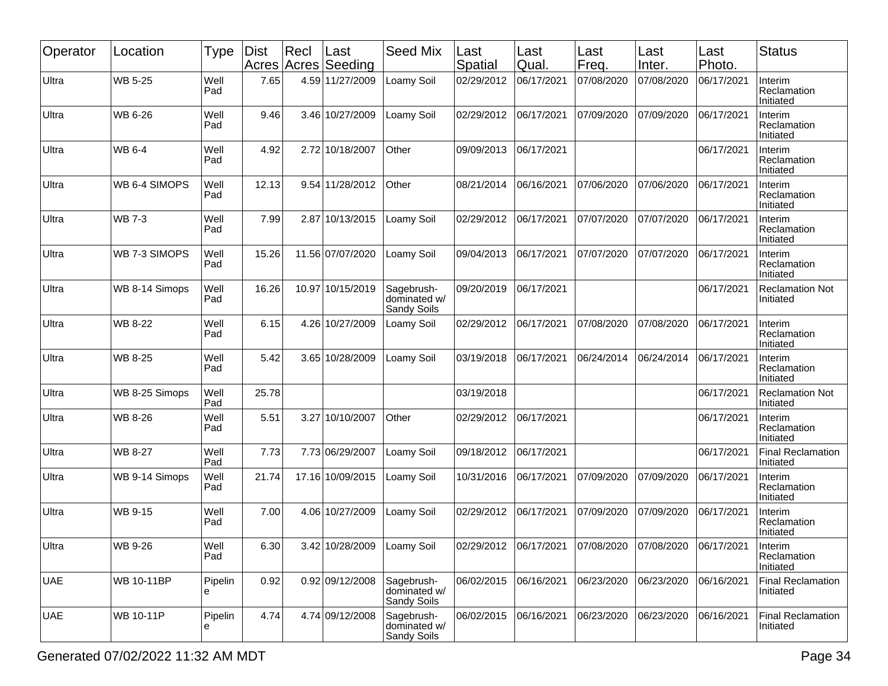| Operator | Location | Type | Dist Acres | Recl Acres | Last Seeding | Seed Mix | Last Spatial | Last Qual. | Last Freq. | Last Inter. | Last Photo. | Status |
|---|---|---|---|---|---|---|---|---|---|---|---|---|
| Ultra | WB 5-25 | Well Pad | 7.65 | 4.59 | 11/27/2009 | Loamy Soil | 02/29/2012 | 06/17/2021 | 07/08/2020 | 07/08/2020 | 06/17/2021 | Interim Reclamation Initiated |
| Ultra | WB 6-26 | Well Pad | 9.46 | 3.46 | 10/27/2009 | Loamy Soil | 02/29/2012 | 06/17/2021 | 07/09/2020 | 07/09/2020 | 06/17/2021 | Interim Reclamation Initiated |
| Ultra | WB 6-4 | Well Pad | 4.92 | 2.72 | 10/18/2007 | Other | 09/09/2013 | 06/17/2021 | | | 06/17/2021 | Interim Reclamation Initiated |
| Ultra | WB 6-4 SIMOPS | Well Pad | 12.13 | 9.54 | 11/28/2012 | Other | 08/21/2014 | 06/16/2021 | 07/06/2020 | 07/06/2020 | 06/17/2021 | Interim Reclamation Initiated |
| Ultra | WB 7-3 | Well Pad | 7.99 | 2.87 | 10/13/2015 | Loamy Soil | 02/29/2012 | 06/17/2021 | 07/07/2020 | 07/07/2020 | 06/17/2021 | Interim Reclamation Initiated |
| Ultra | WB 7-3 SIMOPS | Well Pad | 15.26 | 11.56 | 07/07/2020 | Loamy Soil | 09/04/2013 | 06/17/2021 | 07/07/2020 | 07/07/2020 | 06/17/2021 | Interim Reclamation Initiated |
| Ultra | WB 8-14 Simops | Well Pad | 16.26 | 10.97 | 10/15/2019 | Sagebrush-dominated w/ Sandy Soils | 09/20/2019 | 06/17/2021 | | | 06/17/2021 | Reclamation Not Initiated |
| Ultra | WB 8-22 | Well Pad | 6.15 | 4.26 | 10/27/2009 | Loamy Soil | 02/29/2012 | 06/17/2021 | 07/08/2020 | 07/08/2020 | 06/17/2021 | Interim Reclamation Initiated |
| Ultra | WB 8-25 | Well Pad | 5.42 | 3.65 | 10/28/2009 | Loamy Soil | 03/19/2018 | 06/17/2021 | 06/24/2014 | 06/24/2014 | 06/17/2021 | Interim Reclamation Initiated |
| Ultra | WB 8-25 Simops | Well Pad | 25.78 | | | | 03/19/2018 | | | | 06/17/2021 | Reclamation Not Initiated |
| Ultra | WB 8-26 | Well Pad | 5.51 | 3.27 | 10/10/2007 | Other | 02/29/2012 | 06/17/2021 | | | 06/17/2021 | Interim Reclamation Initiated |
| Ultra | WB 8-27 | Well Pad | 7.73 | 7.73 | 06/29/2007 | Loamy Soil | 09/18/2012 | 06/17/2021 | | | 06/17/2021 | Final Reclamation Initiated |
| Ultra | WB 9-14 Simops | Well Pad | 21.74 | 17.16 | 10/09/2015 | Loamy Soil | 10/31/2016 | 06/17/2021 | 07/09/2020 | 07/09/2020 | 06/17/2021 | Interim Reclamation Initiated |
| Ultra | WB 9-15 | Well Pad | 7.00 | 4.06 | 10/27/2009 | Loamy Soil | 02/29/2012 | 06/17/2021 | 07/09/2020 | 07/09/2020 | 06/17/2021 | Interim Reclamation Initiated |
| Ultra | WB 9-26 | Well Pad | 6.30 | 3.42 | 10/28/2009 | Loamy Soil | 02/29/2012 | 06/17/2021 | 07/08/2020 | 07/08/2020 | 06/17/2021 | Interim Reclamation Initiated |
| UAE | WB 10-11BP | Pipeline | 0.92 | 0.92 | 09/12/2008 | Sagebrush-dominated w/ Sandy Soils | 06/02/2015 | 06/16/2021 | 06/23/2020 | 06/23/2020 | 06/16/2021 | Final Reclamation Initiated |
| UAE | WB 10-11P | Pipeline | 4.74 | 4.74 | 09/12/2008 | Sagebrush-dominated w/ Sandy Soils | 06/02/2015 | 06/16/2021 | 06/23/2020 | 06/23/2020 | 06/16/2021 | Final Reclamation Initiated |

Generated 07/02/2022 11:32 AM MDT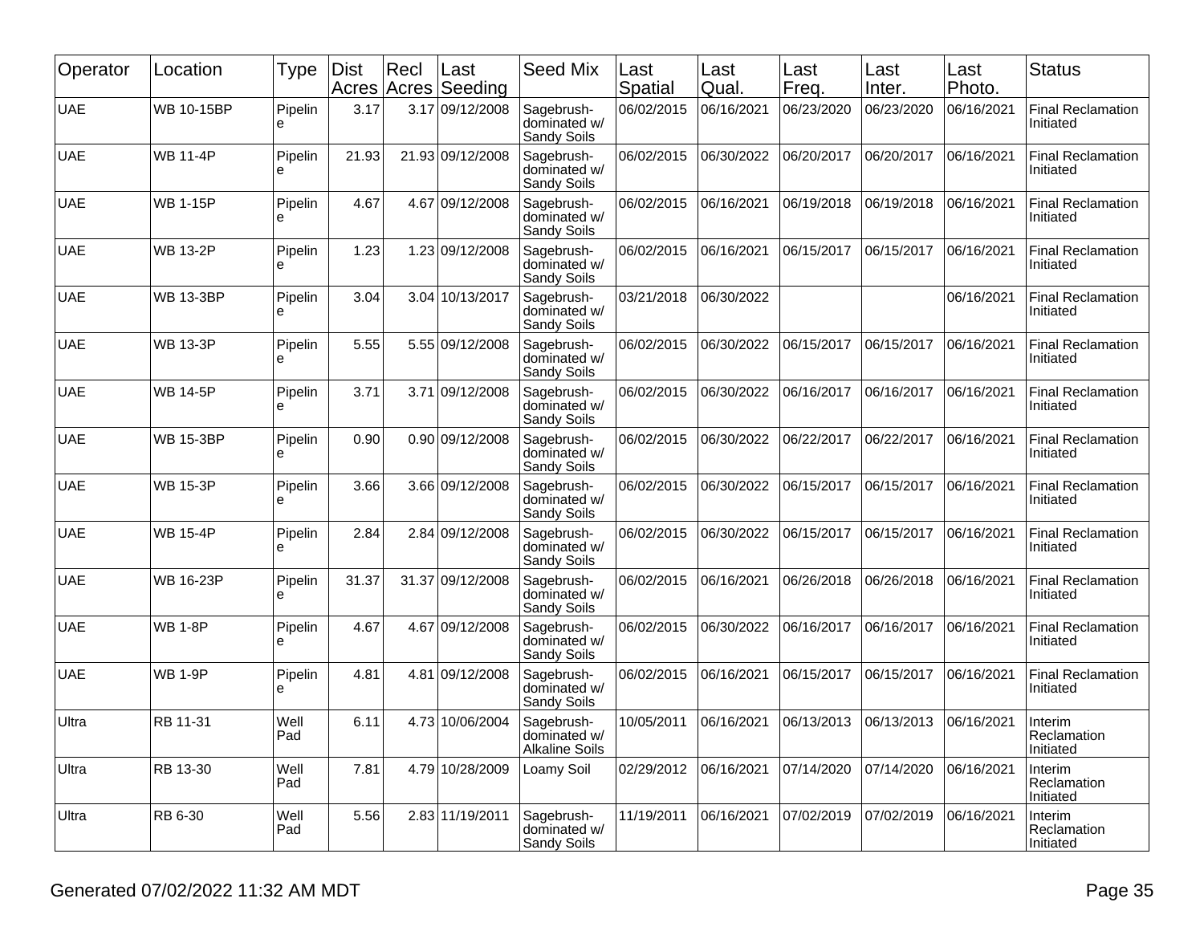| Operator | Location | Type | Dist Acres | Recl Acres | Last Seeding | Seed Mix | Last Spatial | Last Qual. | Last Freq. | Last Inter. | Last Photo. | Status |
|---|---|---|---|---|---|---|---|---|---|---|---|---|
| UAE | WB 10-15BP | Pipeline | 3.17 | 3.17 | 09/12/2008 | Sagebrush-dominated w/ Sandy Soils | 06/02/2015 | 06/16/2021 | 06/23/2020 | 06/23/2020 | 06/16/2021 | Final Reclamation Initiated |
| UAE | WB 11-4P | Pipeline | 21.93 | 21.93 | 09/12/2008 | Sagebrush-dominated w/ Sandy Soils | 06/02/2015 | 06/30/2022 | 06/20/2017 | 06/20/2017 | 06/16/2021 | Final Reclamation Initiated |
| UAE | WB 1-15P | Pipeline | 4.67 | 4.67 | 09/12/2008 | Sagebrush-dominated w/ Sandy Soils | 06/02/2015 | 06/16/2021 | 06/19/2018 | 06/19/2018 | 06/16/2021 | Final Reclamation Initiated |
| UAE | WB 13-2P | Pipeline | 1.23 | 1.23 | 09/12/2008 | Sagebrush-dominated w/ Sandy Soils | 06/02/2015 | 06/16/2021 | 06/15/2017 | 06/15/2017 | 06/16/2021 | Final Reclamation Initiated |
| UAE | WB 13-3BP | Pipeline | 3.04 | 3.04 | 10/13/2017 | Sagebrush-dominated w/ Sandy Soils | 03/21/2018 | 06/30/2022 | | | 06/16/2021 | Final Reclamation Initiated |
| UAE | WB 13-3P | Pipeline | 5.55 | 5.55 | 09/12/2008 | Sagebrush-dominated w/ Sandy Soils | 06/02/2015 | 06/30/2022 | 06/15/2017 | 06/15/2017 | 06/16/2021 | Final Reclamation Initiated |
| UAE | WB 14-5P | Pipeline | 3.71 | 3.71 | 09/12/2008 | Sagebrush-dominated w/ Sandy Soils | 06/02/2015 | 06/30/2022 | 06/16/2017 | 06/16/2017 | 06/16/2021 | Final Reclamation Initiated |
| UAE | WB 15-3BP | Pipeline | 0.90 | 0.90 | 09/12/2008 | Sagebrush-dominated w/ Sandy Soils | 06/02/2015 | 06/30/2022 | 06/22/2017 | 06/22/2017 | 06/16/2021 | Final Reclamation Initiated |
| UAE | WB 15-3P | Pipeline | 3.66 | 3.66 | 09/12/2008 | Sagebrush-dominated w/ Sandy Soils | 06/02/2015 | 06/30/2022 | 06/15/2017 | 06/15/2017 | 06/16/2021 | Final Reclamation Initiated |
| UAE | WB 15-4P | Pipeline | 2.84 | 2.84 | 09/12/2008 | Sagebrush-dominated w/ Sandy Soils | 06/02/2015 | 06/30/2022 | 06/15/2017 | 06/15/2017 | 06/16/2021 | Final Reclamation Initiated |
| UAE | WB 16-23P | Pipeline | 31.37 | 31.37 | 09/12/2008 | Sagebrush-dominated w/ Sandy Soils | 06/02/2015 | 06/16/2021 | 06/26/2018 | 06/26/2018 | 06/16/2021 | Final Reclamation Initiated |
| UAE | WB 1-8P | Pipeline | 4.67 | 4.67 | 09/12/2008 | Sagebrush-dominated w/ Sandy Soils | 06/02/2015 | 06/30/2022 | 06/16/2017 | 06/16/2017 | 06/16/2021 | Final Reclamation Initiated |
| UAE | WB 1-9P | Pipeline | 4.81 | 4.81 | 09/12/2008 | Sagebrush-dominated w/ Sandy Soils | 06/02/2015 | 06/16/2021 | 06/15/2017 | 06/15/2017 | 06/16/2021 | Final Reclamation Initiated |
| Ultra | RB 11-31 | Well Pad | 6.11 | 4.73 | 10/06/2004 | Sagebrush-dominated w/ Alkaline Soils | 10/05/2011 | 06/16/2021 | 06/13/2013 | 06/13/2013 | 06/16/2021 | Interim Reclamation Initiated |
| Ultra | RB 13-30 | Well Pad | 7.81 | 4.79 | 10/28/2009 | Loamy Soil | 02/29/2012 | 06/16/2021 | 07/14/2020 | 07/14/2020 | 06/16/2021 | Interim Reclamation Initiated |
| Ultra | RB 6-30 | Well Pad | 5.56 | 2.83 | 11/19/2011 | Sagebrush-dominated w/ Sandy Soils | 11/19/2011 | 06/16/2021 | 07/02/2019 | 07/02/2019 | 06/16/2021 | Interim Reclamation Initiated |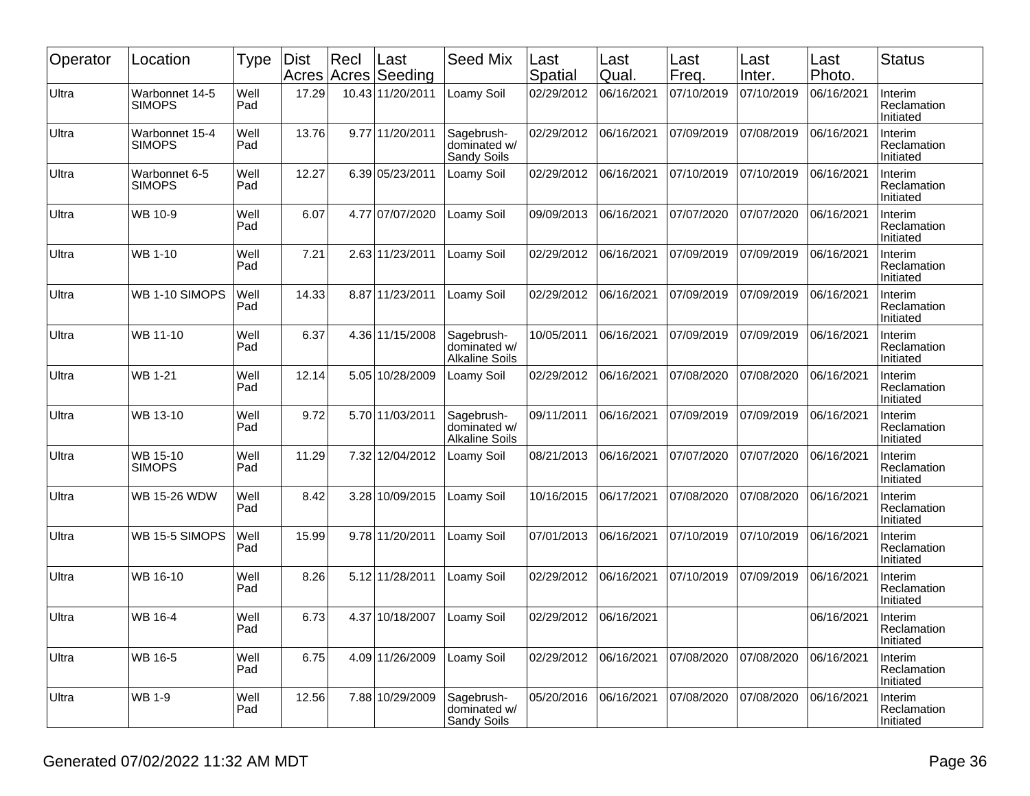| Operator | Location | Type | Dist Acres | Recl Acres | Last Seeding | Seed Mix | Last Spatial | Last Qual. | Last Freq. | Last Inter. | Last Photo. | Status |
|---|---|---|---|---|---|---|---|---|---|---|---|---|
| Ultra | Warbonnet 14-5 SIMOPS | Well Pad | 17.29 | 10.43 | 11/20/2011 | Loamy Soil | 02/29/2012 | 06/16/2021 | 07/10/2019 | 07/10/2019 | 06/16/2021 | Interim Reclamation Initiated |
| Ultra | Warbonnet 15-4 SIMOPS | Well Pad | 13.76 | 9.77 | 11/20/2011 | Sagebrush-dominated w/ Sandy Soils | 02/29/2012 | 06/16/2021 | 07/09/2019 | 07/08/2019 | 06/16/2021 | Interim Reclamation Initiated |
| Ultra | Warbonnet 6-5 SIMOPS | Well Pad | 12.27 | 6.39 | 05/23/2011 | Loamy Soil | 02/29/2012 | 06/16/2021 | 07/10/2019 | 07/10/2019 | 06/16/2021 | Interim Reclamation Initiated |
| Ultra | WB 10-9 | Well Pad | 6.07 | 4.77 | 07/07/2020 | Loamy Soil | 09/09/2013 | 06/16/2021 | 07/07/2020 | 07/07/2020 | 06/16/2021 | Interim Reclamation Initiated |
| Ultra | WB 1-10 | Well Pad | 7.21 | 2.63 | 11/23/2011 | Loamy Soil | 02/29/2012 | 06/16/2021 | 07/09/2019 | 07/09/2019 | 06/16/2021 | Interim Reclamation Initiated |
| Ultra | WB 1-10 SIMOPS | Well Pad | 14.33 | 8.87 | 11/23/2011 | Loamy Soil | 02/29/2012 | 06/16/2021 | 07/09/2019 | 07/09/2019 | 06/16/2021 | Interim Reclamation Initiated |
| Ultra | WB 11-10 | Well Pad | 6.37 | 4.36 | 11/15/2008 | Sagebrush-dominated w/ Alkaline Soils | 10/05/2011 | 06/16/2021 | 07/09/2019 | 07/09/2019 | 06/16/2021 | Interim Reclamation Initiated |
| Ultra | WB 1-21 | Well Pad | 12.14 | 5.05 | 10/28/2009 | Loamy Soil | 02/29/2012 | 06/16/2021 | 07/08/2020 | 07/08/2020 | 06/16/2021 | Interim Reclamation Initiated |
| Ultra | WB 13-10 | Well Pad | 9.72 | 5.70 | 11/03/2011 | Sagebrush-dominated w/ Alkaline Soils | 09/11/2011 | 06/16/2021 | 07/09/2019 | 07/09/2019 | 06/16/2021 | Interim Reclamation Initiated |
| Ultra | WB 15-10 SIMOPS | Well Pad | 11.29 | 7.32 | 12/04/2012 | Loamy Soil | 08/21/2013 | 06/16/2021 | 07/07/2020 | 07/07/2020 | 06/16/2021 | Interim Reclamation Initiated |
| Ultra | WB 15-26 WDW | Well Pad | 8.42 | 3.28 | 10/09/2015 | Loamy Soil | 10/16/2015 | 06/17/2021 | 07/08/2020 | 07/08/2020 | 06/16/2021 | Interim Reclamation Initiated |
| Ultra | WB 15-5 SIMOPS | Well Pad | 15.99 | 9.78 | 11/20/2011 | Loamy Soil | 07/01/2013 | 06/16/2021 | 07/10/2019 | 07/10/2019 | 06/16/2021 | Interim Reclamation Initiated |
| Ultra | WB 16-10 | Well Pad | 8.26 | 5.12 | 11/28/2011 | Loamy Soil | 02/29/2012 | 06/16/2021 | 07/10/2019 | 07/09/2019 | 06/16/2021 | Interim Reclamation Initiated |
| Ultra | WB 16-4 | Well Pad | 6.73 | 4.37 | 10/18/2007 | Loamy Soil | 02/29/2012 | 06/16/2021 | | | 06/16/2021 | Interim Reclamation Initiated |
| Ultra | WB 16-5 | Well Pad | 6.75 | 4.09 | 11/26/2009 | Loamy Soil | 02/29/2012 | 06/16/2021 | 07/08/2020 | 07/08/2020 | 06/16/2021 | Interim Reclamation Initiated |
| Ultra | WB 1-9 | Well Pad | 12.56 | 7.88 | 10/29/2009 | Sagebrush-dominated w/ Sandy Soils | 05/20/2016 | 06/16/2021 | 07/08/2020 | 07/08/2020 | 06/16/2021 | Interim Reclamation Initiated |

Generated 07/02/2022 11:32 AM MDT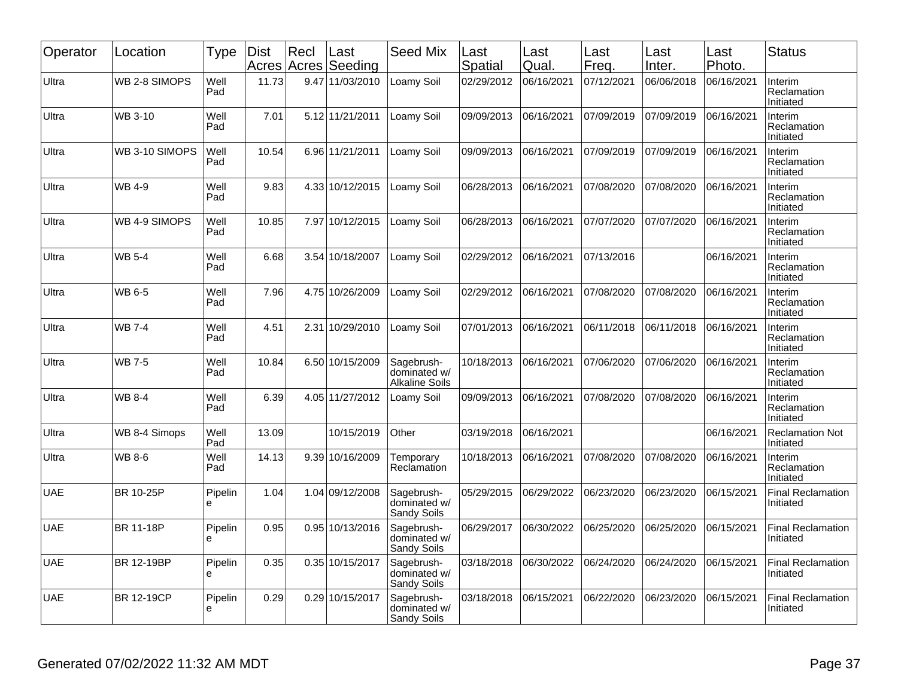| Operator | Location | Type | Dist Acres | Recl Acres | Last Seeding | Seed Mix | Last Spatial | Last Qual. | Last Freq. | Last Inter. | Last Photo. | Status |
|---|---|---|---|---|---|---|---|---|---|---|---|---|
| Ultra | WB 2-8 SIMOPS | Well Pad | 11.73 | 9.47 | 11/03/2010 | Loamy Soil | 02/29/2012 | 06/16/2021 | 07/12/2021 | 06/06/2018 | 06/16/2021 | Interim Reclamation Initiated |
| Ultra | WB 3-10 | Well Pad | 7.01 | 5.12 | 11/21/2011 | Loamy Soil | 09/09/2013 | 06/16/2021 | 07/09/2019 | 07/09/2019 | 06/16/2021 | Interim Reclamation Initiated |
| Ultra | WB 3-10 SIMOPS | Well Pad | 10.54 | 6.96 | 11/21/2011 | Loamy Soil | 09/09/2013 | 06/16/2021 | 07/09/2019 | 07/09/2019 | 06/16/2021 | Interim Reclamation Initiated |
| Ultra | WB 4-9 | Well Pad | 9.83 | 4.33 | 10/12/2015 | Loamy Soil | 06/28/2013 | 06/16/2021 | 07/08/2020 | 07/08/2020 | 06/16/2021 | Interim Reclamation Initiated |
| Ultra | WB 4-9 SIMOPS | Well Pad | 10.85 | 7.97 | 10/12/2015 | Loamy Soil | 06/28/2013 | 06/16/2021 | 07/07/2020 | 07/07/2020 | 06/16/2021 | Interim Reclamation Initiated |
| Ultra | WB 5-4 | Well Pad | 6.68 | 3.54 | 10/18/2007 | Loamy Soil | 02/29/2012 | 06/16/2021 | 07/13/2016 | | 06/16/2021 | Interim Reclamation Initiated |
| Ultra | WB 6-5 | Well Pad | 7.96 | 4.75 | 10/26/2009 | Loamy Soil | 02/29/2012 | 06/16/2021 | 07/08/2020 | 07/08/2020 | 06/16/2021 | Interim Reclamation Initiated |
| Ultra | WB 7-4 | Well Pad | 4.51 | 2.31 | 10/29/2010 | Loamy Soil | 07/01/2013 | 06/16/2021 | 06/11/2018 | 06/11/2018 | 06/16/2021 | Interim Reclamation Initiated |
| Ultra | WB 7-5 | Well Pad | 10.84 | 6.50 | 10/15/2009 | Sagebrush-dominated w/ Alkaline Soils | 10/18/2013 | 06/16/2021 | 07/06/2020 | 07/06/2020 | 06/16/2021 | Interim Reclamation Initiated |
| Ultra | WB 8-4 | Well Pad | 6.39 | 4.05 | 11/27/2012 | Loamy Soil | 09/09/2013 | 06/16/2021 | 07/08/2020 | 07/08/2020 | 06/16/2021 | Interim Reclamation Initiated |
| Ultra | WB 8-4 Simops | Well Pad | 13.09 | | 10/15/2019 | Other | 03/19/2018 | 06/16/2021 | | | 06/16/2021 | Reclamation Not Initiated |
| Ultra | WB 8-6 | Well Pad | 14.13 | 9.39 | 10/16/2009 | Temporary Reclamation | 10/18/2013 | 06/16/2021 | 07/08/2020 | 07/08/2020 | 06/16/2021 | Interim Reclamation Initiated |
| UAE | BR 10-25P | Pipeline | 1.04 | 1.04 | 09/12/2008 | Sagebrush-dominated w/ Sandy Soils | 05/29/2015 | 06/29/2022 | 06/23/2020 | 06/23/2020 | 06/15/2021 | Final Reclamation Initiated |
| UAE | BR 11-18P | Pipeline | 0.95 | 0.95 | 10/13/2016 | Sagebrush-dominated w/ Sandy Soils | 06/29/2017 | 06/30/2022 | 06/25/2020 | 06/25/2020 | 06/15/2021 | Final Reclamation Initiated |
| UAE | BR 12-19BP | Pipeline | 0.35 | 0.35 | 10/15/2017 | Sagebrush-dominated w/ Sandy Soils | 03/18/2018 | 06/30/2022 | 06/24/2020 | 06/24/2020 | 06/15/2021 | Final Reclamation Initiated |
| UAE | BR 12-19CP | Pipeline | 0.29 | 0.29 | 10/15/2017 | Sagebrush-dominated w/ Sandy Soils | 03/18/2018 | 06/15/2021 | 06/22/2020 | 06/23/2020 | 06/15/2021 | Final Reclamation Initiated |

Generated 07/02/2022 11:32 AM MDT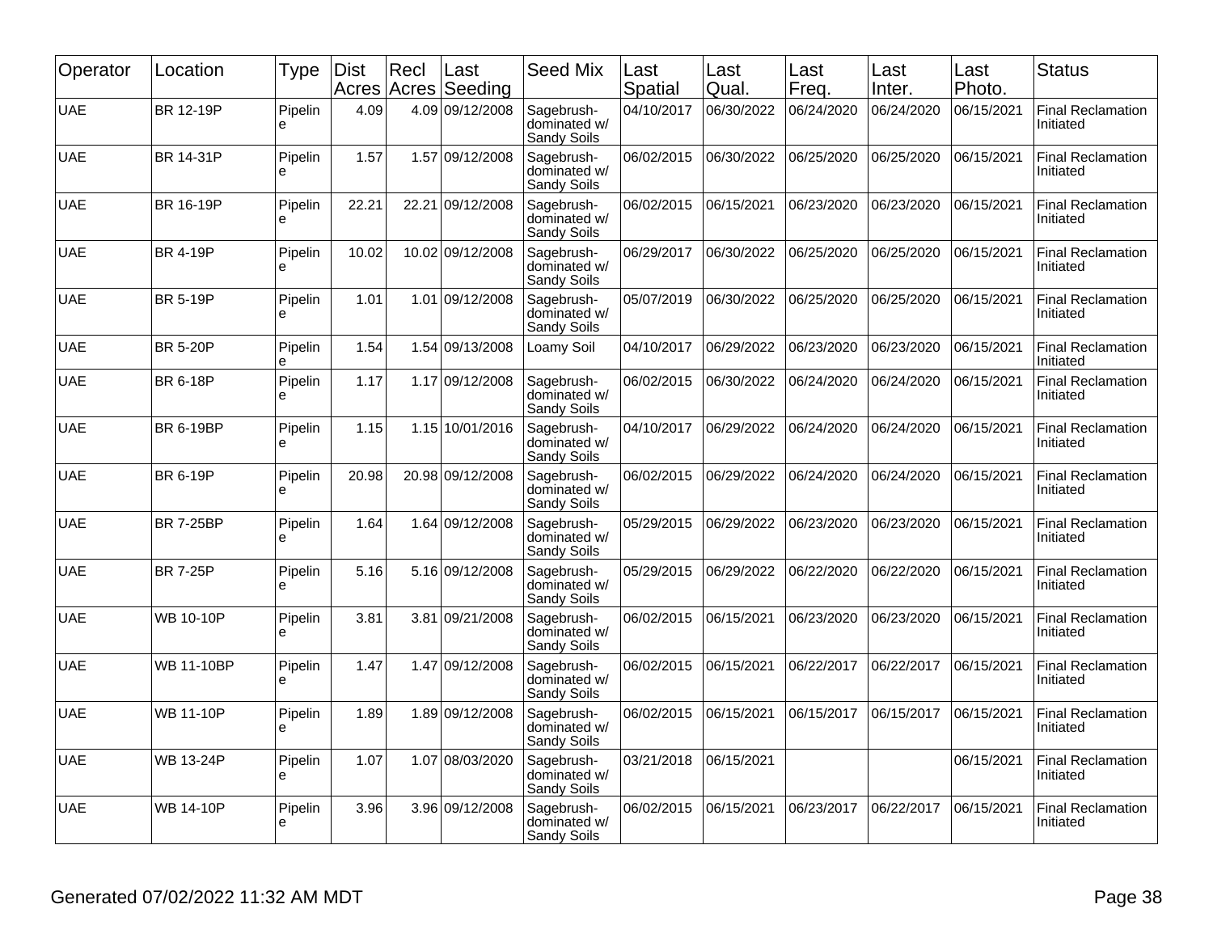| Operator | Location | Type | Dist Acres | Recl Acres | Last Seeding | Seed Mix | Last Spatial | Last Qual. | Last Freq. | Last Inter. | Last Photo. | Status |
|---|---|---|---|---|---|---|---|---|---|---|---|---|
| UAE | BR 12-19P | Pipeline | 4.09 | 4.09 | 09/12/2008 | Sagebrush-dominated w/ Sandy Soils | 04/10/2017 | 06/30/2022 | 06/24/2020 | 06/24/2020 | 06/15/2021 | Final Reclamation Initiated |
| UAE | BR 14-31P | Pipeline | 1.57 | 1.57 | 09/12/2008 | Sagebrush-dominated w/ Sandy Soils | 06/02/2015 | 06/30/2022 | 06/25/2020 | 06/25/2020 | 06/15/2021 | Final Reclamation Initiated |
| UAE | BR 16-19P | Pipeline | 22.21 | 22.21 | 09/12/2008 | Sagebrush-dominated w/ Sandy Soils | 06/02/2015 | 06/15/2021 | 06/23/2020 | 06/23/2020 | 06/15/2021 | Final Reclamation Initiated |
| UAE | BR 4-19P | Pipeline | 10.02 | 10.02 | 09/12/2008 | Sagebrush-dominated w/ Sandy Soils | 06/29/2017 | 06/30/2022 | 06/25/2020 | 06/25/2020 | 06/15/2021 | Final Reclamation Initiated |
| UAE | BR 5-19P | Pipeline | 1.01 | 1.01 | 09/12/2008 | Sagebrush-dominated w/ Sandy Soils | 05/07/2019 | 06/30/2022 | 06/25/2020 | 06/25/2020 | 06/15/2021 | Final Reclamation Initiated |
| UAE | BR 5-20P | Pipeline | 1.54 | 1.54 | 09/13/2008 | Loamy Soil | 04/10/2017 | 06/29/2022 | 06/23/2020 | 06/23/2020 | 06/15/2021 | Final Reclamation Initiated |
| UAE | BR 6-18P | Pipeline | 1.17 | 1.17 | 09/12/2008 | Sagebrush-dominated w/ Sandy Soils | 06/02/2015 | 06/30/2022 | 06/24/2020 | 06/24/2020 | 06/15/2021 | Final Reclamation Initiated |
| UAE | BR 6-19BP | Pipeline | 1.15 | 1.15 | 10/01/2016 | Sagebrush-dominated w/ Sandy Soils | 04/10/2017 | 06/29/2022 | 06/24/2020 | 06/24/2020 | 06/15/2021 | Final Reclamation Initiated |
| UAE | BR 6-19P | Pipeline | 20.98 | 20.98 | 09/12/2008 | Sagebrush-dominated w/ Sandy Soils | 06/02/2015 | 06/29/2022 | 06/24/2020 | 06/24/2020 | 06/15/2021 | Final Reclamation Initiated |
| UAE | BR 7-25BP | Pipeline | 1.64 | 1.64 | 09/12/2008 | Sagebrush-dominated w/ Sandy Soils | 05/29/2015 | 06/29/2022 | 06/23/2020 | 06/23/2020 | 06/15/2021 | Final Reclamation Initiated |
| UAE | BR 7-25P | Pipeline | 5.16 | 5.16 | 09/12/2008 | Sagebrush-dominated w/ Sandy Soils | 05/29/2015 | 06/29/2022 | 06/22/2020 | 06/22/2020 | 06/15/2021 | Final Reclamation Initiated |
| UAE | WB 10-10P | Pipeline | 3.81 | 3.81 | 09/21/2008 | Sagebrush-dominated w/ Sandy Soils | 06/02/2015 | 06/15/2021 | 06/23/2020 | 06/23/2020 | 06/15/2021 | Final Reclamation Initiated |
| UAE | WB 11-10BP | Pipeline | 1.47 | 1.47 | 09/12/2008 | Sagebrush-dominated w/ Sandy Soils | 06/02/2015 | 06/15/2021 | 06/22/2017 | 06/22/2017 | 06/15/2021 | Final Reclamation Initiated |
| UAE | WB 11-10P | Pipeline | 1.89 | 1.89 | 09/12/2008 | Sagebrush-dominated w/ Sandy Soils | 06/02/2015 | 06/15/2021 | 06/15/2017 | 06/15/2017 | 06/15/2021 | Final Reclamation Initiated |
| UAE | WB 13-24P | Pipeline | 1.07 | 1.07 | 08/03/2020 | Sagebrush-dominated w/ Sandy Soils | 03/21/2018 | 06/15/2021 | | | 06/15/2021 | Final Reclamation Initiated |
| UAE | WB 14-10P | Pipeline | 3.96 | 3.96 | 09/12/2008 | Sagebrush-dominated w/ Sandy Soils | 06/02/2015 | 06/15/2021 | 06/23/2017 | 06/22/2017 | 06/15/2021 | Final Reclamation Initiated |

Generated 07/02/2022 11:32 AM MDT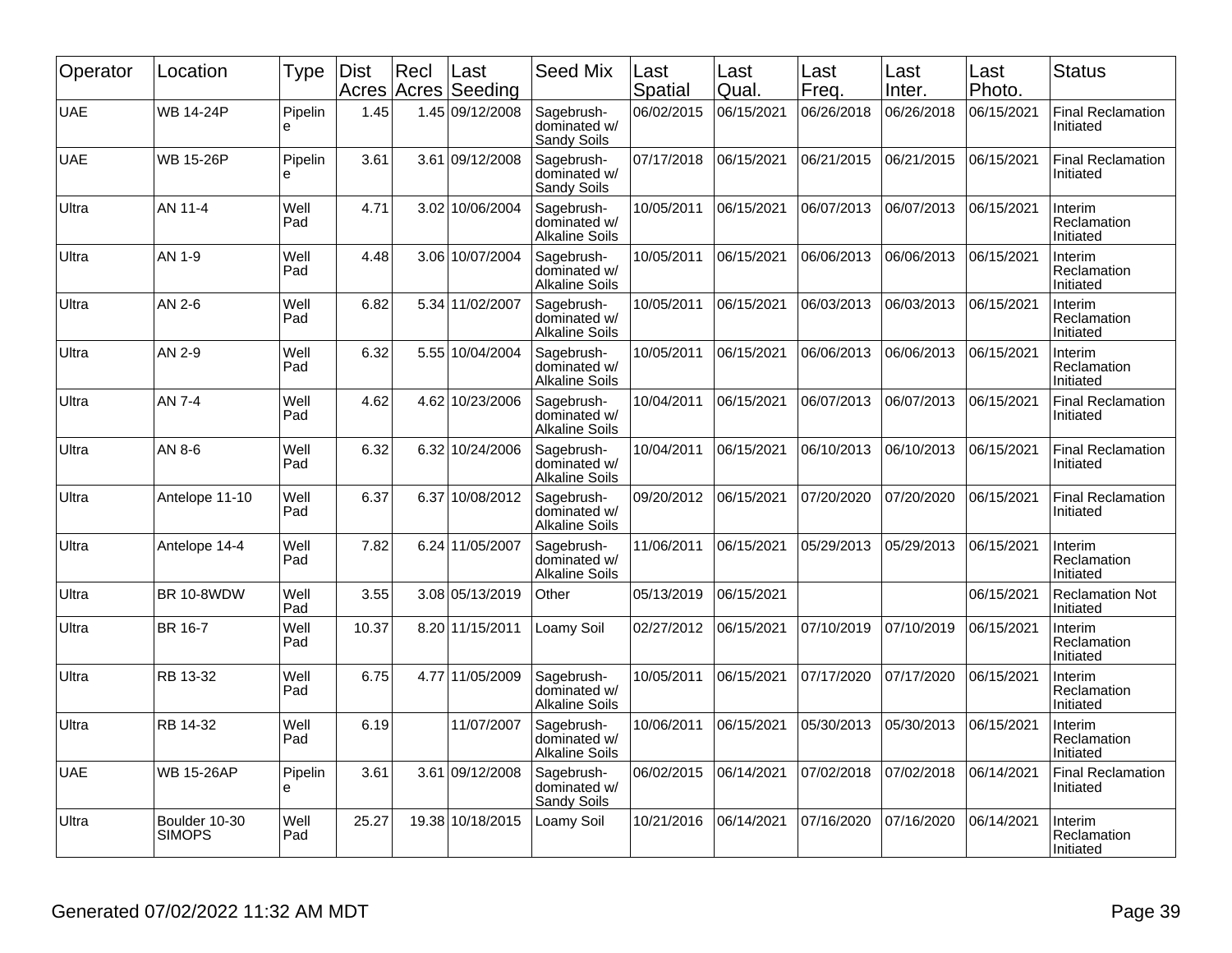| Operator | Location | Type | Dist Acres | Recl Acres | Last Seeding | Seed Mix | Last Spatial | Last Qual. | Last Freq. | Last Inter. | Last Photo. | Status |
|---|---|---|---|---|---|---|---|---|---|---|---|---|
| UAE | WB 14-24P | Pipeline | 1.45 | 1.45 | 09/12/2008 | Sagebrush-dominated w/ Sandy Soils | 06/02/2015 | 06/15/2021 | 06/26/2018 | 06/26/2018 | 06/15/2021 | Final Reclamation Initiated |
| UAE | WB 15-26P | Pipeline | 3.61 | 3.61 | 09/12/2008 | Sagebrush-dominated w/ Sandy Soils | 07/17/2018 | 06/15/2021 | 06/21/2015 | 06/21/2015 | 06/15/2021 | Final Reclamation Initiated |
| Ultra | AN 11-4 | Well Pad | 4.71 | 3.02 | 10/06/2004 | Sagebrush-dominated w/ Alkaline Soils | 10/05/2011 | 06/15/2021 | 06/07/2013 | 06/07/2013 | 06/15/2021 | Interim Reclamation Initiated |
| Ultra | AN 1-9 | Well Pad | 4.48 | 3.06 | 10/07/2004 | Sagebrush-dominated w/ Alkaline Soils | 10/05/2011 | 06/15/2021 | 06/06/2013 | 06/06/2013 | 06/15/2021 | Interim Reclamation Initiated |
| Ultra | AN 2-6 | Well Pad | 6.82 | 5.34 | 11/02/2007 | Sagebrush-dominated w/ Alkaline Soils | 10/05/2011 | 06/15/2021 | 06/03/2013 | 06/03/2013 | 06/15/2021 | Interim Reclamation Initiated |
| Ultra | AN 2-9 | Well Pad | 6.32 | 5.55 | 10/04/2004 | Sagebrush-dominated w/ Alkaline Soils | 10/05/2011 | 06/15/2021 | 06/06/2013 | 06/06/2013 | 06/15/2021 | Interim Reclamation Initiated |
| Ultra | AN 7-4 | Well Pad | 4.62 | 4.62 | 10/23/2006 | Sagebrush-dominated w/ Alkaline Soils | 10/04/2011 | 06/15/2021 | 06/07/2013 | 06/07/2013 | 06/15/2021 | Final Reclamation Initiated |
| Ultra | AN 8-6 | Well Pad | 6.32 | 6.32 | 10/24/2006 | Sagebrush-dominated w/ Alkaline Soils | 10/04/2011 | 06/15/2021 | 06/10/2013 | 06/10/2013 | 06/15/2021 | Final Reclamation Initiated |
| Ultra | Antelope 11-10 | Well Pad | 6.37 | 6.37 | 10/08/2012 | Sagebrush-dominated w/ Alkaline Soils | 09/20/2012 | 06/15/2021 | 07/20/2020 | 07/20/2020 | 06/15/2021 | Final Reclamation Initiated |
| Ultra | Antelope 14-4 | Well Pad | 7.82 | 6.24 | 11/05/2007 | Sagebrush-dominated w/ Alkaline Soils | 11/06/2011 | 06/15/2021 | 05/29/2013 | 05/29/2013 | 06/15/2021 | Interim Reclamation Initiated |
| Ultra | BR 10-8WDW | Well Pad | 3.55 | 3.08 | 05/13/2019 | Other | 05/13/2019 | 06/15/2021 | | | 06/15/2021 | Reclamation Not Initiated |
| Ultra | BR 16-7 | Well Pad | 10.37 | 8.20 | 11/15/2011 | Loamy Soil | 02/27/2012 | 06/15/2021 | 07/10/2019 | 07/10/2019 | 06/15/2021 | Interim Reclamation Initiated |
| Ultra | RB 13-32 | Well Pad | 6.75 | 4.77 | 11/05/2009 | Sagebrush-dominated w/ Alkaline Soils | 10/05/2011 | 06/15/2021 | 07/17/2020 | 07/17/2020 | 06/15/2021 | Interim Reclamation Initiated |
| Ultra | RB 14-32 | Well Pad | 6.19 | | 11/07/2007 | Sagebrush-dominated w/ Alkaline Soils | 10/06/2011 | 06/15/2021 | 05/30/2013 | 05/30/2013 | 06/15/2021 | Interim Reclamation Initiated |
| UAE | WB 15-26AP | Pipeline | 3.61 | 3.61 | 09/12/2008 | Sagebrush-dominated w/ Sandy Soils | 06/02/2015 | 06/14/2021 | 07/02/2018 | 07/02/2018 | 06/14/2021 | Final Reclamation Initiated |
| Ultra | Boulder 10-30 SIMOPS | Well Pad | 25.27 | 19.38 | 10/18/2015 | Loamy Soil | 10/21/2016 | 06/14/2021 | 07/16/2020 | 07/16/2020 | 06/14/2021 | Interim Reclamation Initiated |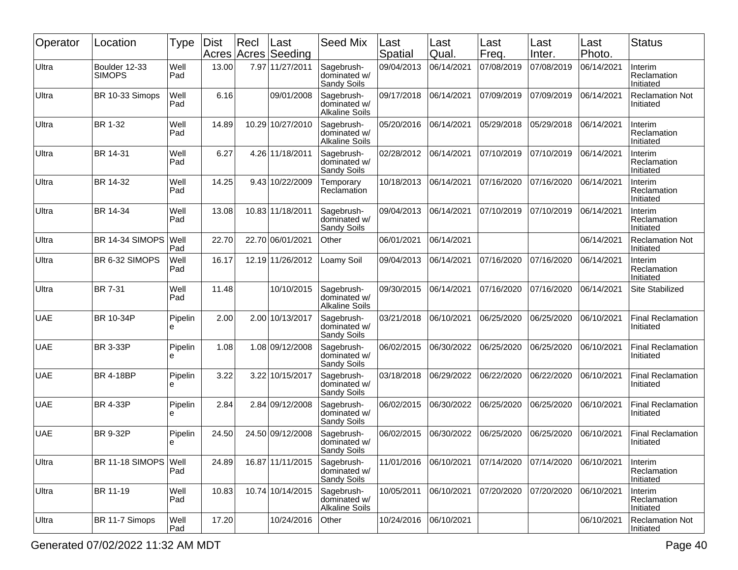| Operator | Location | Type | Dist Acres | Recl Acres | Last Seeding | Seed Mix | Last Spatial | Last Qual. | Last Freq. | Last Inter. | Last Photo. | Status |
|---|---|---|---|---|---|---|---|---|---|---|---|---|
| Ultra | Boulder 12-33 SIMOPS | Well Pad | 13.00 | 7.97 | 11/27/2011 | Sagebrush-dominated w/ Sandy Soils | 09/04/2013 | 06/14/2021 | 07/08/2019 | 07/08/2019 | 06/14/2021 | Interim Reclamation Initiated |
| Ultra | BR 10-33 Simops | Well Pad | 6.16 | | 09/01/2008 | Sagebrush-dominated w/ Alkaline Soils | 09/17/2018 | 06/14/2021 | 07/09/2019 | 07/09/2019 | 06/14/2021 | Reclamation Not Initiated |
| Ultra | BR 1-32 | Well Pad | 14.89 | 10.29 | 10/27/2010 | Sagebrush-dominated w/ Alkaline Soils | 05/20/2016 | 06/14/2021 | 05/29/2018 | 05/29/2018 | 06/14/2021 | Interim Reclamation Initiated |
| Ultra | BR 14-31 | Well Pad | 6.27 | 4.26 | 11/18/2011 | Sagebrush-dominated w/ Sandy Soils | 02/28/2012 | 06/14/2021 | 07/10/2019 | 07/10/2019 | 06/14/2021 | Interim Reclamation Initiated |
| Ultra | BR 14-32 | Well Pad | 14.25 | 9.43 | 10/22/2009 | Temporary Reclamation | 10/18/2013 | 06/14/2021 | 07/16/2020 | 07/16/2020 | 06/14/2021 | Interim Reclamation Initiated |
| Ultra | BR 14-34 | Well Pad | 13.08 | 10.83 | 11/18/2011 | Sagebrush-dominated w/ Sandy Soils | 09/04/2013 | 06/14/2021 | 07/10/2019 | 07/10/2019 | 06/14/2021 | Interim Reclamation Initiated |
| Ultra | BR 14-34 SIMOPS | Well Pad | 22.70 | 22.70 | 06/01/2021 | Other | 06/01/2021 | 06/14/2021 | | | 06/14/2021 | Reclamation Not Initiated |
| Ultra | BR 6-32 SIMOPS | Well Pad | 16.17 | 12.19 | 11/26/2012 | Loamy Soil | 09/04/2013 | 06/14/2021 | 07/16/2020 | 07/16/2020 | 06/14/2021 | Interim Reclamation Initiated |
| Ultra | BR 7-31 | Well Pad | 11.48 | | 10/10/2015 | Sagebrush-dominated w/ Alkaline Soils | 09/30/2015 | 06/14/2021 | 07/16/2020 | 07/16/2020 | 06/14/2021 | Site Stabilized |
| UAE | BR 10-34P | Pipeline | 2.00 | 2.00 | 10/13/2017 | Sagebrush-dominated w/ Sandy Soils | 03/21/2018 | 06/10/2021 | 06/25/2020 | 06/25/2020 | 06/10/2021 | Final Reclamation Initiated |
| UAE | BR 3-33P | Pipeline | 1.08 | 1.08 | 09/12/2008 | Sagebrush-dominated w/ Sandy Soils | 06/02/2015 | 06/30/2022 | 06/25/2020 | 06/25/2020 | 06/10/2021 | Final Reclamation Initiated |
| UAE | BR 4-18BP | Pipeline | 3.22 | 3.22 | 10/15/2017 | Sagebrush-dominated w/ Sandy Soils | 03/18/2018 | 06/29/2022 | 06/22/2020 | 06/22/2020 | 06/10/2021 | Final Reclamation Initiated |
| UAE | BR 4-33P | Pipeline | 2.84 | 2.84 | 09/12/2008 | Sagebrush-dominated w/ Sandy Soils | 06/02/2015 | 06/30/2022 | 06/25/2020 | 06/25/2020 | 06/10/2021 | Final Reclamation Initiated |
| UAE | BR 9-32P | Pipeline | 24.50 | 24.50 | 09/12/2008 | Sagebrush-dominated w/ Sandy Soils | 06/02/2015 | 06/30/2022 | 06/25/2020 | 06/25/2020 | 06/10/2021 | Final Reclamation Initiated |
| Ultra | BR 11-18 SIMOPS | Well Pad | 24.89 | 16.87 | 11/11/2015 | Sagebrush-dominated w/ Sandy Soils | 11/01/2016 | 06/10/2021 | 07/14/2020 | 07/14/2020 | 06/10/2021 | Interim Reclamation Initiated |
| Ultra | BR 11-19 | Well Pad | 10.83 | 10.74 | 10/14/2015 | Sagebrush-dominated w/ Alkaline Soils | 10/05/2011 | 06/10/2021 | 07/20/2020 | 07/20/2020 | 06/10/2021 | Interim Reclamation Initiated |
| Ultra | BR 11-7 Simops | Well Pad | 17.20 | | 10/24/2016 | Other | 10/24/2016 | 06/10/2021 | | | 06/10/2021 | Reclamation Not Initiated |

Generated 07/02/2022 11:32 AM MDT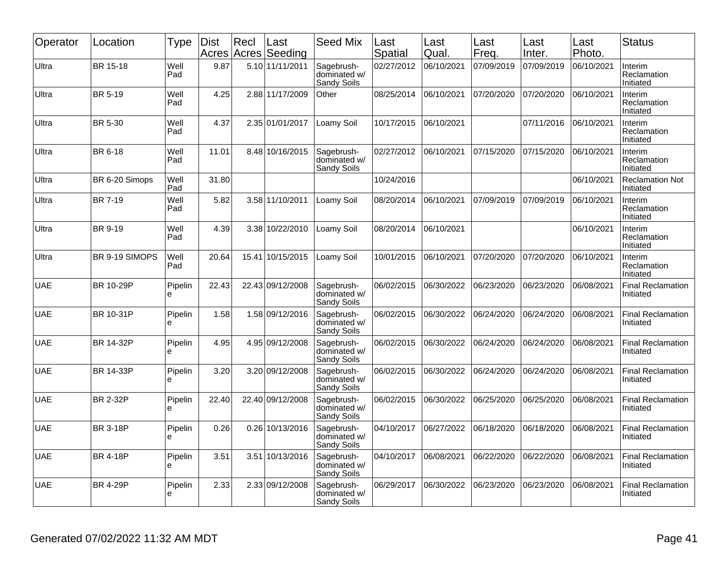| Operator | Location | Type | Dist Acres | Recl Acres | Last Seeding | Seed Mix | Last Spatial | Last Qual. | Last Freq. | Last Inter. | Last Photo. | Status |
|---|---|---|---|---|---|---|---|---|---|---|---|---|
| Ultra | BR 15-18 | Well Pad | 9.87 | 5.10 | 11/11/2011 | Sagebrush-dominated w/ Sandy Soils | 02/27/2012 | 06/10/2021 | 07/09/2019 | 07/09/2019 | 06/10/2021 | Interim Reclamation Initiated |
| Ultra | BR 5-19 | Well Pad | 4.25 | 2.88 | 11/17/2009 | Other | 08/25/2014 | 06/10/2021 | 07/20/2020 | 07/20/2020 | 06/10/2021 | Interim Reclamation Initiated |
| Ultra | BR 5-30 | Well Pad | 4.37 | 2.35 | 01/01/2017 | Loamy Soil | 10/17/2015 | 06/10/2021 | | 07/11/2016 | 06/10/2021 | Interim Reclamation Initiated |
| Ultra | BR 6-18 | Well Pad | 11.01 | 8.48 | 10/16/2015 | Sagebrush-dominated w/ Sandy Soils | 02/27/2012 | 06/10/2021 | 07/15/2020 | 07/15/2020 | 06/10/2021 | Interim Reclamation Initiated |
| Ultra | BR 6-20 Simops | Well Pad | 31.80 | | | | 10/24/2016 | | | | 06/10/2021 | Reclamation Not Initiated |
| Ultra | BR 7-19 | Well Pad | 5.82 | 3.58 | 11/10/2011 | Loamy Soil | 08/20/2014 | 06/10/2021 | 07/09/2019 | 07/09/2019 | 06/10/2021 | Interim Reclamation Initiated |
| Ultra | BR 9-19 | Well Pad | 4.39 | 3.38 | 10/22/2010 | Loamy Soil | 08/20/2014 | 06/10/2021 | | | 06/10/2021 | Interim Reclamation Initiated |
| Ultra | BR 9-19 SIMOPS | Well Pad | 20.64 | 15.41 | 10/15/2015 | Loamy Soil | 10/01/2015 | 06/10/2021 | 07/20/2020 | 07/20/2020 | 06/10/2021 | Interim Reclamation Initiated |
| UAE | BR 10-29P | Pipeline | 22.43 | 22.43 | 09/12/2008 | Sagebrush-dominated w/ Sandy Soils | 06/02/2015 | 06/30/2022 | 06/23/2020 | 06/23/2020 | 06/08/2021 | Final Reclamation Initiated |
| UAE | BR 10-31P | Pipeline | 1.58 | 1.58 | 09/12/2016 | Sagebrush-dominated w/ Sandy Soils | 06/02/2015 | 06/30/2022 | 06/24/2020 | 06/24/2020 | 06/08/2021 | Final Reclamation Initiated |
| UAE | BR 14-32P | Pipeline | 4.95 | 4.95 | 09/12/2008 | Sagebrush-dominated w/ Sandy Soils | 06/02/2015 | 06/30/2022 | 06/24/2020 | 06/24/2020 | 06/08/2021 | Final Reclamation Initiated |
| UAE | BR 14-33P | Pipeline | 3.20 | 3.20 | 09/12/2008 | Sagebrush-dominated w/ Sandy Soils | 06/02/2015 | 06/30/2022 | 06/24/2020 | 06/24/2020 | 06/08/2021 | Final Reclamation Initiated |
| UAE | BR 2-32P | Pipeline | 22.40 | 22.40 | 09/12/2008 | Sagebrush-dominated w/ Sandy Soils | 06/02/2015 | 06/30/2022 | 06/25/2020 | 06/25/2020 | 06/08/2021 | Final Reclamation Initiated |
| UAE | BR 3-18P | Pipeline | 0.26 | 0.26 | 10/13/2016 | Sagebrush-dominated w/ Sandy Soils | 04/10/2017 | 06/27/2022 | 06/18/2020 | 06/18/2020 | 06/08/2021 | Final Reclamation Initiated |
| UAE | BR 4-18P | Pipeline | 3.51 | 3.51 | 10/13/2016 | Sagebrush-dominated w/ Sandy Soils | 04/10/2017 | 06/08/2021 | 06/22/2020 | 06/22/2020 | 06/08/2021 | Final Reclamation Initiated |
| UAE | BR 4-29P | Pipeline | 2.33 | 2.33 | 09/12/2008 | Sagebrush-dominated w/ Sandy Soils | 06/29/2017 | 06/30/2022 | 06/23/2020 | 06/23/2020 | 06/08/2021 | Final Reclamation Initiated |

Generated 07/02/2022 11:32 AM MDT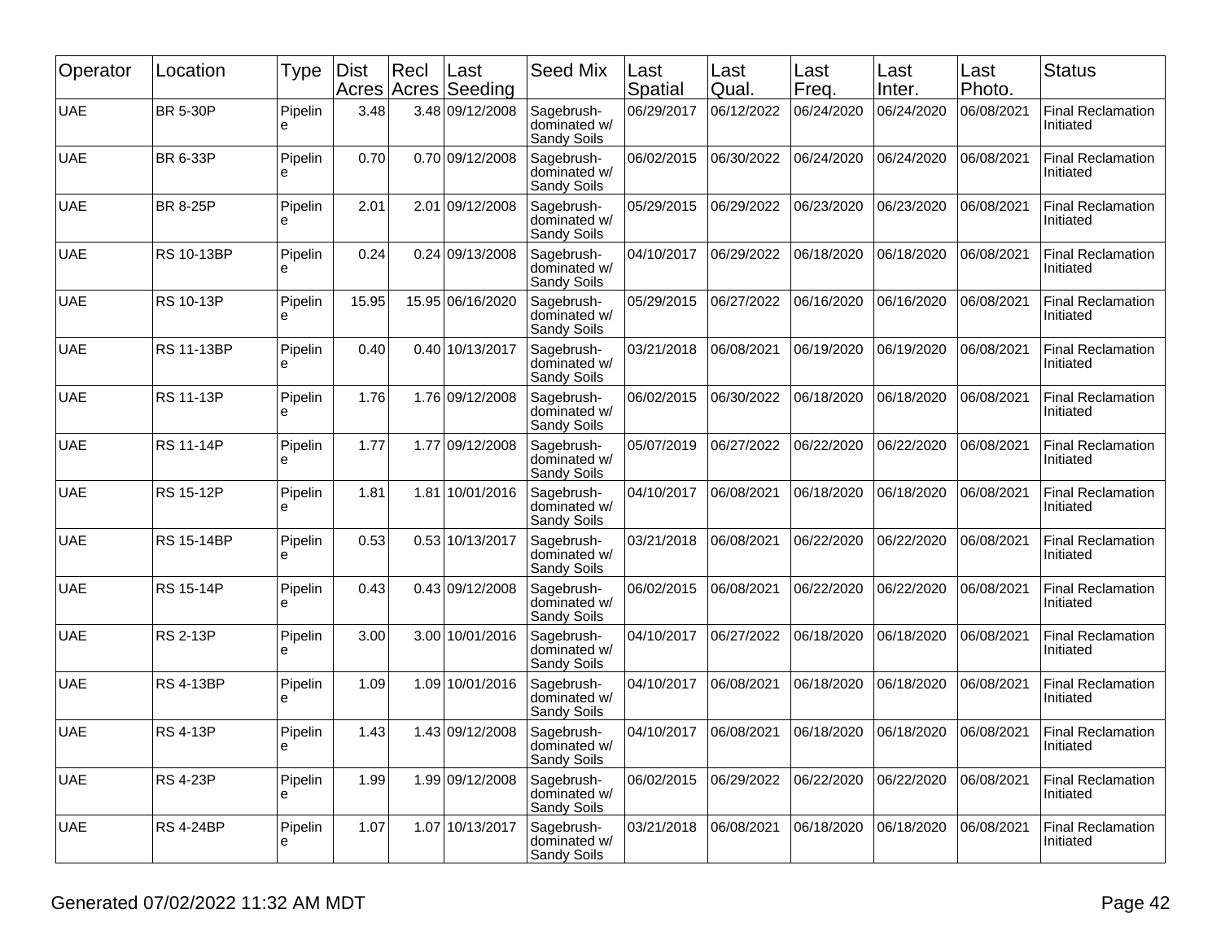| Operator | Location | Type | Dist Acres | Recl Acres | Last Seeding | Seed Mix | Last Spatial | Last Qual. | Last Freq. | Last Inter. | Last Photo. | Status |
|---|---|---|---|---|---|---|---|---|---|---|---|---|
| UAE | BR 5-30P | Pipeline | 3.48 | 3.48 | 09/12/2008 | Sagebrush-dominated w/ Sandy Soils | 06/29/2017 | 06/12/2022 | 06/24/2020 | 06/24/2020 | 06/08/2021 | Final Reclamation Initiated |
| UAE | BR 6-33P | Pipeline | 0.70 | 0.70 | 09/12/2008 | Sagebrush-dominated w/ Sandy Soils | 06/02/2015 | 06/30/2022 | 06/24/2020 | 06/24/2020 | 06/08/2021 | Final Reclamation Initiated |
| UAE | BR 8-25P | Pipeline | 2.01 | 2.01 | 09/12/2008 | Sagebrush-dominated w/ Sandy Soils | 05/29/2015 | 06/29/2022 | 06/23/2020 | 06/23/2020 | 06/08/2021 | Final Reclamation Initiated |
| UAE | RS 10-13BP | Pipeline | 0.24 | 0.24 | 09/13/2008 | Sagebrush-dominated w/ Sandy Soils | 04/10/2017 | 06/29/2022 | 06/18/2020 | 06/18/2020 | 06/08/2021 | Final Reclamation Initiated |
| UAE | RS 10-13P | Pipeline | 15.95 | 15.95 | 06/16/2020 | Sagebrush-dominated w/ Sandy Soils | 05/29/2015 | 06/27/2022 | 06/16/2020 | 06/16/2020 | 06/08/2021 | Final Reclamation Initiated |
| UAE | RS 11-13BP | Pipeline | 0.40 | 0.40 | 10/13/2017 | Sagebrush-dominated w/ Sandy Soils | 03/21/2018 | 06/08/2021 | 06/19/2020 | 06/19/2020 | 06/08/2021 | Final Reclamation Initiated |
| UAE | RS 11-13P | Pipeline | 1.76 | 1.76 | 09/12/2008 | Sagebrush-dominated w/ Sandy Soils | 06/02/2015 | 06/30/2022 | 06/18/2020 | 06/18/2020 | 06/08/2021 | Final Reclamation Initiated |
| UAE | RS 11-14P | Pipeline | 1.77 | 1.77 | 09/12/2008 | Sagebrush-dominated w/ Sandy Soils | 05/07/2019 | 06/27/2022 | 06/22/2020 | 06/22/2020 | 06/08/2021 | Final Reclamation Initiated |
| UAE | RS 15-12P | Pipeline | 1.81 | 1.81 | 10/01/2016 | Sagebrush-dominated w/ Sandy Soils | 04/10/2017 | 06/08/2021 | 06/18/2020 | 06/18/2020 | 06/08/2021 | Final Reclamation Initiated |
| UAE | RS 15-14BP | Pipeline | 0.53 | 0.53 | 10/13/2017 | Sagebrush-dominated w/ Sandy Soils | 03/21/2018 | 06/08/2021 | 06/22/2020 | 06/22/2020 | 06/08/2021 | Final Reclamation Initiated |
| UAE | RS 15-14P | Pipeline | 0.43 | 0.43 | 09/12/2008 | Sagebrush-dominated w/ Sandy Soils | 06/02/2015 | 06/08/2021 | 06/22/2020 | 06/22/2020 | 06/08/2021 | Final Reclamation Initiated |
| UAE | RS 2-13P | Pipeline | 3.00 | 3.00 | 10/01/2016 | Sagebrush-dominated w/ Sandy Soils | 04/10/2017 | 06/27/2022 | 06/18/2020 | 06/18/2020 | 06/08/2021 | Final Reclamation Initiated |
| UAE | RS 4-13BP | Pipeline | 1.09 | 1.09 | 10/01/2016 | Sagebrush-dominated w/ Sandy Soils | 04/10/2017 | 06/08/2021 | 06/18/2020 | 06/18/2020 | 06/08/2021 | Final Reclamation Initiated |
| UAE | RS 4-13P | Pipeline | 1.43 | 1.43 | 09/12/2008 | Sagebrush-dominated w/ Sandy Soils | 04/10/2017 | 06/08/2021 | 06/18/2020 | 06/18/2020 | 06/08/2021 | Final Reclamation Initiated |
| UAE | RS 4-23P | Pipeline | 1.99 | 1.99 | 09/12/2008 | Sagebrush-dominated w/ Sandy Soils | 06/02/2015 | 06/29/2022 | 06/22/2020 | 06/22/2020 | 06/08/2021 | Final Reclamation Initiated |
| UAE | RS 4-24BP | Pipeline | 1.07 | 1.07 | 10/13/2017 | Sagebrush-dominated w/ Sandy Soils | 03/21/2018 | 06/08/2021 | 06/18/2020 | 06/18/2020 | 06/08/2021 | Final Reclamation Initiated |

Generated 07/02/2022 11:32 AM MDT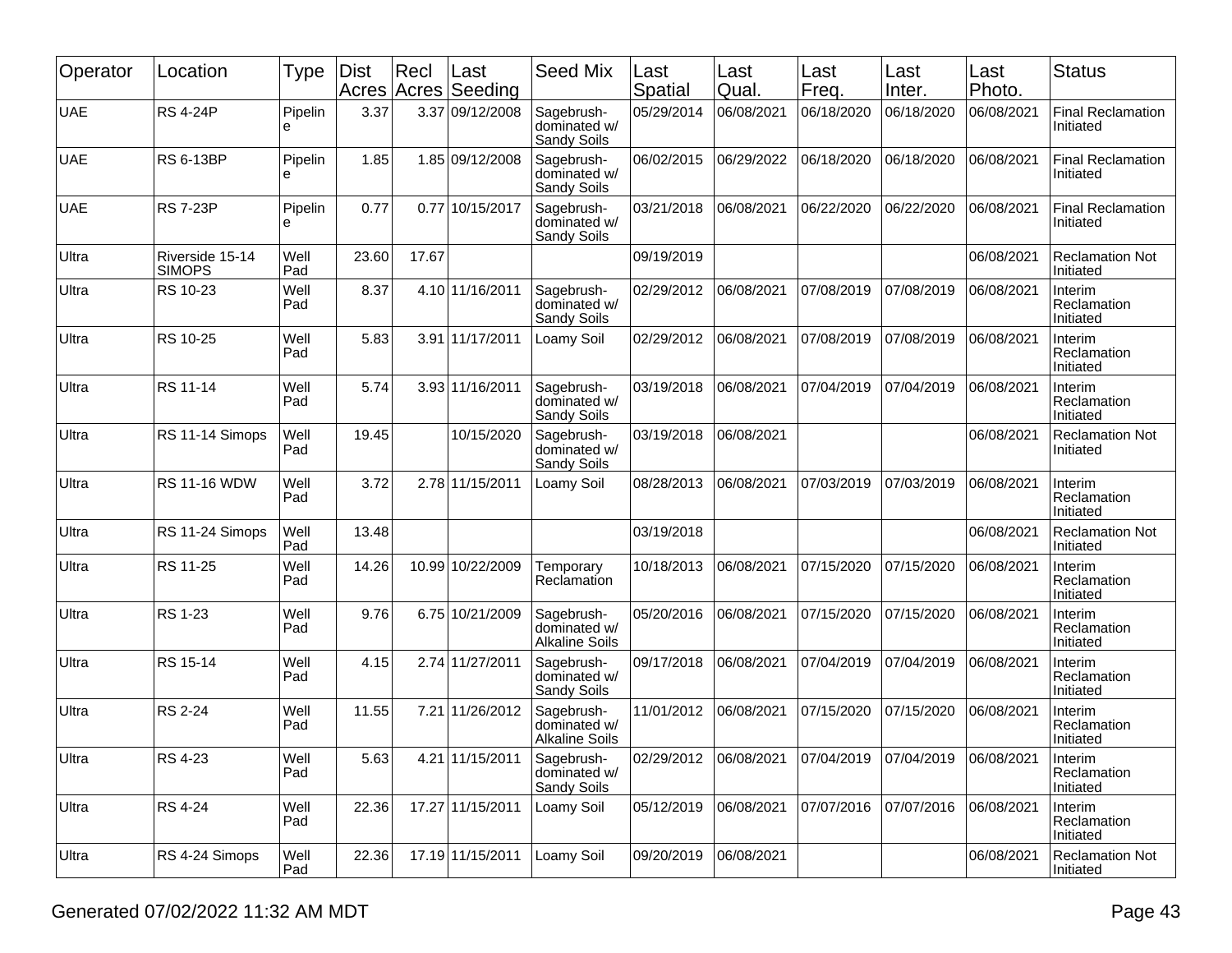| Operator | Location | Type | Dist Acres | Recl Acres | Last Seeding | Seed Mix | Last Spatial | Last Qual. | Last Freq. | Last Inter. | Last Photo. | Status |
|---|---|---|---|---|---|---|---|---|---|---|---|---|
| UAE | RS 4-24P | Pipeline | 3.37 | 3.37 | 09/12/2008 | Sagebrush-dominated w/ Sandy Soils | 05/29/2014 | 06/08/2021 | 06/18/2020 | 06/18/2020 | 06/08/2021 | Final Reclamation Initiated |
| UAE | RS 6-13BP | Pipeline | 1.85 | 1.85 | 09/12/2008 | Sagebrush-dominated w/ Sandy Soils | 06/02/2015 | 06/29/2022 | 06/18/2020 | 06/18/2020 | 06/08/2021 | Final Reclamation Initiated |
| UAE | RS 7-23P | Pipeline | 0.77 | 0.77 | 10/15/2017 | Sagebrush-dominated w/ Sandy Soils | 03/21/2018 | 06/08/2021 | 06/22/2020 | 06/22/2020 | 06/08/2021 | Final Reclamation Initiated |
| Ultra | Riverside 15-14 SIMOPS | Well Pad | 23.60 | 17.67 | | | 09/19/2019 | | | | 06/08/2021 | Reclamation Not Initiated |
| Ultra | RS 10-23 | Well Pad | 8.37 | 4.10 | 11/16/2011 | Sagebrush-dominated w/ Sandy Soils | 02/29/2012 | 06/08/2021 | 07/08/2019 | 07/08/2019 | 06/08/2021 | Interim Reclamation Initiated |
| Ultra | RS 10-25 | Well Pad | 5.83 | 3.91 | 11/17/2011 | Loamy Soil | 02/29/2012 | 06/08/2021 | 07/08/2019 | 07/08/2019 | 06/08/2021 | Interim Reclamation Initiated |
| Ultra | RS 11-14 | Well Pad | 5.74 | 3.93 | 11/16/2011 | Sagebrush-dominated w/ Sandy Soils | 03/19/2018 | 06/08/2021 | 07/04/2019 | 07/04/2019 | 06/08/2021 | Interim Reclamation Initiated |
| Ultra | RS 11-14 Simops | Well Pad | 19.45 | | 10/15/2020 | Sagebrush-dominated w/ Sandy Soils | 03/19/2018 | 06/08/2021 | | | 06/08/2021 | Reclamation Not Initiated |
| Ultra | RS 11-16 WDW | Well Pad | 3.72 | 2.78 | 11/15/2011 | Loamy Soil | 08/28/2013 | 06/08/2021 | 07/03/2019 | 07/03/2019 | 06/08/2021 | Interim Reclamation Initiated |
| Ultra | RS 11-24 Simops | Well Pad | 13.48 | | | | 03/19/2018 | | | | 06/08/2021 | Reclamation Not Initiated |
| Ultra | RS 11-25 | Well Pad | 14.26 | 10.99 | 10/22/2009 | Temporary Reclamation | 10/18/2013 | 06/08/2021 | 07/15/2020 | 07/15/2020 | 06/08/2021 | Interim Reclamation Initiated |
| Ultra | RS 1-23 | Well Pad | 9.76 | 6.75 | 10/21/2009 | Sagebrush-dominated w/ Alkaline Soils | 05/20/2016 | 06/08/2021 | 07/15/2020 | 07/15/2020 | 06/08/2021 | Interim Reclamation Initiated |
| Ultra | RS 15-14 | Well Pad | 4.15 | 2.74 | 11/27/2011 | Sagebrush-dominated w/ Sandy Soils | 09/17/2018 | 06/08/2021 | 07/04/2019 | 07/04/2019 | 06/08/2021 | Interim Reclamation Initiated |
| Ultra | RS 2-24 | Well Pad | 11.55 | 7.21 | 11/26/2012 | Sagebrush-dominated w/ Alkaline Soils | 11/01/2012 | 06/08/2021 | 07/15/2020 | 07/15/2020 | 06/08/2021 | Interim Reclamation Initiated |
| Ultra | RS 4-23 | Well Pad | 5.63 | 4.21 | 11/15/2011 | Sagebrush-dominated w/ Sandy Soils | 02/29/2012 | 06/08/2021 | 07/04/2019 | 07/04/2019 | 06/08/2021 | Interim Reclamation Initiated |
| Ultra | RS 4-24 | Well Pad | 22.36 | 17.27 | 11/15/2011 | Loamy Soil | 05/12/2019 | 06/08/2021 | 07/07/2016 | 07/07/2016 | 06/08/2021 | Interim Reclamation Initiated |
| Ultra | RS 4-24 Simops | Well Pad | 22.36 | 17.19 | 11/15/2011 | Loamy Soil | 09/20/2019 | 06/08/2021 | | | 06/08/2021 | Reclamation Not Initiated |

Generated 07/02/2022 11:32 AM MDT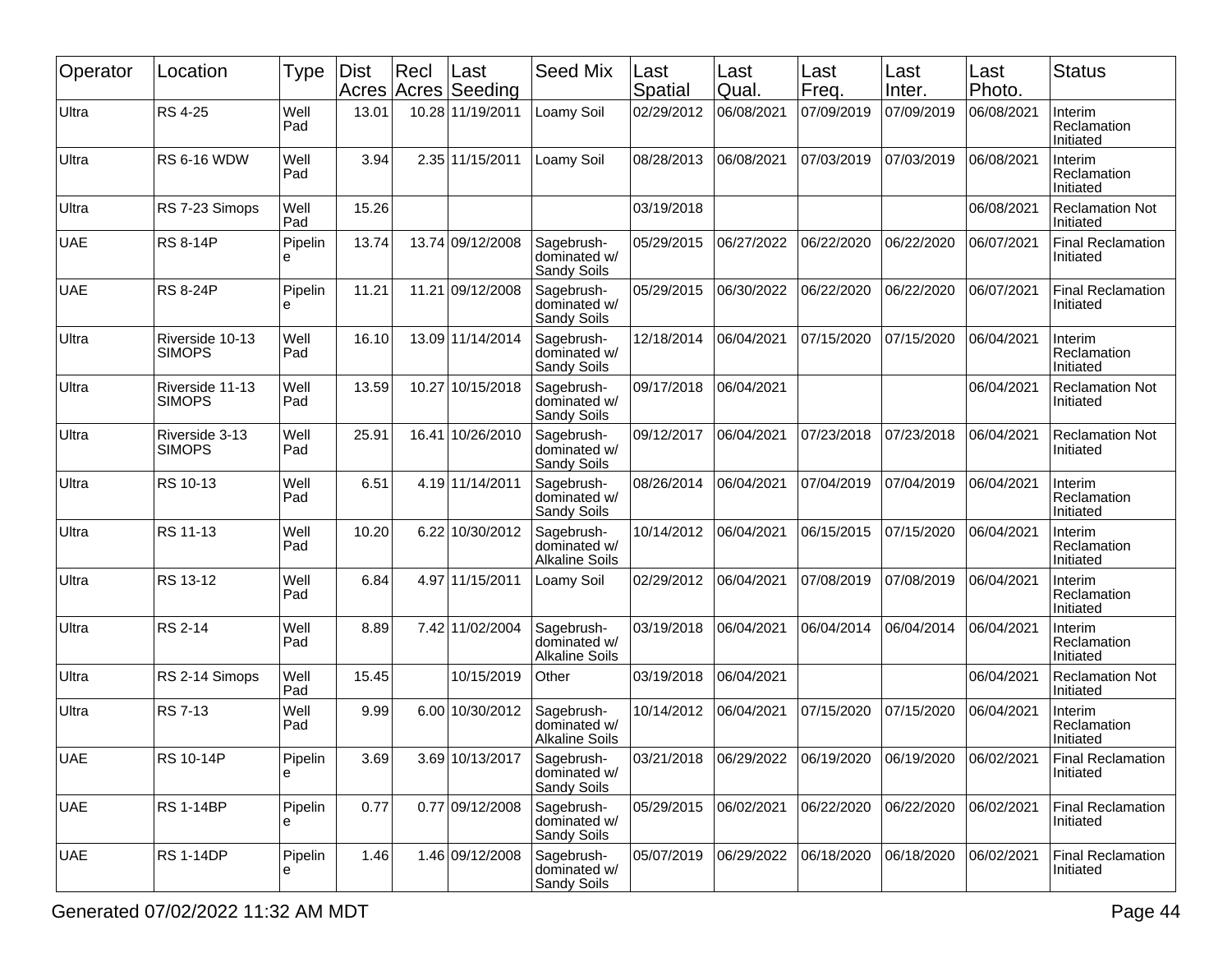| Operator | Location | Type | Dist Acres | Recl Acres | Last Seeding | Seed Mix | Last Spatial | Last Qual. | Last Freq. | Last Inter. | Last Photo. | Status |
|---|---|---|---|---|---|---|---|---|---|---|---|---|
| Ultra | RS 4-25 | Well Pad | 13.01 | 10.28 | 11/19/2011 | Loamy Soil | 02/29/2012 | 06/08/2021 | 07/09/2019 | 07/09/2019 | 06/08/2021 | Interim Reclamation Initiated |
| Ultra | RS 6-16 WDW | Well Pad | 3.94 | 2.35 | 11/15/2011 | Loamy Soil | 08/28/2013 | 06/08/2021 | 07/03/2019 | 07/03/2019 | 06/08/2021 | Interim Reclamation Initiated |
| Ultra | RS 7-23 Simops | Well Pad | 15.26 | | | | 03/19/2018 | | | | 06/08/2021 | Reclamation Not Initiated |
| UAE | RS 8-14P | Pipeline | 13.74 | 13.74 | 09/12/2008 | Sagebrush-dominated w/ Sandy Soils | 05/29/2015 | 06/27/2022 | 06/22/2020 | 06/22/2020 | 06/07/2021 | Final Reclamation Initiated |
| UAE | RS 8-24P | Pipeline | 11.21 | 11.21 | 09/12/2008 | Sagebrush-dominated w/ Sandy Soils | 05/29/2015 | 06/30/2022 | 06/22/2020 | 06/22/2020 | 06/07/2021 | Final Reclamation Initiated |
| Ultra | Riverside 10-13 SIMOPS | Well Pad | 16.10 | 13.09 | 11/14/2014 | Sagebrush-dominated w/ Sandy Soils | 12/18/2014 | 06/04/2021 | 07/15/2020 | 07/15/2020 | 06/04/2021 | Interim Reclamation Initiated |
| Ultra | Riverside 11-13 SIMOPS | Well Pad | 13.59 | 10.27 | 10/15/2018 | Sagebrush-dominated w/ Sandy Soils | 09/17/2018 | 06/04/2021 | | | 06/04/2021 | Reclamation Not Initiated |
| Ultra | Riverside 3-13 SIMOPS | Well Pad | 25.91 | 16.41 | 10/26/2010 | Sagebrush-dominated w/ Sandy Soils | 09/12/2017 | 06/04/2021 | 07/23/2018 | 07/23/2018 | 06/04/2021 | Reclamation Not Initiated |
| Ultra | RS 10-13 | Well Pad | 6.51 | 4.19 | 11/14/2011 | Sagebrush-dominated w/ Sandy Soils | 08/26/2014 | 06/04/2021 | 07/04/2019 | 07/04/2019 | 06/04/2021 | Interim Reclamation Initiated |
| Ultra | RS 11-13 | Well Pad | 10.20 | 6.22 | 10/30/2012 | Sagebrush-dominated w/ Alkaline Soils | 10/14/2012 | 06/04/2021 | 06/15/2015 | 07/15/2020 | 06/04/2021 | Interim Reclamation Initiated |
| Ultra | RS 13-12 | Well Pad | 6.84 | 4.97 | 11/15/2011 | Loamy Soil | 02/29/2012 | 06/04/2021 | 07/08/2019 | 07/08/2019 | 06/04/2021 | Interim Reclamation Initiated |
| Ultra | RS 2-14 | Well Pad | 8.89 | 7.42 | 11/02/2004 | Sagebrush-dominated w/ Alkaline Soils | 03/19/2018 | 06/04/2021 | 06/04/2014 | 06/04/2014 | 06/04/2021 | Interim Reclamation Initiated |
| Ultra | RS 2-14 Simops | Well Pad | 15.45 | | 10/15/2019 | Other | 03/19/2018 | 06/04/2021 | | | 06/04/2021 | Reclamation Not Initiated |
| Ultra | RS 7-13 | Well Pad | 9.99 | 6.00 | 10/30/2012 | Sagebrush-dominated w/ Alkaline Soils | 10/14/2012 | 06/04/2021 | 07/15/2020 | 07/15/2020 | 06/04/2021 | Interim Reclamation Initiated |
| UAE | RS 10-14P | Pipeline | 3.69 | 3.69 | 10/13/2017 | Sagebrush-dominated w/ Sandy Soils | 03/21/2018 | 06/29/2022 | 06/19/2020 | 06/19/2020 | 06/02/2021 | Final Reclamation Initiated |
| UAE | RS 1-14BP | Pipeline | 0.77 | 0.77 | 09/12/2008 | Sagebrush-dominated w/ Sandy Soils | 05/29/2015 | 06/02/2021 | 06/22/2020 | 06/22/2020 | 06/02/2021 | Final Reclamation Initiated |
| UAE | RS 1-14DP | Pipeline | 1.46 | 1.46 | 09/12/2008 | Sagebrush-dominated w/ Sandy Soils | 05/07/2019 | 06/29/2022 | 06/18/2020 | 06/18/2020 | 06/02/2021 | Final Reclamation Initiated |

Generated 07/02/2022 11:32 AM MDT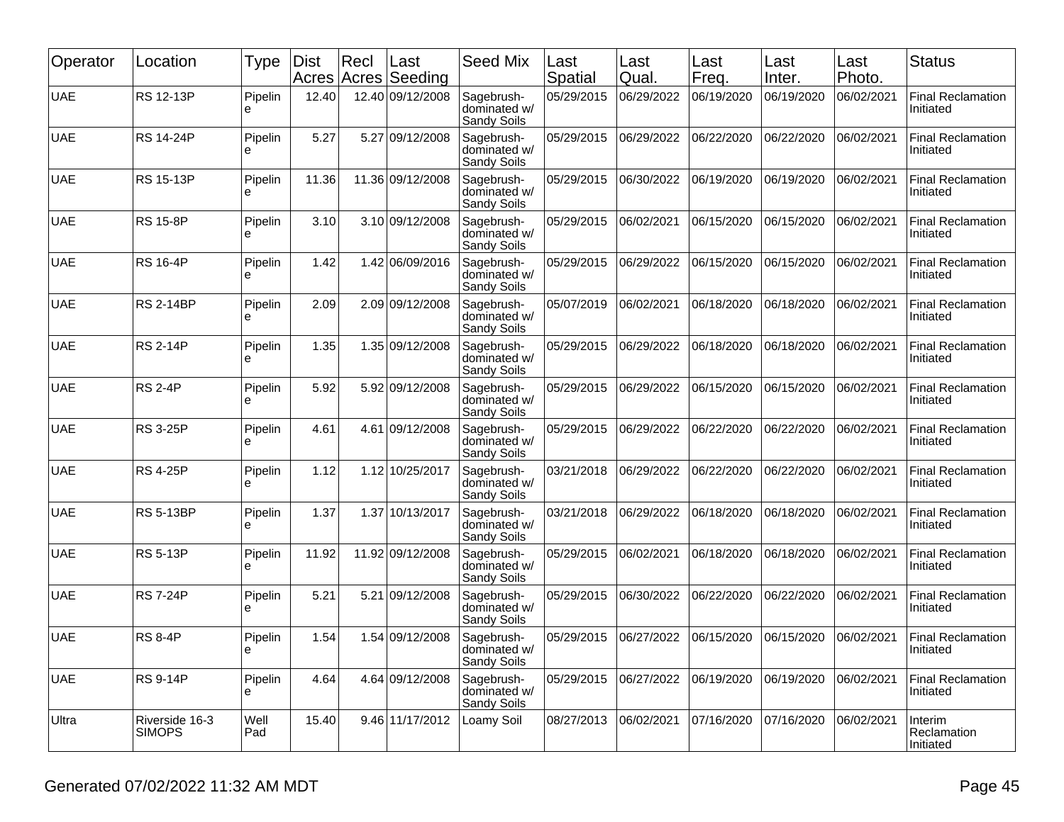| Operator | Location | Type | Dist Acres | Recl Acres | Last Seeding | Seed Mix | Last Spatial | Last Qual. | Last Freq. | Last Inter. | Last Photo. | Status |
|---|---|---|---|---|---|---|---|---|---|---|---|---|
| UAE | RS 12-13P | Pipeline | 12.40 | 12.40 | 09/12/2008 | Sagebrush-dominated w/ Sandy Soils | 05/29/2015 | 06/29/2022 | 06/19/2020 | 06/19/2020 | 06/02/2021 | Final Reclamation Initiated |
| UAE | RS 14-24P | Pipeline | 5.27 | 5.27 | 09/12/2008 | Sagebrush-dominated w/ Sandy Soils | 05/29/2015 | 06/29/2022 | 06/22/2020 | 06/22/2020 | 06/02/2021 | Final Reclamation Initiated |
| UAE | RS 15-13P | Pipeline | 11.36 | 11.36 | 09/12/2008 | Sagebrush-dominated w/ Sandy Soils | 05/29/2015 | 06/30/2022 | 06/19/2020 | 06/19/2020 | 06/02/2021 | Final Reclamation Initiated |
| UAE | RS 15-8P | Pipeline | 3.10 | 3.10 | 09/12/2008 | Sagebrush-dominated w/ Sandy Soils | 05/29/2015 | 06/02/2021 | 06/15/2020 | 06/15/2020 | 06/02/2021 | Final Reclamation Initiated |
| UAE | RS 16-4P | Pipeline | 1.42 | 1.42 | 06/09/2016 | Sagebrush-dominated w/ Sandy Soils | 05/29/2015 | 06/29/2022 | 06/15/2020 | 06/15/2020 | 06/02/2021 | Final Reclamation Initiated |
| UAE | RS 2-14BP | Pipeline | 2.09 | 2.09 | 09/12/2008 | Sagebrush-dominated w/ Sandy Soils | 05/07/2019 | 06/02/2021 | 06/18/2020 | 06/18/2020 | 06/02/2021 | Final Reclamation Initiated |
| UAE | RS 2-14P | Pipeline | 1.35 | 1.35 | 09/12/2008 | Sagebrush-dominated w/ Sandy Soils | 05/29/2015 | 06/29/2022 | 06/18/2020 | 06/18/2020 | 06/02/2021 | Final Reclamation Initiated |
| UAE | RS 2-4P | Pipeline | 5.92 | 5.92 | 09/12/2008 | Sagebrush-dominated w/ Sandy Soils | 05/29/2015 | 06/29/2022 | 06/15/2020 | 06/15/2020 | 06/02/2021 | Final Reclamation Initiated |
| UAE | RS 3-25P | Pipeline | 4.61 | 4.61 | 09/12/2008 | Sagebrush-dominated w/ Sandy Soils | 05/29/2015 | 06/29/2022 | 06/22/2020 | 06/22/2020 | 06/02/2021 | Final Reclamation Initiated |
| UAE | RS 4-25P | Pipeline | 1.12 | 1.12 | 10/25/2017 | Sagebrush-dominated w/ Sandy Soils | 03/21/2018 | 06/29/2022 | 06/22/2020 | 06/22/2020 | 06/02/2021 | Final Reclamation Initiated |
| UAE | RS 5-13BP | Pipeline | 1.37 | 1.37 | 10/13/2017 | Sagebrush-dominated w/ Sandy Soils | 03/21/2018 | 06/29/2022 | 06/18/2020 | 06/18/2020 | 06/02/2021 | Final Reclamation Initiated |
| UAE | RS 5-13P | Pipeline | 11.92 | 11.92 | 09/12/2008 | Sagebrush-dominated w/ Sandy Soils | 05/29/2015 | 06/02/2021 | 06/18/2020 | 06/18/2020 | 06/02/2021 | Final Reclamation Initiated |
| UAE | RS 7-24P | Pipeline | 5.21 | 5.21 | 09/12/2008 | Sagebrush-dominated w/ Sandy Soils | 05/29/2015 | 06/30/2022 | 06/22/2020 | 06/22/2020 | 06/02/2021 | Final Reclamation Initiated |
| UAE | RS 8-4P | Pipeline | 1.54 | 1.54 | 09/12/2008 | Sagebrush-dominated w/ Sandy Soils | 05/29/2015 | 06/27/2022 | 06/15/2020 | 06/15/2020 | 06/02/2021 | Final Reclamation Initiated |
| UAE | RS 9-14P | Pipeline | 4.64 | 4.64 | 09/12/2008 | Sagebrush-dominated w/ Sandy Soils | 05/29/2015 | 06/27/2022 | 06/19/2020 | 06/19/2020 | 06/02/2021 | Final Reclamation Initiated |
| Ultra | Riverside 16-3 SIMOPS | Well Pad | 15.40 | 9.46 | 11/17/2012 | Loamy Soil | 08/27/2013 | 06/02/2021 | 07/16/2020 | 07/16/2020 | 06/02/2021 | Interim Reclamation Initiated |

Generated 07/02/2022 11:32 AM MDT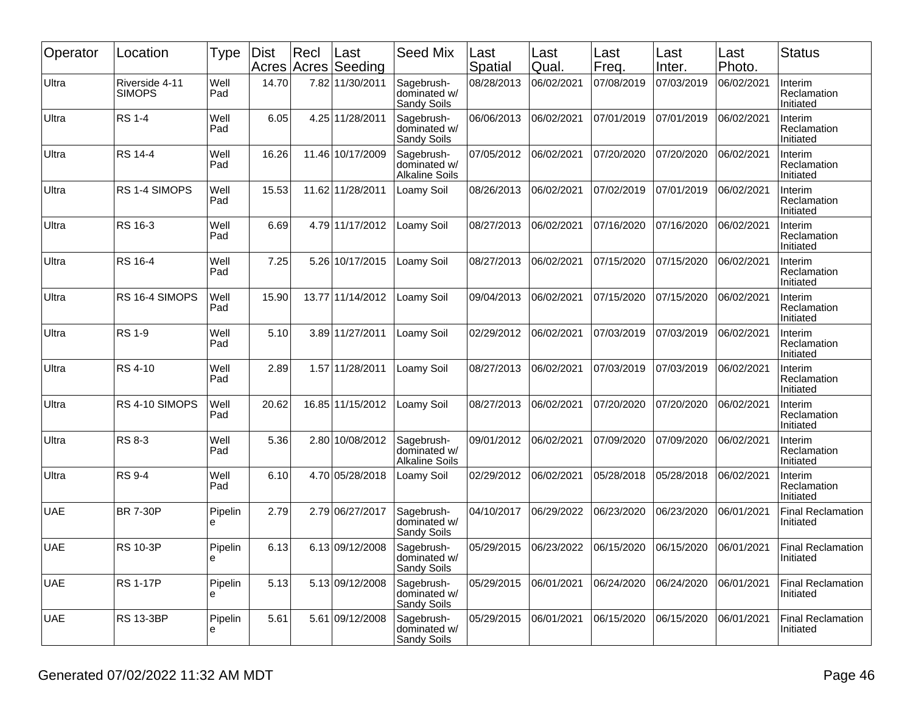| Operator | Location | Type | Dist Acres | Recl Acres | Last Seeding | Seed Mix | Last Spatial | Last Qual. | Last Freq. | Last Inter. | Last Photo. | Status |
|---|---|---|---|---|---|---|---|---|---|---|---|---|
| Ultra | Riverside 4-11 SIMOPS | Well Pad | 14.70 | 7.82 | 11/30/2011 | Sagebrush-dominated w/ Sandy Soils | 08/28/2013 | 06/02/2021 | 07/08/2019 | 07/03/2019 | 06/02/2021 | Interim Reclamation Initiated |
| Ultra | RS 1-4 | Well Pad | 6.05 | 4.25 | 11/28/2011 | Sagebrush-dominated w/ Sandy Soils | 06/06/2013 | 06/02/2021 | 07/01/2019 | 07/01/2019 | 06/02/2021 | Interim Reclamation Initiated |
| Ultra | RS 14-4 | Well Pad | 16.26 | 11.46 | 10/17/2009 | Sagebrush-dominated w/ Alkaline Soils | 07/05/2012 | 06/02/2021 | 07/20/2020 | 07/20/2020 | 06/02/2021 | Interim Reclamation Initiated |
| Ultra | RS 1-4 SIMOPS | Well Pad | 15.53 | 11.62 | 11/28/2011 | Loamy Soil | 08/26/2013 | 06/02/2021 | 07/02/2019 | 07/01/2019 | 06/02/2021 | Interim Reclamation Initiated |
| Ultra | RS 16-3 | Well Pad | 6.69 | 4.79 | 11/17/2012 | Loamy Soil | 08/27/2013 | 06/02/2021 | 07/16/2020 | 07/16/2020 | 06/02/2021 | Interim Reclamation Initiated |
| Ultra | RS 16-4 | Well Pad | 7.25 | 5.26 | 10/17/2015 | Loamy Soil | 08/27/2013 | 06/02/2021 | 07/15/2020 | 07/15/2020 | 06/02/2021 | Interim Reclamation Initiated |
| Ultra | RS 16-4 SIMOPS | Well Pad | 15.90 | 13.77 | 11/14/2012 | Loamy Soil | 09/04/2013 | 06/02/2021 | 07/15/2020 | 07/15/2020 | 06/02/2021 | Interim Reclamation Initiated |
| Ultra | RS 1-9 | Well Pad | 5.10 | 3.89 | 11/27/2011 | Loamy Soil | 02/29/2012 | 06/02/2021 | 07/03/2019 | 07/03/2019 | 06/02/2021 | Interim Reclamation Initiated |
| Ultra | RS 4-10 | Well Pad | 2.89 | 1.57 | 11/28/2011 | Loamy Soil | 08/27/2013 | 06/02/2021 | 07/03/2019 | 07/03/2019 | 06/02/2021 | Interim Reclamation Initiated |
| Ultra | RS 4-10 SIMOPS | Well Pad | 20.62 | 16.85 | 11/15/2012 | Loamy Soil | 08/27/2013 | 06/02/2021 | 07/20/2020 | 07/20/2020 | 06/02/2021 | Interim Reclamation Initiated |
| Ultra | RS 8-3 | Well Pad | 5.36 | 2.80 | 10/08/2012 | Sagebrush-dominated w/ Alkaline Soils | 09/01/2012 | 06/02/2021 | 07/09/2020 | 07/09/2020 | 06/02/2021 | Interim Reclamation Initiated |
| Ultra | RS 9-4 | Well Pad | 6.10 | 4.70 | 05/28/2018 | Loamy Soil | 02/29/2012 | 06/02/2021 | 05/28/2018 | 05/28/2018 | 06/02/2021 | Interim Reclamation Initiated |
| UAE | BR 7-30P | Pipeline | 2.79 | 2.79 | 06/27/2017 | Sagebrush-dominated w/ Sandy Soils | 04/10/2017 | 06/29/2022 | 06/23/2020 | 06/23/2020 | 06/01/2021 | Final Reclamation Initiated |
| UAE | RS 10-3P | Pipeline | 6.13 | 6.13 | 09/12/2008 | Sagebrush-dominated w/ Sandy Soils | 05/29/2015 | 06/23/2022 | 06/15/2020 | 06/15/2020 | 06/01/2021 | Final Reclamation Initiated |
| UAE | RS 1-17P | Pipeline | 5.13 | 5.13 | 09/12/2008 | Sagebrush-dominated w/ Sandy Soils | 05/29/2015 | 06/01/2021 | 06/24/2020 | 06/24/2020 | 06/01/2021 | Final Reclamation Initiated |
| UAE | RS 13-3BP | Pipeline | 5.61 | 5.61 | 09/12/2008 | Sagebrush-dominated w/ Sandy Soils | 05/29/2015 | 06/01/2021 | 06/15/2020 | 06/15/2020 | 06/01/2021 | Final Reclamation Initiated |

Generated 07/02/2022 11:32 AM MDT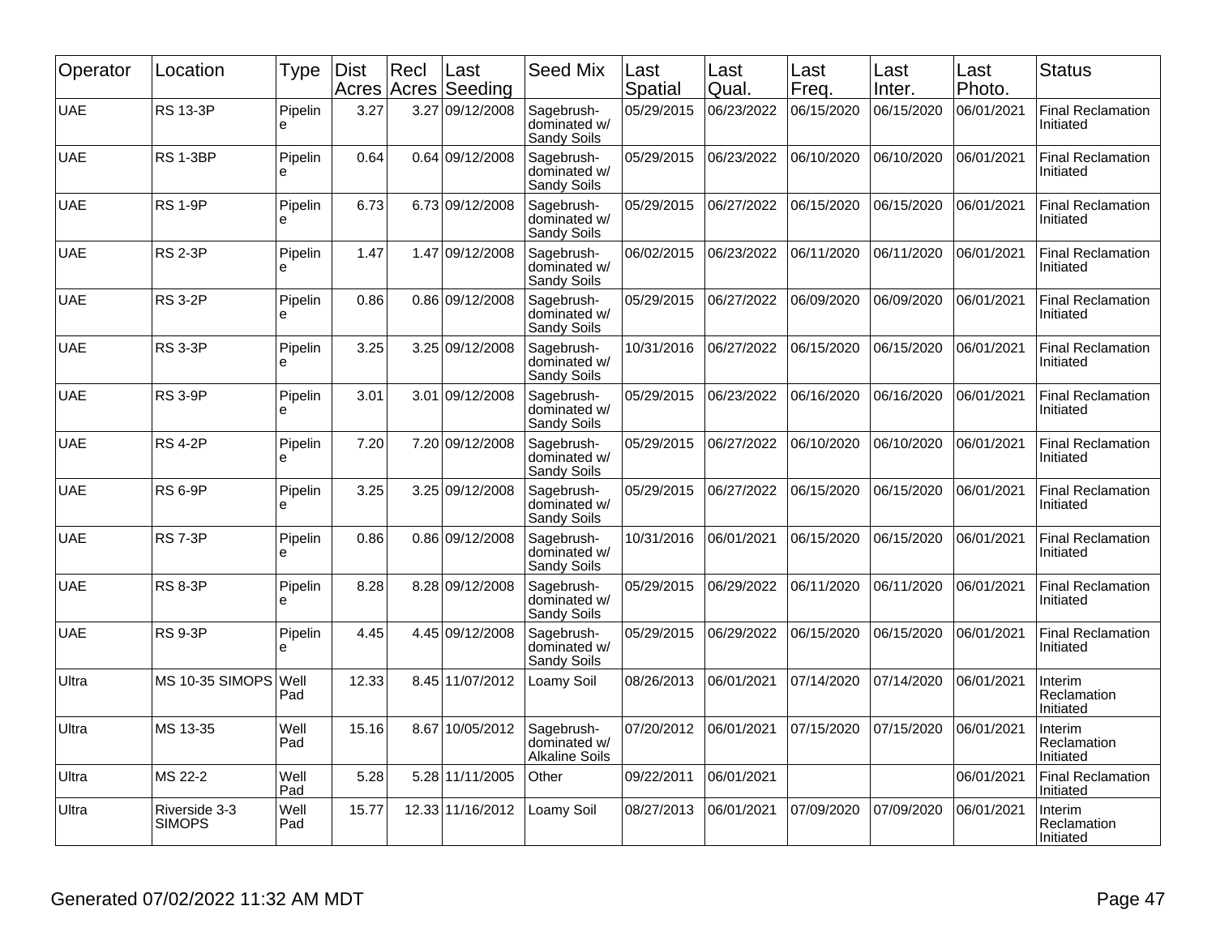| Operator | Location | Type | Dist Acres | Recl Acres | Last Seeding | Seed Mix | Last Spatial | Last Qual. | Last Freq. | Last Inter. | Last Photo. | Status |
|---|---|---|---|---|---|---|---|---|---|---|---|---|
| UAE | RS 13-3P | Pipeline | 3.27 | 3.27 | 09/12/2008 | Sagebrush-dominated w/ Sandy Soils | 05/29/2015 | 06/23/2022 | 06/15/2020 | 06/15/2020 | 06/01/2021 | Final Reclamation Initiated |
| UAE | RS 1-3BP | Pipeline | 0.64 | 0.64 | 09/12/2008 | Sagebrush-dominated w/ Sandy Soils | 05/29/2015 | 06/23/2022 | 06/10/2020 | 06/10/2020 | 06/01/2021 | Final Reclamation Initiated |
| UAE | RS 1-9P | Pipeline | 6.73 | 6.73 | 09/12/2008 | Sagebrush-dominated w/ Sandy Soils | 05/29/2015 | 06/27/2022 | 06/15/2020 | 06/15/2020 | 06/01/2021 | Final Reclamation Initiated |
| UAE | RS 2-3P | Pipeline | 1.47 | 1.47 | 09/12/2008 | Sagebrush-dominated w/ Sandy Soils | 06/02/2015 | 06/23/2022 | 06/11/2020 | 06/11/2020 | 06/01/2021 | Final Reclamation Initiated |
| UAE | RS 3-2P | Pipeline | 0.86 | 0.86 | 09/12/2008 | Sagebrush-dominated w/ Sandy Soils | 05/29/2015 | 06/27/2022 | 06/09/2020 | 06/09/2020 | 06/01/2021 | Final Reclamation Initiated |
| UAE | RS 3-3P | Pipeline | 3.25 | 3.25 | 09/12/2008 | Sagebrush-dominated w/ Sandy Soils | 10/31/2016 | 06/27/2022 | 06/15/2020 | 06/15/2020 | 06/01/2021 | Final Reclamation Initiated |
| UAE | RS 3-9P | Pipeline | 3.01 | 3.01 | 09/12/2008 | Sagebrush-dominated w/ Sandy Soils | 05/29/2015 | 06/23/2022 | 06/16/2020 | 06/16/2020 | 06/01/2021 | Final Reclamation Initiated |
| UAE | RS 4-2P | Pipeline | 7.20 | 7.20 | 09/12/2008 | Sagebrush-dominated w/ Sandy Soils | 05/29/2015 | 06/27/2022 | 06/10/2020 | 06/10/2020 | 06/01/2021 | Final Reclamation Initiated |
| UAE | RS 6-9P | Pipeline | 3.25 | 3.25 | 09/12/2008 | Sagebrush-dominated w/ Sandy Soils | 05/29/2015 | 06/27/2022 | 06/15/2020 | 06/15/2020 | 06/01/2021 | Final Reclamation Initiated |
| UAE | RS 7-3P | Pipeline | 0.86 | 0.86 | 09/12/2008 | Sagebrush-dominated w/ Sandy Soils | 10/31/2016 | 06/01/2021 | 06/15/2020 | 06/15/2020 | 06/01/2021 | Final Reclamation Initiated |
| UAE | RS 8-3P | Pipeline | 8.28 | 8.28 | 09/12/2008 | Sagebrush-dominated w/ Sandy Soils | 05/29/2015 | 06/29/2022 | 06/11/2020 | 06/11/2020 | 06/01/2021 | Final Reclamation Initiated |
| UAE | RS 9-3P | Pipeline | 4.45 | 4.45 | 09/12/2008 | Sagebrush-dominated w/ Sandy Soils | 05/29/2015 | 06/29/2022 | 06/15/2020 | 06/15/2020 | 06/01/2021 | Final Reclamation Initiated |
| Ultra | MS 10-35 SIMOPS | Well Pad | 12.33 | 8.45 | 11/07/2012 | Loamy Soil | 08/26/2013 | 06/01/2021 | 07/14/2020 | 07/14/2020 | 06/01/2021 | Interim Reclamation Initiated |
| Ultra | MS 13-35 | Well Pad | 15.16 | 8.67 | 10/05/2012 | Sagebrush-dominated w/ Alkaline Soils | 07/20/2012 | 06/01/2021 | 07/15/2020 | 07/15/2020 | 06/01/2021 | Interim Reclamation Initiated |
| Ultra | MS 22-2 | Well Pad | 5.28 | 5.28 | 11/11/2005 | Other | 09/22/2011 | 06/01/2021 | | | 06/01/2021 | Final Reclamation Initiated |
| Ultra | Riverside 3-3 SIMOPS | Well Pad | 15.77 | 12.33 | 11/16/2012 | Loamy Soil | 08/27/2013 | 06/01/2021 | 07/09/2020 | 07/09/2020 | 06/01/2021 | Interim Reclamation Initiated |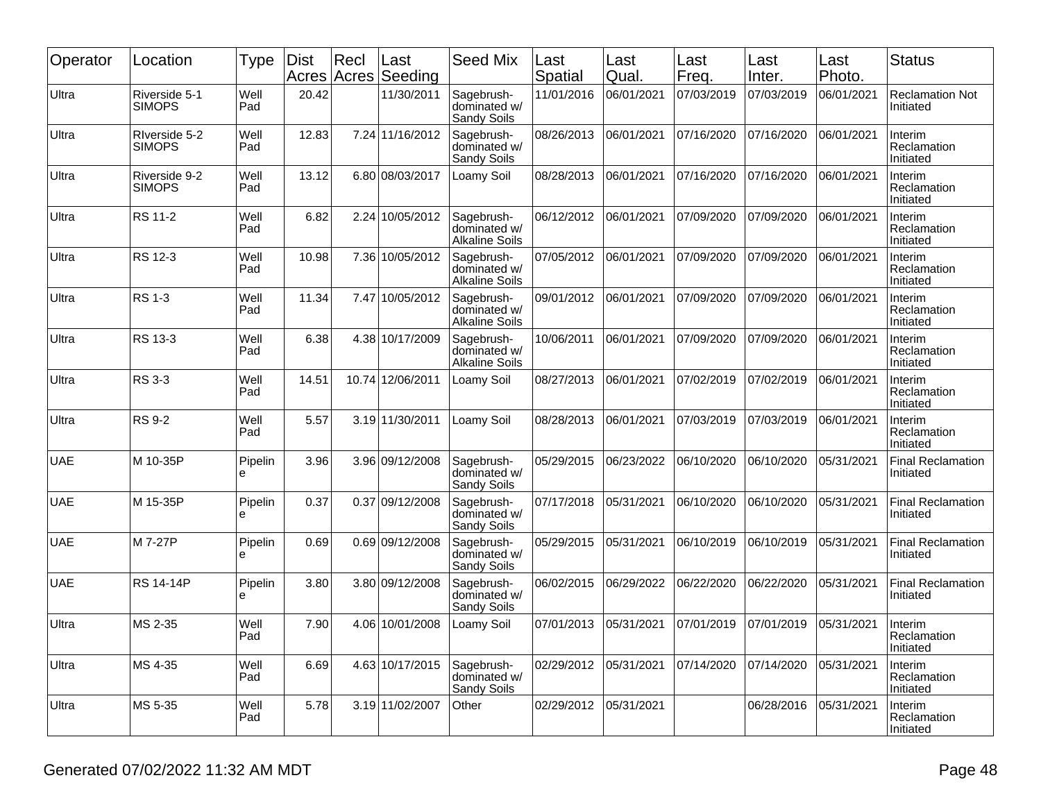| Operator | Location | Type | Dist Acres | Recl Acres | Last Seeding | Seed Mix | Last Spatial | Last Qual. | Last Freq. | Last Inter. | Last Photo. | Status |
|---|---|---|---|---|---|---|---|---|---|---|---|---|
| Ultra | Riverside 5-1 SIMOPS | Well Pad | 20.42 | | 11/30/2011 | Sagebrush-dominated w/ Sandy Soils | 11/01/2016 | 06/01/2021 | 07/03/2019 | 07/03/2019 | 06/01/2021 | Reclamation Not Initiated |
| Ultra | RIverside 5-2 SIMOPS | Well Pad | 12.83 | 7.24 | 11/16/2012 | Sagebrush-dominated w/ Sandy Soils | 08/26/2013 | 06/01/2021 | 07/16/2020 | 07/16/2020 | 06/01/2021 | Interim Reclamation Initiated |
| Ultra | Riverside 9-2 SIMOPS | Well Pad | 13.12 | 6.80 | 08/03/2017 | Loamy Soil | 08/28/2013 | 06/01/2021 | 07/16/2020 | 07/16/2020 | 06/01/2021 | Interim Reclamation Initiated |
| Ultra | RS 11-2 | Well Pad | 6.82 | 2.24 | 10/05/2012 | Sagebrush-dominated w/ Alkaline Soils | 06/12/2012 | 06/01/2021 | 07/09/2020 | 07/09/2020 | 06/01/2021 | Interim Reclamation Initiated |
| Ultra | RS 12-3 | Well Pad | 10.98 | 7.36 | 10/05/2012 | Sagebrush-dominated w/ Alkaline Soils | 07/05/2012 | 06/01/2021 | 07/09/2020 | 07/09/2020 | 06/01/2021 | Interim Reclamation Initiated |
| Ultra | RS 1-3 | Well Pad | 11.34 | 7.47 | 10/05/2012 | Sagebrush-dominated w/ Alkaline Soils | 09/01/2012 | 06/01/2021 | 07/09/2020 | 07/09/2020 | 06/01/2021 | Interim Reclamation Initiated |
| Ultra | RS 13-3 | Well Pad | 6.38 | 4.38 | 10/17/2009 | Sagebrush-dominated w/ Alkaline Soils | 10/06/2011 | 06/01/2021 | 07/09/2020 | 07/09/2020 | 06/01/2021 | Interim Reclamation Initiated |
| Ultra | RS 3-3 | Well Pad | 14.51 | 10.74 | 12/06/2011 | Loamy Soil | 08/27/2013 | 06/01/2021 | 07/02/2019 | 07/02/2019 | 06/01/2021 | Interim Reclamation Initiated |
| Ultra | RS 9-2 | Well Pad | 5.57 | 3.19 | 11/30/2011 | Loamy Soil | 08/28/2013 | 06/01/2021 | 07/03/2019 | 07/03/2019 | 06/01/2021 | Interim Reclamation Initiated |
| UAE | M 10-35P | Pipeline | 3.96 | 3.96 | 09/12/2008 | Sagebrush-dominated w/ Sandy Soils | 05/29/2015 | 06/23/2022 | 06/10/2020 | 06/10/2020 | 05/31/2021 | Final Reclamation Initiated |
| UAE | M 15-35P | Pipeline | 0.37 | 0.37 | 09/12/2008 | Sagebrush-dominated w/ Sandy Soils | 07/17/2018 | 05/31/2021 | 06/10/2020 | 06/10/2020 | 05/31/2021 | Final Reclamation Initiated |
| UAE | M 7-27P | Pipeline | 0.69 | 0.69 | 09/12/2008 | Sagebrush-dominated w/ Sandy Soils | 05/29/2015 | 05/31/2021 | 06/10/2019 | 06/10/2019 | 05/31/2021 | Final Reclamation Initiated |
| UAE | RS 14-14P | Pipeline | 3.80 | 3.80 | 09/12/2008 | Sagebrush-dominated w/ Sandy Soils | 06/02/2015 | 06/29/2022 | 06/22/2020 | 06/22/2020 | 05/31/2021 | Final Reclamation Initiated |
| Ultra | MS 2-35 | Well Pad | 7.90 | 4.06 | 10/01/2008 | Loamy Soil | 07/01/2013 | 05/31/2021 | 07/01/2019 | 07/01/2019 | 05/31/2021 | Interim Reclamation Initiated |
| Ultra | MS 4-35 | Well Pad | 6.69 | 4.63 | 10/17/2015 | Sagebrush-dominated w/ Sandy Soils | 02/29/2012 | 05/31/2021 | 07/14/2020 | 07/14/2020 | 05/31/2021 | Interim Reclamation Initiated |
| Ultra | MS 5-35 | Well Pad | 5.78 | 3.19 | 11/02/2007 | Other | 02/29/2012 | 05/31/2021 | | 06/28/2016 | 05/31/2021 | Interim Reclamation Initiated |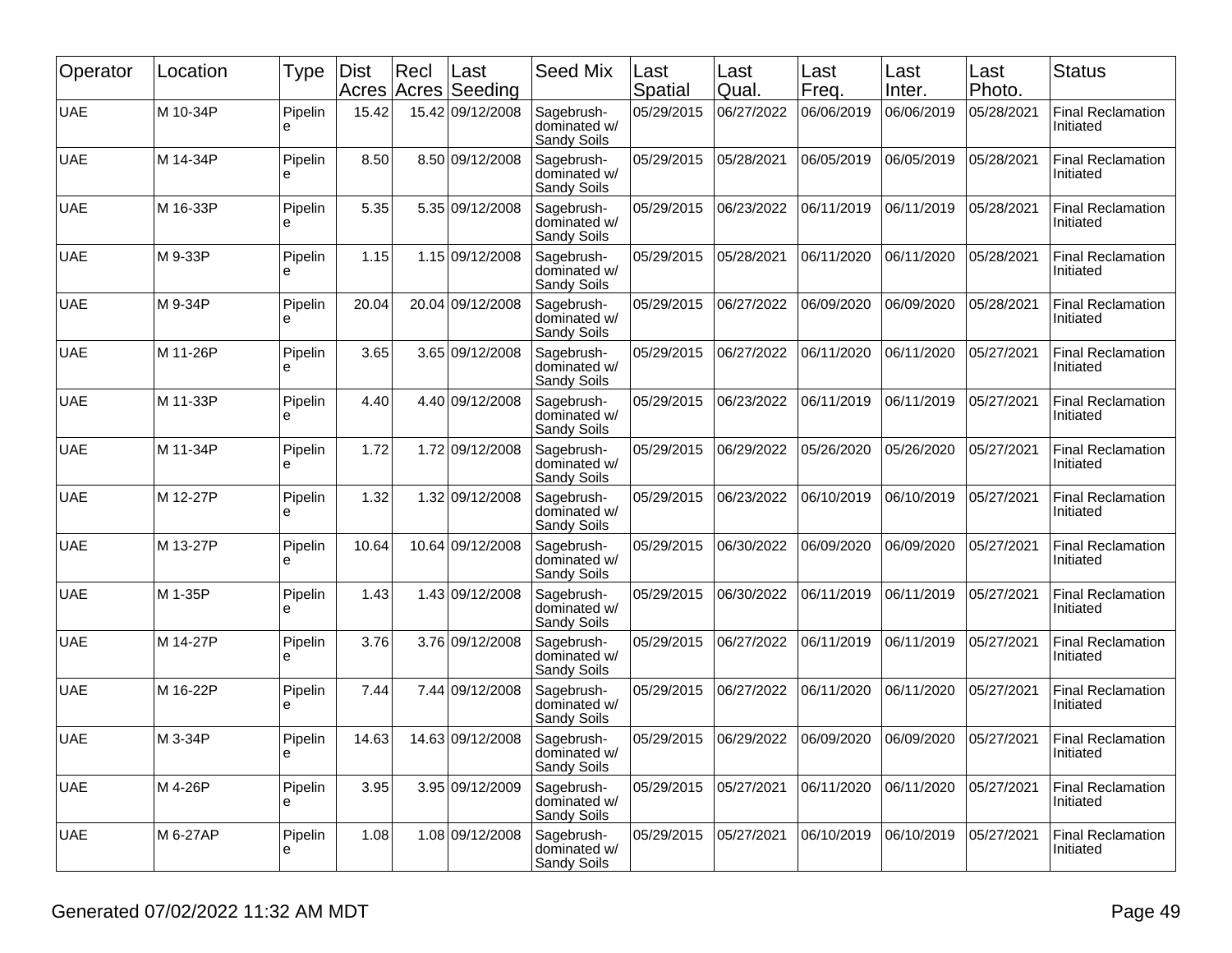| Operator | Location | Type | Dist Acres | Recl Acres | Last Seeding | Seed Mix | Last Spatial | Last Qual. | Last Freq. | Last Inter. | Last Photo. | Status |
|---|---|---|---|---|---|---|---|---|---|---|---|---|
| UAE | M 10-34P | Pipeline | 15.42 | 15.42 | 09/12/2008 | Sagebrush-dominated w/ Sandy Soils | 05/29/2015 | 06/27/2022 | 06/06/2019 | 06/06/2019 | 05/28/2021 | Final Reclamation Initiated |
| UAE | M 14-34P | Pipeline | 8.50 | 8.50 | 09/12/2008 | Sagebrush-dominated w/ Sandy Soils | 05/29/2015 | 05/28/2021 | 06/05/2019 | 06/05/2019 | 05/28/2021 | Final Reclamation Initiated |
| UAE | M 16-33P | Pipeline | 5.35 | 5.35 | 09/12/2008 | Sagebrush-dominated w/ Sandy Soils | 05/29/2015 | 06/23/2022 | 06/11/2019 | 06/11/2019 | 05/28/2021 | Final Reclamation Initiated |
| UAE | M 9-33P | Pipeline | 1.15 | 1.15 | 09/12/2008 | Sagebrush-dominated w/ Sandy Soils | 05/29/2015 | 05/28/2021 | 06/11/2020 | 06/11/2020 | 05/28/2021 | Final Reclamation Initiated |
| UAE | M 9-34P | Pipeline | 20.04 | 20.04 | 09/12/2008 | Sagebrush-dominated w/ Sandy Soils | 05/29/2015 | 06/27/2022 | 06/09/2020 | 06/09/2020 | 05/28/2021 | Final Reclamation Initiated |
| UAE | M 11-26P | Pipeline | 3.65 | 3.65 | 09/12/2008 | Sagebrush-dominated w/ Sandy Soils | 05/29/2015 | 06/27/2022 | 06/11/2020 | 06/11/2020 | 05/27/2021 | Final Reclamation Initiated |
| UAE | M 11-33P | Pipeline | 4.40 | 4.40 | 09/12/2008 | Sagebrush-dominated w/ Sandy Soils | 05/29/2015 | 06/23/2022 | 06/11/2019 | 06/11/2019 | 05/27/2021 | Final Reclamation Initiated |
| UAE | M 11-34P | Pipeline | 1.72 | 1.72 | 09/12/2008 | Sagebrush-dominated w/ Sandy Soils | 05/29/2015 | 06/29/2022 | 05/26/2020 | 05/26/2020 | 05/27/2021 | Final Reclamation Initiated |
| UAE | M 12-27P | Pipeline | 1.32 | 1.32 | 09/12/2008 | Sagebrush-dominated w/ Sandy Soils | 05/29/2015 | 06/23/2022 | 06/10/2019 | 06/10/2019 | 05/27/2021 | Final Reclamation Initiated |
| UAE | M 13-27P | Pipeline | 10.64 | 10.64 | 09/12/2008 | Sagebrush-dominated w/ Sandy Soils | 05/29/2015 | 06/30/2022 | 06/09/2020 | 06/09/2020 | 05/27/2021 | Final Reclamation Initiated |
| UAE | M 1-35P | Pipeline | 1.43 | 1.43 | 09/12/2008 | Sagebrush-dominated w/ Sandy Soils | 05/29/2015 | 06/30/2022 | 06/11/2019 | 06/11/2019 | 05/27/2021 | Final Reclamation Initiated |
| UAE | M 14-27P | Pipeline | 3.76 | 3.76 | 09/12/2008 | Sagebrush-dominated w/ Sandy Soils | 05/29/2015 | 06/27/2022 | 06/11/2019 | 06/11/2019 | 05/27/2021 | Final Reclamation Initiated |
| UAE | M 16-22P | Pipeline | 7.44 | 7.44 | 09/12/2008 | Sagebrush-dominated w/ Sandy Soils | 05/29/2015 | 06/27/2022 | 06/11/2020 | 06/11/2020 | 05/27/2021 | Final Reclamation Initiated |
| UAE | M 3-34P | Pipeline | 14.63 | 14.63 | 09/12/2008 | Sagebrush-dominated w/ Sandy Soils | 05/29/2015 | 06/29/2022 | 06/09/2020 | 06/09/2020 | 05/27/2021 | Final Reclamation Initiated |
| UAE | M 4-26P | Pipeline | 3.95 | 3.95 | 09/12/2009 | Sagebrush-dominated w/ Sandy Soils | 05/29/2015 | 05/27/2021 | 06/11/2020 | 06/11/2020 | 05/27/2021 | Final Reclamation Initiated |
| UAE | M 6-27AP | Pipeline | 1.08 | 1.08 | 09/12/2008 | Sagebrush-dominated w/ Sandy Soils | 05/29/2015 | 05/27/2021 | 06/10/2019 | 06/10/2019 | 05/27/2021 | Final Reclamation Initiated |

Generated 07/02/2022 11:32 AM MDT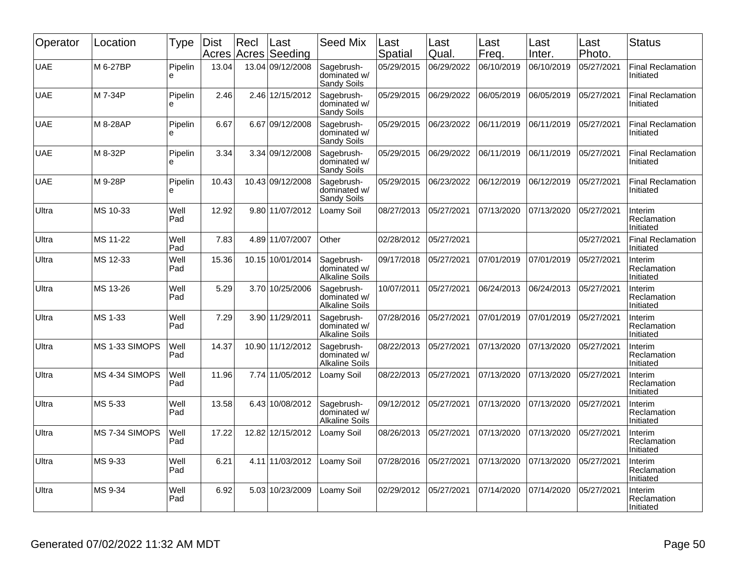| Operator | Location | Type | Dist Acres | Recl Acres | Last Seeding | Seed Mix | Last Spatial | Last Qual. | Last Freq. | Last Inter. | Last Photo. | Status |
|---|---|---|---|---|---|---|---|---|---|---|---|---|
| UAE | M 6-27BP | Pipeline | 13.04 | 13.04 | 09/12/2008 | Sagebrush-dominated w/ Sandy Soils | 05/29/2015 | 06/29/2022 | 06/10/2019 | 06/10/2019 | 05/27/2021 | Final Reclamation Initiated |
| UAE | M 7-34P | Pipeline | 2.46 | 2.46 | 12/15/2012 | Sagebrush-dominated w/ Sandy Soils | 05/29/2015 | 06/29/2022 | 06/05/2019 | 06/05/2019 | 05/27/2021 | Final Reclamation Initiated |
| UAE | M 8-28AP | Pipeline | 6.67 | 6.67 | 09/12/2008 | Sagebrush-dominated w/ Sandy Soils | 05/29/2015 | 06/23/2022 | 06/11/2019 | 06/11/2019 | 05/27/2021 | Final Reclamation Initiated |
| UAE | M 8-32P | Pipeline | 3.34 | 3.34 | 09/12/2008 | Sagebrush-dominated w/ Sandy Soils | 05/29/2015 | 06/29/2022 | 06/11/2019 | 06/11/2019 | 05/27/2021 | Final Reclamation Initiated |
| UAE | M 9-28P | Pipeline | 10.43 | 10.43 | 09/12/2008 | Sagebrush-dominated w/ Sandy Soils | 05/29/2015 | 06/23/2022 | 06/12/2019 | 06/12/2019 | 05/27/2021 | Final Reclamation Initiated |
| Ultra | MS 10-33 | Well Pad | 12.92 | 9.80 | 11/07/2012 | Loamy Soil | 08/27/2013 | 05/27/2021 | 07/13/2020 | 07/13/2020 | 05/27/2021 | Interim Reclamation Initiated |
| Ultra | MS 11-22 | Well Pad | 7.83 | 4.89 | 11/07/2007 | Other | 02/28/2012 | 05/27/2021 | | | 05/27/2021 | Final Reclamation Initiated |
| Ultra | MS 12-33 | Well Pad | 15.36 | 10.15 | 10/01/2014 | Sagebrush-dominated w/ Alkaline Soils | 09/17/2018 | 05/27/2021 | 07/01/2019 | 07/01/2019 | 05/27/2021 | Interim Reclamation Initiated |
| Ultra | MS 13-26 | Well Pad | 5.29 | 3.70 | 10/25/2006 | Sagebrush-dominated w/ Alkaline Soils | 10/07/2011 | 05/27/2021 | 06/24/2013 | 06/24/2013 | 05/27/2021 | Interim Reclamation Initiated |
| Ultra | MS 1-33 | Well Pad | 7.29 | 3.90 | 11/29/2011 | Sagebrush-dominated w/ Alkaline Soils | 07/28/2016 | 05/27/2021 | 07/01/2019 | 07/01/2019 | 05/27/2021 | Interim Reclamation Initiated |
| Ultra | MS 1-33 SIMOPS | Well Pad | 14.37 | 10.90 | 11/12/2012 | Sagebrush-dominated w/ Alkaline Soils | 08/22/2013 | 05/27/2021 | 07/13/2020 | 07/13/2020 | 05/27/2021 | Interim Reclamation Initiated |
| Ultra | MS 4-34 SIMOPS | Well Pad | 11.96 | 7.74 | 11/05/2012 | Loamy Soil | 08/22/2013 | 05/27/2021 | 07/13/2020 | 07/13/2020 | 05/27/2021 | Interim Reclamation Initiated |
| Ultra | MS 5-33 | Well Pad | 13.58 | 6.43 | 10/08/2012 | Sagebrush-dominated w/ Alkaline Soils | 09/12/2012 | 05/27/2021 | 07/13/2020 | 07/13/2020 | 05/27/2021 | Interim Reclamation Initiated |
| Ultra | MS 7-34 SIMOPS | Well Pad | 17.22 | 12.82 | 12/15/2012 | Loamy Soil | 08/26/2013 | 05/27/2021 | 07/13/2020 | 07/13/2020 | 05/27/2021 | Interim Reclamation Initiated |
| Ultra | MS 9-33 | Well Pad | 6.21 | 4.11 | 11/03/2012 | Loamy Soil | 07/28/2016 | 05/27/2021 | 07/13/2020 | 07/13/2020 | 05/27/2021 | Interim Reclamation Initiated |
| Ultra | MS 9-34 | Well Pad | 6.92 | 5.03 | 10/23/2009 | Loamy Soil | 02/29/2012 | 05/27/2021 | 07/14/2020 | 07/14/2020 | 05/27/2021 | Interim Reclamation Initiated |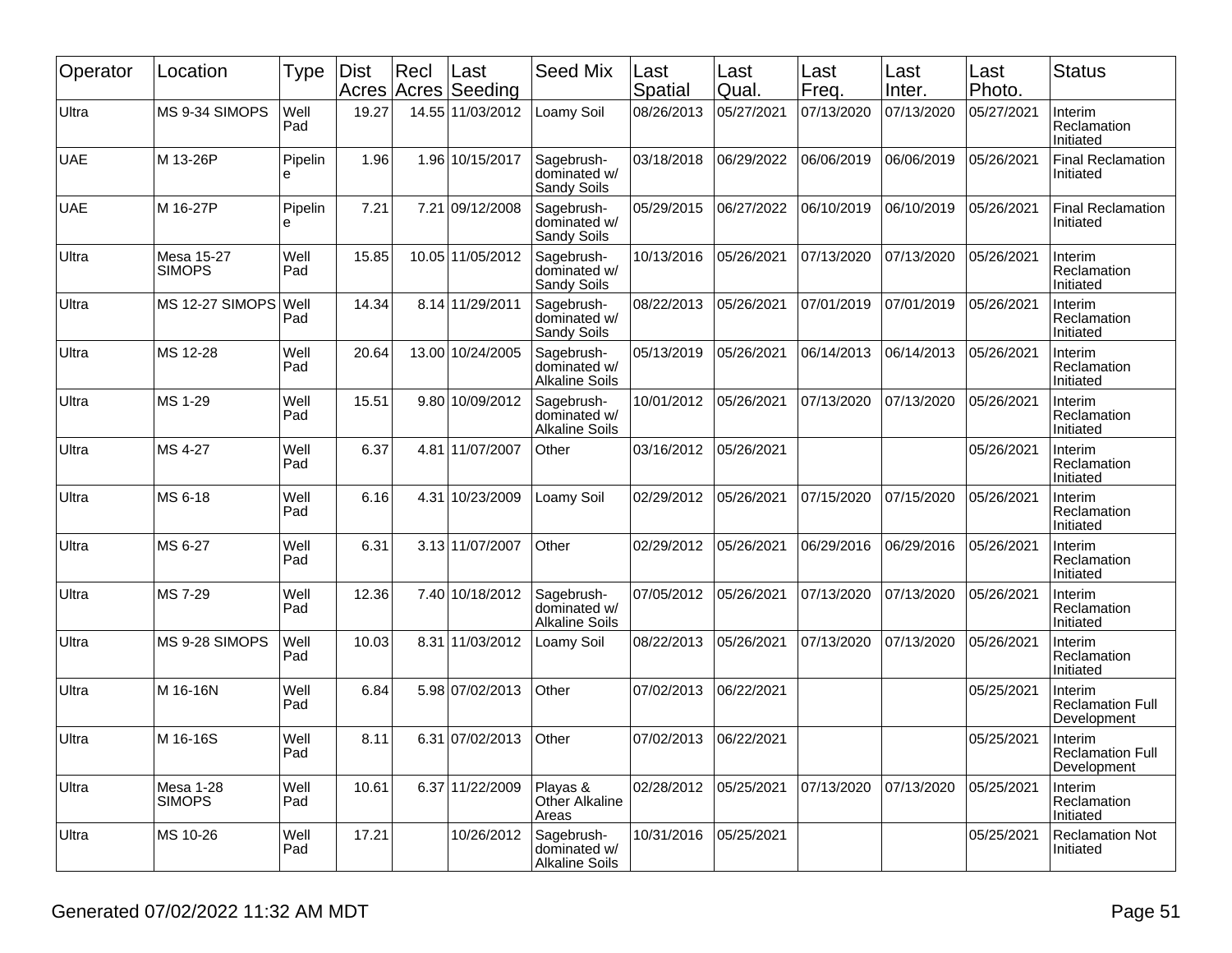| Operator | Location | Type | Dist Acres | Recl Acres | Last Seeding | Seed Mix | Last Spatial | Last Qual. | Last Freq. | Last Inter. | Last Photo. | Status |
|---|---|---|---|---|---|---|---|---|---|---|---|---|
| Ultra | MS 9-34 SIMOPS | Well Pad | 19.27 | 14.55 | 11/03/2012 | Loamy Soil | 08/26/2013 | 05/27/2021 | 07/13/2020 | 07/13/2020 | 05/27/2021 | Interim Reclamation Initiated |
| UAE | M 13-26P | Pipeline | 1.96 | 1.96 | 10/15/2017 | Sagebrush-dominated w/ Sandy Soils | 03/18/2018 | 06/29/2022 | 06/06/2019 | 06/06/2019 | 05/26/2021 | Final Reclamation Initiated |
| UAE | M 16-27P | Pipeline | 7.21 | 7.21 | 09/12/2008 | Sagebrush-dominated w/ Sandy Soils | 05/29/2015 | 06/27/2022 | 06/10/2019 | 06/10/2019 | 05/26/2021 | Final Reclamation Initiated |
| Ultra | Mesa 15-27 SIMOPS | Well Pad | 15.85 | 10.05 | 11/05/2012 | Sagebrush-dominated w/ Sandy Soils | 10/13/2016 | 05/26/2021 | 07/13/2020 | 07/13/2020 | 05/26/2021 | Interim Reclamation Initiated |
| Ultra | MS 12-27 SIMOPS | Well Pad | 14.34 | 8.14 | 11/29/2011 | Sagebrush-dominated w/ Sandy Soils | 08/22/2013 | 05/26/2021 | 07/01/2019 | 07/01/2019 | 05/26/2021 | Interim Reclamation Initiated |
| Ultra | MS 12-28 | Well Pad | 20.64 | 13.00 | 10/24/2005 | Sagebrush-dominated w/ Alkaline Soils | 05/13/2019 | 05/26/2021 | 06/14/2013 | 06/14/2013 | 05/26/2021 | Interim Reclamation Initiated |
| Ultra | MS 1-29 | Well Pad | 15.51 | 9.80 | 10/09/2012 | Sagebrush-dominated w/ Alkaline Soils | 10/01/2012 | 05/26/2021 | 07/13/2020 | 07/13/2020 | 05/26/2021 | Interim Reclamation Initiated |
| Ultra | MS 4-27 | Well Pad | 6.37 | 4.81 | 11/07/2007 | Other | 03/16/2012 | 05/26/2021 | | | 05/26/2021 | Interim Reclamation Initiated |
| Ultra | MS 6-18 | Well Pad | 6.16 | 4.31 | 10/23/2009 | Loamy Soil | 02/29/2012 | 05/26/2021 | 07/15/2020 | 07/15/2020 | 05/26/2021 | Interim Reclamation Initiated |
| Ultra | MS 6-27 | Well Pad | 6.31 | 3.13 | 11/07/2007 | Other | 02/29/2012 | 05/26/2021 | 06/29/2016 | 06/29/2016 | 05/26/2021 | Interim Reclamation Initiated |
| Ultra | MS 7-29 | Well Pad | 12.36 | 7.40 | 10/18/2012 | Sagebrush-dominated w/ Alkaline Soils | 07/05/2012 | 05/26/2021 | 07/13/2020 | 07/13/2020 | 05/26/2021 | Interim Reclamation Initiated |
| Ultra | MS 9-28 SIMOPS | Well Pad | 10.03 | 8.31 | 11/03/2012 | Loamy Soil | 08/22/2013 | 05/26/2021 | 07/13/2020 | 07/13/2020 | 05/26/2021 | Interim Reclamation Initiated |
| Ultra | M 16-16N | Well Pad | 6.84 | 5.98 | 07/02/2013 | Other | 07/02/2013 | 06/22/2021 | | | 05/25/2021 | Interim Reclamation Full Development |
| Ultra | M 16-16S | Well Pad | 8.11 | 6.31 | 07/02/2013 | Other | 07/02/2013 | 06/22/2021 | | | 05/25/2021 | Interim Reclamation Full Development |
| Ultra | Mesa 1-28 SIMOPS | Well Pad | 10.61 | 6.37 | 11/22/2009 | Playas & Other Alkaline Areas | 02/28/2012 | 05/25/2021 | 07/13/2020 | 07/13/2020 | 05/25/2021 | Interim Reclamation Initiated |
| Ultra | MS 10-26 | Well Pad | 17.21 | | 10/26/2012 | Sagebrush-dominated w/ Alkaline Soils | 10/31/2016 | 05/25/2021 | | | 05/25/2021 | Reclamation Not Initiated |

Generated 07/02/2022 11:32 AM MDT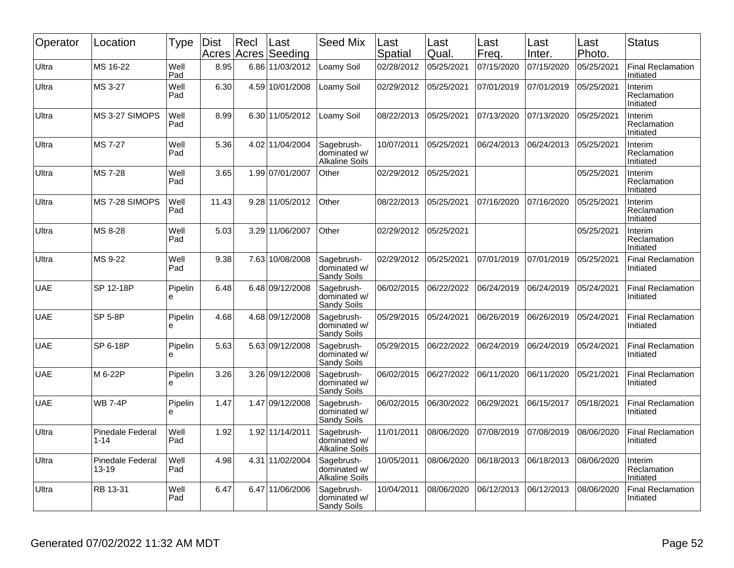| Operator | Location | Type | Dist Acres | Recl Acres | Last Seeding | Seed Mix | Last Spatial | Last Qual. | Last Freq. | Last Inter. | Last Photo. | Status |
|---|---|---|---|---|---|---|---|---|---|---|---|---|
| Ultra | MS 16-22 | Well Pad | 8.95 | 6.86 | 11/03/2012 | Loamy Soil | 02/28/2012 | 05/25/2021 | 07/15/2020 | 07/15/2020 | 05/25/2021 | Final Reclamation Initiated |
| Ultra | MS 3-27 | Well Pad | 6.30 | 4.59 | 10/01/2008 | Loamy Soil | 02/29/2012 | 05/25/2021 | 07/01/2019 | 07/01/2019 | 05/25/2021 | Interim Reclamation Initiated |
| Ultra | MS 3-27 SIMOPS | Well Pad | 8.99 | 6.30 | 11/05/2012 | Loamy Soil | 08/22/2013 | 05/25/2021 | 07/13/2020 | 07/13/2020 | 05/25/2021 | Interim Reclamation Initiated |
| Ultra | MS 7-27 | Well Pad | 5.36 | 4.02 | 11/04/2004 | Sagebrush-dominated w/ Alkaline Soils | 10/07/2011 | 05/25/2021 | 06/24/2013 | 06/24/2013 | 05/25/2021 | Interim Reclamation Initiated |
| Ultra | MS 7-28 | Well Pad | 3.65 | 1.99 | 07/01/2007 | Other | 02/29/2012 | 05/25/2021 | | | 05/25/2021 | Interim Reclamation Initiated |
| Ultra | MS 7-28 SIMOPS | Well Pad | 11.43 | 9.28 | 11/05/2012 | Other | 08/22/2013 | 05/25/2021 | 07/16/2020 | 07/16/2020 | 05/25/2021 | Interim Reclamation Initiated |
| Ultra | MS 8-28 | Well Pad | 5.03 | 3.29 | 11/06/2007 | Other | 02/29/2012 | 05/25/2021 | | | 05/25/2021 | Interim Reclamation Initiated |
| Ultra | MS 9-22 | Well Pad | 9.38 | 7.63 | 10/08/2008 | Sagebrush-dominated w/ Sandy Soils | 02/29/2012 | 05/25/2021 | 07/01/2019 | 07/01/2019 | 05/25/2021 | Final Reclamation Initiated |
| UAE | SP 12-18P | Pipeline | 6.48 | 6.48 | 09/12/2008 | Sagebrush-dominated w/ Sandy Soils | 06/02/2015 | 06/22/2022 | 06/24/2019 | 06/24/2019 | 05/24/2021 | Final Reclamation Initiated |
| UAE | SP 5-8P | Pipeline | 4.68 | 4.68 | 09/12/2008 | Sagebrush-dominated w/ Sandy Soils | 05/29/2015 | 05/24/2021 | 06/26/2019 | 06/26/2019 | 05/24/2021 | Final Reclamation Initiated |
| UAE | SP 6-18P | Pipeline | 5.63 | 5.63 | 09/12/2008 | Sagebrush-dominated w/ Sandy Soils | 05/29/2015 | 06/22/2022 | 06/24/2019 | 06/24/2019 | 05/24/2021 | Final Reclamation Initiated |
| UAE | M 6-22P | Pipeline | 3.26 | 3.26 | 09/12/2008 | Sagebrush-dominated w/ Sandy Soils | 06/02/2015 | 06/27/2022 | 06/11/2020 | 06/11/2020 | 05/21/2021 | Final Reclamation Initiated |
| UAE | WB 7-4P | Pipeline | 1.47 | 1.47 | 09/12/2008 | Sagebrush-dominated w/ Sandy Soils | 06/02/2015 | 06/30/2022 | 06/29/2021 | 06/15/2017 | 05/18/2021 | Final Reclamation Initiated |
| Ultra | Pinedale Federal 1-14 | Well Pad | 1.92 | 1.92 | 11/14/2011 | Sagebrush-dominated w/ Alkaline Soils | 11/01/2011 | 08/06/2020 | 07/08/2019 | 07/08/2019 | 08/06/2020 | Final Reclamation Initiated |
| Ultra | Pinedale Federal 13-19 | Well Pad | 4.98 | 4.31 | 11/02/2004 | Sagebrush-dominated w/ Alkaline Soils | 10/05/2011 | 08/06/2020 | 06/18/2013 | 06/18/2013 | 08/06/2020 | Interim Reclamation Initiated |
| Ultra | RB 13-31 | Well Pad | 6.47 | 6.47 | 11/06/2006 | Sagebrush-dominated w/ Sandy Soils | 10/04/2011 | 08/06/2020 | 06/12/2013 | 06/12/2013 | 08/06/2020 | Final Reclamation Initiated |

Generated 07/02/2022 11:32 AM MDT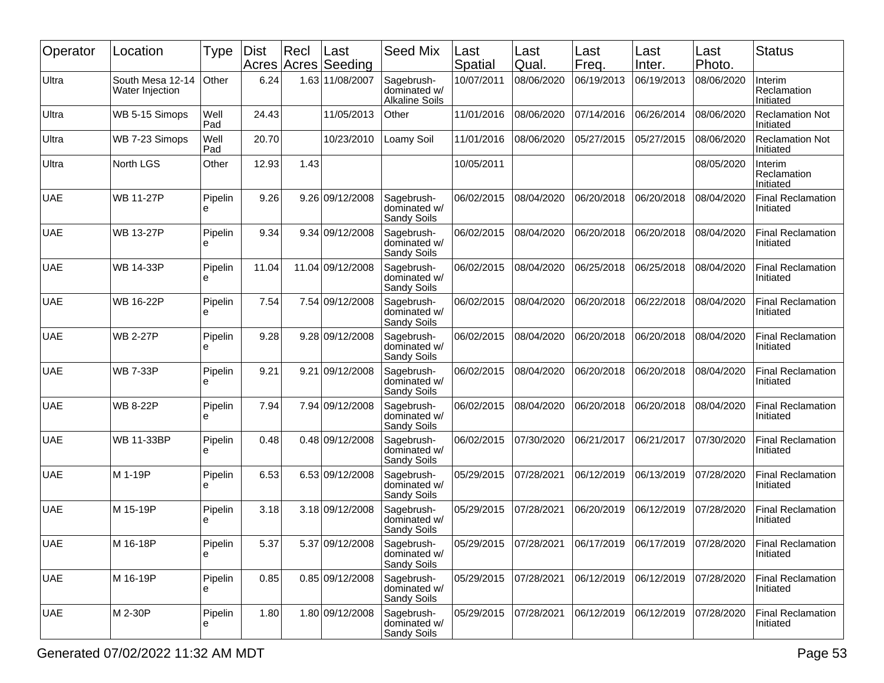| Operator | Location | Type | Dist Acres | Recl Acres | Last Seeding | Seed Mix | Last Spatial | Last Qual. | Last Freq. | Last Inter. | Last Photo. | Status |
|---|---|---|---|---|---|---|---|---|---|---|---|---|
| Ultra | South Mesa 12-14 Water Injection | Other | 6.24 | 1.63 | 11/08/2007 | Sagebrush-dominated w/ Alkaline Soils | 10/07/2011 | 08/06/2020 | 06/19/2013 | 06/19/2013 | 08/06/2020 | Interim Reclamation Initiated |
| Ultra | WB 5-15 Simops | Well Pad | 24.43 | | 11/05/2013 | Other | 11/01/2016 | 08/06/2020 | 07/14/2016 | 06/26/2014 | 08/06/2020 | Reclamation Not Initiated |
| Ultra | WB 7-23 Simops | Well Pad | 20.70 | | 10/23/2010 | Loamy Soil | 11/01/2016 | 08/06/2020 | 05/27/2015 | 05/27/2015 | 08/06/2020 | Reclamation Not Initiated |
| Ultra | North LGS | Other | 12.93 | 1.43 | | | 10/05/2011 | | | | 08/05/2020 | Interim Reclamation Initiated |
| UAE | WB 11-27P | Pipeline | 9.26 | 9.26 | 09/12/2008 | Sagebrush-dominated w/ Sandy Soils | 06/02/2015 | 08/04/2020 | 06/20/2018 | 06/20/2018 | 08/04/2020 | Final Reclamation Initiated |
| UAE | WB 13-27P | Pipeline | 9.34 | 9.34 | 09/12/2008 | Sagebrush-dominated w/ Sandy Soils | 06/02/2015 | 08/04/2020 | 06/20/2018 | 06/20/2018 | 08/04/2020 | Final Reclamation Initiated |
| UAE | WB 14-33P | Pipeline | 11.04 | 11.04 | 09/12/2008 | Sagebrush-dominated w/ Sandy Soils | 06/02/2015 | 08/04/2020 | 06/25/2018 | 06/25/2018 | 08/04/2020 | Final Reclamation Initiated |
| UAE | WB 16-22P | Pipeline | 7.54 | 7.54 | 09/12/2008 | Sagebrush-dominated w/ Sandy Soils | 06/02/2015 | 08/04/2020 | 06/20/2018 | 06/22/2018 | 08/04/2020 | Final Reclamation Initiated |
| UAE | WB 2-27P | Pipeline | 9.28 | 9.28 | 09/12/2008 | Sagebrush-dominated w/ Sandy Soils | 06/02/2015 | 08/04/2020 | 06/20/2018 | 06/20/2018 | 08/04/2020 | Final Reclamation Initiated |
| UAE | WB 7-33P | Pipeline | 9.21 | 9.21 | 09/12/2008 | Sagebrush-dominated w/ Sandy Soils | 06/02/2015 | 08/04/2020 | 06/20/2018 | 06/20/2018 | 08/04/2020 | Final Reclamation Initiated |
| UAE | WB 8-22P | Pipeline | 7.94 | 7.94 | 09/12/2008 | Sagebrush-dominated w/ Sandy Soils | 06/02/2015 | 08/04/2020 | 06/20/2018 | 06/20/2018 | 08/04/2020 | Final Reclamation Initiated |
| UAE | WB 11-33BP | Pipeline | 0.48 | 0.48 | 09/12/2008 | Sagebrush-dominated w/ Sandy Soils | 06/02/2015 | 07/30/2020 | 06/21/2017 | 06/21/2017 | 07/30/2020 | Final Reclamation Initiated |
| UAE | M 1-19P | Pipeline | 6.53 | 6.53 | 09/12/2008 | Sagebrush-dominated w/ Sandy Soils | 05/29/2015 | 07/28/2021 | 06/12/2019 | 06/13/2019 | 07/28/2020 | Final Reclamation Initiated |
| UAE | M 15-19P | Pipeline | 3.18 | 3.18 | 09/12/2008 | Sagebrush-dominated w/ Sandy Soils | 05/29/2015 | 07/28/2021 | 06/20/2019 | 06/12/2019 | 07/28/2020 | Final Reclamation Initiated |
| UAE | M 16-18P | Pipeline | 5.37 | 5.37 | 09/12/2008 | Sagebrush-dominated w/ Sandy Soils | 05/29/2015 | 07/28/2021 | 06/17/2019 | 06/17/2019 | 07/28/2020 | Final Reclamation Initiated |
| UAE | M 16-19P | Pipeline | 0.85 | 0.85 | 09/12/2008 | Sagebrush-dominated w/ Sandy Soils | 05/29/2015 | 07/28/2021 | 06/12/2019 | 06/12/2019 | 07/28/2020 | Final Reclamation Initiated |
| UAE | M 2-30P | Pipeline | 1.80 | 1.80 | 09/12/2008 | Sagebrush-dominated w/ Sandy Soils | 05/29/2015 | 07/28/2021 | 06/12/2019 | 06/12/2019 | 07/28/2020 | Final Reclamation Initiated |

Generated 07/02/2022 11:32 AM MDT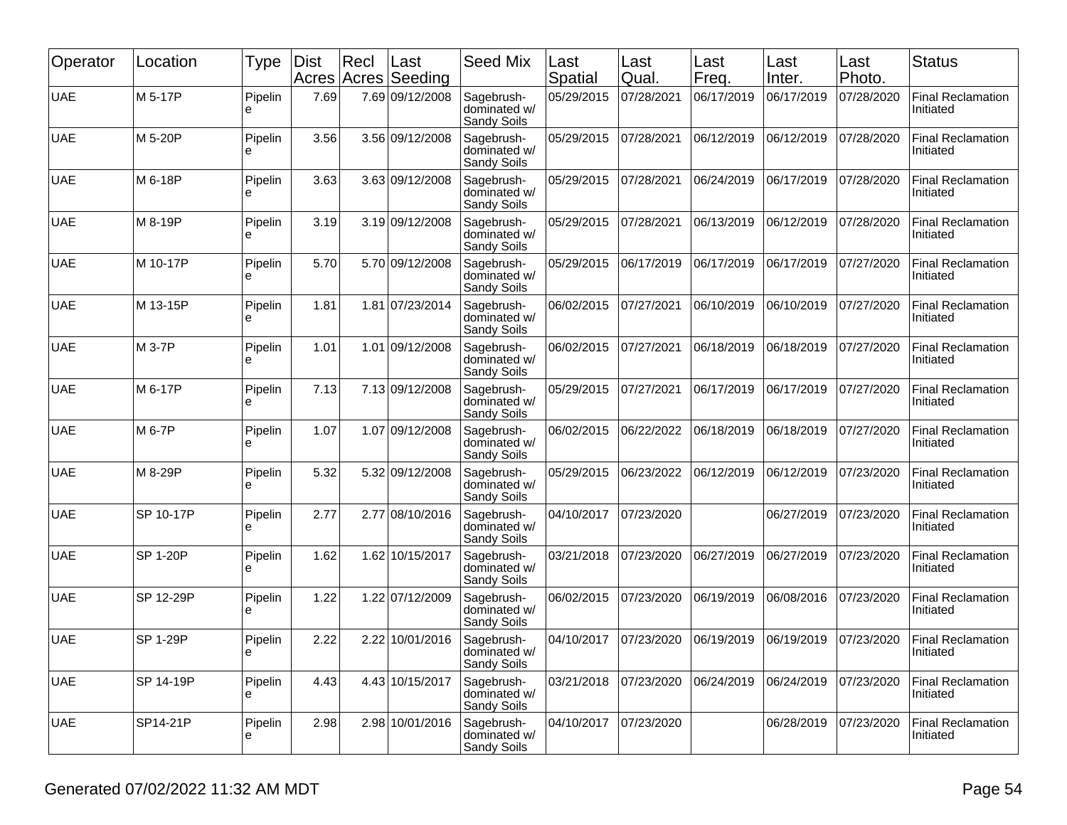| Operator | Location | Type | Dist Acres | Recl Acres | Last Seeding | Seed Mix | Last Spatial | Last Qual. | Last Freq. | Last Inter. | Last Photo. | Status |
|---|---|---|---|---|---|---|---|---|---|---|---|---|
| UAE | M 5-17P | Pipeline | 7.69 | 7.69 | 09/12/2008 | Sagebrush-dominated w/ Sandy Soils | 05/29/2015 | 07/28/2021 | 06/17/2019 | 06/17/2019 | 07/28/2020 | Final Reclamation Initiated |
| UAE | M 5-20P | Pipeline | 3.56 | 3.56 | 09/12/2008 | Sagebrush-dominated w/ Sandy Soils | 05/29/2015 | 07/28/2021 | 06/12/2019 | 06/12/2019 | 07/28/2020 | Final Reclamation Initiated |
| UAE | M 6-18P | Pipeline | 3.63 | 3.63 | 09/12/2008 | Sagebrush-dominated w/ Sandy Soils | 05/29/2015 | 07/28/2021 | 06/24/2019 | 06/17/2019 | 07/28/2020 | Final Reclamation Initiated |
| UAE | M 8-19P | Pipeline | 3.19 | 3.19 | 09/12/2008 | Sagebrush-dominated w/ Sandy Soils | 05/29/2015 | 07/28/2021 | 06/13/2019 | 06/12/2019 | 07/28/2020 | Final Reclamation Initiated |
| UAE | M 10-17P | Pipeline | 5.70 | 5.70 | 09/12/2008 | Sagebrush-dominated w/ Sandy Soils | 05/29/2015 | 06/17/2019 | 06/17/2019 | 06/17/2019 | 07/27/2020 | Final Reclamation Initiated |
| UAE | M 13-15P | Pipeline | 1.81 | 1.81 | 07/23/2014 | Sagebrush-dominated w/ Sandy Soils | 06/02/2015 | 07/27/2021 | 06/10/2019 | 06/10/2019 | 07/27/2020 | Final Reclamation Initiated |
| UAE | M 3-7P | Pipeline | 1.01 | 1.01 | 09/12/2008 | Sagebrush-dominated w/ Sandy Soils | 06/02/2015 | 07/27/2021 | 06/18/2019 | 06/18/2019 | 07/27/2020 | Final Reclamation Initiated |
| UAE | M 6-17P | Pipeline | 7.13 | 7.13 | 09/12/2008 | Sagebrush-dominated w/ Sandy Soils | 05/29/2015 | 07/27/2021 | 06/17/2019 | 06/17/2019 | 07/27/2020 | Final Reclamation Initiated |
| UAE | M 6-7P | Pipeline | 1.07 | 1.07 | 09/12/2008 | Sagebrush-dominated w/ Sandy Soils | 06/02/2015 | 06/22/2022 | 06/18/2019 | 06/18/2019 | 07/27/2020 | Final Reclamation Initiated |
| UAE | M 8-29P | Pipeline | 5.32 | 5.32 | 09/12/2008 | Sagebrush-dominated w/ Sandy Soils | 05/29/2015 | 06/23/2022 | 06/12/2019 | 06/12/2019 | 07/23/2020 | Final Reclamation Initiated |
| UAE | SP 10-17P | Pipeline | 2.77 | 2.77 | 08/10/2016 | Sagebrush-dominated w/ Sandy Soils | 04/10/2017 | 07/23/2020 | | 06/27/2019 | 07/23/2020 | Final Reclamation Initiated |
| UAE | SP 1-20P | Pipeline | 1.62 | 1.62 | 10/15/2017 | Sagebrush-dominated w/ Sandy Soils | 03/21/2018 | 07/23/2020 | 06/27/2019 | 06/27/2019 | 07/23/2020 | Final Reclamation Initiated |
| UAE | SP 12-29P | Pipeline | 1.22 | 1.22 | 07/12/2009 | Sagebrush-dominated w/ Sandy Soils | 06/02/2015 | 07/23/2020 | 06/19/2019 | 06/08/2016 | 07/23/2020 | Final Reclamation Initiated |
| UAE | SP 1-29P | Pipeline | 2.22 | 2.22 | 10/01/2016 | Sagebrush-dominated w/ Sandy Soils | 04/10/2017 | 07/23/2020 | 06/19/2019 | 06/19/2019 | 07/23/2020 | Final Reclamation Initiated |
| UAE | SP 14-19P | Pipeline | 4.43 | 4.43 | 10/15/2017 | Sagebrush-dominated w/ Sandy Soils | 03/21/2018 | 07/23/2020 | 06/24/2019 | 06/24/2019 | 07/23/2020 | Final Reclamation Initiated |
| UAE | SP14-21P | Pipeline | 2.98 | 2.98 | 10/01/2016 | Sagebrush-dominated w/ Sandy Soils | 04/10/2017 | 07/23/2020 | | 06/28/2019 | 07/23/2020 | Final Reclamation Initiated |

Generated 07/02/2022 11:32 AM MDT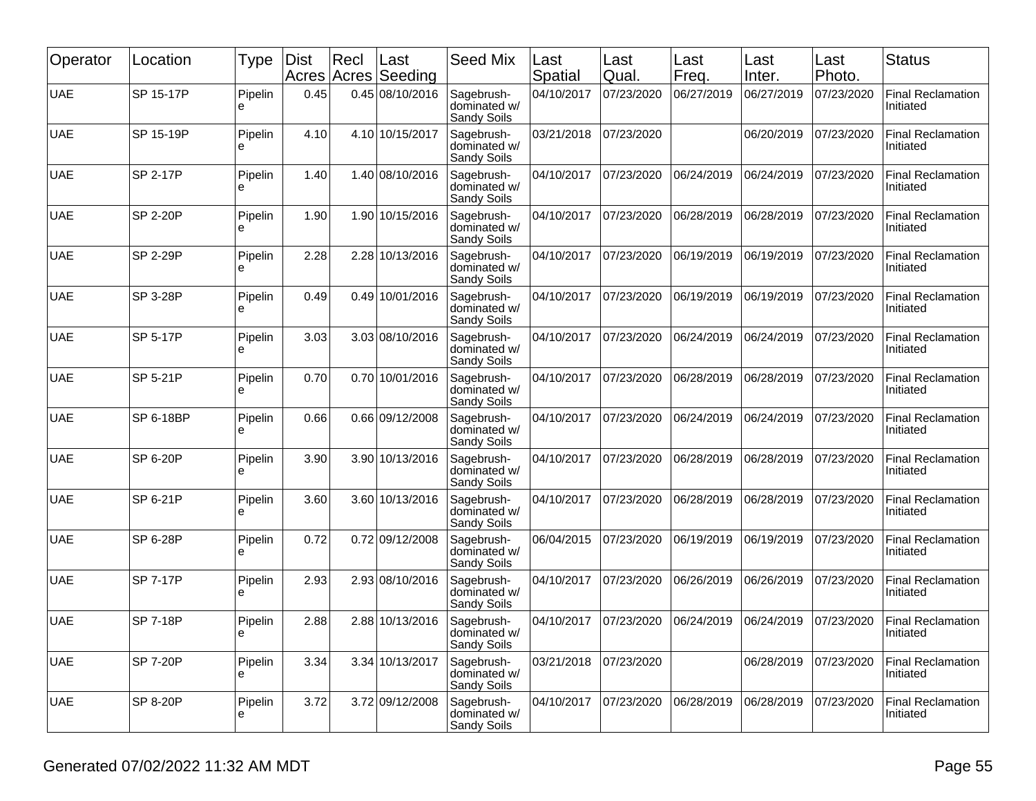| Operator | Location | Type | Dist Acres | Recl Acres | Last Seeding | Seed Mix | Last Spatial | Last Qual. | Last Freq. | Last Inter. | Last Photo. | Status |
|---|---|---|---|---|---|---|---|---|---|---|---|---|
| UAE | SP 15-17P | Pipeline | 0.45 | 0.45 | 08/10/2016 | Sagebrush-dominated w/ Sandy Soils | 04/10/2017 | 07/23/2020 | 06/27/2019 | 06/27/2019 | 07/23/2020 | Final Reclamation Initiated |
| UAE | SP 15-19P | Pipeline | 4.10 | 4.10 | 10/15/2017 | Sagebrush-dominated w/ Sandy Soils | 03/21/2018 | 07/23/2020 | | 06/20/2019 | 07/23/2020 | Final Reclamation Initiated |
| UAE | SP 2-17P | Pipeline | 1.40 | 1.40 | 08/10/2016 | Sagebrush-dominated w/ Sandy Soils | 04/10/2017 | 07/23/2020 | 06/24/2019 | 06/24/2019 | 07/23/2020 | Final Reclamation Initiated |
| UAE | SP 2-20P | Pipeline | 1.90 | 1.90 | 10/15/2016 | Sagebrush-dominated w/ Sandy Soils | 04/10/2017 | 07/23/2020 | 06/28/2019 | 06/28/2019 | 07/23/2020 | Final Reclamation Initiated |
| UAE | SP 2-29P | Pipeline | 2.28 | 2.28 | 10/13/2016 | Sagebrush-dominated w/ Sandy Soils | 04/10/2017 | 07/23/2020 | 06/19/2019 | 06/19/2019 | 07/23/2020 | Final Reclamation Initiated |
| UAE | SP 3-28P | Pipeline | 0.49 | 0.49 | 10/01/2016 | Sagebrush-dominated w/ Sandy Soils | 04/10/2017 | 07/23/2020 | 06/19/2019 | 06/19/2019 | 07/23/2020 | Final Reclamation Initiated |
| UAE | SP 5-17P | Pipeline | 3.03 | 3.03 | 08/10/2016 | Sagebrush-dominated w/ Sandy Soils | 04/10/2017 | 07/23/2020 | 06/24/2019 | 06/24/2019 | 07/23/2020 | Final Reclamation Initiated |
| UAE | SP 5-21P | Pipeline | 0.70 | 0.70 | 10/01/2016 | Sagebrush-dominated w/ Sandy Soils | 04/10/2017 | 07/23/2020 | 06/28/2019 | 06/28/2019 | 07/23/2020 | Final Reclamation Initiated |
| UAE | SP 6-18BP | Pipeline | 0.66 | 0.66 | 09/12/2008 | Sagebrush-dominated w/ Sandy Soils | 04/10/2017 | 07/23/2020 | 06/24/2019 | 06/24/2019 | 07/23/2020 | Final Reclamation Initiated |
| UAE | SP 6-20P | Pipeline | 3.90 | 3.90 | 10/13/2016 | Sagebrush-dominated w/ Sandy Soils | 04/10/2017 | 07/23/2020 | 06/28/2019 | 06/28/2019 | 07/23/2020 | Final Reclamation Initiated |
| UAE | SP 6-21P | Pipeline | 3.60 | 3.60 | 10/13/2016 | Sagebrush-dominated w/ Sandy Soils | 04/10/2017 | 07/23/2020 | 06/28/2019 | 06/28/2019 | 07/23/2020 | Final Reclamation Initiated |
| UAE | SP 6-28P | Pipeline | 0.72 | 0.72 | 09/12/2008 | Sagebrush-dominated w/ Sandy Soils | 06/04/2015 | 07/23/2020 | 06/19/2019 | 06/19/2019 | 07/23/2020 | Final Reclamation Initiated |
| UAE | SP 7-17P | Pipeline | 2.93 | 2.93 | 08/10/2016 | Sagebrush-dominated w/ Sandy Soils | 04/10/2017 | 07/23/2020 | 06/26/2019 | 06/26/2019 | 07/23/2020 | Final Reclamation Initiated |
| UAE | SP 7-18P | Pipeline | 2.88 | 2.88 | 10/13/2016 | Sagebrush-dominated w/ Sandy Soils | 04/10/2017 | 07/23/2020 | 06/24/2019 | 06/24/2019 | 07/23/2020 | Final Reclamation Initiated |
| UAE | SP 7-20P | Pipeline | 3.34 | 3.34 | 10/13/2017 | Sagebrush-dominated w/ Sandy Soils | 03/21/2018 | 07/23/2020 | | 06/28/2019 | 07/23/2020 | Final Reclamation Initiated |
| UAE | SP 8-20P | Pipeline | 3.72 | 3.72 | 09/12/2008 | Sagebrush-dominated w/ Sandy Soils | 04/10/2017 | 07/23/2020 | 06/28/2019 | 06/28/2019 | 07/23/2020 | Final Reclamation Initiated |

Generated 07/02/2022 11:32 AM MDT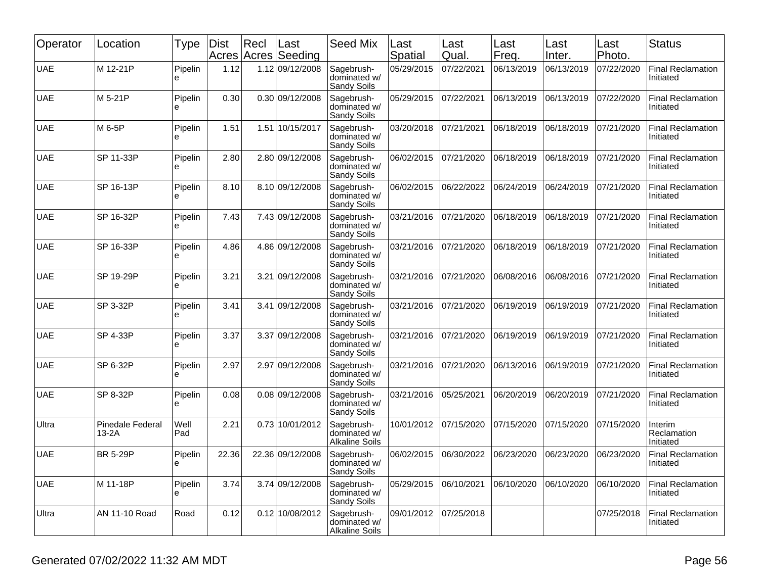| Operator | Location | Type | Dist Acres | Recl Acres | Last Seeding | Seed Mix | Last Spatial | Last Qual. | Last Freq. | Last Inter. | Last Photo. | Status |
|---|---|---|---|---|---|---|---|---|---|---|---|---|
| UAE | M 12-21P | Pipeline | 1.12 | 1.12 | 09/12/2008 | Sagebrush-dominated w/ Sandy Soils | 05/29/2015 | 07/22/2021 | 06/13/2019 | 06/13/2019 | 07/22/2020 | Final Reclamation Initiated |
| UAE | M 5-21P | Pipeline | 0.30 | 0.30 | 09/12/2008 | Sagebrush-dominated w/ Sandy Soils | 05/29/2015 | 07/22/2021 | 06/13/2019 | 06/13/2019 | 07/22/2020 | Final Reclamation Initiated |
| UAE | M 6-5P | Pipeline | 1.51 | 1.51 | 10/15/2017 | Sagebrush-dominated w/ Sandy Soils | 03/20/2018 | 07/21/2021 | 06/18/2019 | 06/18/2019 | 07/21/2020 | Final Reclamation Initiated |
| UAE | SP 11-33P | Pipeline | 2.80 | 2.80 | 09/12/2008 | Sagebrush-dominated w/ Sandy Soils | 06/02/2015 | 07/21/2020 | 06/18/2019 | 06/18/2019 | 07/21/2020 | Final Reclamation Initiated |
| UAE | SP 16-13P | Pipeline | 8.10 | 8.10 | 09/12/2008 | Sagebrush-dominated w/ Sandy Soils | 06/02/2015 | 06/22/2022 | 06/24/2019 | 06/24/2019 | 07/21/2020 | Final Reclamation Initiated |
| UAE | SP 16-32P | Pipeline | 7.43 | 7.43 | 09/12/2008 | Sagebrush-dominated w/ Sandy Soils | 03/21/2016 | 07/21/2020 | 06/18/2019 | 06/18/2019 | 07/21/2020 | Final Reclamation Initiated |
| UAE | SP 16-33P | Pipeline | 4.86 | 4.86 | 09/12/2008 | Sagebrush-dominated w/ Sandy Soils | 03/21/2016 | 07/21/2020 | 06/18/2019 | 06/18/2019 | 07/21/2020 | Final Reclamation Initiated |
| UAE | SP 19-29P | Pipeline | 3.21 | 3.21 | 09/12/2008 | Sagebrush-dominated w/ Sandy Soils | 03/21/2016 | 07/21/2020 | 06/08/2016 | 06/08/2016 | 07/21/2020 | Final Reclamation Initiated |
| UAE | SP 3-32P | Pipeline | 3.41 | 3.41 | 09/12/2008 | Sagebrush-dominated w/ Sandy Soils | 03/21/2016 | 07/21/2020 | 06/19/2019 | 06/19/2019 | 07/21/2020 | Final Reclamation Initiated |
| UAE | SP 4-33P | Pipeline | 3.37 | 3.37 | 09/12/2008 | Sagebrush-dominated w/ Sandy Soils | 03/21/2016 | 07/21/2020 | 06/19/2019 | 06/19/2019 | 07/21/2020 | Final Reclamation Initiated |
| UAE | SP 6-32P | Pipeline | 2.97 | 2.97 | 09/12/2008 | Sagebrush-dominated w/ Sandy Soils | 03/21/2016 | 07/21/2020 | 06/13/2016 | 06/19/2019 | 07/21/2020 | Final Reclamation Initiated |
| UAE | SP 8-32P | Pipeline | 0.08 | 0.08 | 09/12/2008 | Sagebrush-dominated w/ Sandy Soils | 03/21/2016 | 05/25/2021 | 06/20/2019 | 06/20/2019 | 07/21/2020 | Final Reclamation Initiated |
| Ultra | Pinedale Federal 13-2A | Well Pad | 2.21 | 0.73 | 10/01/2012 | Sagebrush-dominated w/ Alkaline Soils | 10/01/2012 | 07/15/2020 | 07/15/2020 | 07/15/2020 | 07/15/2020 | Interim Reclamation Initiated |
| UAE | BR 5-29P | Pipeline | 22.36 | 22.36 | 09/12/2008 | Sagebrush-dominated w/ Sandy Soils | 06/02/2015 | 06/30/2022 | 06/23/2020 | 06/23/2020 | 06/23/2020 | Final Reclamation Initiated |
| UAE | M 11-18P | Pipeline | 3.74 | 3.74 | 09/12/2008 | Sagebrush-dominated w/ Sandy Soils | 05/29/2015 | 06/10/2021 | 06/10/2020 | 06/10/2020 | 06/10/2020 | Final Reclamation Initiated |
| Ultra | AN 11-10 Road | Road | 0.12 | 0.12 | 10/08/2012 | Sagebrush-dominated w/ Alkaline Soils | 09/01/2012 | 07/25/2018 | | | 07/25/2018 | Final Reclamation Initiated |

Generated 07/02/2022 11:32 AM MDT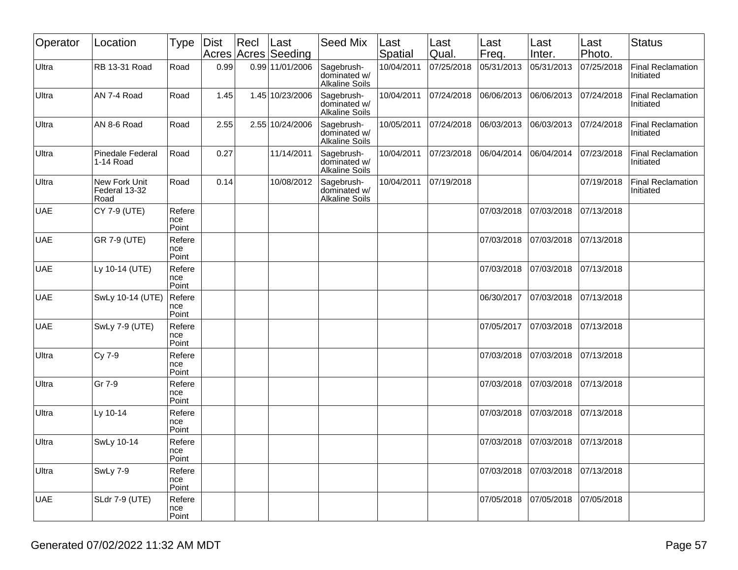| Operator | Location | Type | Dist Acres | Recl Acres | Last Seeding | Seed Mix | Last Spatial | Last Qual. | Last Freq. | Last Inter. | Last Photo. | Status |
|---|---|---|---|---|---|---|---|---|---|---|---|---|
| Ultra | RB 13-31 Road | Road | 0.99 | 0.99 | 11/01/2006 | Sagebrush-dominated w/ Alkaline Soils | 10/04/2011 | 07/25/2018 | 05/31/2013 | 05/31/2013 | 07/25/2018 | Final Reclamation Initiated |
| Ultra | AN 7-4 Road | Road | 1.45 | 1.45 | 10/23/2006 | Sagebrush-dominated w/ Alkaline Soils | 10/04/2011 | 07/24/2018 | 06/06/2013 | 06/06/2013 | 07/24/2018 | Final Reclamation Initiated |
| Ultra | AN 8-6 Road | Road | 2.55 | 2.55 | 10/24/2006 | Sagebrush-dominated w/ Alkaline Soils | 10/05/2011 | 07/24/2018 | 06/03/2013 | 06/03/2013 | 07/24/2018 | Final Reclamation Initiated |
| Ultra | Pinedale Federal 1-14 Road | Road | 0.27 | | 11/14/2011 | Sagebrush-dominated w/ Alkaline Soils | 10/04/2011 | 07/23/2018 | 06/04/2014 | 06/04/2014 | 07/23/2018 | Final Reclamation Initiated |
| Ultra | New Fork Unit Federal 13-32 Road | Road | 0.14 | | 10/08/2012 | Sagebrush-dominated w/ Alkaline Soils | 10/04/2011 | 07/19/2018 | | | 07/19/2018 | Final Reclamation Initiated |
| UAE | CY 7-9 (UTE) | Reference Point | | | | | | | 07/03/2018 | 07/03/2018 | 07/13/2018 | |
| UAE | GR 7-9 (UTE) | Reference Point | | | | | | | 07/03/2018 | 07/03/2018 | 07/13/2018 | |
| UAE | Ly 10-14 (UTE) | Reference Point | | | | | | | 07/03/2018 | 07/03/2018 | 07/13/2018 | |
| UAE | SwLy 10-14 (UTE) | Reference Point | | | | | | | 06/30/2017 | 07/03/2018 | 07/13/2018 | |
| UAE | SwLy 7-9 (UTE) | Reference Point | | | | | | | 07/05/2017 | 07/03/2018 | 07/13/2018 | |
| Ultra | Cy 7-9 | Reference Point | | | | | | | 07/03/2018 | 07/03/2018 | 07/13/2018 | |
| Ultra | Gr 7-9 | Reference Point | | | | | | | 07/03/2018 | 07/03/2018 | 07/13/2018 | |
| Ultra | Ly 10-14 | Reference Point | | | | | | | 07/03/2018 | 07/03/2018 | 07/13/2018 | |
| Ultra | SwLy 10-14 | Reference Point | | | | | | | 07/03/2018 | 07/03/2018 | 07/13/2018 | |
| Ultra | SwLy 7-9 | Reference Point | | | | | | | 07/03/2018 | 07/03/2018 | 07/13/2018 | |
| UAE | SLdr 7-9 (UTE) | Reference Point | | | | | | | 07/05/2018 | 07/05/2018 | 07/05/2018 | |

Generated 07/02/2022 11:32 AM MDT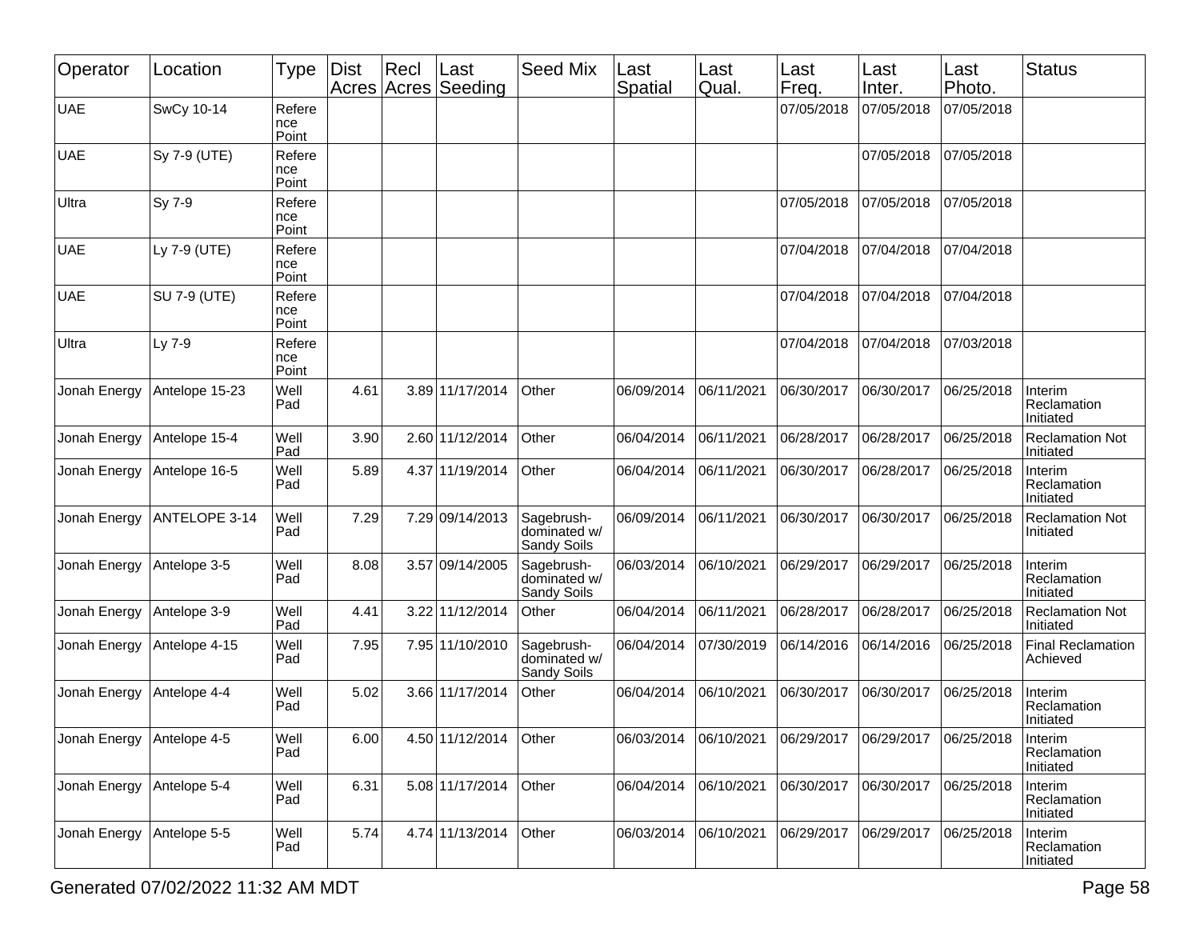| Operator | Location | Type | Dist Acres | Recl Acres | Last Seeding | Seed Mix | Last Spatial | Last Qual. | Last Freq. | Last Inter. | Last Photo. | Status |
|---|---|---|---|---|---|---|---|---|---|---|---|---|
| UAE | SwCy 10-14 | Reference Point | | | | | | | 07/05/2018 | 07/05/2018 | 07/05/2018 | |
| UAE | Sy 7-9 (UTE) | Reference Point | | | | | | | | 07/05/2018 | 07/05/2018 | |
| Ultra | Sy 7-9 | Reference Point | | | | | | | 07/05/2018 | 07/05/2018 | 07/05/2018 | |
| UAE | Ly 7-9 (UTE) | Reference Point | | | | | | | 07/04/2018 | 07/04/2018 | 07/04/2018 | |
| UAE | SU 7-9 (UTE) | Reference Point | | | | | | | 07/04/2018 | 07/04/2018 | 07/04/2018 | |
| Ultra | Ly 7-9 | Reference Point | | | | | | | 07/04/2018 | 07/04/2018 | 07/03/2018 | |
| Jonah Energy | Antelope 15-23 | Well Pad | 4.61 | 3.89 | 11/17/2014 | Other | 06/09/2014 | 06/11/2021 | 06/30/2017 | 06/30/2017 | 06/25/2018 | Interim Reclamation Initiated |
| Jonah Energy | Antelope 15-4 | Well Pad | 3.90 | 2.60 | 11/12/2014 | Other | 06/04/2014 | 06/11/2021 | 06/28/2017 | 06/28/2017 | 06/25/2018 | Reclamation Not Initiated |
| Jonah Energy | Antelope 16-5 | Well Pad | 5.89 | 4.37 | 11/19/2014 | Other | 06/04/2014 | 06/11/2021 | 06/30/2017 | 06/28/2017 | 06/25/2018 | Interim Reclamation Initiated |
| Jonah Energy | ANTELOPE 3-14 | Well Pad | 7.29 | 7.29 | 09/14/2013 | Sagebrush-dominated w/ Sandy Soils | 06/09/2014 | 06/11/2021 | 06/30/2017 | 06/30/2017 | 06/25/2018 | Reclamation Not Initiated |
| Jonah Energy | Antelope 3-5 | Well Pad | 8.08 | 3.57 | 09/14/2005 | Sagebrush-dominated w/ Sandy Soils | 06/03/2014 | 06/10/2021 | 06/29/2017 | 06/29/2017 | 06/25/2018 | Interim Reclamation Initiated |
| Jonah Energy | Antelope 3-9 | Well Pad | 4.41 | 3.22 | 11/12/2014 | Other | 06/04/2014 | 06/11/2021 | 06/28/2017 | 06/28/2017 | 06/25/2018 | Reclamation Not Initiated |
| Jonah Energy | Antelope 4-15 | Well Pad | 7.95 | 7.95 | 11/10/2010 | Sagebrush-dominated w/ Sandy Soils | 06/04/2014 | 07/30/2019 | 06/14/2016 | 06/14/2016 | 06/25/2018 | Final Reclamation Achieved |
| Jonah Energy | Antelope 4-4 | Well Pad | 5.02 | 3.66 | 11/17/2014 | Other | 06/04/2014 | 06/10/2021 | 06/30/2017 | 06/30/2017 | 06/25/2018 | Interim Reclamation Initiated |
| Jonah Energy | Antelope 4-5 | Well Pad | 6.00 | 4.50 | 11/12/2014 | Other | 06/03/2014 | 06/10/2021 | 06/29/2017 | 06/29/2017 | 06/25/2018 | Interim Reclamation Initiated |
| Jonah Energy | Antelope 5-4 | Well Pad | 6.31 | 5.08 | 11/17/2014 | Other | 06/04/2014 | 06/10/2021 | 06/30/2017 | 06/30/2017 | 06/25/2018 | Interim Reclamation Initiated |
| Jonah Energy | Antelope 5-5 | Well Pad | 5.74 | 4.74 | 11/13/2014 | Other | 06/03/2014 | 06/10/2021 | 06/29/2017 | 06/29/2017 | 06/25/2018 | Interim Reclamation Initiated |

Generated 07/02/2022 11:32 AM MDT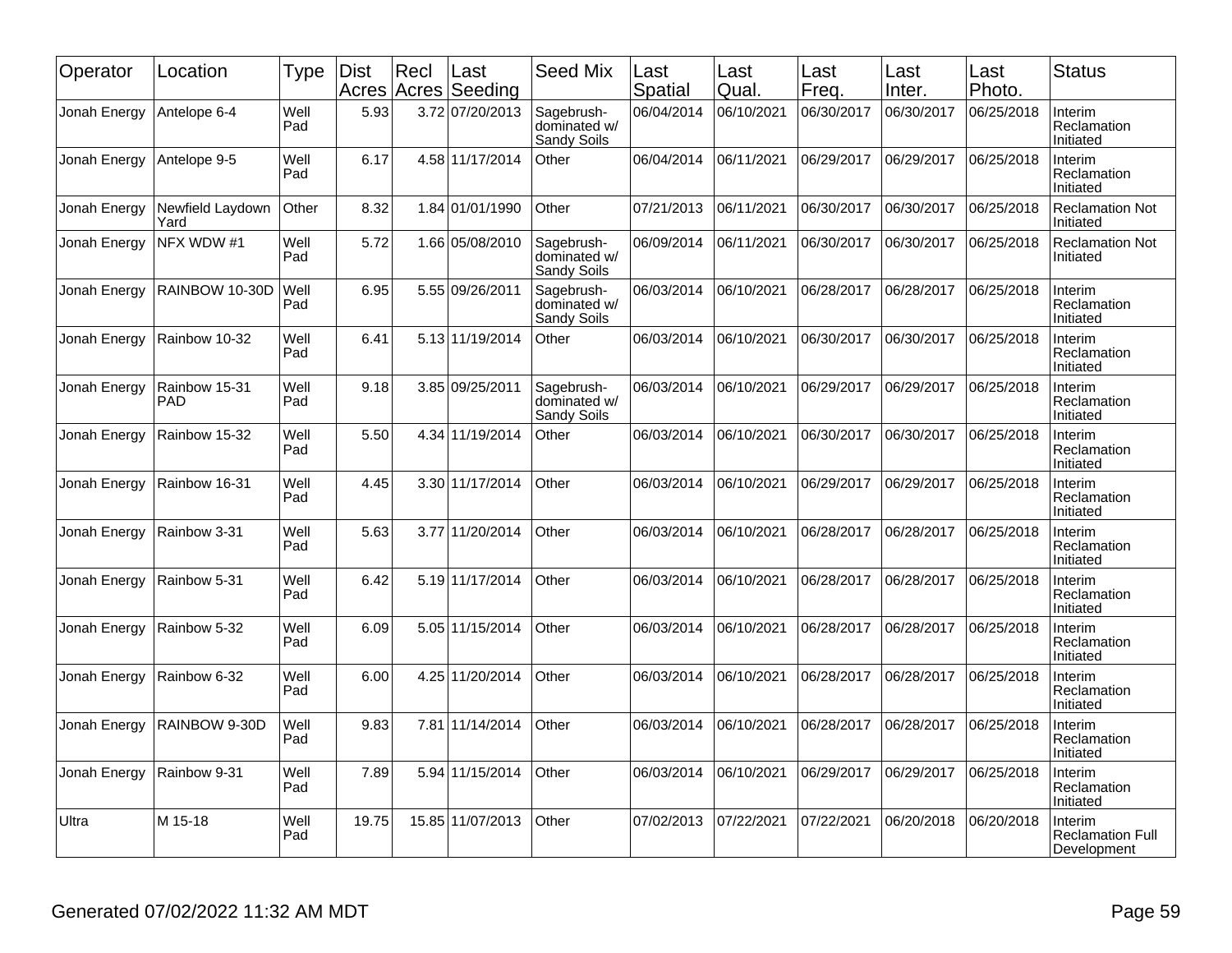| Operator | Location | Type | Dist Acres | Recl Acres | Last Seeding | Seed Mix | Last Spatial | Last Qual. | Last Freq. | Last Inter. | Last Photo. | Status |
|---|---|---|---|---|---|---|---|---|---|---|---|---|
| Jonah Energy | Antelope 6-4 | Well Pad | 5.93 | 3.72 | 07/20/2013 | Sagebrush-dominated w/ Sandy Soils | 06/04/2014 | 06/10/2021 | 06/30/2017 | 06/30/2017 | 06/25/2018 | Interim Reclamation Initiated |
| Jonah Energy | Antelope 9-5 | Well Pad | 6.17 | 4.58 | 11/17/2014 | Other | 06/04/2014 | 06/11/2021 | 06/29/2017 | 06/29/2017 | 06/25/2018 | Interim Reclamation Initiated |
| Jonah Energy | Newfield Laydown Yard | Other | 8.32 | 1.84 | 01/01/1990 | Other | 07/21/2013 | 06/11/2021 | 06/30/2017 | 06/30/2017 | 06/25/2018 | Reclamation Not Initiated |
| Jonah Energy | NFX WDW #1 | Well Pad | 5.72 | 1.66 | 05/08/2010 | Sagebrush-dominated w/ Sandy Soils | 06/09/2014 | 06/11/2021 | 06/30/2017 | 06/30/2017 | 06/25/2018 | Reclamation Not Initiated |
| Jonah Energy | RAINBOW 10-30D | Well Pad | 6.95 | 5.55 | 09/26/2011 | Sagebrush-dominated w/ Sandy Soils | 06/03/2014 | 06/10/2021 | 06/28/2017 | 06/28/2017 | 06/25/2018 | Interim Reclamation Initiated |
| Jonah Energy | Rainbow 10-32 | Well Pad | 6.41 | 5.13 | 11/19/2014 | Other | 06/03/2014 | 06/10/2021 | 06/30/2017 | 06/30/2017 | 06/25/2018 | Interim Reclamation Initiated |
| Jonah Energy | Rainbow 15-31 PAD | Well Pad | 9.18 | 3.85 | 09/25/2011 | Sagebrush-dominated w/ Sandy Soils | 06/03/2014 | 06/10/2021 | 06/29/2017 | 06/29/2017 | 06/25/2018 | Interim Reclamation Initiated |
| Jonah Energy | Rainbow 15-32 | Well Pad | 5.50 | 4.34 | 11/19/2014 | Other | 06/03/2014 | 06/10/2021 | 06/30/2017 | 06/30/2017 | 06/25/2018 | Interim Reclamation Initiated |
| Jonah Energy | Rainbow 16-31 | Well Pad | 4.45 | 3.30 | 11/17/2014 | Other | 06/03/2014 | 06/10/2021 | 06/29/2017 | 06/29/2017 | 06/25/2018 | Interim Reclamation Initiated |
| Jonah Energy | Rainbow 3-31 | Well Pad | 5.63 | 3.77 | 11/20/2014 | Other | 06/03/2014 | 06/10/2021 | 06/28/2017 | 06/28/2017 | 06/25/2018 | Interim Reclamation Initiated |
| Jonah Energy | Rainbow 5-31 | Well Pad | 6.42 | 5.19 | 11/17/2014 | Other | 06/03/2014 | 06/10/2021 | 06/28/2017 | 06/28/2017 | 06/25/2018 | Interim Reclamation Initiated |
| Jonah Energy | Rainbow 5-32 | Well Pad | 6.09 | 5.05 | 11/15/2014 | Other | 06/03/2014 | 06/10/2021 | 06/28/2017 | 06/28/2017 | 06/25/2018 | Interim Reclamation Initiated |
| Jonah Energy | Rainbow 6-32 | Well Pad | 6.00 | 4.25 | 11/20/2014 | Other | 06/03/2014 | 06/10/2021 | 06/28/2017 | 06/28/2017 | 06/25/2018 | Interim Reclamation Initiated |
| Jonah Energy | RAINBOW 9-30D | Well Pad | 9.83 | 7.81 | 11/14/2014 | Other | 06/03/2014 | 06/10/2021 | 06/28/2017 | 06/28/2017 | 06/25/2018 | Interim Reclamation Initiated |
| Jonah Energy | Rainbow 9-31 | Well Pad | 7.89 | 5.94 | 11/15/2014 | Other | 06/03/2014 | 06/10/2021 | 06/29/2017 | 06/29/2017 | 06/25/2018 | Interim Reclamation Initiated |
| Ultra | M 15-18 | Well Pad | 19.75 | 15.85 | 11/07/2013 | Other | 07/02/2013 | 07/22/2021 | 07/22/2021 | 06/20/2018 | 06/20/2018 | Interim Reclamation Full Development |

Generated 07/02/2022 11:32 AM MDT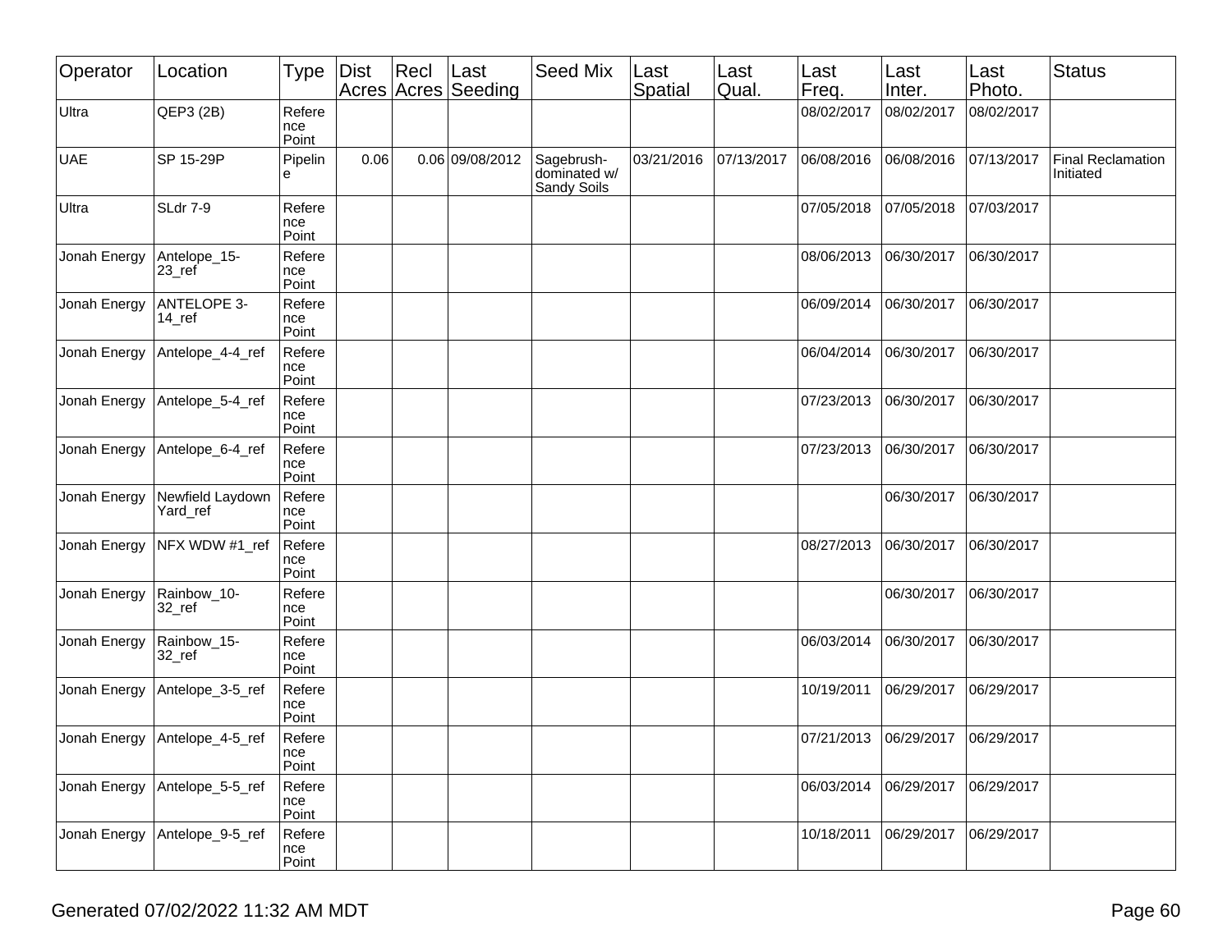| Operator | Location | Type | Dist Acres | Recl Acres | Last Seeding | Seed Mix | Last Spatial | Last Qual. | Last Freq. | Last Inter. | Last Photo. | Status |
|---|---|---|---|---|---|---|---|---|---|---|---|---|
| Ultra | QEP3 (2B) | Reference Point | | | | | | | 08/02/2017 | 08/02/2017 | 08/02/2017 | |
| UAE | SP 15-29P | Pipeline | 0.06 | 0.06 | 09/08/2012 | Sagebrush-dominated w/ Sandy Soils | 03/21/2016 | 07/13/2017 | 06/08/2016 | 06/08/2016 | 07/13/2017 | Final Reclamation Initiated |
| Ultra | SLdr 7-9 | Reference Point | | | | | | | 07/05/2018 | 07/05/2018 | 07/03/2017 | |
| Jonah Energy | Antelope_15-23_ref | Reference Point | | | | | | | 08/06/2013 | 06/30/2017 | 06/30/2017 | |
| Jonah Energy | ANTELOPE 3-14_ref | Reference Point | | | | | | | 06/09/2014 | 06/30/2017 | 06/30/2017 | |
| Jonah Energy | Antelope_4-4_ref | Reference Point | | | | | | | 06/04/2014 | 06/30/2017 | 06/30/2017 | |
| Jonah Energy | Antelope_5-4_ref | Reference Point | | | | | | | 07/23/2013 | 06/30/2017 | 06/30/2017 | |
| Jonah Energy | Antelope_6-4_ref | Reference Point | | | | | | | 07/23/2013 | 06/30/2017 | 06/30/2017 | |
| Jonah Energy | Newfield Laydown Yard_ref | Reference Point | | | | | | | | 06/30/2017 | 06/30/2017 | |
| Jonah Energy | NFX WDW #1_ref | Reference Point | | | | | | | 08/27/2013 | 06/30/2017 | 06/30/2017 | |
| Jonah Energy | Rainbow_10-32_ref | Reference Point | | | | | | | | 06/30/2017 | 06/30/2017 | |
| Jonah Energy | Rainbow_15-32_ref | Reference Point | | | | | | | 06/03/2014 | 06/30/2017 | 06/30/2017 | |
| Jonah Energy | Antelope_3-5_ref | Reference Point | | | | | | | 10/19/2011 | 06/29/2017 | 06/29/2017 | |
| Jonah Energy | Antelope_4-5_ref | Reference Point | | | | | | | 07/21/2013 | 06/29/2017 | 06/29/2017 | |
| Jonah Energy | Antelope_5-5_ref | Reference Point | | | | | | | 06/03/2014 | 06/29/2017 | 06/29/2017 | |
| Jonah Energy | Antelope_9-5_ref | Reference Point | | | | | | | 10/18/2011 | 06/29/2017 | 06/29/2017 | |

Generated 07/02/2022 11:32 AM MDT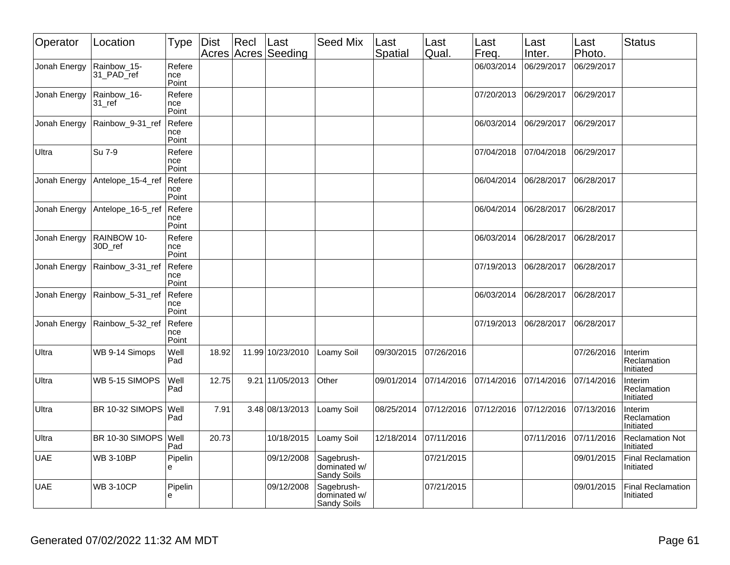| Operator | Location | Type | Dist Acres | Recl Acres | Last Seeding | Seed Mix | Last Spatial | Last Qual. | Last Freq. | Last Inter. | Last Photo. | Status |
|---|---|---|---|---|---|---|---|---|---|---|---|---|
| Jonah Energy | Rainbow_15-31_PAD_ref | Reference Point | | | | | | | 06/03/2014 | 06/29/2017 | 06/29/2017 | |
| Jonah Energy | Rainbow_16-31_ref | Reference Point | | | | | | | 07/20/2013 | 06/29/2017 | 06/29/2017 | |
| Jonah Energy | Rainbow_9-31_ref | Reference Point | | | | | | | 06/03/2014 | 06/29/2017 | 06/29/2017 | |
| Ultra | Su 7-9 | Reference Point | | | | | | | 07/04/2018 | 07/04/2018 | 06/29/2017 | |
| Jonah Energy | Antelope_15-4_ref | Reference Point | | | | | | | 06/04/2014 | 06/28/2017 | 06/28/2017 | |
| Jonah Energy | Antelope_16-5_ref | Reference Point | | | | | | | 06/04/2014 | 06/28/2017 | 06/28/2017 | |
| Jonah Energy | RAINBOW 10-30D_ref | Reference Point | | | | | | | 06/03/2014 | 06/28/2017 | 06/28/2017 | |
| Jonah Energy | Rainbow_3-31_ref | Reference Point | | | | | | | 07/19/2013 | 06/28/2017 | 06/28/2017 | |
| Jonah Energy | Rainbow_5-31_ref | Reference Point | | | | | | | 06/03/2014 | 06/28/2017 | 06/28/2017 | |
| Jonah Energy | Rainbow_5-32_ref | Reference Point | | | | | | | 07/19/2013 | 06/28/2017 | 06/28/2017 | |
| Ultra | WB 9-14 Simops | Well Pad | 18.92 | 11.99 | 10/23/2010 | Loamy Soil | 09/30/2015 | 07/26/2016 | | | 07/26/2016 | Interim Reclamation Initiated |
| Ultra | WB 5-15 SIMOPS | Well Pad | 12.75 | 9.21 | 11/05/2013 | Other | 09/01/2014 | 07/14/2016 | 07/14/2016 | 07/14/2016 | 07/14/2016 | Interim Reclamation Initiated |
| Ultra | BR 10-32 SIMOPS | Well Pad | 7.91 | 3.48 | 08/13/2013 | Loamy Soil | 08/25/2014 | 07/12/2016 | 07/12/2016 | 07/12/2016 | 07/13/2016 | Interim Reclamation Initiated |
| Ultra | BR 10-30 SIMOPS | Well Pad | 20.73 | | 10/18/2015 | Loamy Soil | 12/18/2014 | 07/11/2016 | | 07/11/2016 | 07/11/2016 | Reclamation Not Initiated |
| UAE | WB 3-10BP | Pipeline | | | 09/12/2008 | Sagebrush-dominated w/ Sandy Soils | | 07/21/2015 | | | 09/01/2015 | Final Reclamation Initiated |
| UAE | WB 3-10CP | Pipeline | | | 09/12/2008 | Sagebrush-dominated w/ Sandy Soils | | 07/21/2015 | | | 09/01/2015 | Final Reclamation Initiated |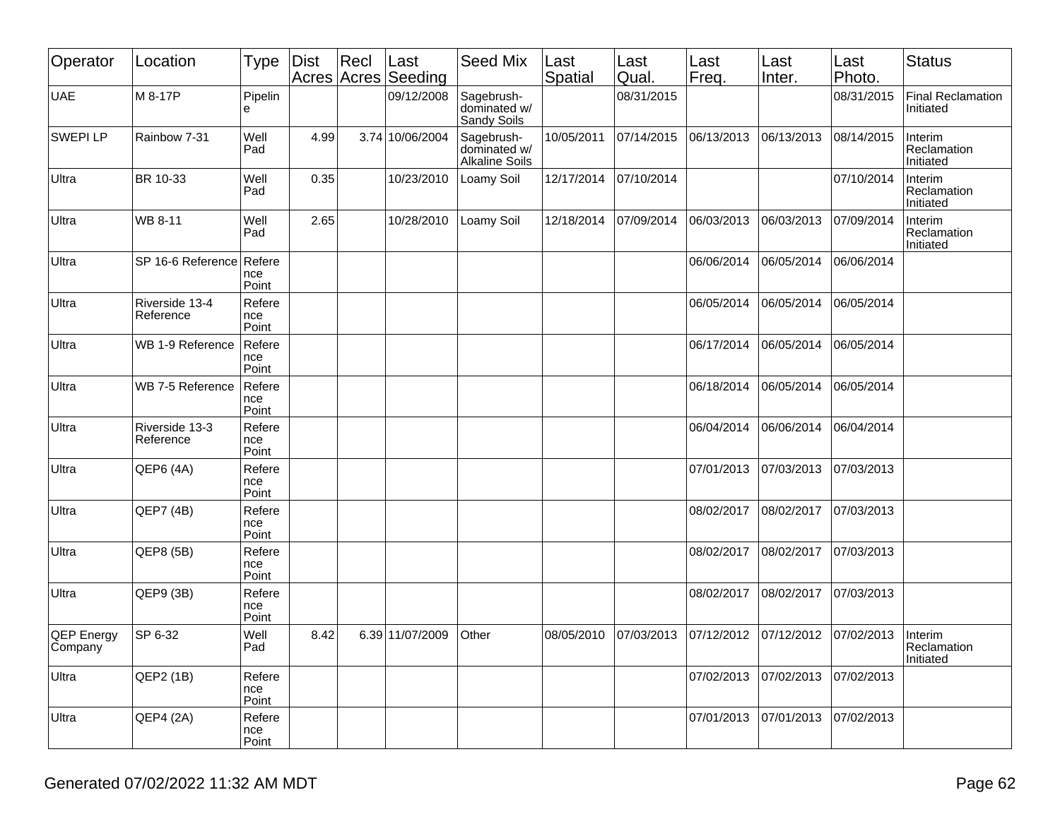| Operator | Location | Type | Dist Acres | Recl Acres | Last Seeding | Seed Mix | Last Spatial | Last Qual. | Last Freq. | Last Inter. | Last Photo. | Status |
|---|---|---|---|---|---|---|---|---|---|---|---|---|
| UAE | M 8-17P | Pipeline | | | 09/12/2008 | Sagebrush-dominated w/ Sandy Soils | | 08/31/2015 | | | 08/31/2015 | Final Reclamation Initiated |
| SWEPI LP | Rainbow 7-31 | Well Pad | 4.99 | 3.74 | 10/06/2004 | Sagebrush-dominated w/ Alkaline Soils | 10/05/2011 | 07/14/2015 | 06/13/2013 | 06/13/2013 | 08/14/2015 | Interim Reclamation Initiated |
| Ultra | BR 10-33 | Well Pad | 0.35 | | 10/23/2010 | Loamy Soil | 12/17/2014 | 07/10/2014 | | | 07/10/2014 | Interim Reclamation Initiated |
| Ultra | WB 8-11 | Well Pad | 2.65 | | 10/28/2010 | Loamy Soil | 12/18/2014 | 07/09/2014 | 06/03/2013 | 06/03/2013 | 07/09/2014 | Interim Reclamation Initiated |
| Ultra | SP 16-6 Reference | Reference Point | | | | | | | 06/06/2014 | 06/05/2014 | 06/06/2014 | |
| Ultra | Riverside 13-4 Reference | Reference Point | | | | | | | 06/05/2014 | 06/05/2014 | 06/05/2014 | |
| Ultra | WB 1-9 Reference | Reference Point | | | | | | | 06/17/2014 | 06/05/2014 | 06/05/2014 | |
| Ultra | WB 7-5 Reference | Reference Point | | | | | | | 06/18/2014 | 06/05/2014 | 06/05/2014 | |
| Ultra | Riverside 13-3 Reference | Reference Point | | | | | | | 06/04/2014 | 06/06/2014 | 06/04/2014 | |
| Ultra | QEP6 (4A) | Reference Point | | | | | | | 07/01/2013 | 07/03/2013 | 07/03/2013 | |
| Ultra | QEP7 (4B) | Reference Point | | | | | | | 08/02/2017 | 08/02/2017 | 07/03/2013 | |
| Ultra | QEP8 (5B) | Reference Point | | | | | | | 08/02/2017 | 08/02/2017 | 07/03/2013 | |
| Ultra | QEP9 (3B) | Reference Point | | | | | | | 08/02/2017 | 08/02/2017 | 07/03/2013 | |
| QEP Energy Company | SP 6-32 | Well Pad | 8.42 | 6.39 | 11/07/2009 | Other | 08/05/2010 | 07/03/2013 | 07/12/2012 | 07/12/2012 | 07/02/2013 | Interim Reclamation Initiated |
| Ultra | QEP2 (1B) | Reference Point | | | | | | | 07/02/2013 | 07/02/2013 | 07/02/2013 | |
| Ultra | QEP4 (2A) | Reference Point | | | | | | | 07/01/2013 | 07/01/2013 | 07/02/2013 | |

Generated 07/02/2022 11:32 AM MDT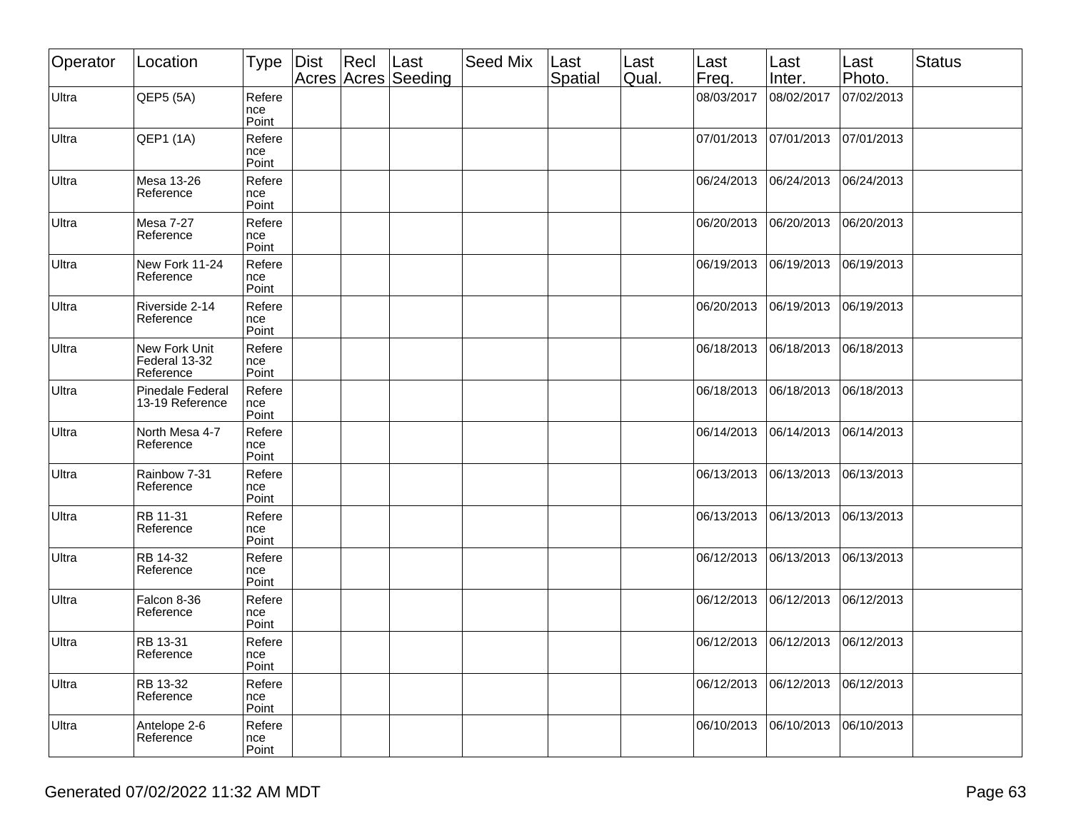| Operator | Location | Type | Dist Acres | Recl Acres | Last Seeding | Seed Mix | Last Spatial | Last Qual. | Last Freq. | Last Inter. | Last Photo. | Status |
|---|---|---|---|---|---|---|---|---|---|---|---|---|
| Ultra | QEP5 (5A) | Reference Point | | | | | | | 08/03/2017 | 08/02/2017 | 07/02/2013 | |
| Ultra | QEP1 (1A) | Reference Point | | | | | | | 07/01/2013 | 07/01/2013 | 07/01/2013 | |
| Ultra | Mesa 13-26 Reference | Reference Point | | | | | | | 06/24/2013 | 06/24/2013 | 06/24/2013 | |
| Ultra | Mesa 7-27 Reference | Reference Point | | | | | | | 06/20/2013 | 06/20/2013 | 06/20/2013 | |
| Ultra | New Fork 11-24 Reference | Reference Point | | | | | | | 06/19/2013 | 06/19/2013 | 06/19/2013 | |
| Ultra | Riverside 2-14 Reference | Reference Point | | | | | | | 06/20/2013 | 06/19/2013 | 06/19/2013 | |
| Ultra | New Fork Unit Federal 13-32 Reference | Reference Point | | | | | | | 06/18/2013 | 06/18/2013 | 06/18/2013 | |
| Ultra | Pinedale Federal 13-19 Reference | Reference Point | | | | | | | 06/18/2013 | 06/18/2013 | 06/18/2013 | |
| Ultra | North Mesa 4-7 Reference | Reference Point | | | | | | | 06/14/2013 | 06/14/2013 | 06/14/2013 | |
| Ultra | Rainbow 7-31 Reference | Reference Point | | | | | | | 06/13/2013 | 06/13/2013 | 06/13/2013 | |
| Ultra | RB 11-31 Reference | Reference Point | | | | | | | 06/13/2013 | 06/13/2013 | 06/13/2013 | |
| Ultra | RB 14-32 Reference | Reference Point | | | | | | | 06/12/2013 | 06/13/2013 | 06/13/2013 | |
| Ultra | Falcon 8-36 Reference | Reference Point | | | | | | | 06/12/2013 | 06/12/2013 | 06/12/2013 | |
| Ultra | RB 13-31 Reference | Reference Point | | | | | | | 06/12/2013 | 06/12/2013 | 06/12/2013 | |
| Ultra | RB 13-32 Reference | Reference Point | | | | | | | 06/12/2013 | 06/12/2013 | 06/12/2013 | |
| Ultra | Antelope 2-6 Reference | Reference Point | | | | | | | 06/10/2013 | 06/10/2013 | 06/10/2013 | |

Generated 07/02/2022 11:32 AM MDT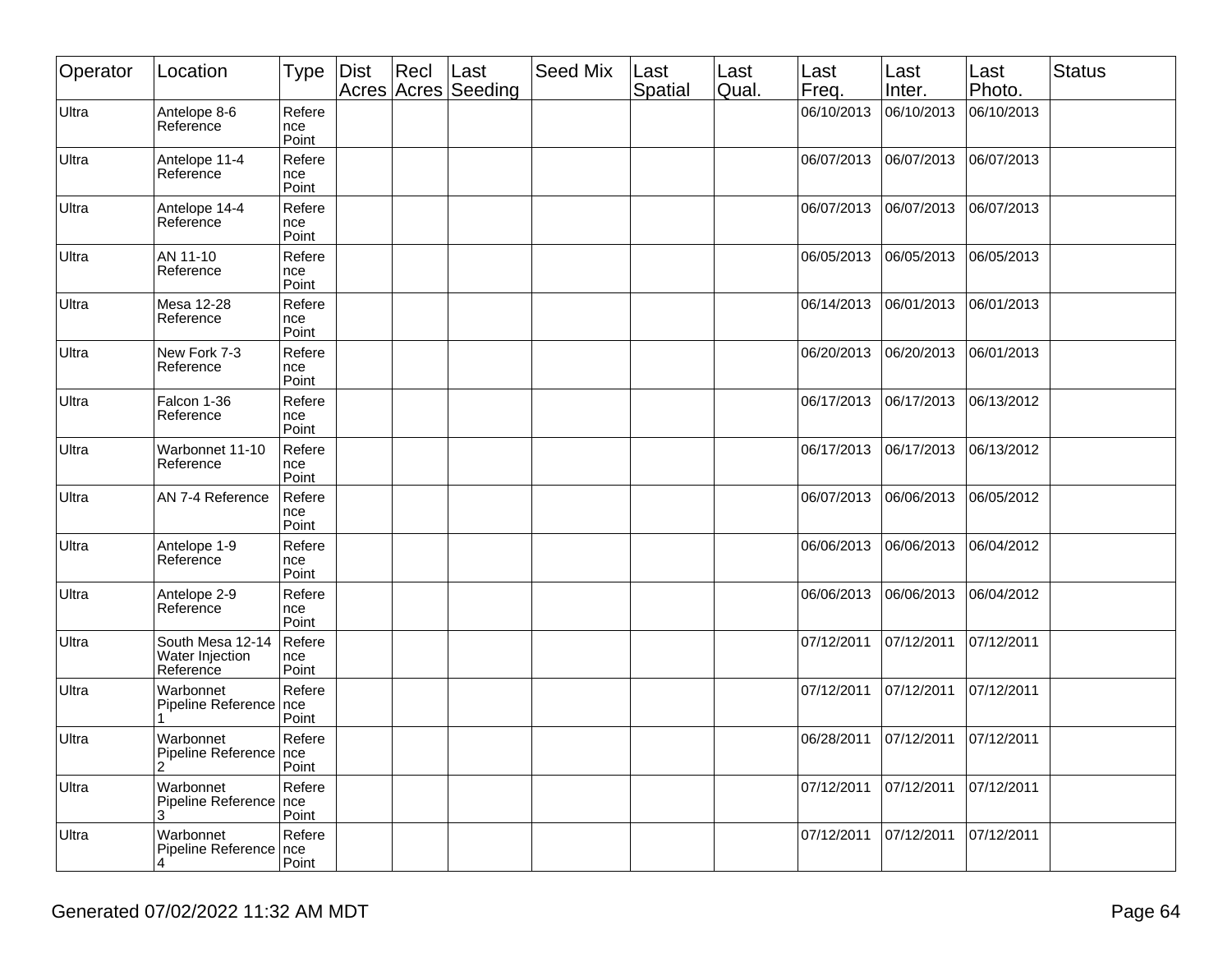| Operator | Location | Type | Dist Acres | Recl Acres | Last Seeding | Seed Mix | Last Spatial | Last Qual. | Last Freq. | Last Inter. | Last Photo. | Status |
|---|---|---|---|---|---|---|---|---|---|---|---|---|
| Ultra | Antelope 8-6 Reference | Reference Point | | | | | | | 06/10/2013 | 06/10/2013 | 06/10/2013 | |
| Ultra | Antelope 11-4 Reference | Reference Point | | | | | | | 06/07/2013 | 06/07/2013 | 06/07/2013 | |
| Ultra | Antelope 14-4 Reference | Reference Point | | | | | | | 06/07/2013 | 06/07/2013 | 06/07/2013 | |
| Ultra | AN 11-10 Reference | Reference Point | | | | | | | 06/05/2013 | 06/05/2013 | 06/05/2013 | |
| Ultra | Mesa 12-28 Reference | Reference Point | | | | | | | 06/14/2013 | 06/01/2013 | 06/01/2013 | |
| Ultra | New Fork 7-3 Reference | Reference Point | | | | | | | 06/20/2013 | 06/20/2013 | 06/01/2013 | |
| Ultra | Falcon 1-36 Reference | Reference Point | | | | | | | 06/17/2013 | 06/17/2013 | 06/13/2012 | |
| Ultra | Warbonnet 11-10 Reference | Reference Point | | | | | | | 06/17/2013 | 06/17/2013 | 06/13/2012 | |
| Ultra | AN 7-4 Reference | Reference Point | | | | | | | 06/07/2013 | 06/06/2013 | 06/05/2012 | |
| Ultra | Antelope 1-9 Reference | Reference Point | | | | | | | 06/06/2013 | 06/06/2013 | 06/04/2012 | |
| Ultra | Antelope 2-9 Reference | Reference Point | | | | | | | 06/06/2013 | 06/06/2013 | 06/04/2012 | |
| Ultra | South Mesa 12-14 Water Injection Reference | Reference Point | | | | | | | 07/12/2011 | 07/12/2011 | 07/12/2011 | |
| Ultra | Warbonnet Pipeline Reference 1 | Reference Point | | | | | | | 07/12/2011 | 07/12/2011 | 07/12/2011 | |
| Ultra | Warbonnet Pipeline Reference 2 | Reference Point | | | | | | | 06/28/2011 | 07/12/2011 | 07/12/2011 | |
| Ultra | Warbonnet Pipeline Reference 3 | Reference Point | | | | | | | 07/12/2011 | 07/12/2011 | 07/12/2011 | |
| Ultra | Warbonnet Pipeline Reference 4 | Reference Point | | | | | | | 07/12/2011 | 07/12/2011 | 07/12/2011 | |

Generated 07/02/2022 11:32 AM MDT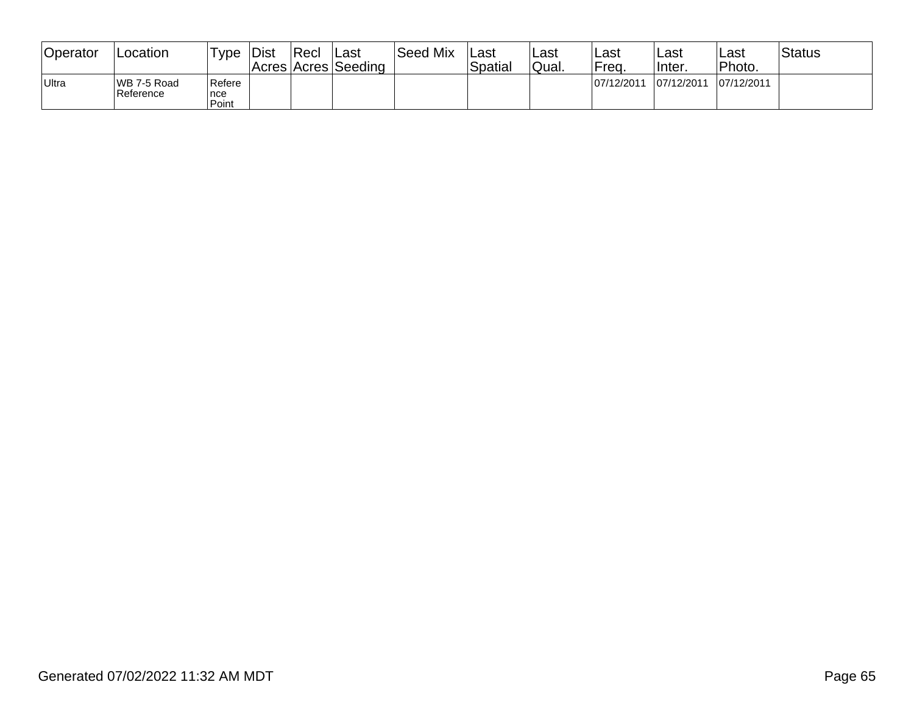| Operator | Location | Type | Dist Acres | Recl Acres | Last Seeding | Seed Mix | Last Spatial | Last Qual. | Last Freq. | Last Inter. | Last Photo. | Status |
|---|---|---|---|---|---|---|---|---|---|---|---|---|
| Ultra | WB 7-5 Road Reference | Reference Point | | | | | | | 07/12/2011 | 07/12/2011 | 07/12/2011 | |

Generated 07/02/2022 11:32 AM MDT